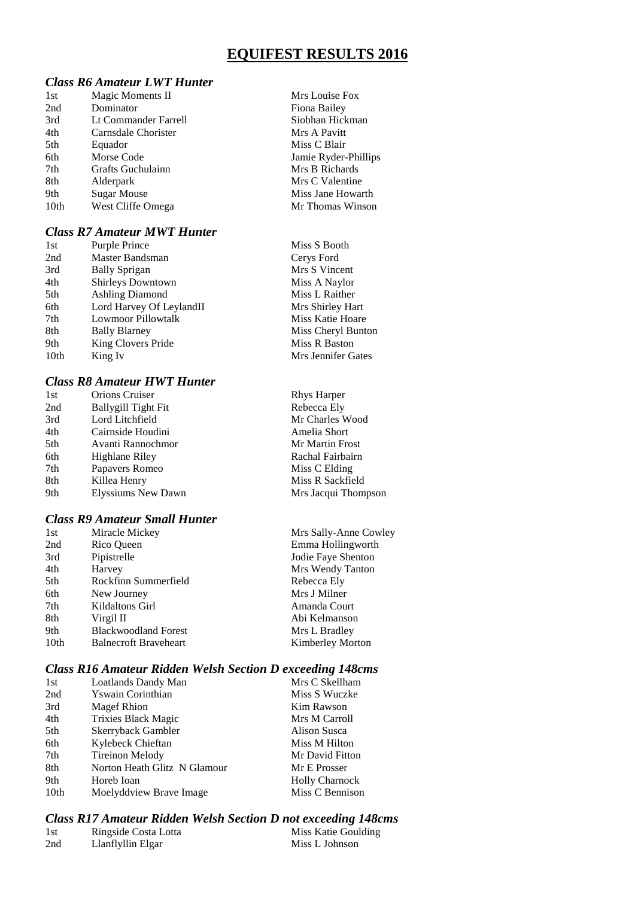# EQUIFEST RESULTS 2016

### *Class R6 Amateur LWT Hunter*

| | | |
|---|---|---|
| 1st | Magic Moments II | Mrs Louise Fox |
| 2nd | Dominator | Fiona Bailey |
| 3rd | Lt Commander Farrell | Siobhan Hickman |
| 4th | Carnsdale Chorister | Mrs A Pavitt |
| 5th | Equador | Miss C Blair |
| 6th | Morse Code | Jamie Ryder-Phillips |
| 7th | Grafts Guchulainn | Mrs B Richards |
| 8th | Alderpark | Mrs C Valentine |
| 9th | Sugar Mouse | Miss Jane Howarth |
| 10th | West Cliffe Omega | Mr Thomas Winson |

### *Class R7 Amateur MWT Hunter*

| | | |
|---|---|---|
| 1st | Purple Prince | Miss S Booth |
| 2nd | Master Bandsman | Cerys Ford |
| 3rd | Bally Sprigan | Mrs S Vincent |
| 4th | Shirleys Downtown | Miss A Naylor |
| 5th | Ashling Diamond | Miss L Raither |
| 6th | Lord Harvey Of LeylandII | Mrs Shirley Hart |
| 7th | Lowmoor Pillowtalk | Miss Katie Hoare |
| 8th | Bally Blarney | Miss Cheryl Bunton |
| 9th | King Clovers Pride | Miss R Baston |
| 10th | King Iv | Mrs Jennifer Gates |

### *Class R8 Amateur HWT Hunter*

| | | |
|---|---|---|
| 1st | Orions Cruiser | Rhys Harper |
| 2nd | Ballygill Tight Fit | Rebecca Ely |
| 3rd | Lord Litchfield | Mr Charles Wood |
| 4th | Cairnside Houdini | Amelia Short |
| 5th | Avanti Rannochmor | Mr Martin Frost |
| 6th | Highlane Riley | Rachal Fairbairn |
| 7th | Papavers Romeo | Miss C Elding |
| 8th | Killea Henry | Miss R Sackfield |
| 9th | Elyssiums New Dawn | Mrs Jacqui Thompson |

### *Class R9 Amateur Small Hunter*

| | | |
|---|---|---|
| 1st | Miracle Mickey | Mrs Sally-Anne Cowley |
| 2nd | Rico Queen | Emma Hollingworth |
| 3rd | Pipistrelle | Jodie Faye Shenton |
| 4th | Harvey | Mrs Wendy Tanton |
| 5th | Rockfinn Summerfield | Rebecca Ely |
| 6th | New Journey | Mrs J Milner |
| 7th | Kildaltons Girl | Amanda Court |
| 8th | Virgil II | Abi Kelmanson |
| 9th | Blackwoodland Forest | Mrs L Bradley |
| 10th | Balnecroft Braveheart | Kimberley Morton |

### *Class R16 Amateur Ridden Welsh Section D exceeding 148cms*

| | | |
|---|---|---|
| 1st | Loatlands Dandy Man | Mrs C Skellham |
| 2nd | Yswain Corinthian | Miss S Wuczke |
| 3rd | Magef Rhion | Kim Rawson |
| 4th | Trixies Black Magic | Mrs M Carroll |
| 5th | Skerryback Gambler | Alison Susca |
| 6th | Kylebeck Chieftan | Miss M Hilton |
| 7th | Tireinon Melody | Mr David Fitton |
| 8th | Norton Heath Glitz N Glamour | Mr E Prosser |
| 9th | Horeb Ioan | Holly Charnock |
| 10th | Moelyddview Brave Image | Miss C Bennison |

### *Class R17 Amateur Ridden Welsh Section D not exceeding 148cms*

| | | |
|---|---|---|
| 1st | Ringside Costa Lotta | Miss Katie Goulding |
| 2nd | Llanflyllin Elgar | Miss L Johnson |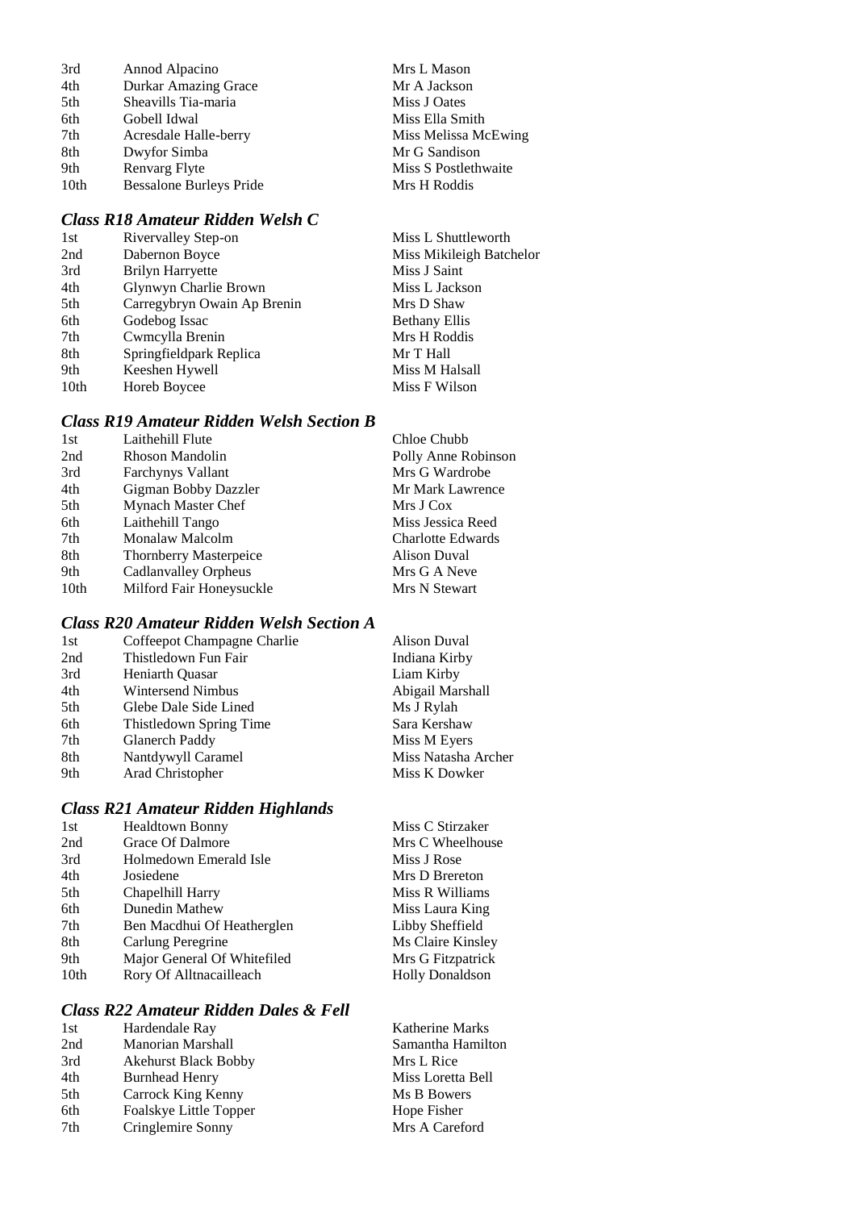| | | |
|---|---|---|
| 3rd | Annod Alpacino | Mrs L Mason |
| 4th | Durkar Amazing Grace | Mr A Jackson |
| 5th | Sheavills Tia-maria | Miss J Oates |
| 6th | Gobell Idwal | Miss Ella Smith |
| 7th | Acresdale Halle-berry | Miss Melissa McEwing |
| 8th | Dwyfor Simba | Mr G Sandison |
| 9th | Renvarg Flyte | Miss S Postlethwaite |
| 10th | Bessalone Burleys Pride | Mrs H Roddis |

### *Class R18 Amateur Ridden Welsh C*

| | | |
|---|---|---|
| 1st | Rivervalley Step-on | Miss L Shuttleworth |
| 2nd | Dabernon Boyce | Miss Mikileigh Batchelor |
| 3rd | Brilyn Harryette | Miss J Saint |
| 4th | Glynwyn Charlie Brown | Miss L Jackson |
| 5th | Carregybryn Owain Ap Brenin | Mrs D Shaw |
| 6th | Godebog Issac | Bethany Ellis |
| 7th | Cwmcylla Brenin | Mrs H Roddis |
| 8th | Springfieldpark Replica | Mr T Hall |
| 9th | Keeshen Hywell | Miss M Halsall |
| 10th | Horeb Boycee | Miss F Wilson |

### *Class R19 Amateur Ridden Welsh Section B*

| | | |
|---|---|---|
| 1st | Laithehill Flute | Chloe Chubb |
| 2nd | Rhoson Mandolin | Polly Anne Robinson |
| 3rd | Farchynys Vallant | Mrs G Wardrobe |
| 4th | Gigman Bobby Dazzler | Mr Mark Lawrence |
| 5th | Mynach Master Chef | Mrs J Cox |
| 6th | Laithehill Tango | Miss Jessica Reed |
| 7th | Monalaw Malcolm | Charlotte Edwards |
| 8th | Thornberry Masterpeice | Alison Duval |
| 9th | Cadlanvalley Orpheus | Mrs G A Neve |
| 10th | Milford Fair Honeysuckle | Mrs N Stewart |

### *Class R20 Amateur Ridden Welsh Section A*

| | | |
|---|---|---|
| 1st | Coffeepot Champagne Charlie | Alison Duval |
| 2nd | Thistledown Fun Fair | Indiana Kirby |
| 3rd | Heniarth Quasar | Liam Kirby |
| 4th | Wintersend Nimbus | Abigail Marshall |
| 5th | Glebe Dale Side Lined | Ms J Rylah |
| 6th | Thistledown Spring Time | Sara Kershaw |
| 7th | Glanerch Paddy | Miss M Eyers |
| 8th | Nantdywyll Caramel | Miss Natasha Archer |
| 9th | Arad Christopher | Miss K Dowker |

### *Class R21 Amateur Ridden Highlands*

| | | |
|---|---|---|
| 1st | Healdtown Bonny | Miss C Stirzaker |
| 2nd | Grace Of Dalmore | Mrs C Wheelhouse |
| 3rd | Holmedown Emerald Isle | Miss J Rose |
| 4th | Josiedene | Mrs D Brereton |
| 5th | Chapelhill Harry | Miss R Williams |
| 6th | Dunedin Mathew | Miss Laura King |
| 7th | Ben Macdhui Of Heatherglen | Libby Sheffield |
| 8th | Carlung Peregrine | Ms Claire Kinsley |
| 9th | Major General Of Whitefiled | Mrs G Fitzpatrick |
| 10th | Rory Of Alltnacailleach | Holly Donaldson |

### *Class R22 Amateur Ridden Dales & Fell*

| | | |
|---|---|---|
| 1st | Hardendale Ray | Katherine Marks |
| 2nd | Manorian Marshall | Samantha Hamilton |
| 3rd | Akehurst Black Bobby | Mrs L Rice |
| 4th | Burnhead Henry | Miss Loretta Bell |
| 5th | Carrock King Kenny | Ms B Bowers |
| 6th | Foalskye Little Topper | Hope Fisher |
| 7th | Cringlemire Sonny | Mrs A Careford |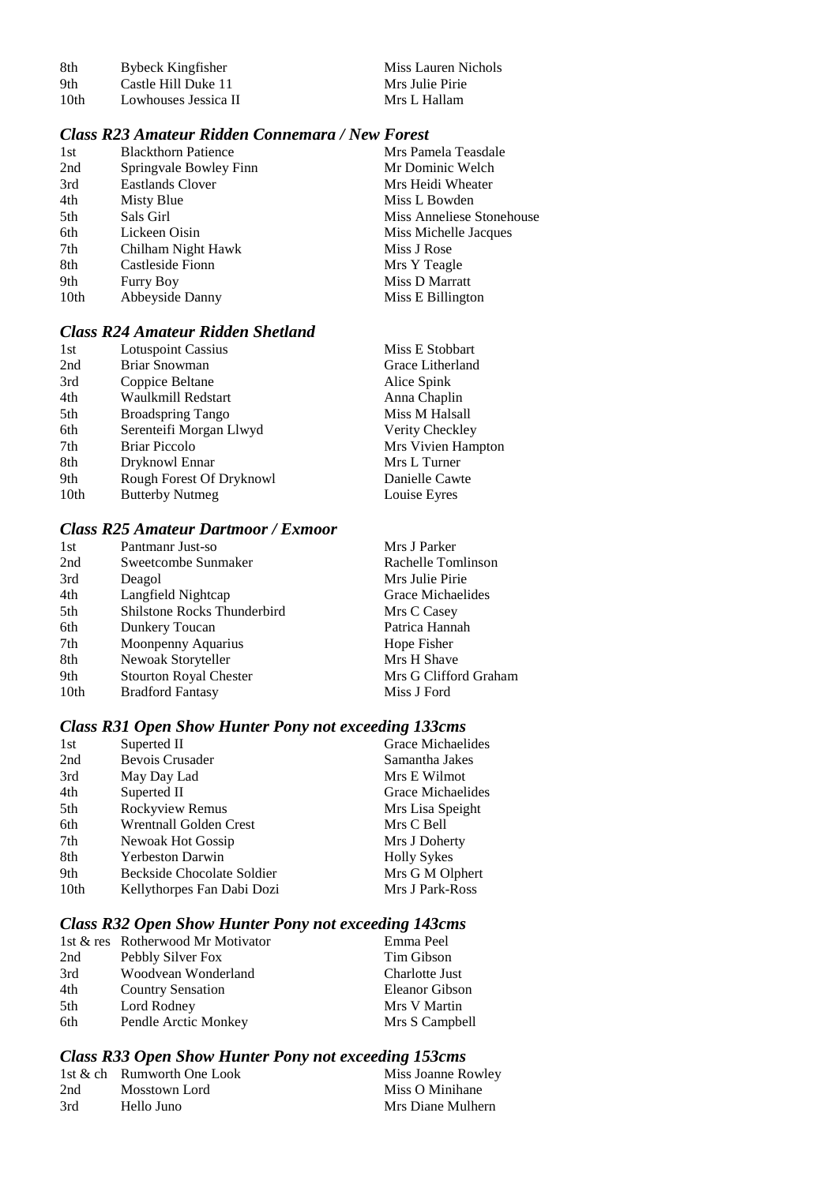| | | |
|---|---|---|
| 8th | Bybeck Kingfisher | Miss Lauren Nichols |
| 9th | Castle Hill Duke 11 | Mrs Julie Pirie |
| 10th | Lowhouses Jessica II | Mrs L Hallam |

### *Class R23 Amateur Ridden Connemara / New Forest*

| | | |
|---|---|---|
| 1st | Blackthorn Patience | Mrs Pamela Teasdale |
| 2nd | Springvale Bowley Finn | Mr Dominic Welch |
| 3rd | Eastlands Clover | Mrs Heidi Wheater |
| 4th | Misty Blue | Miss L Bowden |
| 5th | Sals Girl | Miss Anneliese Stonehouse |
| 6th | Lickeen Oisin | Miss Michelle Jacques |
| 7th | Chilham Night Hawk | Miss J Rose |
| 8th | Castleside Fionn | Mrs Y Teagle |
| 9th | Furry Boy | Miss D Marratt |
| 10th | Abbeyside Danny | Miss E Billington |

### *Class R24 Amateur Ridden Shetland*

| | | |
|---|---|---|
| 1st | Lotuspoint Cassius | Miss E Stobbart |
| 2nd | Briar Snowman | Grace Litherland |
| 3rd | Coppice Beltane | Alice Spink |
| 4th | Waulkmill Redstart | Anna Chaplin |
| 5th | Broadspring Tango | Miss M Halsall |
| 6th | Serenteifi Morgan Llwyd | Verity Checkley |
| 7th | Briar Piccolo | Mrs Vivien Hampton |
| 8th | Dryknowl Ennar | Mrs L Turner |
| 9th | Rough Forest Of Dryknowl | Danielle Cawte |
| 10th | Butterby Nutmeg | Louise Eyres |

### *Class R25 Amateur Dartmoor / Exmoor*

| | | |
|---|---|---|
| 1st | Pantmanr Just-so | Mrs J Parker |
| 2nd | Sweetcombe Sunmaker | Rachelle Tomlinson |
| 3rd | Deagol | Mrs Julie Pirie |
| 4th | Langfield Nightcap | Grace Michaelides |
| 5th | Shilstone Rocks Thunderbird | Mrs C Casey |
| 6th | Dunkery Toucan | Patrica Hannah |
| 7th | Moonpenny Aquarius | Hope Fisher |
| 8th | Newoak Storyteller | Mrs H Shave |
| 9th | Stourton Royal Chester | Mrs G Clifford Graham |
| 10th | Bradford Fantasy | Miss J Ford |

### *Class R31 Open Show Hunter Pony not exceeding 133cms*

| | | |
|---|---|---|
| 1st | Superted II | Grace Michaelides |
| 2nd | Bevois Crusader | Samantha Jakes |
| 3rd | May Day Lad | Mrs E Wilmot |
| 4th | Superted II | Grace Michaelides |
| 5th | Rockyview Remus | Mrs Lisa Speight |
| 6th | Wrentnall Golden Crest | Mrs C Bell |
| 7th | Newoak Hot Gossip | Mrs J Doherty |
| 8th | Yerbeston Darwin | Holly Sykes |
| 9th | Beckside Chocolate Soldier | Mrs G M Olphert |
| 10th | Kellythorpes Fan Dabi Dozi | Mrs J Park-Ross |

### *Class R32 Open Show Hunter Pony not exceeding 143cms*

| | | |
|---|---|---|
| 1st & res | Rotherwood Mr Motivator | Emma Peel |
| 2nd | Pebbly Silver Fox | Tim Gibson |
| 3rd | Woodvean Wonderland | Charlotte Just |
| 4th | Country Sensation | Eleanor Gibson |
| 5th | Lord Rodney | Mrs V Martin |
| 6th | Pendle Arctic Monkey | Mrs S Campbell |

### *Class R33 Open Show Hunter Pony not exceeding 153cms*

| | | |
|---|---|---|
| 1st & ch | Rumworth One Look | Miss Joanne Rowley |
| 2nd | Mosstown Lord | Miss O Minihane |
| 3rd | Hello Juno | Mrs Diane Mulhern |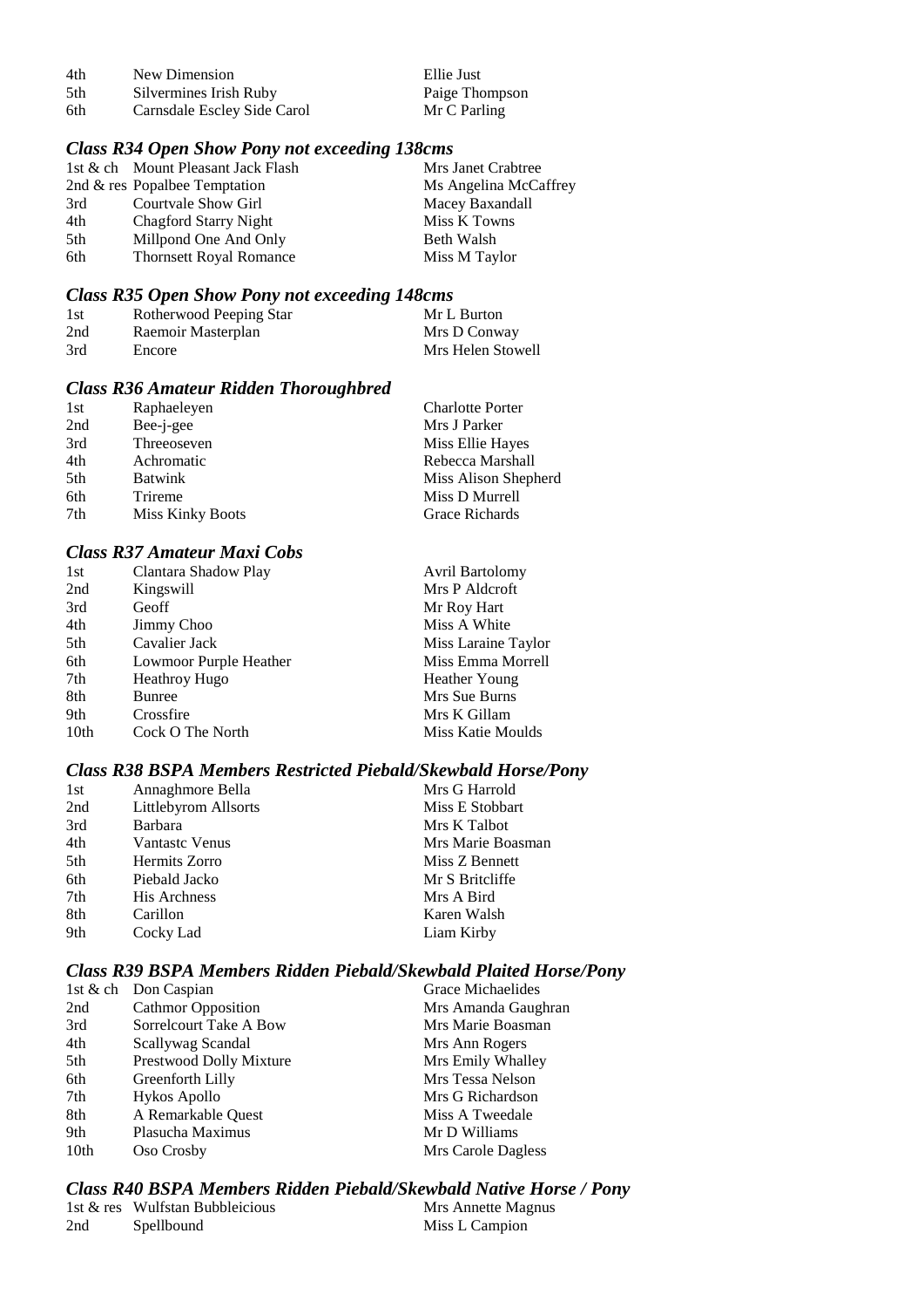| | | |
|---|---|---|
| 4th | New Dimension | Ellie Just |
| 5th | Silvermines Irish Ruby | Paige Thompson |
| 6th | Carnsdale Escley Side Carol | Mr C Parling |

### *Class R34 Open Show Pony not exceeding 138cms*

| | | |
|---|---|---|
| 1st & ch | Mount Pleasant Jack Flash | Mrs Janet Crabtree |
| 2nd & res | Popalbee Temptation | Ms Angelina McCaffrey |
| 3rd | Courtvale Show Girl | Macey Baxandall |
| 4th | Chagford Starry Night | Miss K Towns |
| 5th | Millpond One And Only | Beth Walsh |
| 6th | Thornsett Royal Romance | Miss M Taylor |

### *Class R35 Open Show Pony not exceeding 148cms*

| | | |
|---|---|---|
| 1st | Rotherwood Peeping Star | Mr L Burton |
| 2nd | Raemoir Masterplan | Mrs D Conway |
| 3rd | Encore | Mrs Helen Stowell |

### *Class R36 Amateur Ridden Thoroughbred*

| | | |
|---|---|---|
| 1st | Raphaeleyen | Charlotte Porter |
| 2nd | Bee-j-gee | Mrs J Parker |
| 3rd | Threeoseven | Miss Ellie Hayes |
| 4th | Achromatic | Rebecca Marshall |
| 5th | Batwink | Miss Alison Shepherd |
| 6th | Trireme | Miss D Murrell |
| 7th | Miss Kinky Boots | Grace Richards |

### *Class R37 Amateur Maxi Cobs*

| | | |
|---|---|---|
| 1st | Clantara Shadow Play | Avril Bartolomy |
| 2nd | Kingswill | Mrs P Aldcroft |
| 3rd | Geoff | Mr Roy Hart |
| 4th | Jimmy Choo | Miss A White |
| 5th | Cavalier Jack | Miss Laraine Taylor |
| 6th | Lowmoor Purple Heather | Miss Emma Morrell |
| 7th | Heathroy Hugo | Heather Young |
| 8th | Bunree | Mrs Sue Burns |
| 9th | Crossfire | Mrs K Gillam |
| 10th | Cock O The North | Miss Katie Moulds |

### *Class R38 BSPA Members Restricted Piebald/Skewbald Horse/Pony*

| | | |
|---|---|---|
| 1st | Annaghmore Bella | Mrs G Harrold |
| 2nd | Littlebyrom Allsorts | Miss E Stobbart |
| 3rd | Barbara | Mrs K Talbot |
| 4th | Vantastc Venus | Mrs Marie Boasman |
| 5th | Hermits Zorro | Miss Z Bennett |
| 6th | Piebald Jacko | Mr S Britcliffe |
| 7th | His Archness | Mrs A Bird |
| 8th | Carillon | Karen Walsh |
| 9th | Cocky Lad | Liam Kirby |

### *Class R39 BSPA Members Ridden Piebald/Skewbald Plaited Horse/Pony*

| | | |
|---|---|---|
| 1st & ch | Don Caspian | Grace Michaelides |
| 2nd | Cathmor Opposition | Mrs Amanda Gaughran |
| 3rd | Sorrelcourt Take A Bow | Mrs Marie Boasman |
| 4th | Scallywag Scandal | Mrs Ann Rogers |
| 5th | Prestwood Dolly Mixture | Mrs Emily Whalley |
| 6th | Greenforth Lilly | Mrs Tessa Nelson |
| 7th | Hykos Apollo | Mrs G Richardson |
| 8th | A Remarkable Quest | Miss A Tweedale |
| 9th | Plasucha Maximus | Mr D Williams |
| 10th | Oso Crosby | Mrs Carole Dagless |

### *Class R40 BSPA Members Ridden Piebald/Skewbald Native Horse / Pony*

| | | |
|---|---|---|
| 1st & res | Wulfstan Bubbleicious | Mrs Annette Magnus |
| 2nd | Spellbound | Miss L Campion |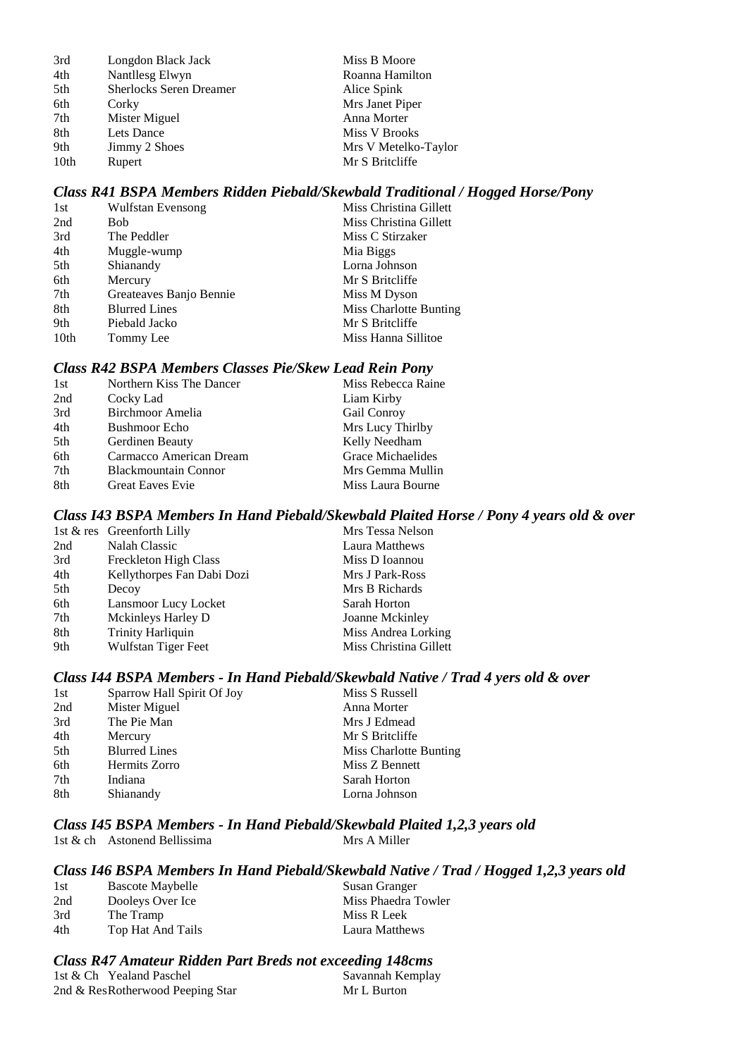| | | |
|---|---|---|
| 3rd | Longdon Black Jack | Miss B Moore |
| 4th | Nantllesg Elwyn | Roanna Hamilton |
| 5th | Sherlocks Seren Dreamer | Alice Spink |
| 6th | Corky | Mrs Janet Piper |
| 7th | Mister Miguel | Anna Morter |
| 8th | Lets Dance | Miss V Brooks |
| 9th | Jimmy 2 Shoes | Mrs V Metelko-Taylor |
| 10th | Rupert | Mr S Britcliffe |

### *Class R41 BSPA Members Ridden Piebald/Skewbald Traditional / Hogged Horse/Pony*

| | | |
|---|---|---|
| 1st | Wulfstan Evensong | Miss Christina Gillett |
| 2nd | Bob | Miss Christina Gillett |
| 3rd | The Peddler | Miss C Stirzaker |
| 4th | Muggle-wump | Mia Biggs |
| 5th | Shianandy | Lorna Johnson |
| 6th | Mercury | Mr S Britcliffe |
| 7th | Greateaves Banjo Bennie | Miss M Dyson |
| 8th | Blurred Lines | Miss Charlotte Bunting |
| 9th | Piebald Jacko | Mr S Britcliffe |
| 10th | Tommy Lee | Miss Hanna Sillitoe |

### *Class R42 BSPA Members Classes Pie/Skew Lead Rein Pony*

| | | |
|---|---|---|
| 1st | Northern Kiss The Dancer | Miss Rebecca Raine |
| 2nd | Cocky Lad | Liam Kirby |
| 3rd | Birchmoor Amelia | Gail Conroy |
| 4th | Bushmoor Echo | Mrs Lucy Thirlby |
| 5th | Gerdinen Beauty | Kelly Needham |
| 6th | Carmacco American Dream | Grace Michaelides |
| 7th | Blackmountain Connor | Mrs Gemma Mullin |
| 8th | Great Eaves Evie | Miss Laura Bourne |

### *Class I43 BSPA Members In Hand Piebald/Skewbald Plaited Horse / Pony 4 years old & over*

| | | |
|---|---|---|
| 1st & res | Greenforth Lilly | Mrs Tessa Nelson |
| 2nd | Nalah Classic | Laura Matthews |
| 3rd | Freckleton High Class | Miss D Ioannou |
| 4th | Kellythorpes Fan Dabi Dozi | Mrs J Park-Ross |
| 5th | Decoy | Mrs B Richards |
| 6th | Lansmoor Lucy Locket | Sarah Horton |
| 7th | Mckinleys Harley D | Joanne Mckinley |
| 8th | Trinity Harliquin | Miss Andrea Lorking |
| 9th | Wulfstan Tiger Feet | Miss Christina Gillett |

### *Class I44 BSPA Members - In Hand Piebald/Skewbald Native / Trad 4 yers old & over*

| | | |
|---|---|---|
| 1st | Sparrow Hall Spirit Of Joy | Miss S Russell |
| 2nd | Mister Miguel | Anna Morter |
| 3rd | The Pie Man | Mrs J Edmead |
| 4th | Mercury | Mr S Britcliffe |
| 5th | Blurred Lines | Miss Charlotte Bunting |
| 6th | Hermits Zorro | Miss Z Bennett |
| 7th | Indiana | Sarah Horton |
| 8th | Shianandy | Lorna Johnson |

### *Class I45 BSPA Members - In Hand Piebald/Skewbald Plaited 1,2,3 years old*

| | | |
|---|---|---|
| 1st & ch | Astonend Bellissima | Mrs A Miller |

### *Class I46 BSPA Members In Hand Piebald/Skewbald Native / Trad / Hogged 1,2,3 years old*

| | | |
|---|---|---|
| 1st | Bascote Maybelle | Susan Granger |
| 2nd | Dooleys Over Ice | Miss Phaedra Towler |
| 3rd | The Tramp | Miss R Leek |
| 4th | Top Hat And Tails | Laura Matthews |

### *Class R47 Amateur Ridden Part Breds not exceeding 148cms*

| | | |
|---|---|---|
| 1st & Ch | Yealand Paschel | Savannah Kemplay |
| 2nd & Res | Rotherwood Peeping Star | Mr L Burton |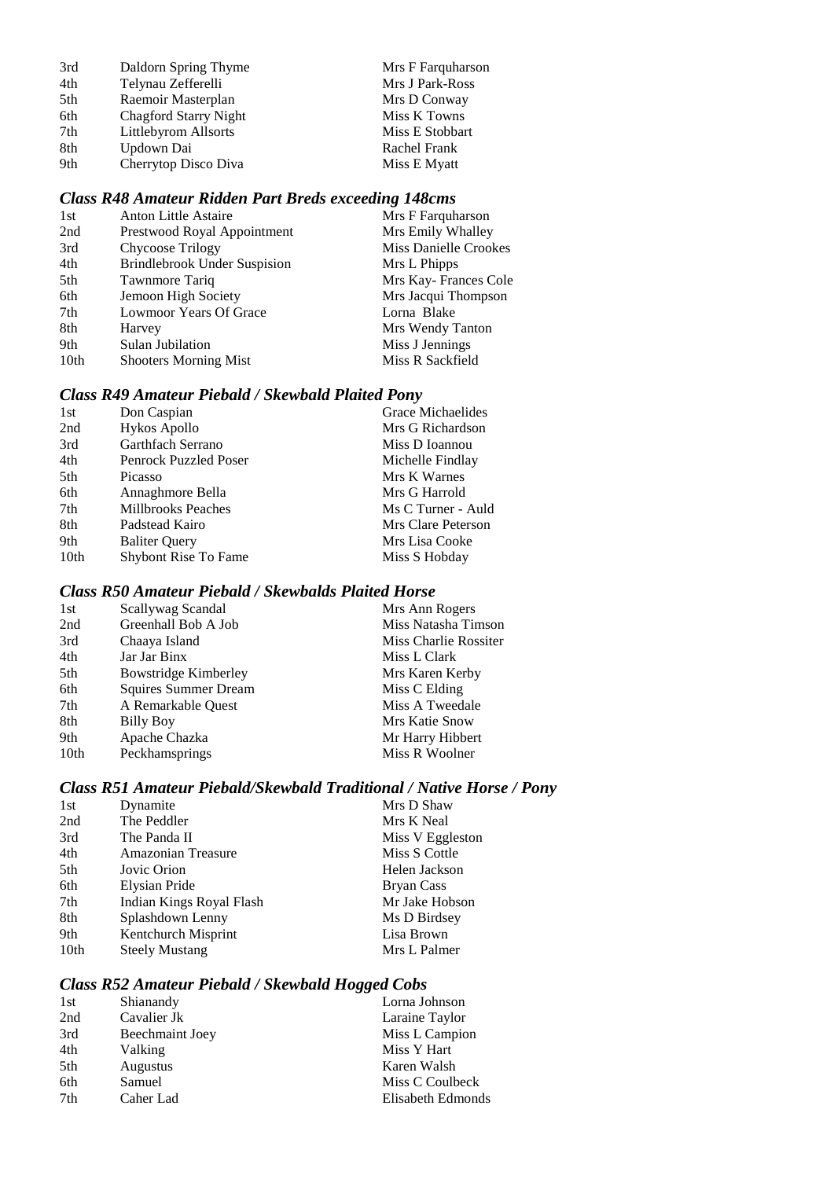| | | |
|---|---|---|
| 3rd | Daldorn Spring Thyme | Mrs F Farquharson |
| 4th | Telynau Zefferelli | Mrs J Park-Ross |
| 5th | Raemoir Masterplan | Mrs D Conway |
| 6th | Chagford Starry Night | Miss K Towns |
| 7th | Littlebyrom Allsorts | Miss E Stobbart |
| 8th | Updown Dai | Rachel Frank |
| 9th | Cherrytop Disco Diva | Miss E Myatt |

### *Class R48 Amateur Ridden Part Breds exceeding 148cms*

| | | |
|---|---|---|
| 1st | Anton Little Astaire | Mrs F Farquharson |
| 2nd | Prestwood Royal Appointment | Mrs Emily Whalley |
| 3rd | Chycoose Trilogy | Miss Danielle Crookes |
| 4th | Brindlebrook Under Suspision | Mrs L Phipps |
| 5th | Tawnmore Tariq | Mrs Kay- Frances Cole |
| 6th | Jemoon High Society | Mrs Jacqui Thompson |
| 7th | Lowmoor Years Of Grace | Lorna Blake |
| 8th | Harvey | Mrs Wendy Tanton |
| 9th | Sulan Jubilation | Miss J Jennings |
| 10th | Shooters Morning Mist | Miss R Sackfield |

### *Class R49 Amateur Piebald / Skewbald Plaited Pony*

| | | |
|---|---|---|
| 1st | Don Caspian | Grace Michaelides |
| 2nd | Hykos Apollo | Mrs G Richardson |
| 3rd | Garthfach Serrano | Miss D Ioannou |
| 4th | Penrock Puzzled Poser | Michelle Findlay |
| 5th | Picasso | Mrs K Warnes |
| 6th | Annaghmore Bella | Mrs G Harrold |
| 7th | Millbrooks Peaches | Ms C Turner - Auld |
| 8th | Padstead Kairo | Mrs Clare Peterson |
| 9th | Baliter Query | Mrs Lisa Cooke |
| 10th | Shybont Rise To Fame | Miss S Hobday |

### *Class R50 Amateur Piebald / Skewbalds Plaited Horse*

| | | |
|---|---|---|
| 1st | Scallywag Scandal | Mrs Ann Rogers |
| 2nd | Greenhall Bob A Job | Miss Natasha Timson |
| 3rd | Chaaya Island | Miss Charlie Rossiter |
| 4th | Jar Jar Binx | Miss L Clark |
| 5th | Bowstridge Kimberley | Mrs Karen Kerby |
| 6th | Squires Summer Dream | Miss C Elding |
| 7th | A Remarkable Quest | Miss A Tweedale |
| 8th | Billy Boy | Mrs Katie Snow |
| 9th | Apache Chazka | Mr Harry Hibbert |
| 10th | Peckhamsprings | Miss R Woolner |

### *Class R51 Amateur Piebald/Skewbald Traditional / Native Horse / Pony*

| | | |
|---|---|---|
| 1st | Dynamite | Mrs D Shaw |
| 2nd | The Peddler | Mrs K Neal |
| 3rd | The Panda II | Miss V Eggleston |
| 4th | Amazonian Treasure | Miss S Cottle |
| 5th | Jovic Orion | Helen Jackson |
| 6th | Elysian Pride | Bryan Cass |
| 7th | Indian Kings Royal Flash | Mr Jake Hobson |
| 8th | Splashdown Lenny | Ms D Birdsey |
| 9th | Kentchurch Misprint | Lisa Brown |
| 10th | Steely Mustang | Mrs L Palmer |

### *Class R52 Amateur Piebald / Skewbald Hogged Cobs*

| | | |
|---|---|---|
| 1st | Shianandy | Lorna Johnson |
| 2nd | Cavalier Jk | Laraine Taylor |
| 3rd | Beechmaint Joey | Miss L Campion |
| 4th | Valking | Miss Y Hart |
| 5th | Augustus | Karen Walsh |
| 6th | Samuel | Miss C Coulbeck |
| 7th | Caher Lad | Elisabeth Edmonds |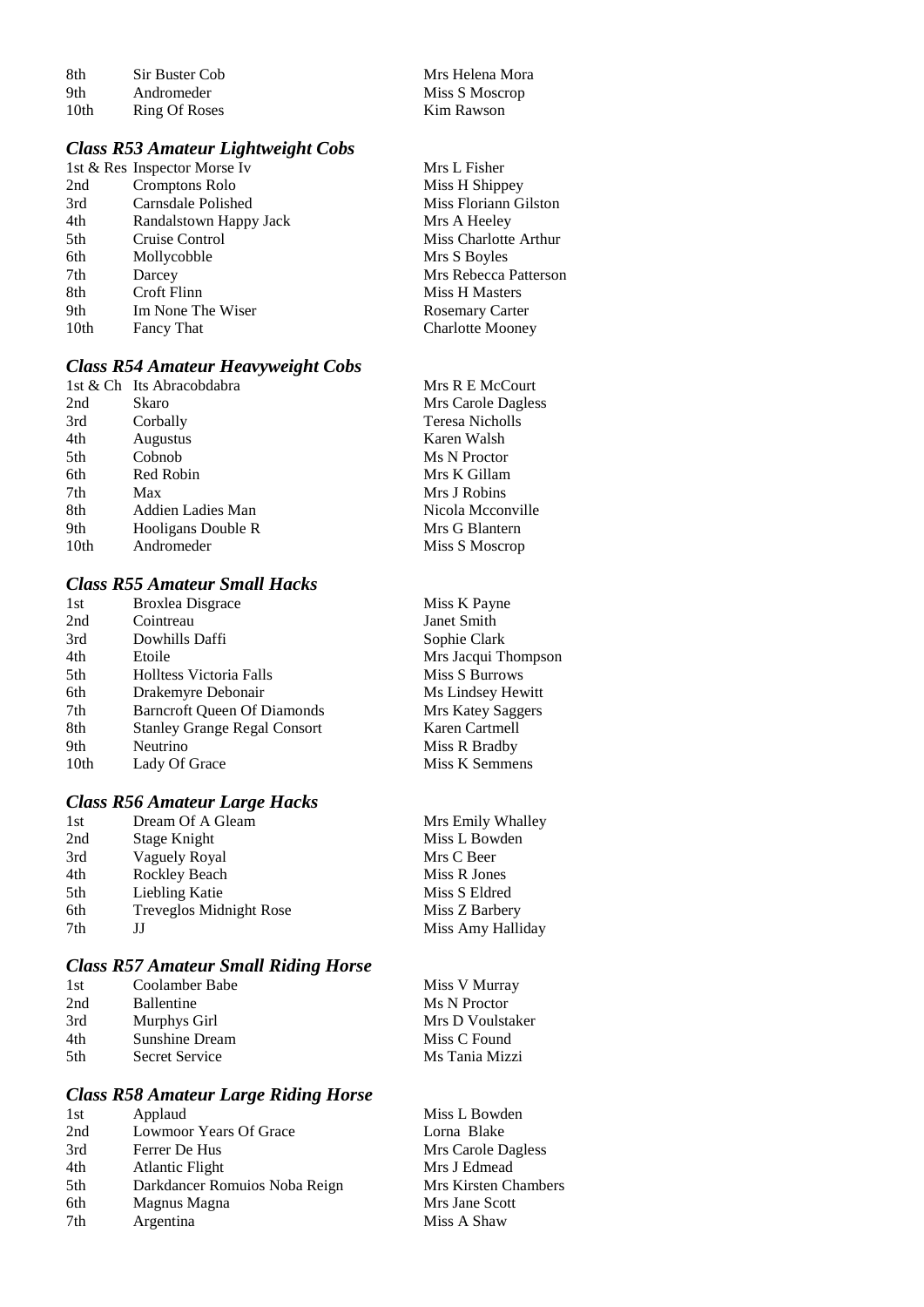| | | |
|---|---|---|
| 8th | Sir Buster Cob | Mrs Helena Mora |
| 9th | Andromeder | Miss S Moscrop |
| 10th | Ring Of Roses | Kim Rawson |

### *Class R53 Amateur Lightweight Cobs*

| | | |
|---|---|---|
| 1st & Res | Inspector Morse Iv | Mrs L Fisher |
| 2nd | Cromptons Rolo | Miss H Shippey |
| 3rd | Carnsdale Polished | Miss Floriann Gilston |
| 4th | Randalstown Happy Jack | Mrs A Heeley |
| 5th | Cruise Control | Miss Charlotte Arthur |
| 6th | Mollycobble | Mrs S Boyles |
| 7th | Darcey | Mrs Rebecca Patterson |
| 8th | Croft Flinn | Miss H Masters |
| 9th | Im None The Wiser | Rosemary Carter |
| 10th | Fancy That | Charlotte Mooney |

### *Class R54 Amateur Heavyweight Cobs*

| | | |
|---|---|---|
| 1st & Ch | Its Abracobdabra | Mrs R E McCourt |
| 2nd | Skaro | Mrs Carole Dagless |
| 3rd | Corbally | Teresa Nicholls |
| 4th | Augustus | Karen Walsh |
| 5th | Cobnob | Ms N Proctor |
| 6th | Red Robin | Mrs K Gillam |
| 7th | Max | Mrs J Robins |
| 8th | Addien Ladies Man | Nicola Mcconville |
| 9th | Hooligans Double R | Mrs G Blantern |
| 10th | Andromeder | Miss S Moscrop |

### *Class R55 Amateur Small Hacks*

| | | |
|---|---|---|
| 1st | Broxlea Disgrace | Miss K Payne |
| 2nd | Cointreau | Janet Smith |
| 3rd | Dowhills Daffi | Sophie Clark |
| 4th | Etoile | Mrs Jacqui Thompson |
| 5th | Holltess Victoria Falls | Miss S Burrows |
| 6th | Drakemyre Debonair | Ms Lindsey Hewitt |
| 7th | Barncroft Queen Of Diamonds | Mrs Katey Saggers |
| 8th | Stanley Grange Regal Consort | Karen Cartmell |
| 9th | Neutrino | Miss R Bradby |
| 10th | Lady Of Grace | Miss K Semmens |

### *Class R56 Amateur Large Hacks*

| | | |
|---|---|---|
| 1st | Dream Of A Gleam | Mrs Emily Whalley |
| 2nd | Stage Knight | Miss L Bowden |
| 3rd | Vaguely Royal | Mrs C Beer |
| 4th | Rockley Beach | Miss R Jones |
| 5th | Liebling Katie | Miss S Eldred |
| 6th | Treveglos Midnight Rose | Miss Z Barbery |
| 7th | JJ | Miss Amy Halliday |

### *Class R57 Amateur Small Riding Horse*

| | | |
|---|---|---|
| 1st | Coolamber Babe | Miss V Murray |
| 2nd | Ballentine | Ms N Proctor |
| 3rd | Murphys Girl | Mrs D Voulstaker |
| 4th | Sunshine Dream | Miss C Found |
| 5th | Secret Service | Ms Tania Mizzi |

### *Class R58 Amateur Large Riding Horse*

| | | |
|---|---|---|
| 1st | Applaud | Miss L Bowden |
| 2nd | Lowmoor Years Of Grace | Lorna Blake |
| 3rd | Ferrer De Hus | Mrs Carole Dagless |
| 4th | Atlantic Flight | Mrs J Edmead |
| 5th | Darkdancer Romuios Noba Reign | Mrs Kirsten Chambers |
| 6th | Magnus Magna | Mrs Jane Scott |
| 7th | Argentina | Miss A Shaw |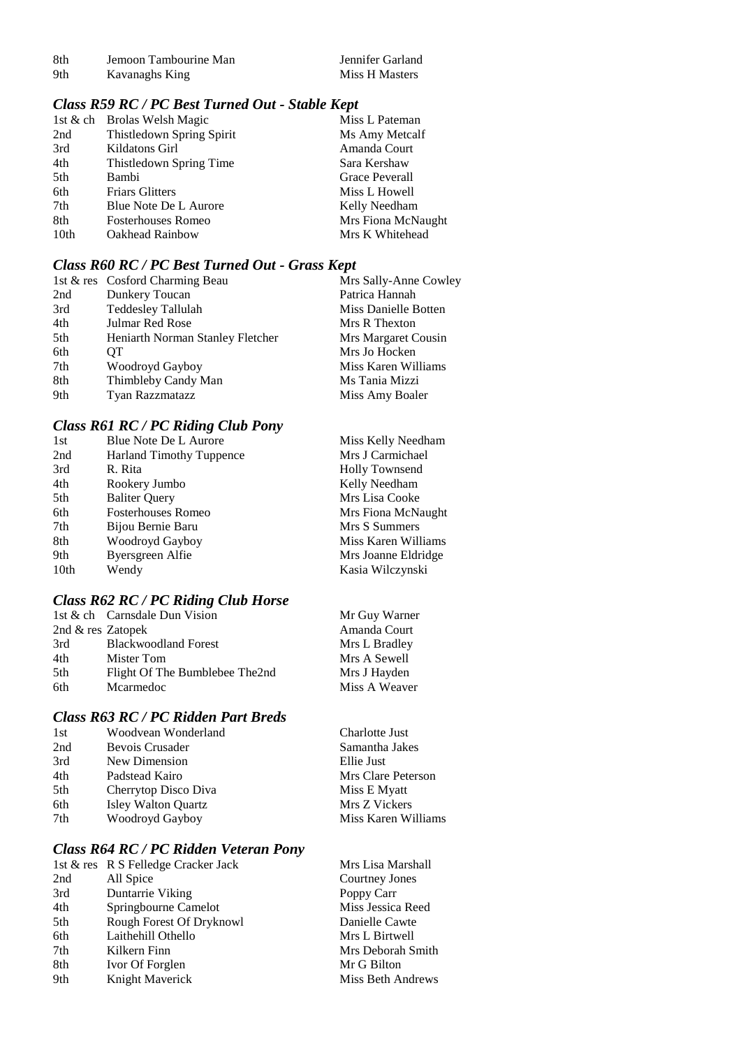| | | |
|---|---|---|
| 8th | Jemoon Tambourine Man | Jennifer Garland |
| 9th | Kavanaghs King | Miss H Masters |

### *Class R59 RC / PC Best Turned Out - Stable Kept*

| | | |
|---|---|---|
| 1st & ch | Brolas Welsh Magic | Miss L Pateman |
| 2nd | Thistledown Spring Spirit | Ms Amy Metcalf |
| 3rd | Kildatons Girl | Amanda Court |
| 4th | Thistledown Spring Time | Sara Kershaw |
| 5th | Bambi | Grace Peverall |
| 6th | Friars Glitters | Miss L Howell |
| 7th | Blue Note De L Aurore | Kelly Needham |
| 8th | Fosterhouses Romeo | Mrs Fiona McNaught |
| 10th | Oakhead Rainbow | Mrs K Whitehead |

### *Class R60 RC / PC Best Turned Out - Grass Kept*

| | | |
|---|---|---|
| 1st & res | Cosford Charming Beau | Mrs Sally-Anne Cowley |
| 2nd | Dunkery Toucan | Patrica Hannah |
| 3rd | Teddesley Tallulah | Miss Danielle Botten |
| 4th | Julmar Red Rose | Mrs R Thexton |
| 5th | Heniarth Norman Stanley Fletcher | Mrs Margaret Cousin |
| 6th | QT | Mrs Jo Hocken |
| 7th | Woodroyd Gayboy | Miss Karen Williams |
| 8th | Thimbleby Candy Man | Ms Tania Mizzi |
| 9th | Tyan Razzmatazz | Miss Amy Boaler |

### *Class R61 RC / PC Riding Club Pony*

| | | |
|---|---|---|
| 1st | Blue Note De L Aurore | Miss Kelly Needham |
| 2nd | Harland Timothy Tuppence | Mrs J Carmichael |
| 3rd | R. Rita | Holly Townsend |
| 4th | Rookery Jumbo | Kelly Needham |
| 5th | Baliter Query | Mrs Lisa Cooke |
| 6th | Fosterhouses Romeo | Mrs Fiona McNaught |
| 7th | Bijou Bernie Baru | Mrs S Summers |
| 8th | Woodroyd Gayboy | Miss Karen Williams |
| 9th | Byersgreen Alfie | Mrs Joanne Eldridge |
| 10th | Wendy | Kasia Wilczynski |

### *Class R62 RC / PC Riding Club Horse*

| | | |
|---|---|---|
| 1st & ch | Carnsdale Dun Vision | Mr Guy Warner |
| 2nd & res | Zatopek | Amanda Court |
| 3rd | Blackwoodland Forest | Mrs L Bradley |
| 4th | Mister Tom | Mrs A Sewell |
| 5th | Flight Of The Bumblebee The2nd | Mrs J Hayden |
| 6th | Mcarmedoc | Miss A Weaver |

### *Class R63 RC / PC Ridden Part Breds*

| | | |
|---|---|---|
| 1st | Woodvean Wonderland | Charlotte Just |
| 2nd | Bevois Crusader | Samantha Jakes |
| 3rd | New Dimension | Ellie Just |
| 4th | Padstead Kairo | Mrs Clare Peterson |
| 5th | Cherrytop Disco Diva | Miss E Myatt |
| 6th | Isley Walton Quartz | Mrs Z Vickers |
| 7th | Woodroyd Gayboy | Miss Karen Williams |

### *Class R64 RC / PC Ridden Veteran Pony*

| | | |
|---|---|---|
| 1st & res | R S Felledge Cracker Jack | Mrs Lisa Marshall |
| 2nd | All Spice | Courtney Jones |
| 3rd | Duntarrie Viking | Poppy Carr |
| 4th | Springbourne Camelot | Miss Jessica Reed |
| 5th | Rough Forest Of Dryknowl | Danielle Cawte |
| 6th | Laithehill Othello | Mrs L Birtwell |
| 7th | Kilkern Finn | Mrs Deborah Smith |
| 8th | Ivor Of Forglen | Mr G Bilton |
| 9th | Knight Maverick | Miss Beth Andrews |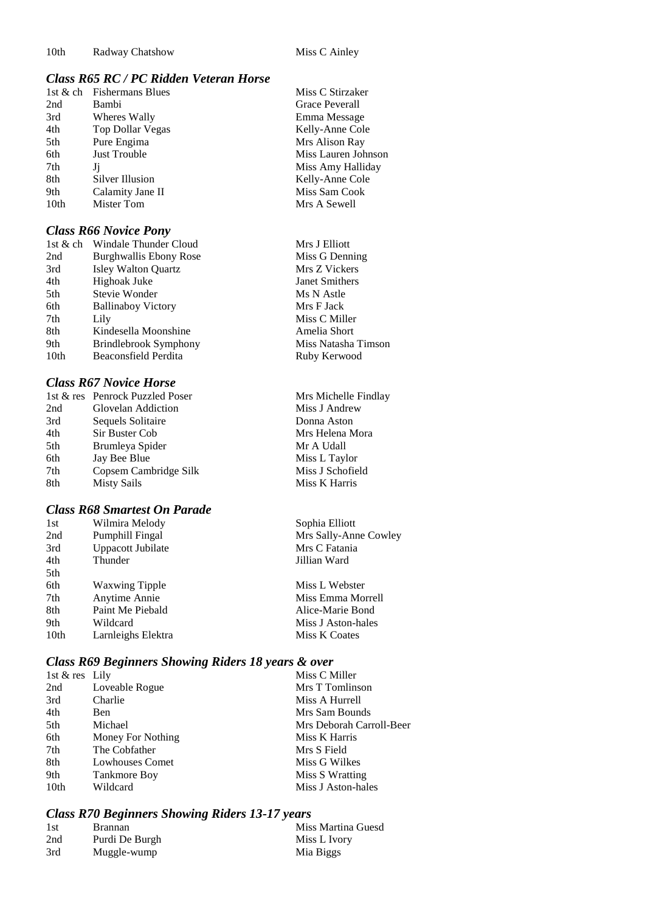| | | |
|---|---|---|
| 10th | Radway Chatshow | Miss C Ainley |

### *Class R65 RC / PC Ridden Veteran Horse*

| | | |
|---|---|---|
| 1st & ch | Fishermans Blues | Miss C Stirzaker |
| 2nd | Bambi | Grace Peverall |
| 3rd | Wheres Wally | Emma Message |
| 4th | Top Dollar Vegas | Kelly-Anne Cole |
| 5th | Pure Engima | Mrs Alison Ray |
| 6th | Just Trouble | Miss Lauren Johnson |
| 7th | Jj | Miss Amy Halliday |
| 8th | Silver Illusion | Kelly-Anne Cole |
| 9th | Calamity Jane II | Miss Sam Cook |
| 10th | Mister Tom | Mrs A Sewell |

### *Class R66 Novice Pony*

| | | |
|---|---|---|
| 1st & ch | Windale Thunder Cloud | Mrs J Elliott |
| 2nd | Burghwallis Ebony Rose | Miss G Denning |
| 3rd | Isley Walton Quartz | Mrs Z Vickers |
| 4th | Highoak Juke | Janet Smithers |
| 5th | Stevie Wonder | Ms N Astle |
| 6th | Ballinaboy Victory | Mrs F Jack |
| 7th | Lily | Miss C Miller |
| 8th | Kindesella Moonshine | Amelia Short |
| 9th | Brindlebrook Symphony | Miss Natasha Timson |
| 10th | Beaconsfield Perdita | Ruby Kerwood |

### *Class R67 Novice Horse*

| | | |
|---|---|---|
| 1st & res | Penrock Puzzled Poser | Mrs Michelle Findlay |
| 2nd | Glovelan Addiction | Miss J Andrew |
| 3rd | Sequels Solitaire | Donna Aston |
| 4th | Sir Buster Cob | Mrs Helena Mora |
| 5th | Brumleya Spider | Mr A Udall |
| 6th | Jay Bee Blue | Miss L Taylor |
| 7th | Copsem Cambridge Silk | Miss J Schofield |
| 8th | Misty Sails | Miss K Harris |

### *Class R68 Smartest On Parade*

| | | |
|---|---|---|
| 1st | Wilmira Melody | Sophia Elliott |
| 2nd | Pumphill Fingal | Mrs Sally-Anne Cowley |
| 3rd | Uppacott Jubilate | Mrs C Fatania |
| 4th | Thunder | Jillian Ward |
| 5th | | |
| 6th | Waxwing Tipple | Miss L Webster |
| 7th | Anytime Annie | Miss Emma Morrell |
| 8th | Paint Me Piebald | Alice-Marie Bond |
| 9th | Wildcard | Miss J Aston-hales |
| 10th | Larnleighs Elektra | Miss K Coates |

### *Class R69 Beginners Showing Riders 18 years & over*

| | | |
|---|---|---|
| 1st & res | Lily | Miss C Miller |
| 2nd | Loveable Rogue | Mrs T Tomlinson |
| 3rd | Charlie | Miss A Hurrell |
| 4th | Ben | Mrs Sam Bounds |
| 5th | Michael | Mrs Deborah Carroll-Beer |
| 6th | Money For Nothing | Miss K Harris |
| 7th | The Cobfather | Mrs S Field |
| 8th | Lowhouses Comet | Miss G Wilkes |
| 9th | Tankmore Boy | Miss S Wratting |
| 10th | Wildcard | Miss J Aston-hales |

### *Class R70 Beginners Showing Riders 13-17 years*

| | | |
|---|---|---|
| 1st | Brannan | Miss Martina Guesd |
| 2nd | Purdi De Burgh | Miss L Ivory |
| 3rd | Muggle-wump | Mia Biggs |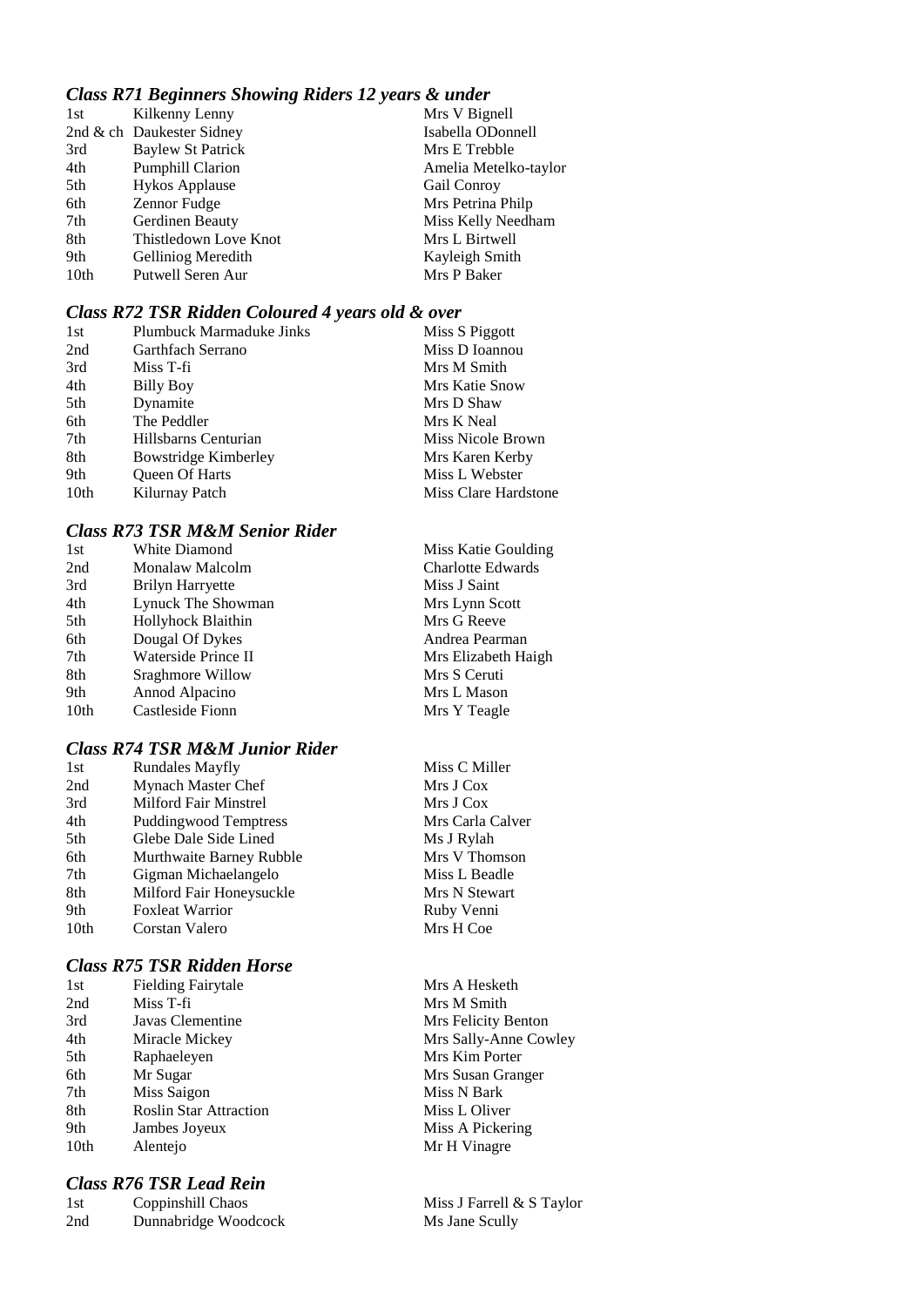### *Class R71 Beginners Showing Riders 12 years & under*

| | | |
|---|---|---|
| 1st | Kilkenny Lenny | Mrs V Bignell |
| 2nd & ch | Daukester Sidney | Isabella ODonnell |
| 3rd | Baylew St Patrick | Mrs E Trebble |
| 4th | Pumphill Clarion | Amelia Metelko-taylor |
| 5th | Hykos Applause | Gail Conroy |
| 6th | Zennor Fudge | Mrs Petrina Philp |
| 7th | Gerdinen Beauty | Miss Kelly Needham |
| 8th | Thistledown Love Knot | Mrs L Birtwell |
| 9th | Gelliniog Meredith | Kayleigh Smith |
| 10th | Putwell Seren Aur | Mrs P Baker |

### *Class R72 TSR Ridden Coloured 4 years old & over*

| | | |
|---|---|---|
| 1st | Plumbuck Marmaduke Jinks | Miss S Piggott |
| 2nd | Garthfach Serrano | Miss D Ioannou |
| 3rd | Miss T-fi | Mrs M Smith |
| 4th | Billy Boy | Mrs Katie Snow |
| 5th | Dynamite | Mrs D Shaw |
| 6th | The Peddler | Mrs K Neal |
| 7th | Hillsbarns Centurian | Miss Nicole Brown |
| 8th | Bowstridge Kimberley | Mrs Karen Kerby |
| 9th | Queen Of Harts | Miss L Webster |
| 10th | Kilurnay Patch | Miss Clare Hardstone |

### *Class R73 TSR M&M Senior Rider*

| | | |
|---|---|---|
| 1st | White Diamond | Miss Katie Goulding |
| 2nd | Monalaw Malcolm | Charlotte Edwards |
| 3rd | Brilyn Harryette | Miss J Saint |
| 4th | Lynuck The Showman | Mrs Lynn Scott |
| 5th | Hollyhock Blaithin | Mrs G Reeve |
| 6th | Dougal Of Dykes | Andrea Pearman |
| 7th | Waterside Prince II | Mrs Elizabeth Haigh |
| 8th | Sraghmore Willow | Mrs S Ceruti |
| 9th | Annod Alpacino | Mrs L Mason |
| 10th | Castleside Fionn | Mrs Y Teagle |

### *Class R74 TSR M&M Junior Rider*

| | | |
|---|---|---|
| 1st | Rundales Mayfly | Miss C Miller |
| 2nd | Mynach Master Chef | Mrs J Cox |
| 3rd | Milford Fair Minstrel | Mrs J Cox |
| 4th | Puddingwood Temptress | Mrs Carla Calver |
| 5th | Glebe Dale Side Lined | Ms J Rylah |
| 6th | Murthwaite Barney Rubble | Mrs V Thomson |
| 7th | Gigman Michaelangelo | Miss L Beadle |
| 8th | Milford Fair Honeysuckle | Mrs N Stewart |
| 9th | Foxleat Warrior | Ruby Venni |
| 10th | Corstan Valero | Mrs H Coe |

### *Class R75 TSR Ridden Horse*

| | | |
|---|---|---|
| 1st | Fielding Fairytale | Mrs A Hesketh |
| 2nd | Miss T-fi | Mrs M Smith |
| 3rd | Javas Clementine | Mrs Felicity Benton |
| 4th | Miracle Mickey | Mrs Sally-Anne Cowley |
| 5th | Raphaeleyen | Mrs Kim Porter |
| 6th | Mr Sugar | Mrs Susan Granger |
| 7th | Miss Saigon | Miss N Bark |
| 8th | Roslin Star Attraction | Miss L Oliver |
| 9th | Jambes Joyeux | Miss A Pickering |
| 10th | Alentejo | Mr H Vinagre |

### *Class R76 TSR Lead Rein*

| | | |
|---|---|---|
| 1st | Coppinshill Chaos | Miss J Farrell & S Taylor |
| 2nd | Dunnabridge Woodcock | Ms Jane Scully |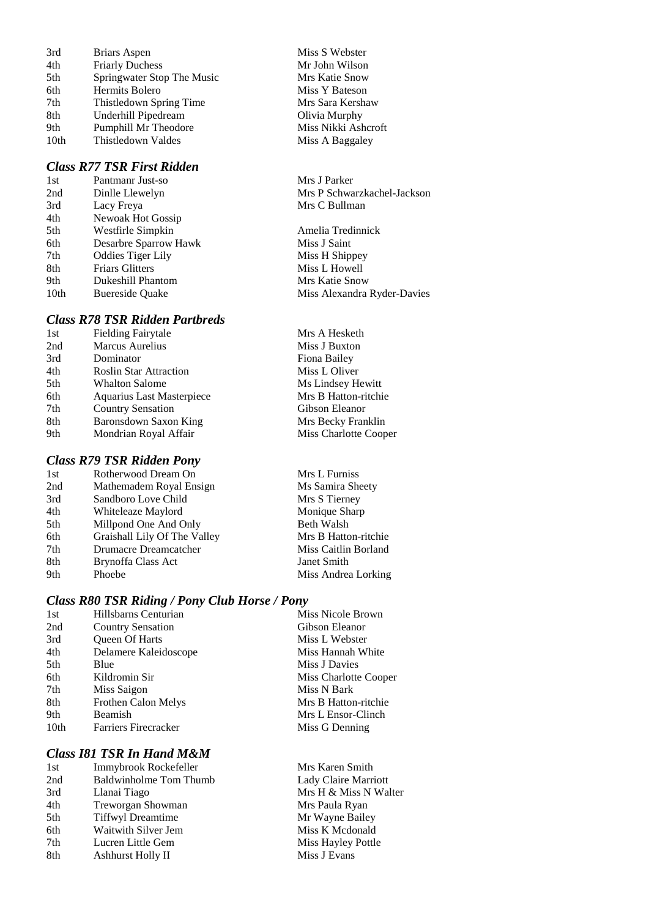| | | |
|---|---|---|
| 3rd | Briars Aspen | Miss S Webster |
| 4th | Friarly Duchess | Mr John Wilson |
| 5th | Springwater Stop The Music | Mrs Katie Snow |
| 6th | Hermits Bolero | Miss Y Bateson |
| 7th | Thistledown Spring Time | Mrs Sara Kershaw |
| 8th | Underhill Pipedream | Olivia Murphy |
| 9th | Pumphill Mr Theodore | Miss Nikki Ashcroft |
| 10th | Thistledown Valdes | Miss A Baggaley |

### *Class R77 TSR First Ridden*

| | | |
|---|---|---|
| 1st | Pantmanr Just-so | Mrs J Parker |
| 2nd | Dinlle Llewelyn | Mrs P Schwarzkachel-Jackson |
| 3rd | Lacy Freya | Mrs C Bullman |
| 4th | Newoak Hot Gossip | |
| 5th | Westfirle Simpkin | Amelia Tredinnick |
| 6th | Desarbre Sparrow Hawk | Miss J Saint |
| 7th | Oddies Tiger Lily | Miss H Shippey |
| 8th | Friars Glitters | Miss L Howell |
| 9th | Dukeshill Phantom | Mrs Katie Snow |
| 10th | Buereside Quake | Miss Alexandra Ryder-Davies |

### *Class R78 TSR Ridden Partbreds*

| | | |
|---|---|---|
| 1st | Fielding Fairytale | Mrs A Hesketh |
| 2nd | Marcus Aurelius | Miss J Buxton |
| 3rd | Dominator | Fiona Bailey |
| 4th | Roslin Star Attraction | Miss L Oliver |
| 5th | Whalton Salome | Ms Lindsey Hewitt |
| 6th | Aquarius Last Masterpiece | Mrs B Hatton-ritchie |
| 7th | Country Sensation | Gibson Eleanor |
| 8th | Baronsdown Saxon King | Mrs Becky Franklin |
| 9th | Mondrian Royal Affair | Miss Charlotte Cooper |

### *Class R79 TSR Ridden Pony*

| | | |
|---|---|---|
| 1st | Rotherwood Dream On | Mrs L Furniss |
| 2nd | Mathemadem Royal Ensign | Ms Samira Sheety |
| 3rd | Sandboro Love Child | Mrs S Tierney |
| 4th | Whiteleaze Maylord | Monique Sharp |
| 5th | Millpond One And Only | Beth Walsh |
| 6th | Graishall Lily Of The Valley | Mrs B Hatton-ritchie |
| 7th | Drumacre Dreamcatcher | Miss Caitlin Borland |
| 8th | Brynoffa Class Act | Janet Smith |
| 9th | Phoebe | Miss Andrea Lorking |

### *Class R80 TSR Riding / Pony Club Horse / Pony*

| | | |
|---|---|---|
| 1st | Hillsbarns Centurian | Miss Nicole Brown |
| 2nd | Country Sensation | Gibson Eleanor |
| 3rd | Queen Of Harts | Miss L Webster |
| 4th | Delamere Kaleidoscope | Miss Hannah White |
| 5th | Blue | Miss J Davies |
| 6th | Kildromin Sir | Miss Charlotte Cooper |
| 7th | Miss Saigon | Miss N Bark |
| 8th | Frothen Calon Melys | Mrs B Hatton-ritchie |
| 9th | Beamish | Mrs L Ensor-Clinch |
| 10th | Farriers Firecracker | Miss G Denning |

### *Class I81 TSR In Hand M&M*

| | | |
|---|---|---|
| 1st | Immybrook Rockefeller | Mrs Karen Smith |
| 2nd | Baldwinholme Tom Thumb | Lady Claire Marriott |
| 3rd | Llanai Tiago | Mrs H & Miss N Walter |
| 4th | Treworgan Showman | Mrs Paula Ryan |
| 5th | Tiffwyl Dreamtime | Mr Wayne Bailey |
| 6th | Waitwith Silver Jem | Miss K Mcdonald |
| 7th | Lucren Little Gem | Miss Hayley Pottle |
| 8th | Ashhurst Holly II | Miss J Evans |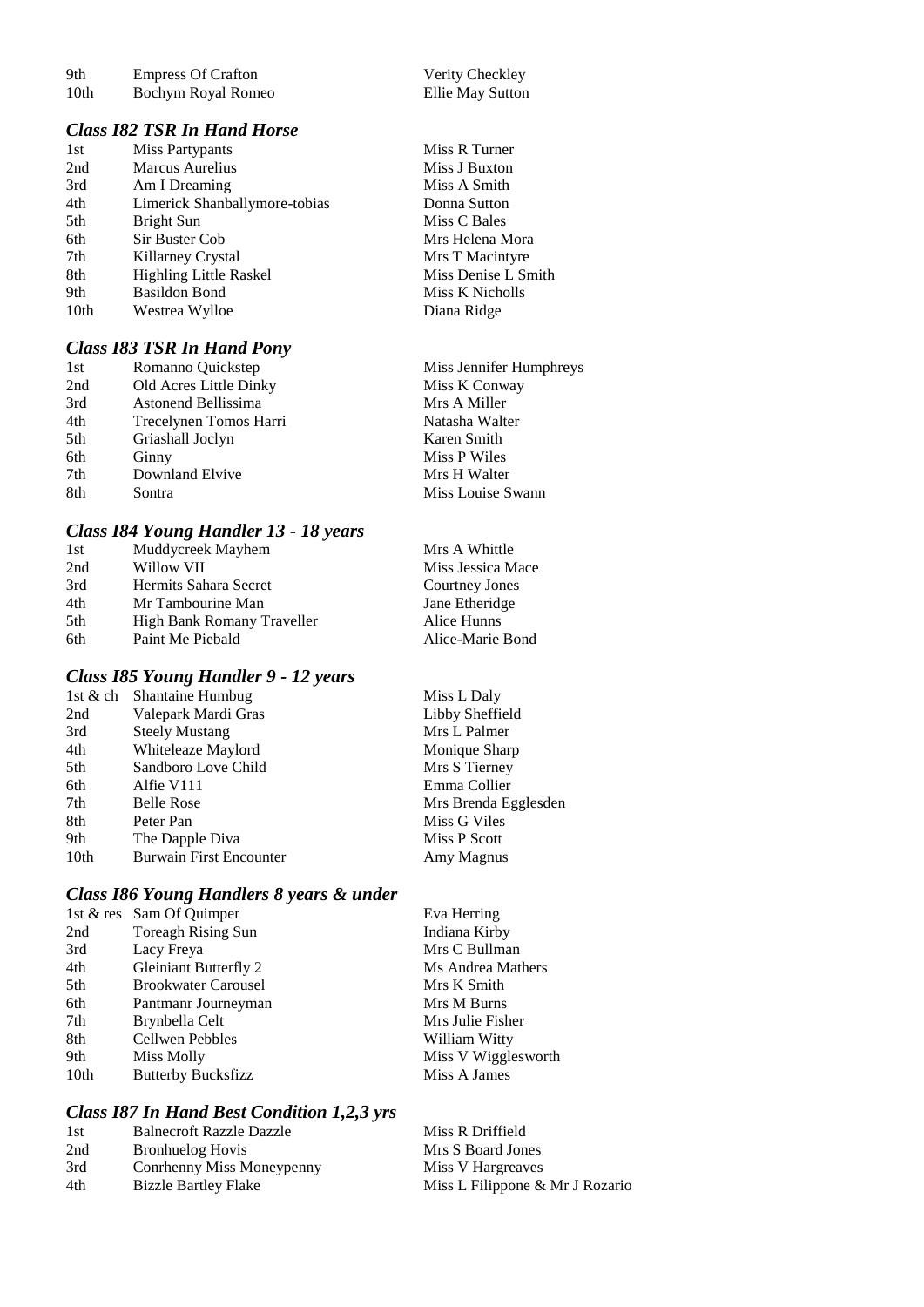| | | |
|---|---|---|
| 9th | Empress Of Crafton | Verity Checkley |
| 10th | Bochym Royal Romeo | Ellie May Sutton |

### *Class I82 TSR In Hand Horse*

| | | |
|---|---|---|
| 1st | Miss Partypants | Miss R Turner |
| 2nd | Marcus Aurelius | Miss J Buxton |
| 3rd | Am I Dreaming | Miss A Smith |
| 4th | Limerick Shanballymore-tobias | Donna Sutton |
| 5th | Bright Sun | Miss C Bales |
| 6th | Sir Buster Cob | Mrs Helena Mora |
| 7th | Killarney Crystal | Mrs T Macintyre |
| 8th | Highling Little Raskel | Miss Denise L Smith |
| 9th | Basildon Bond | Miss K Nicholls |
| 10th | Westrea Wylloe | Diana Ridge |

### *Class I83 TSR In Hand Pony*

| | | |
|---|---|---|
| 1st | Romanno Quickstep | Miss Jennifer Humphreys |
| 2nd | Old Acres Little Dinky | Miss K Conway |
| 3rd | Astonend Bellissima | Mrs A Miller |
| 4th | Trecelynen Tomos Harri | Natasha Walter |
| 5th | Griashall Joclyn | Karen Smith |
| 6th | Ginny | Miss P Wiles |
| 7th | Downland Elvive | Mrs H Walter |
| 8th | Sontra | Miss Louise Swann |

### *Class I84 Young Handler 13 - 18 years*

| | | |
|---|---|---|
| 1st | Muddycreek Mayhem | Mrs A Whittle |
| 2nd | Willow VII | Miss Jessica Mace |
| 3rd | Hermits Sahara Secret | Courtney Jones |
| 4th | Mr Tambourine Man | Jane Etheridge |
| 5th | High Bank Romany Traveller | Alice Hunns |
| 6th | Paint Me Piebald | Alice-Marie Bond |

### *Class I85 Young Handler 9 - 12 years*

| | | |
|---|---|---|
| 1st & ch | Shantaine Humbug | Miss L Daly |
| 2nd | Valepark Mardi Gras | Libby Sheffield |
| 3rd | Steely Mustang | Mrs L Palmer |
| 4th | Whiteleaze Maylord | Monique Sharp |
| 5th | Sandboro Love Child | Mrs S Tierney |
| 6th | Alfie V111 | Emma Collier |
| 7th | Belle Rose | Mrs Brenda Egglesden |
| 8th | Peter Pan | Miss G Viles |
| 9th | The Dapple Diva | Miss P Scott |
| 10th | Burwain First Encounter | Amy Magnus |

### *Class I86 Young Handlers 8 years & under*

| | | |
|---|---|---|
| 1st & res | Sam Of Quimper | Eva Herring |
| 2nd | Toreagh Rising Sun | Indiana Kirby |
| 3rd | Lacy Freya | Mrs C Bullman |
| 4th | Gleiniant Butterfly 2 | Ms Andrea Mathers |
| 5th | Brookwater Carousel | Mrs K Smith |
| 6th | Pantmanr Journeyman | Mrs M Burns |
| 7th | Brynbella Celt | Mrs Julie Fisher |
| 8th | Cellwen Pebbles | William Witty |
| 9th | Miss Molly | Miss V Wigglesworth |
| 10th | Butterby Bucksfizz | Miss A James |

### *Class I87 In Hand Best Condition 1,2,3 yrs*

| | | |
|---|---|---|
| 1st | Balnecroft Razzle Dazzle | Miss R Driffield |
| 2nd | Bronhuelog Hovis | Mrs S Board Jones |
| 3rd | Conrhenny Miss Moneypenny | Miss V Hargreaves |
| 4th | Bizzle Bartley Flake | Miss L Filippone & Mr J Rozario |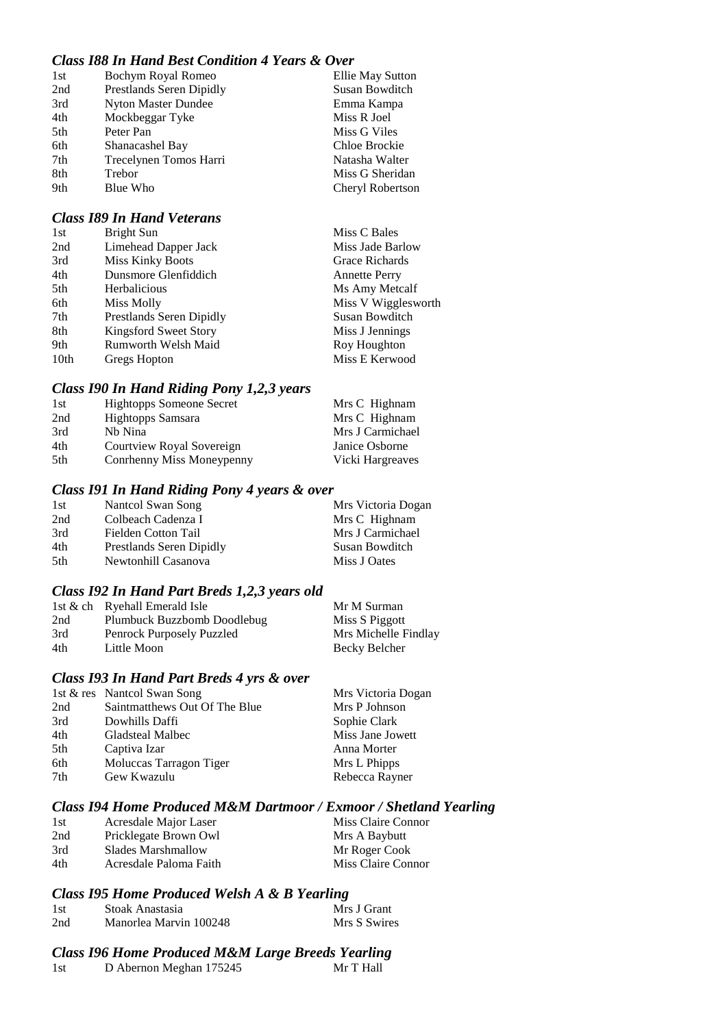### *Class I88 In Hand Best Condition 4 Years & Over*

| | | |
|---|---|---|
| 1st | Bochym Royal Romeo | Ellie May Sutton |
| 2nd | Prestlands Seren Dipidly | Susan Bowditch |
| 3rd | Nyton Master Dundee | Emma Kampa |
| 4th | Mockbeggar Tyke | Miss R Joel |
| 5th | Peter Pan | Miss G Viles |
| 6th | Shanacashel Bay | Chloe Brockie |
| 7th | Trecelynen Tomos Harri | Natasha Walter |
| 8th | Trebor | Miss G Sheridan |
| 9th | Blue Who | Cheryl Robertson |

### *Class I89 In Hand Veterans*

| | | |
|---|---|---|
| 1st | Bright Sun | Miss C Bales |
| 2nd | Limehead Dapper Jack | Miss Jade Barlow |
| 3rd | Miss Kinky Boots | Grace Richards |
| 4th | Dunsmore Glenfiddich | Annette Perry |
| 5th | Herbalicious | Ms Amy Metcalf |
| 6th | Miss Molly | Miss V Wigglesworth |
| 7th | Prestlands Seren Dipidly | Susan Bowditch |
| 8th | Kingsford Sweet Story | Miss J Jennings |
| 9th | Rumworth Welsh Maid | Roy Houghton |
| 10th | Gregs Hopton | Miss E Kerwood |

### *Class I90 In Hand Riding Pony 1,2,3 years*

| | | |
|---|---|---|
| 1st | Hightopps Someone Secret | Mrs C Highnam |
| 2nd | Hightopps Samsara | Mrs C Highnam |
| 3rd | Nb Nina | Mrs J Carmichael |
| 4th | Courtview Royal Sovereign | Janice Osborne |
| 5th | Conrhenny Miss Moneypenny | Vicki Hargreaves |

### *Class I91 In Hand Riding Pony 4 years & over*

| | | |
|---|---|---|
| 1st | Nantcol Swan Song | Mrs Victoria Dogan |
| 2nd | Colbeach Cadenza I | Mrs C Highnam |
| 3rd | Fielden Cotton Tail | Mrs J Carmichael |
| 4th | Prestlands Seren Dipidly | Susan Bowditch |
| 5th | Newtonhill Casanova | Miss J Oates |

### *Class I92 In Hand Part Breds 1,2,3 years old*

| | | |
|---|---|---|
| 1st & ch | Ryehall Emerald Isle | Mr M Surman |
| 2nd | Plumbuck Buzzbomb Doodlebug | Miss S Piggott |
| 3rd | Penrock Purposely Puzzled | Mrs Michelle Findlay |
| 4th | Little Moon | Becky Belcher |

### *Class I93 In Hand Part Breds 4 yrs & over*

| | | |
|---|---|---|
| 1st & res | Nantcol Swan Song | Mrs Victoria Dogan |
| 2nd | Saintmatthews Out Of The Blue | Mrs P Johnson |
| 3rd | Dowhills Daffi | Sophie Clark |
| 4th | Gladsteal Malbec | Miss Jane Jowett |
| 5th | Captiva Izar | Anna Morter |
| 6th | Moluccas Tarragon Tiger | Mrs L Phipps |
| 7th | Gew Kwazulu | Rebecca Rayner |

### *Class I94 Home Produced M&M Dartmoor / Exmoor / Shetland Yearling*

| | | |
|---|---|---|
| 1st | Acresdale Major Laser | Miss Claire Connor |
| 2nd | Pricklegate Brown Owl | Mrs A Baybutt |
| 3rd | Slades Marshmallow | Mr Roger Cook |
| 4th | Acresdale Paloma Faith | Miss Claire Connor |

### *Class I95 Home Produced Welsh A & B Yearling*

| | | |
|---|---|---|
| 1st | Stoak Anastasia | Mrs J Grant |
| 2nd | Manorlea Marvin 100248 | Mrs S Swires |

### *Class I96 Home Produced M&M Large Breeds Yearling*

| | | |
|---|---|---|
| 1st | D Abernon Meghan 175245 | Mr T Hall |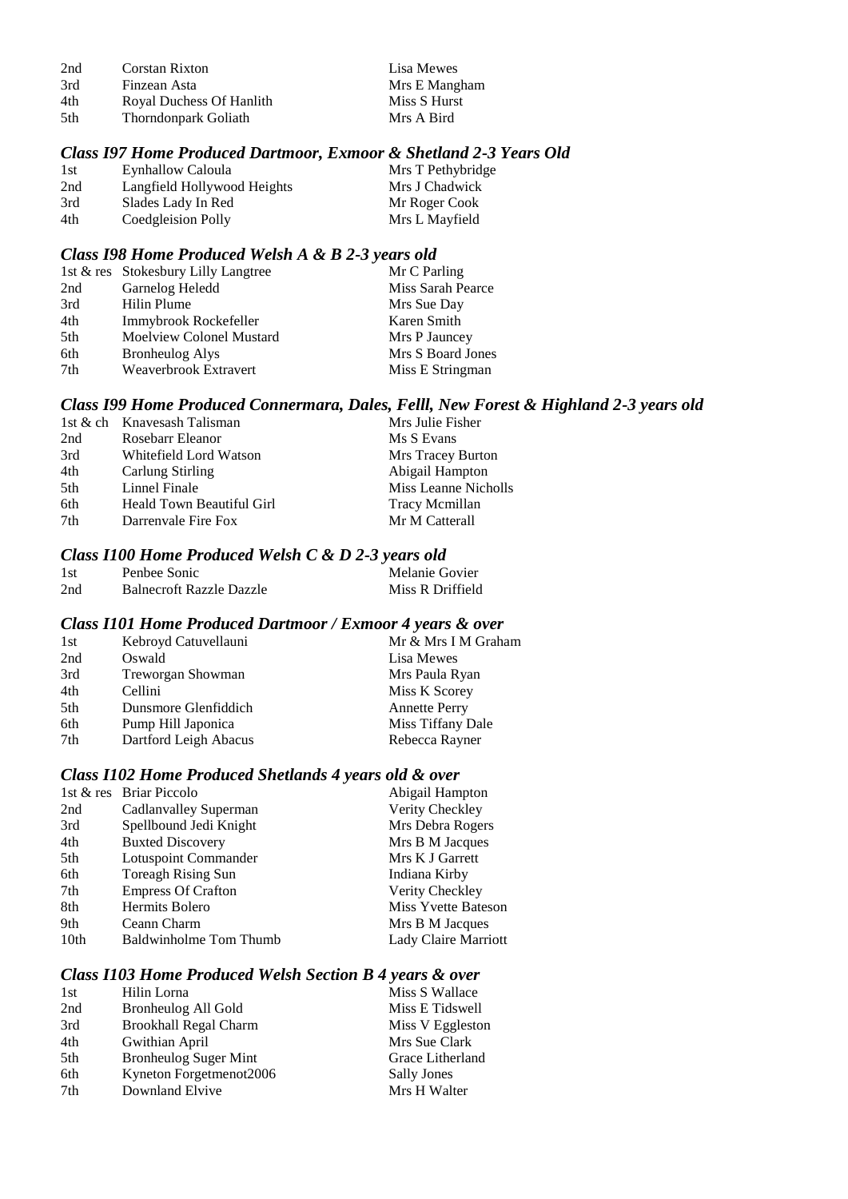| | | |
|---|---|---|
| 2nd | Corstan Rixton | Lisa Mewes |
| 3rd | Finzean Asta | Mrs E Mangham |
| 4th | Royal Duchess Of Hanlith | Miss S Hurst |
| 5th | Thorndonpark Goliath | Mrs A Bird |

### *Class I97 Home Produced Dartmoor, Exmoor & Shetland 2-3 Years Old*

| | | |
|---|---|---|
| 1st | Eynhallow Caloula | Mrs T Pethybridge |
| 2nd | Langfield Hollywood Heights | Mrs J Chadwick |
| 3rd | Slades Lady In Red | Mr Roger Cook |
| 4th | Coedgleision Polly | Mrs L Mayfield |

### *Class I98 Home Produced Welsh A & B 2-3 years old*

| | | |
|---|---|---|
| 1st & res | Stokesbury Lilly Langtree | Mr C Parling |
| 2nd | Garnelog Heledd | Miss Sarah Pearce |
| 3rd | Hilin Plume | Mrs Sue Day |
| 4th | Immybrook Rockefeller | Karen Smith |
| 5th | Moelview Colonel Mustard | Mrs P Jauncey |
| 6th | Bronheulog Alys | Mrs S Board Jones |
| 7th | Weaverbrook Extravert | Miss E Stringman |

### *Class I99 Home Produced Connermara, Dales, Felll, New Forest & Highland 2-3 years old*

| | | |
|---|---|---|
| 1st & ch | Knavesash Talisman | Mrs Julie Fisher |
| 2nd | Rosebarr Eleanor | Ms S Evans |
| 3rd | Whitefield Lord Watson | Mrs Tracey Burton |
| 4th | Carlung Stirling | Abigail Hampton |
| 5th | Linnel Finale | Miss Leanne Nicholls |
| 6th | Heald Town Beautiful Girl | Tracy Mcmillan |
| 7th | Darrenvale Fire Fox | Mr M Catterall |

### *Class I100 Home Produced Welsh C & D 2-3 years old*

| | | |
|---|---|---|
| 1st | Penbee Sonic | Melanie Govier |
| 2nd | Balnecroft Razzle Dazzle | Miss R Driffield |

### *Class I101 Home Produced Dartmoor / Exmoor 4 years & over*

| | | |
|---|---|---|
| 1st | Kebroyd Catuvellauni | Mr & Mrs I M Graham |
| 2nd | Oswald | Lisa Mewes |
| 3rd | Treworgan Showman | Mrs Paula Ryan |
| 4th | Cellini | Miss K Scorey |
| 5th | Dunsmore Glenfiddich | Annette Perry |
| 6th | Pump Hill Japonica | Miss Tiffany Dale |
| 7th | Dartford Leigh Abacus | Rebecca Rayner |

### *Class I102 Home Produced Shetlands 4 years old & over*

| | | |
|---|---|---|
| 1st & res | Briar Piccolo | Abigail Hampton |
| 2nd | Cadlanvalley Superman | Verity Checkley |
| 3rd | Spellbound Jedi Knight | Mrs Debra Rogers |
| 4th | Buxted Discovery | Mrs B M Jacques |
| 5th | Lotuspoint Commander | Mrs K J Garrett |
| 6th | Toreagh Rising Sun | Indiana Kirby |
| 7th | Empress Of Crafton | Verity Checkley |
| 8th | Hermits Bolero | Miss Yvette Bateson |
| 9th | Ceann Charm | Mrs B M Jacques |
| 10th | Baldwinholme Tom Thumb | Lady Claire Marriott |

### *Class I103 Home Produced Welsh Section B 4 years & over*

| | | |
|---|---|---|
| 1st | Hilin Lorna | Miss S Wallace |
| 2nd | Bronheulog All Gold | Miss E Tidswell |
| 3rd | Brookhall Regal Charm | Miss V Eggleston |
| 4th | Gwithian April | Mrs Sue Clark |
| 5th | Bronheulog Suger Mint | Grace Litherland |
| 6th | Kyneton Forgetmenot2006 | Sally Jones |
| 7th | Downland Elvive | Mrs H Walter |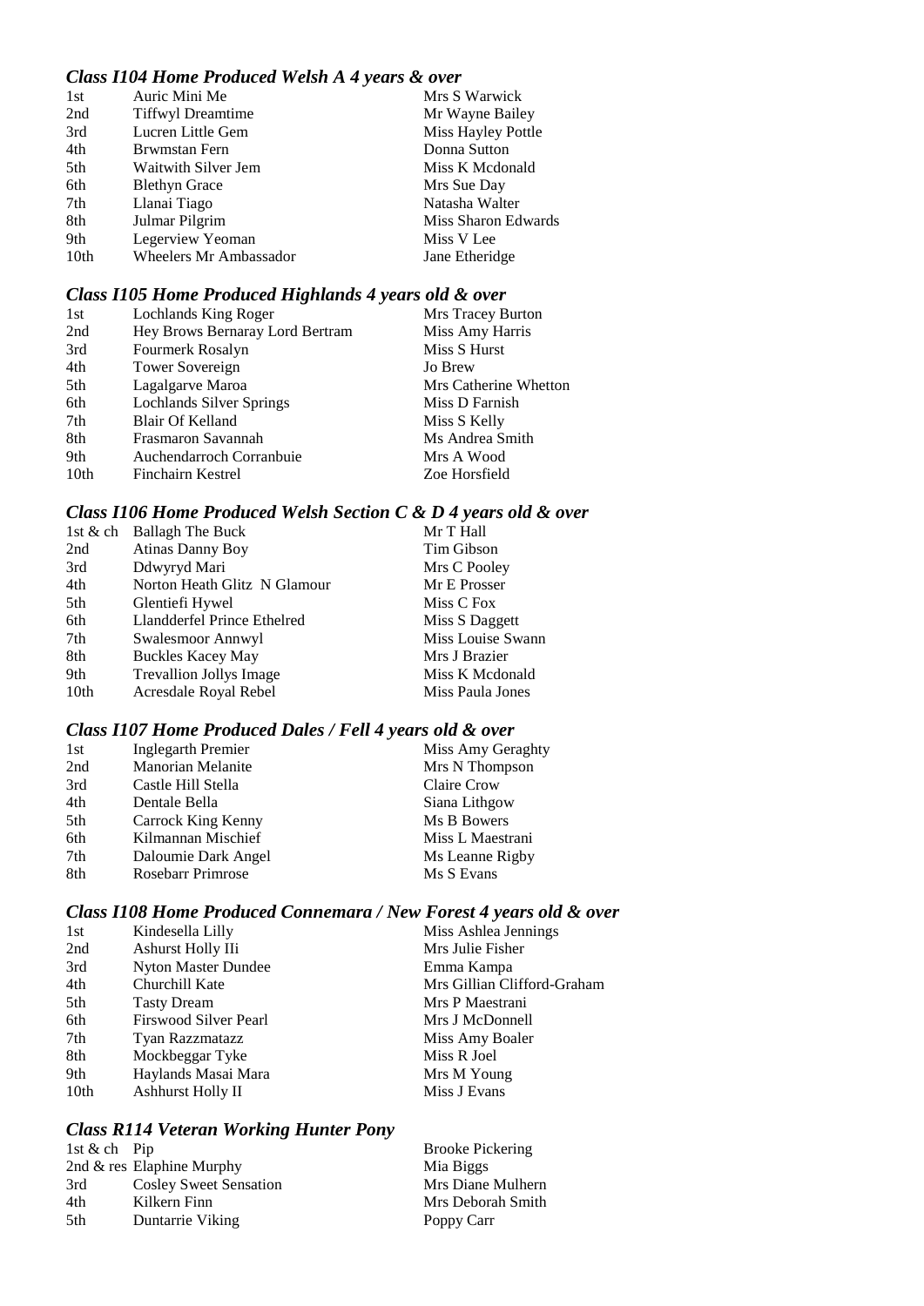### *Class I104 Home Produced Welsh A 4 years & over*

| | | |
|---|---|---|
| 1st | Auric Mini Me | Mrs S Warwick |
| 2nd | Tiffwyl Dreamtime | Mr Wayne Bailey |
| 3rd | Lucren Little Gem | Miss Hayley Pottle |
| 4th | Brwmstan Fern | Donna Sutton |
| 5th | Waitwith Silver Jem | Miss K Mcdonald |
| 6th | Blethyn Grace | Mrs Sue Day |
| 7th | Llanai Tiago | Natasha Walter |
| 8th | Julmar Pilgrim | Miss Sharon Edwards |
| 9th | Legerview Yeoman | Miss V Lee |
| 10th | Wheelers Mr Ambassador | Jane Etheridge |

### *Class I105 Home Produced Highlands 4 years old & over*

| | | |
|---|---|---|
| 1st | Lochlands King Roger | Mrs Tracey Burton |
| 2nd | Hey Brows Bernaray Lord Bertram | Miss Amy Harris |
| 3rd | Fourmerk Rosalyn | Miss S Hurst |
| 4th | Tower Sovereign | Jo Brew |
| 5th | Lagalgarve Maroa | Mrs Catherine Whetton |
| 6th | Lochlands Silver Springs | Miss D Farnish |
| 7th | Blair Of Kelland | Miss S Kelly |
| 8th | Frasmaron Savannah | Ms Andrea Smith |
| 9th | Auchendarroch Corranbuie | Mrs A Wood |
| 10th | Finchairn Kestrel | Zoe Horsfield |

### *Class I106 Home Produced Welsh Section C & D 4 years old & over*

| | | |
|---|---|---|
| 1st & ch | Ballagh The Buck | Mr T Hall |
| 2nd | Atinas Danny Boy | Tim Gibson |
| 3rd | Ddwyryd Mari | Mrs C Pooley |
| 4th | Norton Heath Glitz N Glamour | Mr E Prosser |
| 5th | Glentiefi Hywel | Miss C Fox |
| 6th | Llandderfel Prince Ethelred | Miss S Daggett |
| 7th | Swalesmoor Annwyl | Miss Louise Swann |
| 8th | Buckles Kacey May | Mrs J Brazier |
| 9th | Trevallion Jollys Image | Miss K Mcdonald |
| 10th | Acresdale Royal Rebel | Miss Paula Jones |

### *Class I107 Home Produced Dales / Fell 4 years old & over*

| | | |
|---|---|---|
| 1st | Inglegarth Premier | Miss Amy Geraghty |
| 2nd | Manorian Melanite | Mrs N Thompson |
| 3rd | Castle Hill Stella | Claire Crow |
| 4th | Dentale Bella | Siana Lithgow |
| 5th | Carrock King Kenny | Ms B Bowers |
| 6th | Kilmannan Mischief | Miss L Maestrani |
| 7th | Daloumie Dark Angel | Ms Leanne Rigby |
| 8th | Rosebarr Primrose | Ms S Evans |

### *Class I108 Home Produced Connemara / New Forest 4 years old & over*

| | | |
|---|---|---|
| 1st | Kindesella Lilly | Miss Ashlea Jennings |
| 2nd | Ashurst Holly IIi | Mrs Julie Fisher |
| 3rd | Nyton Master Dundee | Emma Kampa |
| 4th | Churchill Kate | Mrs Gillian Clifford-Graham |
| 5th | Tasty Dream | Mrs P Maestrani |
| 6th | Firswood Silver Pearl | Mrs J McDonnell |
| 7th | Tyan Razzmatazz | Miss Amy Boaler |
| 8th | Mockbeggar Tyke | Miss R Joel |
| 9th | Haylands Masai Mara | Mrs M Young |
| 10th | Ashhurst Holly II | Miss J Evans |

### *Class R114 Veteran Working Hunter Pony*

| | | |
|---|---|---|
| 1st & ch | Pip | Brooke Pickering |
| 2nd & res | Elaphine Murphy | Mia Biggs |
| 3rd | Cosley Sweet Sensation | Mrs Diane Mulhern |
| 4th | Kilkern Finn | Mrs Deborah Smith |
| 5th | Duntarrie Viking | Poppy Carr |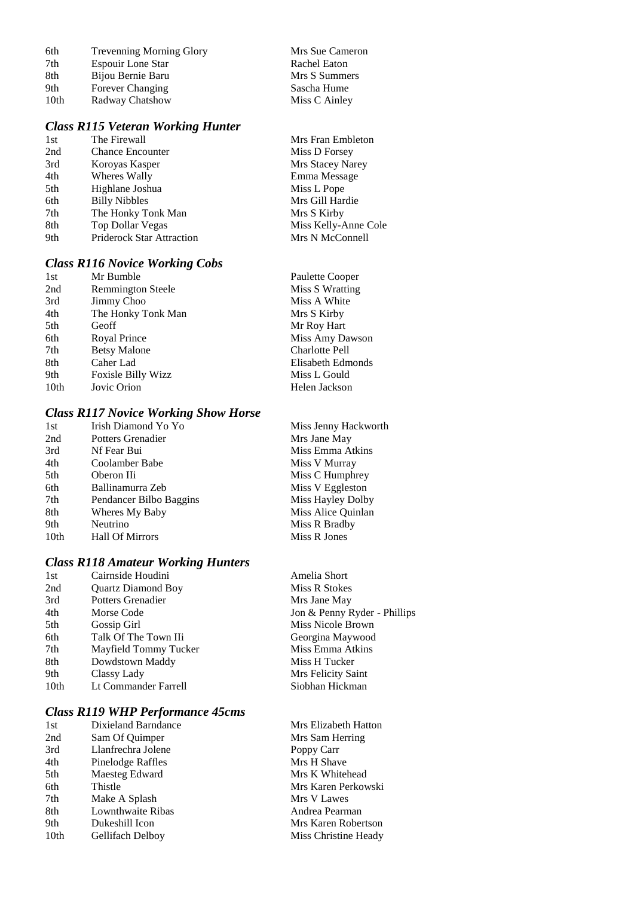| | | |
|---|---|---|
| 6th | Trevenning Morning Glory | Mrs Sue Cameron |
| 7th | Espouir Lone Star | Rachel Eaton |
| 8th | Bijou Bernie Baru | Mrs S Summers |
| 9th | Forever Changing | Sascha Hume |
| 10th | Radway Chatshow | Miss C Ainley |

### *Class R115 Veteran Working Hunter*

| | | |
|---|---|---|
| 1st | The Firewall | Mrs Fran Embleton |
| 2nd | Chance Encounter | Miss D Forsey |
| 3rd | Koroyas Kasper | Mrs Stacey Narey |
| 4th | Wheres Wally | Emma Message |
| 5th | Highlane Joshua | Miss L Pope |
| 6th | Billy Nibbles | Mrs Gill Hardie |
| 7th | The Honky Tonk Man | Mrs S Kirby |
| 8th | Top Dollar Vegas | Miss Kelly-Anne Cole |
| 9th | Priderock Star Attraction | Mrs N McConnell |

### *Class R116 Novice Working Cobs*

| | | |
|---|---|---|
| 1st | Mr Bumble | Paulette Cooper |
| 2nd | Remmington Steele | Miss S Wratting |
| 3rd | Jimmy Choo | Miss A White |
| 4th | The Honky Tonk Man | Mrs S Kirby |
| 5th | Geoff | Mr Roy Hart |
| 6th | Royal Prince | Miss Amy Dawson |
| 7th | Betsy Malone | Charlotte Pell |
| 8th | Caher Lad | Elisabeth Edmonds |
| 9th | Foxisle Billy Wizz | Miss L Gould |
| 10th | Jovic Orion | Helen Jackson |

### *Class R117 Novice Working Show Horse*

| | | |
|---|---|---|
| 1st | Irish Diamond Yo Yo | Miss Jenny Hackworth |
| 2nd | Potters Grenadier | Mrs Jane May |
| 3rd | Nf Fear Bui | Miss Emma Atkins |
| 4th | Coolamber Babe | Miss V Murray |
| 5th | Oberon IIi | Miss C Humphrey |
| 6th | Ballinamurra Zeb | Miss V Eggleston |
| 7th | Pendancer Bilbo Baggins | Miss Hayley Dolby |
| 8th | Wheres My Baby | Miss Alice Quinlan |
| 9th | Neutrino | Miss R Bradby |
| 10th | Hall Of Mirrors | Miss R Jones |

### *Class R118 Amateur Working Hunters*

| | | |
|---|---|---|
| 1st | Cairnside Houdini | Amelia Short |
| 2nd | Quartz Diamond Boy | Miss R Stokes |
| 3rd | Potters Grenadier | Mrs Jane May |
| 4th | Morse Code | Jon & Penny Ryder - Phillips |
| 5th | Gossip Girl | Miss Nicole Brown |
| 6th | Talk Of The Town IIi | Georgina Maywood |
| 7th | Mayfield Tommy Tucker | Miss Emma Atkins |
| 8th | Dowdstown Maddy | Miss H Tucker |
| 9th | Classy Lady | Mrs Felicity Saint |
| 10th | Lt Commander Farrell | Siobhan Hickman |

### *Class R119 WHP Performance 45cms*

| | | |
|---|---|---|
| 1st | Dixieland Barndance | Mrs Elizabeth Hatton |
| 2nd | Sam Of Quimper | Mrs Sam Herring |
| 3rd | Llanfrechra Jolene | Poppy Carr |
| 4th | Pinelodge Raffles | Mrs H Shave |
| 5th | Maesteg Edward | Mrs K Whitehead |
| 6th | Thistle | Mrs Karen Perkowski |
| 7th | Make A Splash | Mrs V Lawes |
| 8th | Lownthwaite Ribas | Andrea Pearman |
| 9th | Dukeshill Icon | Mrs Karen Robertson |
| 10th | Gellifach Delboy | Miss Christine Heady |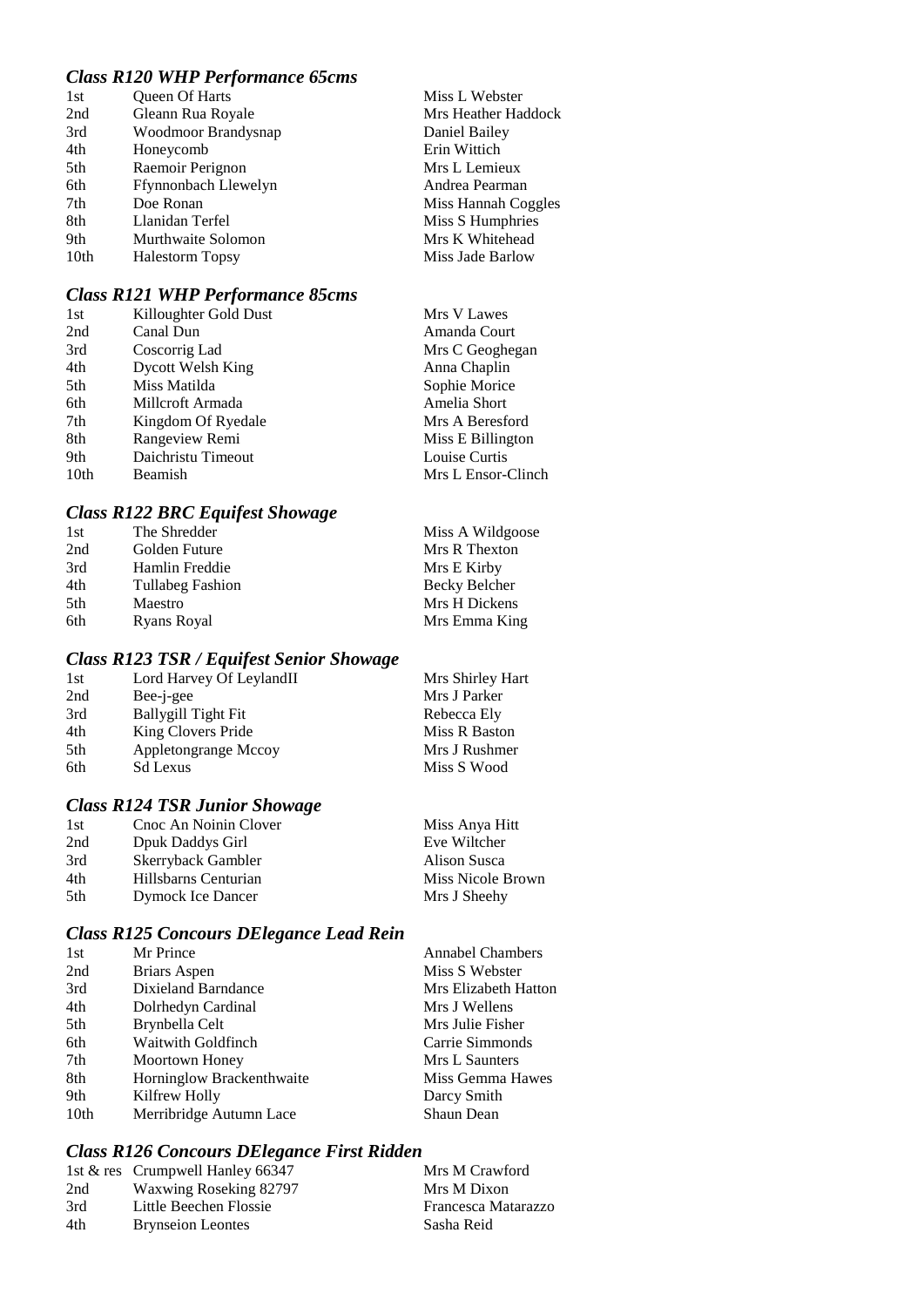### *Class R120 WHP Performance 65cms*

| | | |
|---|---|---|
| 1st | Queen Of Harts | Miss L Webster |
| 2nd | Gleann Rua Royale | Mrs Heather Haddock |
| 3rd | Woodmoor Brandysnap | Daniel Bailey |
| 4th | Honeycomb | Erin Wittich |
| 5th | Raemoir Perignon | Mrs L Lemieux |
| 6th | Ffynnonbach Llewelyn | Andrea Pearman |
| 7th | Doe Ronan | Miss Hannah Coggles |
| 8th | Llanidan Terfel | Miss S Humphries |
| 9th | Murthwaite Solomon | Mrs K Whitehead |
| 10th | Halestorm Topsy | Miss Jade Barlow |

### *Class R121 WHP Performance 85cms*

| | | |
|---|---|---|
| 1st | Killoughter Gold Dust | Mrs V Lawes |
| 2nd | Canal Dun | Amanda Court |
| 3rd | Coscorrig Lad | Mrs C Geoghegan |
| 4th | Dycott Welsh King | Anna Chaplin |
| 5th | Miss Matilda | Sophie Morice |
| 6th | Millcroft Armada | Amelia Short |
| 7th | Kingdom Of Ryedale | Mrs A Beresford |
| 8th | Rangeview Remi | Miss E Billington |
| 9th | Daichristu Timeout | Louise Curtis |
| 10th | Beamish | Mrs L Ensor-Clinch |

### *Class R122 BRC Equifest Showage*

| | | |
|---|---|---|
| 1st | The Shredder | Miss A Wildgoose |
| 2nd | Golden Future | Mrs R Thexton |
| 3rd | Hamlin Freddie | Mrs E Kirby |
| 4th | Tullabeg Fashion | Becky Belcher |
| 5th | Maestro | Mrs H Dickens |
| 6th | Ryans Royal | Mrs Emma King |

### *Class R123 TSR / Equifest Senior Showage*

| | | |
|---|---|---|
| 1st | Lord Harvey Of LeylandII | Mrs Shirley Hart |
| 2nd | Bee-j-gee | Mrs J Parker |
| 3rd | Ballygill Tight Fit | Rebecca Ely |
| 4th | King Clovers Pride | Miss R Baston |
| 5th | Appletongrange Mccoy | Mrs J Rushmer |
| 6th | Sd Lexus | Miss S Wood |

### *Class R124 TSR Junior Showage*

| | | |
|---|---|---|
| 1st | Cnoc An Noinin Clover | Miss Anya Hitt |
| 2nd | Dpuk Daddys Girl | Eve Wiltcher |
| 3rd | Skerryback Gambler | Alison Susca |
| 4th | Hillsbarns Centurian | Miss Nicole Brown |
| 5th | Dymock Ice Dancer | Mrs J Sheehy |

### *Class R125 Concours DElegance Lead Rein*

| | | |
|---|---|---|
| 1st | Mr Prince | Annabel Chambers |
| 2nd | Briars Aspen | Miss S Webster |
| 3rd | Dixieland Barndance | Mrs Elizabeth Hatton |
| 4th | Dolrhedyn Cardinal | Mrs J Wellens |
| 5th | Brynbella Celt | Mrs Julie Fisher |
| 6th | Waitwith Goldfinch | Carrie Simmonds |
| 7th | Moortown Honey | Mrs L Saunters |
| 8th | Horninglow Brackenthwaite | Miss Gemma Hawes |
| 9th | Kilfrew Holly | Darcy Smith |
| 10th | Merribridge Autumn Lace | Shaun Dean |

### *Class R126 Concours DElegance First Ridden*

| | | |
|---|---|---|
| 1st & res | Crumpwell Hanley 66347 | Mrs M Crawford |
| 2nd | Waxwing Roseking 82797 | Mrs M Dixon |
| 3rd | Little Beechen Flossie | Francesca Matarazzo |
| 4th | Brynseion Leontes | Sasha Reid |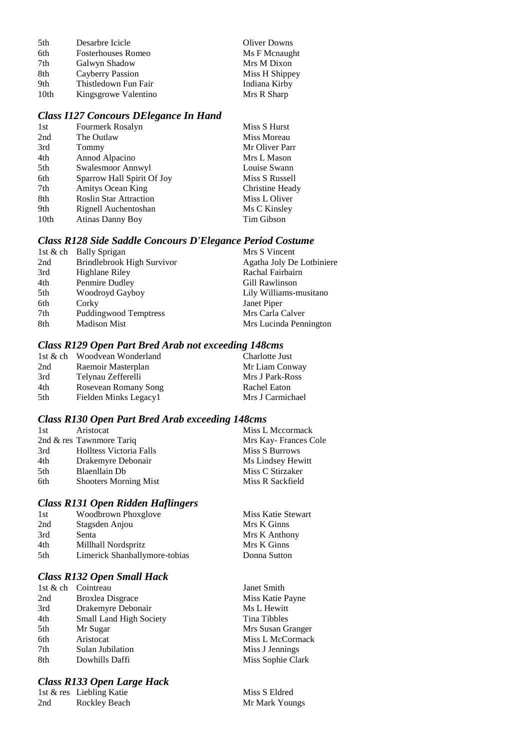| | | |
|---|---|---|
| 5th | Desarbre Icicle | Oliver Downs |
| 6th | Fosterhouses Romeo | Ms F Mcnaught |
| 7th | Galwyn Shadow | Mrs M Dixon |
| 8th | Cayberry Passion | Miss H Shippey |
| 9th | Thistledown Fun Fair | Indiana Kirby |
| 10th | Kingsgrowe Valentino | Mrs R Sharp |

### *Class I127 Concours DElegance In Hand*

| | | |
|---|---|---|
| 1st | Fourmerk Rosalyn | Miss S Hurst |
| 2nd | The Outlaw | Miss Moreau |
| 3rd | Tommy | Mr Oliver Parr |
| 4th | Annod Alpacino | Mrs L Mason |
| 5th | Swalesmoor Annwyl | Louise Swann |
| 6th | Sparrow Hall Spirit Of Joy | Miss S Russell |
| 7th | Amitys Ocean King | Christine Heady |
| 8th | Roslin Star Attraction | Miss L Oliver |
| 9th | Rignell Auchentoshan | Ms C Kinsley |
| 10th | Atinas Danny Boy | Tim Gibson |

### *Class R128 Side Saddle Concours D'Elegance Period Costume*

| | | |
|---|---|---|
| 1st & ch | Bally Sprigan | Mrs S Vincent |
| 2nd | Brindlebrook High Survivor | Agatha Joly De Lotbiniere |
| 3rd | Highlane Riley | Rachal Fairbairn |
| 4th | Penmire Dudley | Gill Rawlinson |
| 5th | Woodroyd Gayboy | Lily Williams-musitano |
| 6th | Corky | Janet Piper |
| 7th | Puddingwood Temptress | Mrs Carla Calver |
| 8th | Madison Mist | Mrs Lucinda Pennington |

### *Class R129 Open Part Bred Arab not exceeding 148cms*

| | | |
|---|---|---|
| 1st & ch | Woodvean Wonderland | Charlotte Just |
| 2nd | Raemoir Masterplan | Mr Liam Conway |
| 3rd | Telynau Zefferelli | Mrs J Park-Ross |
| 4th | Rosevean Romany Song | Rachel Eaton |
| 5th | Fielden Minks Legacy1 | Mrs J Carmichael |

### *Class R130 Open Part Bred Arab exceeding 148cms*

| | | |
|---|---|---|
| 1st | Aristocat | Miss L Mccormack |
| 2nd & res | Tawnmore Tariq | Mrs Kay- Frances Cole |
| 3rd | Holltess Victoria Falls | Miss S Burrows |
| 4th | Drakemyre Debonair | Ms Lindsey Hewitt |
| 5th | Blaenllain Db | Miss C Stirzaker |
| 6th | Shooters Morning Mist | Miss R Sackfield |

### *Class R131 Open Ridden Haflingers*

| | | |
|---|---|---|
| 1st | Woodbrown Phoxglove | Miss Katie Stewart |
| 2nd | Stagsden Anjou | Mrs K Ginns |
| 3rd | Senta | Mrs K Anthony |
| 4th | Millhall Nordspritz | Mrs K Ginns |
| 5th | Limerick Shanballymore-tobias | Donna Sutton |

### *Class R132 Open Small Hack*

| | | |
|---|---|---|
| 1st & ch | Cointreau | Janet Smith |
| 2nd | Broxlea Disgrace | Miss Katie Payne |
| 3rd | Drakemyre Debonair | Ms L Hewitt |
| 4th | Small Land High Society | Tina Tibbles |
| 5th | Mr Sugar | Mrs Susan Granger |
| 6th | Aristocat | Miss L McCormack |
| 7th | Sulan Jubilation | Miss J Jennings |
| 8th | Dowhills Daffi | Miss Sophie Clark |

### *Class R133 Open Large Hack*

| | | |
|---|---|---|
| 1st & res | Liebling Katie | Miss S Eldred |
| 2nd | Rockley Beach | Mr Mark Youngs |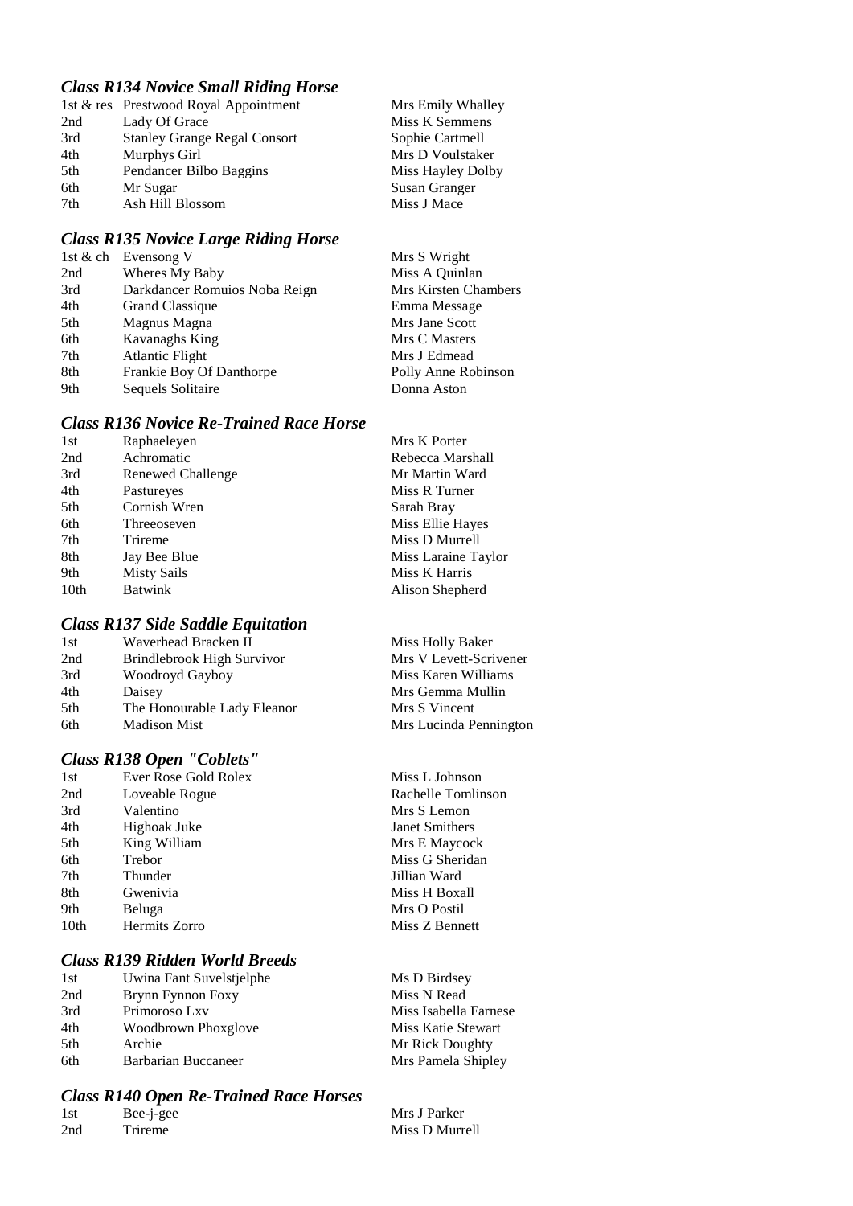### *Class R134 Novice Small Riding Horse*

| | | |
|---|---|---|
| 1st & res | Prestwood Royal Appointment | Mrs Emily Whalley |
| 2nd | Lady Of Grace | Miss K Semmens |
| 3rd | Stanley Grange Regal Consort | Sophie Cartmell |
| 4th | Murphys Girl | Mrs D Voulstaker |
| 5th | Pendancer Bilbo Baggins | Miss Hayley Dolby |
| 6th | Mr Sugar | Susan Granger |
| 7th | Ash Hill Blossom | Miss J Mace |

### *Class R135 Novice Large Riding Horse*

| | | |
|---|---|---|
| 1st & ch | Evensong V | Mrs S Wright |
| 2nd | Wheres My Baby | Miss A Quinlan |
| 3rd | Darkdancer Romuios Noba Reign | Mrs Kirsten Chambers |
| 4th | Grand Classique | Emma Message |
| 5th | Magnus Magna | Mrs Jane Scott |
| 6th | Kavanaghs King | Mrs C Masters |
| 7th | Atlantic Flight | Mrs J Edmead |
| 8th | Frankie Boy Of Danthorpe | Polly Anne Robinson |
| 9th | Sequels Solitaire | Donna Aston |

### *Class R136 Novice Re-Trained Race Horse*

| | | |
|---|---|---|
| 1st | Raphaeleyen | Mrs K Porter |
| 2nd | Achromatic | Rebecca Marshall |
| 3rd | Renewed Challenge | Mr Martin Ward |
| 4th | Pastureyes | Miss R Turner |
| 5th | Cornish Wren | Sarah Bray |
| 6th | Threeoseven | Miss Ellie Hayes |
| 7th | Trireme | Miss D Murrell |
| 8th | Jay Bee Blue | Miss Laraine Taylor |
| 9th | Misty Sails | Miss K Harris |
| 10th | Batwink | Alison Shepherd |

### *Class R137 Side Saddle Equitation*

| | | |
|---|---|---|
| 1st | Waverhead Bracken II | Miss Holly Baker |
| 2nd | Brindlebrook High Survivor | Mrs V Levett-Scrivener |
| 3rd | Woodroyd Gayboy | Miss Karen Williams |
| 4th | Daisey | Mrs Gemma Mullin |
| 5th | The Honourable Lady Eleanor | Mrs S Vincent |
| 6th | Madison Mist | Mrs Lucinda Pennington |

### *Class R138 Open "Coblets"*

| | | |
|---|---|---|
| 1st | Ever Rose Gold Rolex | Miss L Johnson |
| 2nd | Loveable Rogue | Rachelle Tomlinson |
| 3rd | Valentino | Mrs S Lemon |
| 4th | Highoak Juke | Janet Smithers |
| 5th | King William | Mrs E Maycock |
| 6th | Trebor | Miss G Sheridan |
| 7th | Thunder | Jillian Ward |
| 8th | Gwenivia | Miss H Boxall |
| 9th | Beluga | Mrs O Postil |
| 10th | Hermits Zorro | Miss Z Bennett |

### *Class R139 Ridden World Breeds*

| | | |
|---|---|---|
| 1st | Uwina Fant Suvelstjelphe | Ms D Birdsey |
| 2nd | Brynn Fynnon Foxy | Miss N Read |
| 3rd | Primoroso Lxv | Miss Isabella Farnese |
| 4th | Woodbrown Phoxglove | Miss Katie Stewart |
| 5th | Archie | Mr Rick Doughty |
| 6th | Barbarian Buccaneer | Mrs Pamela Shipley |

### *Class R140 Open Re-Trained Race Horses*

| | | |
|---|---|---|
| 1st | Bee-j-gee | Mrs J Parker |
| 2nd | Trireme | Miss D Murrell |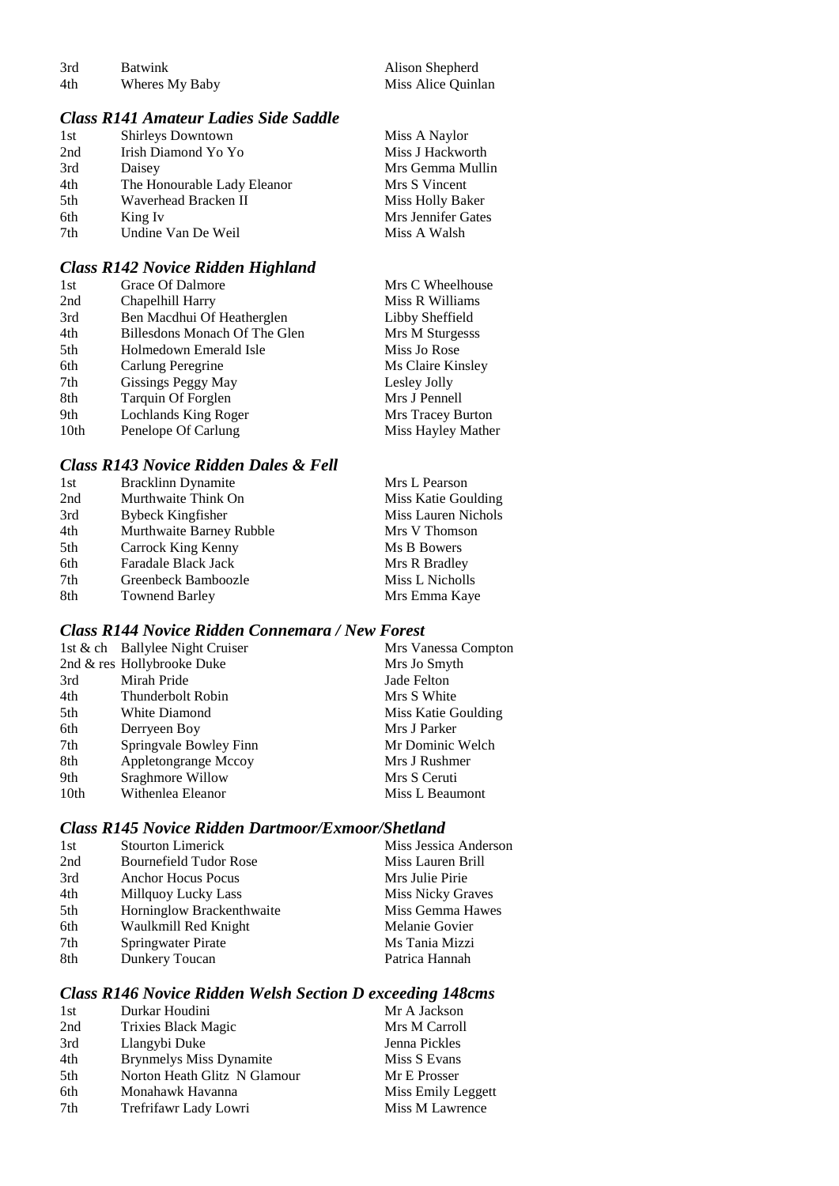| | | |
|---|---|---|
| 3rd | Batwink | Alison Shepherd |
| 4th | Wheres My Baby | Miss Alice Quinlan |

### *Class R141 Amateur Ladies Side Saddle*

| | | |
|---|---|---|
| 1st | Shirleys Downtown | Miss A Naylor |
| 2nd | Irish Diamond Yo Yo | Miss J Hackworth |
| 3rd | Daisey | Mrs Gemma Mullin |
| 4th | The Honourable Lady Eleanor | Mrs S Vincent |
| 5th | Waverhead Bracken II | Miss Holly Baker |
| 6th | King Iv | Mrs Jennifer Gates |
| 7th | Undine Van De Weil | Miss A Walsh |

### *Class R142 Novice Ridden Highland*

| | | |
|---|---|---|
| 1st | Grace Of Dalmore | Mrs C Wheelhouse |
| 2nd | Chapelhill Harry | Miss R Williams |
| 3rd | Ben Macdhui Of Heatherglen | Libby Sheffield |
| 4th | Billesdons Monach Of The Glen | Mrs M Sturgesss |
| 5th | Holmedown Emerald Isle | Miss Jo Rose |
| 6th | Carlung Peregrine | Ms Claire Kinsley |
| 7th | Gissings Peggy May | Lesley Jolly |
| 8th | Tarquin Of Forglen | Mrs J Pennell |
| 9th | Lochlands King Roger | Mrs Tracey Burton |
| 10th | Penelope Of Carlung | Miss Hayley Mather |

### *Class R143 Novice Ridden Dales & Fell*

| | | |
|---|---|---|
| 1st | Bracklinn Dynamite | Mrs L Pearson |
| 2nd | Murthwaite Think On | Miss Katie Goulding |
| 3rd | Bybeck Kingfisher | Miss Lauren Nichols |
| 4th | Murthwaite Barney Rubble | Mrs V Thomson |
| 5th | Carrock King Kenny | Ms B Bowers |
| 6th | Faradale Black Jack | Mrs R Bradley |
| 7th | Greenbeck Bamboozle | Miss L Nicholls |
| 8th | Townend Barley | Mrs Emma Kaye |

### *Class R144 Novice Ridden Connemara / New Forest*

| | | |
|---|---|---|
| 1st & ch | Ballylee Night Cruiser | Mrs Vanessa Compton |
| 2nd & res | Hollybrooke Duke | Mrs Jo Smyth |
| 3rd | Mirah Pride | Jade Felton |
| 4th | Thunderbolt Robin | Mrs S White |
| 5th | White Diamond | Miss Katie Goulding |
| 6th | Derryeen Boy | Mrs J Parker |
| 7th | Springvale Bowley Finn | Mr Dominic Welch |
| 8th | Appletongrange Mccoy | Mrs J Rushmer |
| 9th | Sraghmore Willow | Mrs S Ceruti |
| 10th | Withenlea Eleanor | Miss L Beaumont |

### *Class R145 Novice Ridden Dartmoor/Exmoor/Shetland*

| | | |
|---|---|---|
| 1st | Stourton Limerick | Miss Jessica Anderson |
| 2nd | Bournefield Tudor Rose | Miss Lauren Brill |
| 3rd | Anchor Hocus Pocus | Mrs Julie Pirie |
| 4th | Millquoy Lucky Lass | Miss Nicky Graves |
| 5th | Horninglow Brackenthwaite | Miss Gemma Hawes |
| 6th | Waulkmill Red Knight | Melanie Govier |
| 7th | Springwater Pirate | Ms Tania Mizzi |
| 8th | Dunkery Toucan | Patrica Hannah |

### *Class R146 Novice Ridden Welsh Section D exceeding 148cms*

| | | |
|---|---|---|
| 1st | Durkar Houdini | Mr A Jackson |
| 2nd | Trixies Black Magic | Mrs M Carroll |
| 3rd | Llangybi Duke | Jenna Pickles |
| 4th | Brynmelys Miss Dynamite | Miss S Evans |
| 5th | Norton Heath Glitz N Glamour | Mr E Prosser |
| 6th | Monahawk Havanna | Miss Emily Leggett |
| 7th | Trefrifawr Lady Lowri | Miss M Lawrence |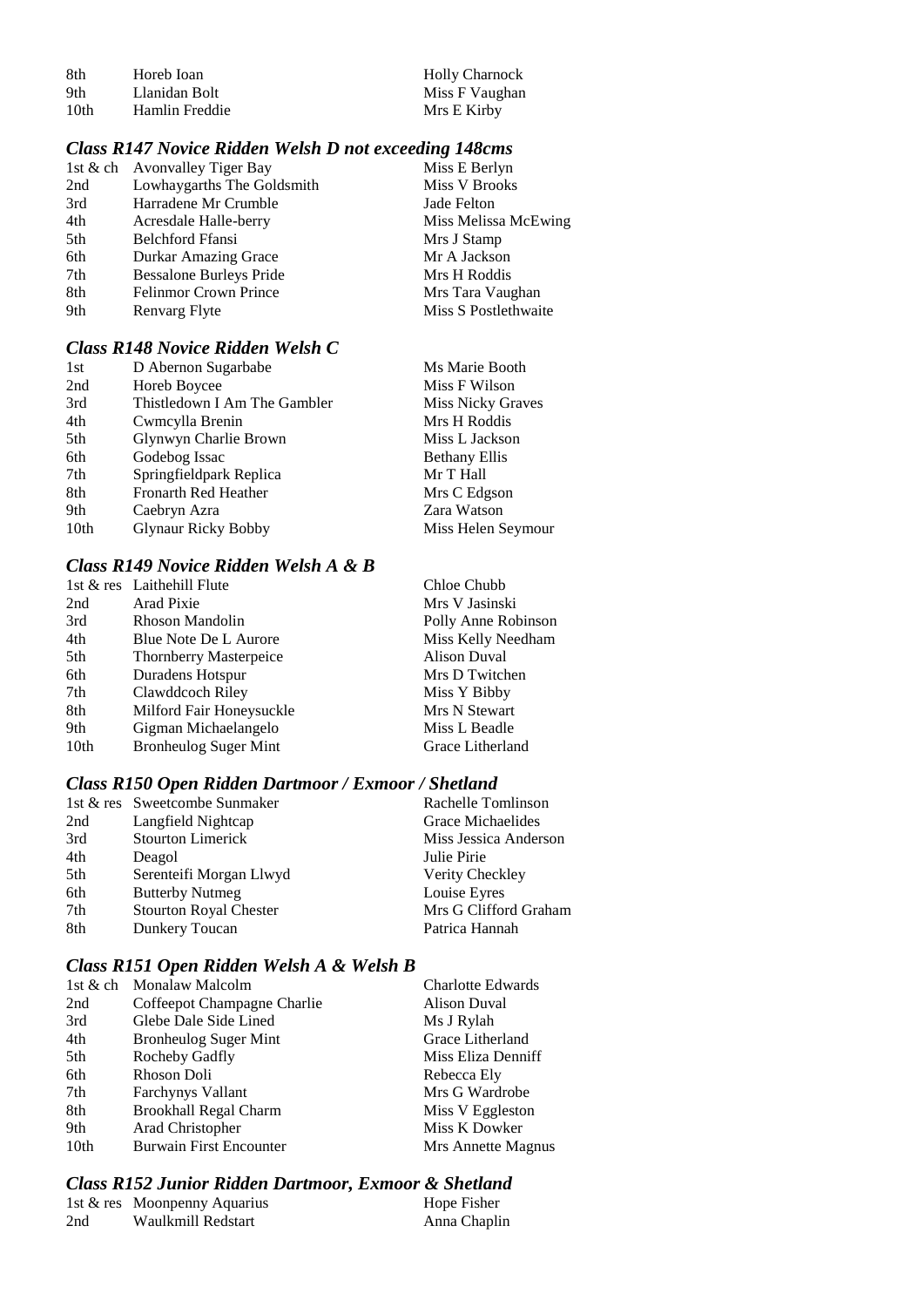| | | |
|---|---|---|
| 8th | Horeb Ioan | Holly Charnock |
| 9th | Llanidan Bolt | Miss F Vaughan |
| 10th | Hamlin Freddie | Mrs E Kirby |

### *Class R147 Novice Ridden Welsh D not exceeding 148cms*

| | | |
|---|---|---|
| 1st & ch | Avonvalley Tiger Bay | Miss E Berlyn |
| 2nd | Lowhaygarths The Goldsmith | Miss V Brooks |
| 3rd | Harradene Mr Crumble | Jade Felton |
| 4th | Acresdale Halle-berry | Miss Melissa McEwing |
| 5th | Belchford Ffansi | Mrs J Stamp |
| 6th | Durkar Amazing Grace | Mr A Jackson |
| 7th | Bessalone Burleys Pride | Mrs H Roddis |
| 8th | Felinmor Crown Prince | Mrs Tara Vaughan |
| 9th | Renvarg Flyte | Miss S Postlethwaite |

### *Class R148 Novice Ridden Welsh C*

| | | |
|---|---|---|
| 1st | D Abernon Sugarbabe | Ms Marie Booth |
| 2nd | Horeb Boycee | Miss F Wilson |
| 3rd | Thistledown I Am The Gambler | Miss Nicky Graves |
| 4th | Cwmcylla Brenin | Mrs H Roddis |
| 5th | Glynwyn Charlie Brown | Miss L Jackson |
| 6th | Godebog Issac | Bethany Ellis |
| 7th | Springfieldpark Replica | Mr T Hall |
| 8th | Fronarth Red Heather | Mrs C Edgson |
| 9th | Caebryn Azra | Zara Watson |
| 10th | Glynaur Ricky Bobby | Miss Helen Seymour |

### *Class R149 Novice Ridden Welsh A & B*

| | | |
|---|---|---|
| 1st & res | Laithehill Flute | Chloe Chubb |
| 2nd | Arad Pixie | Mrs V Jasinski |
| 3rd | Rhoson Mandolin | Polly Anne Robinson |
| 4th | Blue Note De L Aurore | Miss Kelly Needham |
| 5th | Thornberry Masterpeice | Alison Duval |
| 6th | Duradens Hotspur | Mrs D Twitchen |
| 7th | Clawddcoch Riley | Miss Y Bibby |
| 8th | Milford Fair Honeysuckle | Mrs N Stewart |
| 9th | Gigman Michaelangelo | Miss L Beadle |
| 10th | Bronheulog Suger Mint | Grace Litherland |

### *Class R150 Open Ridden Dartmoor / Exmoor / Shetland*

| | | |
|---|---|---|
| 1st & res | Sweetcombe Sunmaker | Rachelle Tomlinson |
| 2nd | Langfield Nightcap | Grace Michaelides |
| 3rd | Stourton Limerick | Miss Jessica Anderson |
| 4th | Deagol | Julie Pirie |
| 5th | Serenteifi Morgan Llwyd | Verity Checkley |
| 6th | Butterby Nutmeg | Louise Eyres |
| 7th | Stourton Royal Chester | Mrs G Clifford Graham |
| 8th | Dunkery Toucan | Patrica Hannah |

### *Class R151 Open Ridden Welsh A & Welsh B*

| | | |
|---|---|---|
| 1st & ch | Monalaw Malcolm | Charlotte Edwards |
| 2nd | Coffeepot Champagne Charlie | Alison Duval |
| 3rd | Glebe Dale Side Lined | Ms J Rylah |
| 4th | Bronheulog Suger Mint | Grace Litherland |
| 5th | Rocheby Gadfly | Miss Eliza Denniff |
| 6th | Rhoson Doli | Rebecca Ely |
| 7th | Farchynys Vallant | Mrs G Wardrobe |
| 8th | Brookhall Regal Charm | Miss V Eggleston |
| 9th | Arad Christopher | Miss K Dowker |
| 10th | Burwain First Encounter | Mrs Annette Magnus |

### *Class R152 Junior Ridden Dartmoor, Exmoor & Shetland*

| | | |
|---|---|---|
| 1st & res | Moonpenny Aquarius | Hope Fisher |
| 2nd | Waulkmill Redstart | Anna Chaplin |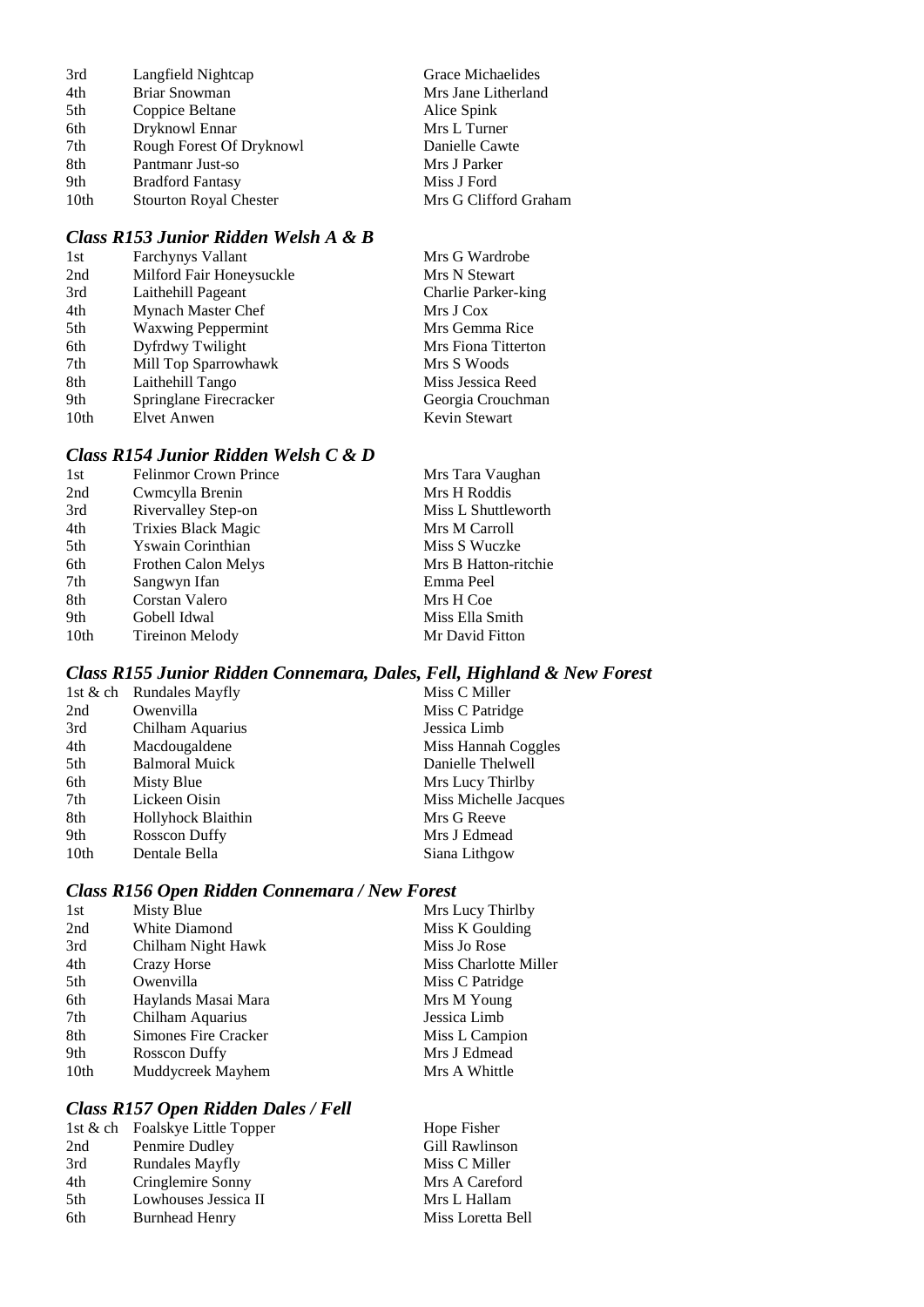| | | |
|---|---|---|
| 3rd | Langfield Nightcap | Grace Michaelides |
| 4th | Briar Snowman | Mrs Jane Litherland |
| 5th | Coppice Beltane | Alice Spink |
| 6th | Dryknowl Ennar | Mrs L Turner |
| 7th | Rough Forest Of Dryknowl | Danielle Cawte |
| 8th | Pantmanr Just-so | Mrs J Parker |
| 9th | Bradford Fantasy | Miss J Ford |
| 10th | Stourton Royal Chester | Mrs G Clifford Graham |

### *Class R153 Junior Ridden Welsh A & B*

| | | |
|---|---|---|
| 1st | Farchynys Vallant | Mrs G Wardrobe |
| 2nd | Milford Fair Honeysuckle | Mrs N Stewart |
| 3rd | Laithehill Pageant | Charlie Parker-king |
| 4th | Mynach Master Chef | Mrs J Cox |
| 5th | Waxwing Peppermint | Mrs Gemma Rice |
| 6th | Dyfrdwy Twilight | Mrs Fiona Titterton |
| 7th | Mill Top Sparrowhawk | Mrs S Woods |
| 8th | Laithehill Tango | Miss Jessica Reed |
| 9th | Springlane Firecracker | Georgia Crouchman |
| 10th | Elvet Anwen | Kevin Stewart |

### *Class R154 Junior Ridden Welsh C & D*

| | | |
|---|---|---|
| 1st | Felinmor Crown Prince | Mrs Tara Vaughan |
| 2nd | Cwmcylla Brenin | Mrs H Roddis |
| 3rd | Rivervalley Step-on | Miss L Shuttleworth |
| 4th | Trixies Black Magic | Mrs M Carroll |
| 5th | Yswain Corinthian | Miss S Wuczke |
| 6th | Frothen Calon Melys | Mrs B Hatton-ritchie |
| 7th | Sangwyn Ifan | Emma Peel |
| 8th | Corstan Valero | Mrs H Coe |
| 9th | Gobell Idwal | Miss Ella Smith |
| 10th | Tireinon Melody | Mr David Fitton |

### *Class R155 Junior Ridden Connemara, Dales, Fell, Highland & New Forest*

| | | |
|---|---|---|
| 1st & ch | Rundales Mayfly | Miss C Miller |
| 2nd | Owenvilla | Miss C Patridge |
| 3rd | Chilham Aquarius | Jessica Limb |
| 4th | Macdougaldene | Miss Hannah Coggles |
| 5th | Balmoral Muick | Danielle Thelwell |
| 6th | Misty Blue | Mrs Lucy Thirlby |
| 7th | Lickeen Oisin | Miss Michelle Jacques |
| 8th | Hollyhock Blaithin | Mrs G Reeve |
| 9th | Rosscon Duffy | Mrs J Edmead |
| 10th | Dentale Bella | Siana Lithgow |

### *Class R156 Open Ridden Connemara / New Forest*

| | | |
|---|---|---|
| 1st | Misty Blue | Mrs Lucy Thirlby |
| 2nd | White Diamond | Miss K Goulding |
| 3rd | Chilham Night Hawk | Miss Jo Rose |
| 4th | Crazy Horse | Miss Charlotte Miller |
| 5th | Owenvilla | Miss C Patridge |
| 6th | Haylands Masai Mara | Mrs M Young |
| 7th | Chilham Aquarius | Jessica Limb |
| 8th | Simones Fire Cracker | Miss L Campion |
| 9th | Rosscon Duffy | Mrs J Edmead |
| 10th | Muddycreek Mayhem | Mrs A Whittle |

### *Class R157 Open Ridden Dales / Fell*

| | | |
|---|---|---|
| 1st & ch | Foalskye Little Topper | Hope Fisher |
| 2nd | Penmire Dudley | Gill Rawlinson |
| 3rd | Rundales Mayfly | Miss C Miller |
| 4th | Cringlemire Sonny | Mrs A Careford |
| 5th | Lowhouses Jessica II | Mrs L Hallam |
| 6th | Burnhead Henry | Miss Loretta Bell |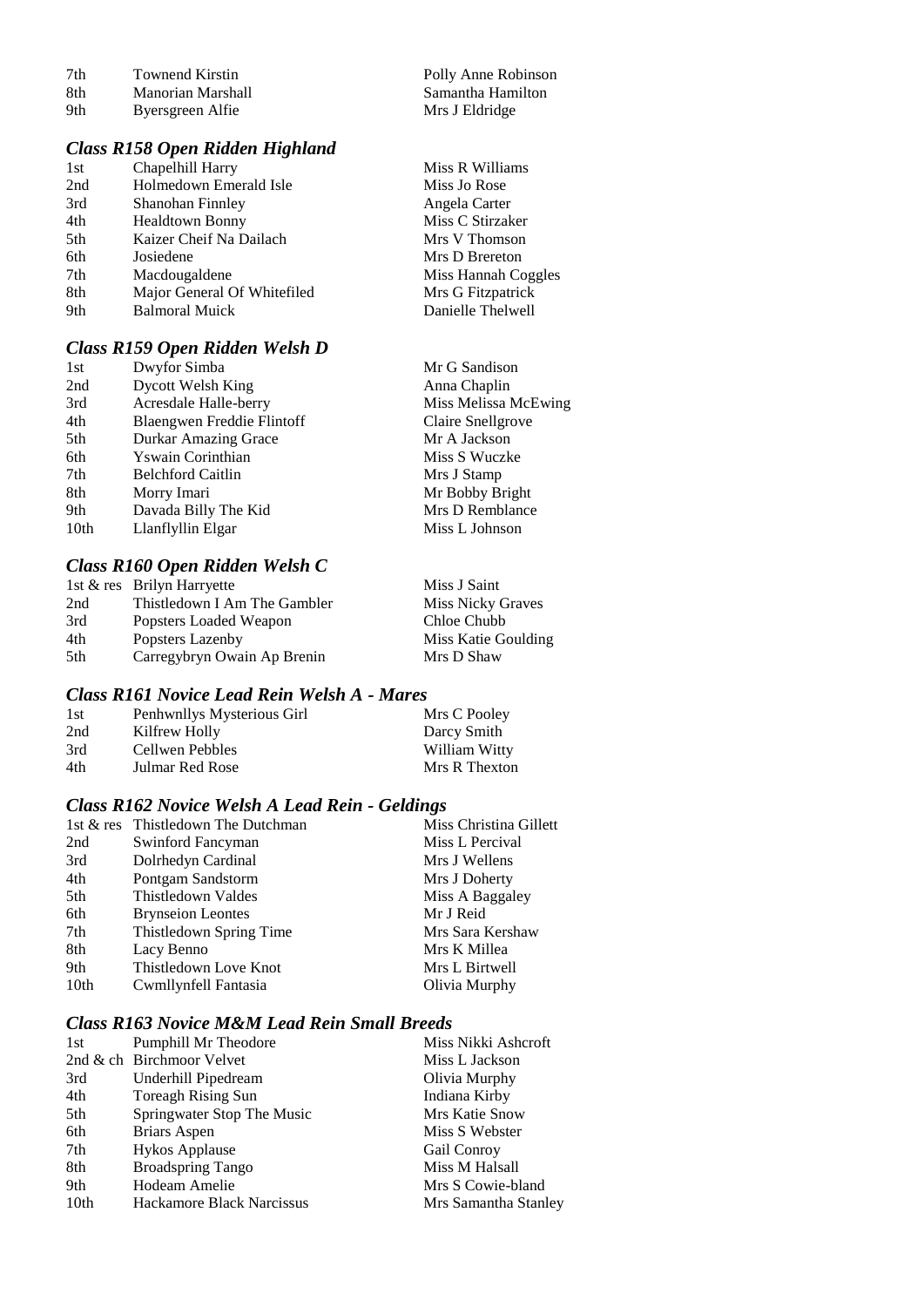| | | |
|---|---|---|
| 7th | Townend Kirstin | Polly Anne Robinson |
| 8th | Manorian Marshall | Samantha Hamilton |
| 9th | Byersgreen Alfie | Mrs J Eldridge |

### *Class R158 Open Ridden Highland*

| | | |
|---|---|---|
| 1st | Chapelhill Harry | Miss R Williams |
| 2nd | Holmedown Emerald Isle | Miss Jo Rose |
| 3rd | Shanohan Finnley | Angela Carter |
| 4th | Healdtown Bonny | Miss C Stirzaker |
| 5th | Kaizer Cheif Na Dailach | Mrs V Thomson |
| 6th | Josiedene | Mrs D Brereton |
| 7th | Macdougaldene | Miss Hannah Coggles |
| 8th | Major General Of Whitefiled | Mrs G Fitzpatrick |
| 9th | Balmoral Muick | Danielle Thelwell |

### *Class R159 Open Ridden Welsh D*

| | | |
|---|---|---|
| 1st | Dwyfor Simba | Mr G Sandison |
| 2nd | Dycott Welsh King | Anna Chaplin |
| 3rd | Acresdale Halle-berry | Miss Melissa McEwing |
| 4th | Blaengwen Freddie Flintoff | Claire Snellgrove |
| 5th | Durkar Amazing Grace | Mr A Jackson |
| 6th | Yswain Corinthian | Miss S Wuczke |
| 7th | Belchford Caitlin | Mrs J Stamp |
| 8th | Morry Imari | Mr Bobby Bright |
| 9th | Davada Billy The Kid | Mrs D Remblance |
| 10th | Llanfyllin Elgar | Miss L Johnson |

### *Class R160 Open Ridden Welsh C*

| | | |
|---|---|---|
| 1st & res | Brilyn Harryette | Miss J Saint |
| 2nd | Thistledown I Am The Gambler | Miss Nicky Graves |
| 3rd | Popsters Loaded Weapon | Chloe Chubb |
| 4th | Popsters Lazenby | Miss Katie Goulding |
| 5th | Carregybryn Owain Ap Brenin | Mrs D Shaw |

### *Class R161 Novice Lead Rein Welsh A - Mares*

| | | |
|---|---|---|
| 1st | Penhwnllys Mysterious Girl | Mrs C Pooley |
| 2nd | Kilfrew Holly | Darcy Smith |
| 3rd | Cellwen Pebbles | William Witty |
| 4th | Julmar Red Rose | Mrs R Thexton |

### *Class R162 Novice Welsh A Lead Rein - Geldings*

| | | |
|---|---|---|
| 1st & res | Thistledown The Dutchman | Miss Christina Gillett |
| 2nd | Swinford Fancyman | Miss L Percival |
| 3rd | Dolrhedyn Cardinal | Mrs J Wellens |
| 4th | Pontgam Sandstorm | Mrs J Doherty |
| 5th | Thistledown Valdes | Miss A Baggaley |
| 6th | Brynseion Leontes | Mr J Reid |
| 7th | Thistledown Spring Time | Mrs Sara Kershaw |
| 8th | Lacy Benno | Mrs K Millea |
| 9th | Thistledown Love Knot | Mrs L Birtwell |
| 10th | Cwmllynfell Fantasia | Olivia Murphy |

### *Class R163 Novice M&M Lead Rein Small Breeds*

| | | |
|---|---|---|
| 1st | Pumphill Mr Theodore | Miss Nikki Ashcroft |
| 2nd & ch | Birchmoor Velvet | Miss L Jackson |
| 3rd | Underhill Pipedream | Olivia Murphy |
| 4th | Toreagh Rising Sun | Indiana Kirby |
| 5th | Springwater Stop The Music | Mrs Katie Snow |
| 6th | Briars Aspen | Miss S Webster |
| 7th | Hykos Applause | Gail Conroy |
| 8th | Broadspring Tango | Miss M Halsall |
| 9th | Hodeam Amelie | Mrs S Cowie-bland |
| 10th | Hackamore Black Narcissus | Mrs Samantha Stanley |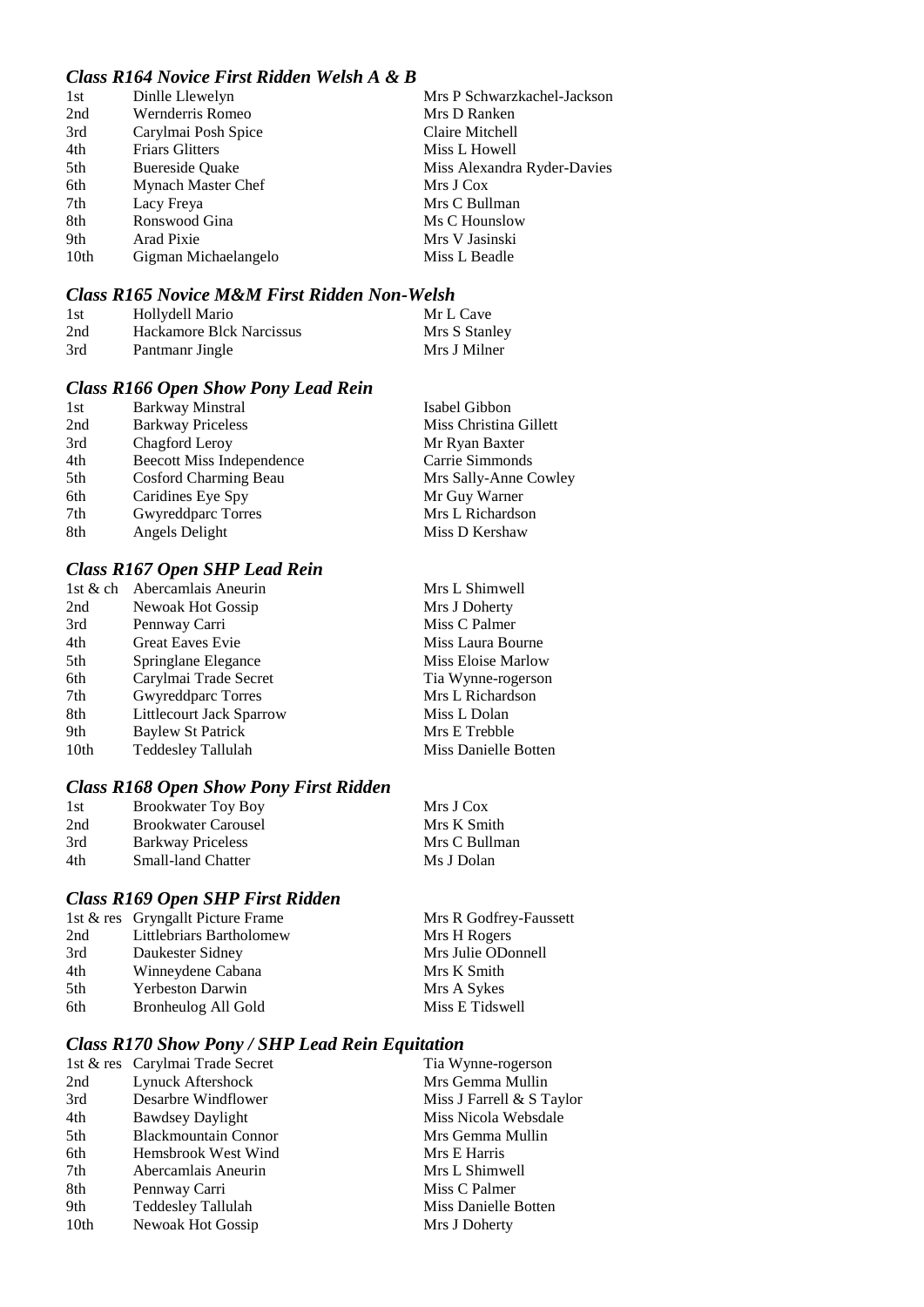### *Class R164 Novice First Ridden Welsh A & B*

| | | |
|---|---|---|
| 1st | Dinlle Llewelyn | Mrs P Schwarzkachel-Jackson |
| 2nd | Wernderris Romeo | Mrs D Ranken |
| 3rd | Carylmai Posh Spice | Claire Mitchell |
| 4th | Friars Glitters | Miss L Howell |
| 5th | Buereside Quake | Miss Alexandra Ryder-Davies |
| 6th | Mynach Master Chef | Mrs J Cox |
| 7th | Lacy Freya | Mrs C Bullman |
| 8th | Ronswood Gina | Ms C Hounslow |
| 9th | Arad Pixie | Mrs V Jasinski |
| 10th | Gigman Michaelangelo | Miss L Beadle |

### *Class R165 Novice M&M First Ridden Non-Welsh*

| | | |
|---|---|---|
| 1st | Hollydell Mario | Mr L Cave |
| 2nd | Hackamore Blck Narcissus | Mrs S Stanley |
| 3rd | Pantmanr Jingle | Mrs J Milner |

### *Class R166 Open Show Pony Lead Rein*

| | | |
|---|---|---|
| 1st | Barkway Minstral | Isabel Gibbon |
| 2nd | Barkway Priceless | Miss Christina Gillett |
| 3rd | Chagford Leroy | Mr Ryan Baxter |
| 4th | Beecott Miss Independence | Carrie Simmonds |
| 5th | Cosford Charming Beau | Mrs Sally-Anne Cowley |
| 6th | Caridines Eye Spy | Mr Guy Warner |
| 7th | Gwyreddparc Torres | Mrs L Richardson |
| 8th | Angels Delight | Miss D Kershaw |

### *Class R167 Open SHP Lead Rein*

| | | |
|---|---|---|
| 1st & ch | Abercamlais Aneurin | Mrs L Shimwell |
| 2nd | Newoak Hot Gossip | Mrs J Doherty |
| 3rd | Pennway Carri | Miss C Palmer |
| 4th | Great Eaves Evie | Miss Laura Bourne |
| 5th | Springlane Elegance | Miss Eloise Marlow |
| 6th | Carylmai Trade Secret | Tia Wynne-rogerson |
| 7th | Gwyreddparc Torres | Mrs L Richardson |
| 8th | Littlecourt Jack Sparrow | Miss L Dolan |
| 9th | Baylew St Patrick | Mrs E Trebble |
| 10th | Teddesley Tallulah | Miss Danielle Botten |

### *Class R168 Open Show Pony First Ridden*

| | | |
|---|---|---|
| 1st | Brookwater Toy Boy | Mrs J Cox |
| 2nd | Brookwater Carousel | Mrs K Smith |
| 3rd | Barkway Priceless | Mrs C Bullman |
| 4th | Small-land Chatter | Ms J Dolan |

### *Class R169 Open SHP First Ridden*

| | | |
|---|---|---|
| 1st & res | Gryngallt Picture Frame | Mrs R Godfrey-Faussett |
| 2nd | Littlebriars Bartholomew | Mrs H Rogers |
| 3rd | Daukester Sidney | Mrs Julie ODonnell |
| 4th | Winneydene Cabana | Mrs K Smith |
| 5th | Yerbeston Darwin | Mrs A Sykes |
| 6th | Bronheulog All Gold | Miss E Tidswell |

### *Class R170 Show Pony / SHP Lead Rein Equitation*

| | | |
|---|---|---|
| 1st & res | Carylmai Trade Secret | Tia Wynne-rogerson |
| 2nd | Lynuck Aftershock | Mrs Gemma Mullin |
| 3rd | Desarbre Windflower | Miss J Farrell & S Taylor |
| 4th | Bawdsey Daylight | Miss Nicola Websdale |
| 5th | Blackmountain Connor | Mrs Gemma Mullin |
| 6th | Hemsbrook West Wind | Mrs E Harris |
| 7th | Abercamlais Aneurin | Mrs L Shimwell |
| 8th | Pennway Carri | Miss C Palmer |
| 9th | Teddesley Tallulah | Miss Danielle Botten |
| 10th | Newoak Hot Gossip | Mrs J Doherty |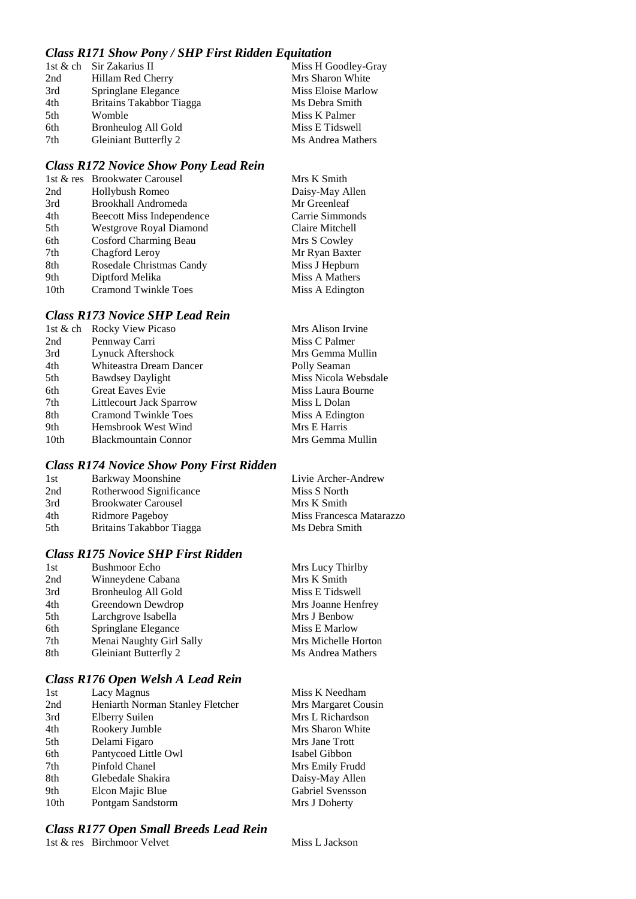### *Class R171 Show Pony / SHP First Ridden Equitation*

| | | |
|---|---|---|
| 1st & ch | Sir Zakarius II | Miss H Goodley-Gray |
| 2nd | Hillam Red Cherry | Mrs Sharon White |
| 3rd | Springlane Elegance | Miss Eloise Marlow |
| 4th | Britains Takabbor Tiagga | Ms Debra Smith |
| 5th | Womble | Miss K Palmer |
| 6th | Bronheulog All Gold | Miss E Tidswell |
| 7th | Gleiniant Butterfly 2 | Ms Andrea Mathers |

### *Class R172 Novice Show Pony Lead Rein*

| | | |
|---|---|---|
| 1st & res | Brookwater Carousel | Mrs K Smith |
| 2nd | Hollybush Romeo | Daisy-May Allen |
| 3rd | Brookhall Andromeda | Mr Greenleaf |
| 4th | Beecott Miss Independence | Carrie Simmonds |
| 5th | Westgrove Royal Diamond | Claire Mitchell |
| 6th | Cosford Charming Beau | Mrs S Cowley |
| 7th | Chagford Leroy | Mr Ryan Baxter |
| 8th | Rosedale Christmas Candy | Miss J Hepburn |
| 9th | Diptford Melika | Miss A Mathers |
| 10th | Cramond Twinkle Toes | Miss A Edington |

### *Class R173 Novice SHP Lead Rein*

| | | |
|---|---|---|
| 1st & ch | Rocky View Picaso | Mrs Alison Irvine |
| 2nd | Pennway Carri | Miss C Palmer |
| 3rd | Lynuck Aftershock | Mrs Gemma Mullin |
| 4th | Whiteastra Dream Dancer | Polly Seaman |
| 5th | Bawdsey Daylight | Miss Nicola Websdale |
| 6th | Great Eaves Evie | Miss Laura Bourne |
| 7th | Littlecourt Jack Sparrow | Miss L Dolan |
| 8th | Cramond Twinkle Toes | Miss A Edington |
| 9th | Hemsbrook West Wind | Mrs E Harris |
| 10th | Blackmountain Connor | Mrs Gemma Mullin |

### *Class R174 Novice Show Pony First Ridden*

| | | |
|---|---|---|
| 1st | Barkway Moonshine | Livie Archer-Andrew |
| 2nd | Rotherwood Significance | Miss S North |
| 3rd | Brookwater Carousel | Mrs K Smith |
| 4th | Ridmore Pageboy | Miss Francesca Matarazzo |
| 5th | Britains Takabbor Tiagga | Ms Debra Smith |

### *Class R175 Novice SHP First Ridden*

| | | |
|---|---|---|
| 1st | Bushmoor Echo | Mrs Lucy Thirlby |
| 2nd | Winneydene Cabana | Mrs K Smith |
| 3rd | Bronheulog All Gold | Miss E Tidswell |
| 4th | Greendown Dewdrop | Mrs Joanne Henfrey |
| 5th | Larchgrove Isabella | Mrs J Benbow |
| 6th | Springlane Elegance | Miss E Marlow |
| 7th | Menai Naughty Girl Sally | Mrs Michelle Horton |
| 8th | Gleiniant Butterfly 2 | Ms Andrea Mathers |

### *Class R176 Open Welsh A Lead Rein*

| | | |
|---|---|---|
| 1st | Lacy Magnus | Miss K Needham |
| 2nd | Heniarth Norman Stanley Fletcher | Mrs Margaret Cousin |
| 3rd | Elberry Suilen | Mrs L Richardson |
| 4th | Rookery Jumble | Mrs Sharon White |
| 5th | Delami Figaro | Mrs Jane Trott |
| 6th | Pantycoed Little Owl | Isabel Gibbon |
| 7th | Pinfold Chanel | Mrs Emily Frudd |
| 8th | Glebedale Shakira | Daisy-May Allen |
| 9th | Elcon Majic Blue | Gabriel Svensson |
| 10th | Pontgam Sandstorm | Mrs J Doherty |

### *Class R177 Open Small Breeds Lead Rein*

| | | |
|---|---|---|
| 1st & res | Birchmoor Velvet | Miss L Jackson |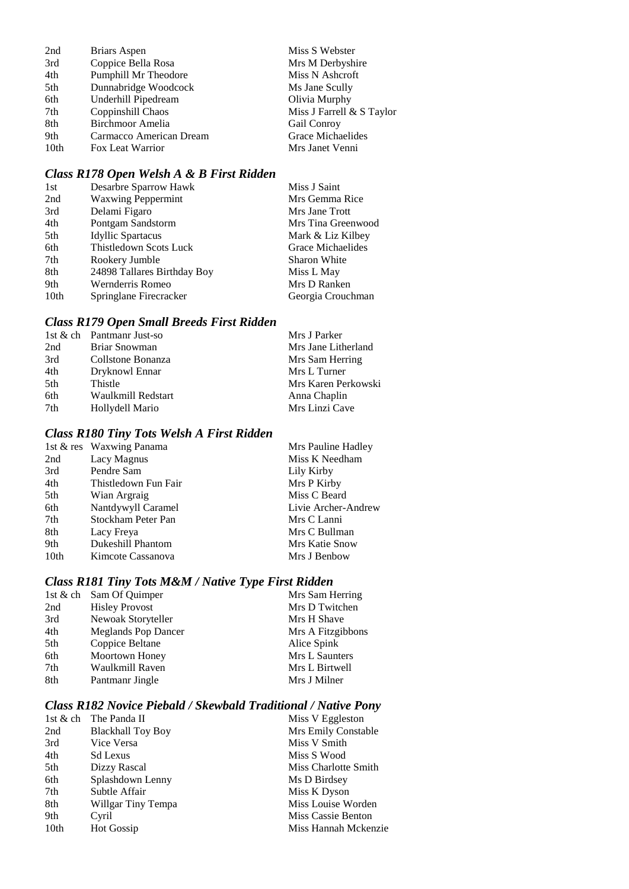| | | |
|---|---|---|
| 2nd | Briars Aspen | Miss S Webster |
| 3rd | Coppice Bella Rosa | Mrs M Derbyshire |
| 4th | Pumphill Mr Theodore | Miss N Ashcroft |
| 5th | Dunnabridge Woodcock | Ms Jane Scully |
| 6th | Underhill Pipedream | Olivia Murphy |
| 7th | Coppinshill Chaos | Miss J Farrell & S Taylor |
| 8th | Birchmoor Amelia | Gail Conroy |
| 9th | Carmacco American Dream | Grace Michaelides |
| 10th | Fox Leat Warrior | Mrs Janet Venni |

### *Class R178 Open Welsh A & B First Ridden*

| | | |
|---|---|---|
| 1st | Desarbre Sparrow Hawk | Miss J Saint |
| 2nd | Waxwing Peppermint | Mrs Gemma Rice |
| 3rd | Delami Figaro | Mrs Jane Trott |
| 4th | Pontgam Sandstorm | Mrs Tina Greenwood |
| 5th | Idyllic Spartacus | Mark & Liz Kilbey |
| 6th | Thistledown Scots Luck | Grace Michaelides |
| 7th | Rookery Jumble | Sharon White |
| 8th | 24898 Tallares Birthday Boy | Miss L May |
| 9th | Wernderris Romeo | Mrs D Ranken |
| 10th | Springlane Firecracker | Georgia Crouchman |

### *Class R179 Open Small Breeds First Ridden*

| | | |
|---|---|---|
| 1st & ch | Pantmanr Just-so | Mrs J Parker |
| 2nd | Briar Snowman | Mrs Jane Litherland |
| 3rd | Collstone Bonanza | Mrs Sam Herring |
| 4th | Dryknowl Ennar | Mrs L Turner |
| 5th | Thistle | Mrs Karen Perkowski |
| 6th | Waulkmill Redstart | Anna Chaplin |
| 7th | Hollydell Mario | Mrs Linzi Cave |

### *Class R180 Tiny Tots Welsh A First Ridden*

| | | |
|---|---|---|
| 1st & res | Waxwing Panama | Mrs Pauline Hadley |
| 2nd | Lacy Magnus | Miss K Needham |
| 3rd | Pendre Sam | Lily Kirby |
| 4th | Thistledown Fun Fair | Mrs P Kirby |
| 5th | Wian Argraig | Miss C Beard |
| 6th | Nantdywyll Caramel | Livie Archer-Andrew |
| 7th | Stockham Peter Pan | Mrs C Lanni |
| 8th | Lacy Freya | Mrs C Bullman |
| 9th | Dukeshill Phantom | Mrs Katie Snow |
| 10th | Kimcote Cassanova | Mrs J Benbow |

### *Class R181 Tiny Tots M&M / Native Type First Ridden*

| | | |
|---|---|---|
| 1st & ch | Sam Of Quimper | Mrs Sam Herring |
| 2nd | Hisley Provost | Mrs D Twitchen |
| 3rd | Newoak Storyteller | Mrs H Shave |
| 4th | Meglands Pop Dancer | Mrs A Fitzgibbons |
| 5th | Coppice Beltane | Alice Spink |
| 6th | Moortown Honey | Mrs L Saunters |
| 7th | Waulkmill Raven | Mrs L Birtwell |
| 8th | Pantmanr Jingle | Mrs J Milner |

### *Class R182 Novice Piebald / Skewbald Traditional / Native Pony*

| | | |
|---|---|---|
| 1st & ch | The Panda II | Miss V Eggleston |
| 2nd | Blackhall Toy Boy | Mrs Emily Constable |
| 3rd | Vice Versa | Miss V Smith |
| 4th | Sd Lexus | Miss S Wood |
| 5th | Dizzy Rascal | Miss Charlotte Smith |
| 6th | Splashdown Lenny | Ms D Birdsey |
| 7th | Subtle Affair | Miss K Dyson |
| 8th | Willgar Tiny Tempa | Miss Louise Worden |
| 9th | Cyril | Miss Cassie Benton |
| 10th | Hot Gossip | Miss Hannah Mckenzie |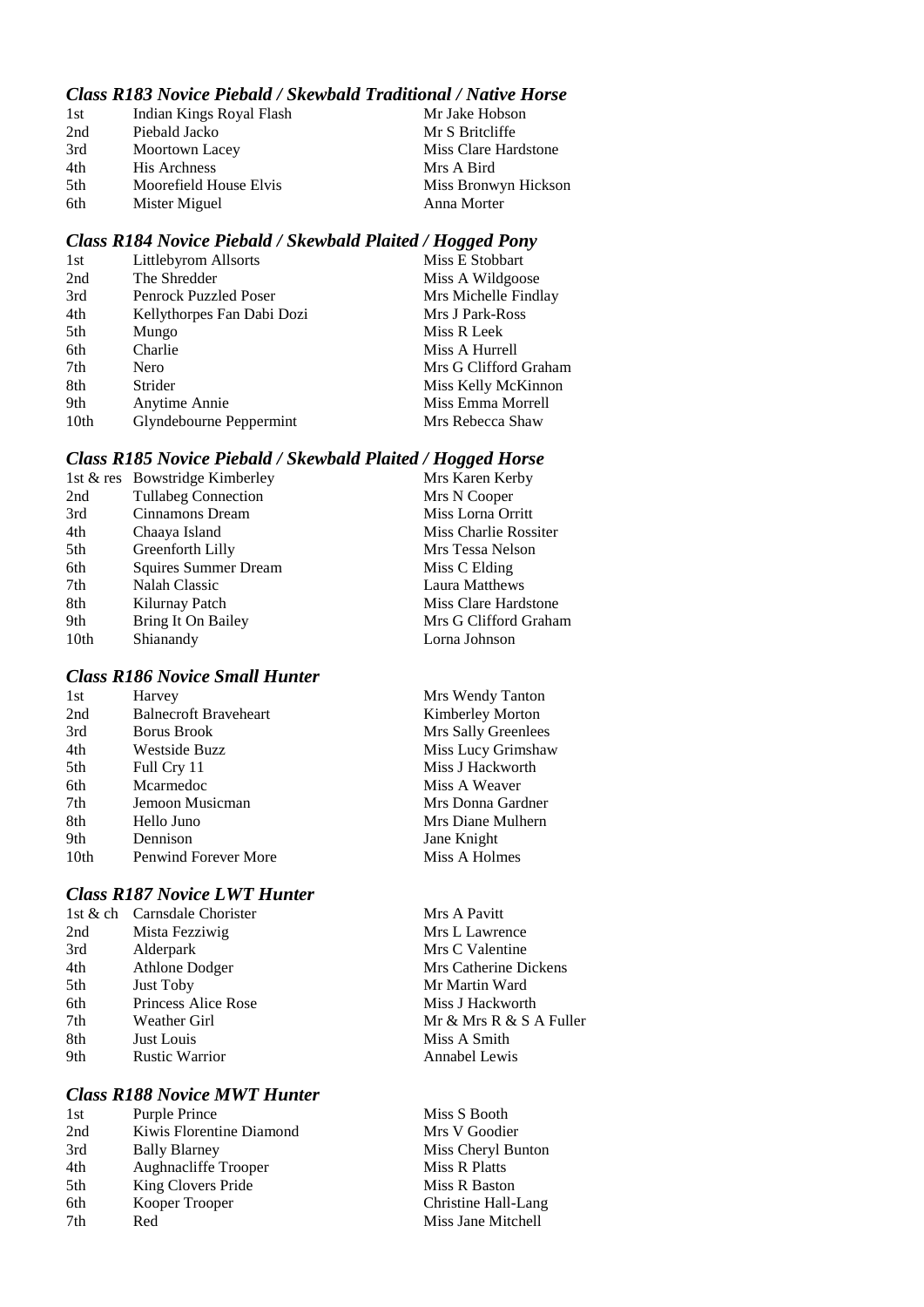### *Class R183 Novice Piebald / Skewbald Traditional / Native Horse*

| | | |
|---|---|---|
| 1st | Indian Kings Royal Flash | Mr Jake Hobson |
| 2nd | Piebald Jacko | Mr S Britcliffe |
| 3rd | Moortown Lacey | Miss Clare Hardstone |
| 4th | His Archness | Mrs A Bird |
| 5th | Moorefield House Elvis | Miss Bronwyn Hickson |
| 6th | Mister Miguel | Anna Morter |

### *Class R184 Novice Piebald / Skewbald Plaited / Hogged Pony*

| | | |
|---|---|---|
| 1st | Littlebyrom Allsorts | Miss E Stobbart |
| 2nd | The Shredder | Miss A Wildgoose |
| 3rd | Penrock Puzzled Poser | Mrs Michelle Findlay |
| 4th | Kellythorpes Fan Dabi Dozi | Mrs J Park-Ross |
| 5th | Mungo | Miss R Leek |
| 6th | Charlie | Miss A Hurrell |
| 7th | Nero | Mrs G Clifford Graham |
| 8th | Strider | Miss Kelly McKinnon |
| 9th | Anytime Annie | Miss Emma Morrell |
| 10th | Glyndebourne Peppermint | Mrs Rebecca Shaw |

### *Class R185 Novice Piebald / Skewbald Plaited / Hogged Horse*

| | | |
|---|---|---|
| 1st & res | Bowstridge Kimberley | Mrs Karen Kerby |
| 2nd | Tullabeg Connection | Mrs N Cooper |
| 3rd | Cinnamons Dream | Miss Lorna Orritt |
| 4th | Chaaya Island | Miss Charlie Rossiter |
| 5th | Greenforth Lilly | Mrs Tessa Nelson |
| 6th | Squires Summer Dream | Miss C Elding |
| 7th | Nalah Classic | Laura Matthews |
| 8th | Kilurnay Patch | Miss Clare Hardstone |
| 9th | Bring It On Bailey | Mrs G Clifford Graham |
| 10th | Shianandy | Lorna Johnson |

### *Class R186 Novice Small Hunter*

| | | |
|---|---|---|
| 1st | Harvey | Mrs Wendy Tanton |
| 2nd | Balnecroft Braveheart | Kimberley Morton |
| 3rd | Borus Brook | Mrs Sally Greenlees |
| 4th | Westside Buzz | Miss Lucy Grimshaw |
| 5th | Full Cry 11 | Miss J Hackworth |
| 6th | Mcarmedoc | Miss A Weaver |
| 7th | Jemoon Musicman | Mrs Donna Gardner |
| 8th | Hello Juno | Mrs Diane Mulhern |
| 9th | Dennison | Jane Knight |
| 10th | Penwind Forever More | Miss A Holmes |

### *Class R187 Novice LWT Hunter*

| | | |
|---|---|---|
| 1st & ch | Carnsdale Chorister | Mrs A Pavitt |
| 2nd | Mista Fezziwig | Mrs L Lawrence |
| 3rd | Alderpark | Mrs C Valentine |
| 4th | Athlone Dodger | Mrs Catherine Dickens |
| 5th | Just Toby | Mr Martin Ward |
| 6th | Princess Alice Rose | Miss J Hackworth |
| 7th | Weather Girl | Mr & Mrs R & S A Fuller |
| 8th | Just Louis | Miss A Smith |
| 9th | Rustic Warrior | Annabel Lewis |

### *Class R188 Novice MWT Hunter*

| | | |
|---|---|---|
| 1st | Purple Prince | Miss S Booth |
| 2nd | Kiwis Florentine Diamond | Mrs V Goodier |
| 3rd | Bally Blarney | Miss Cheryl Bunton |
| 4th | Aughnacliffe Trooper | Miss R Platts |
| 5th | King Clovers Pride | Miss R Baston |
| 6th | Kooper Trooper | Christine Hall-Lang |
| 7th | Red | Miss Jane Mitchell |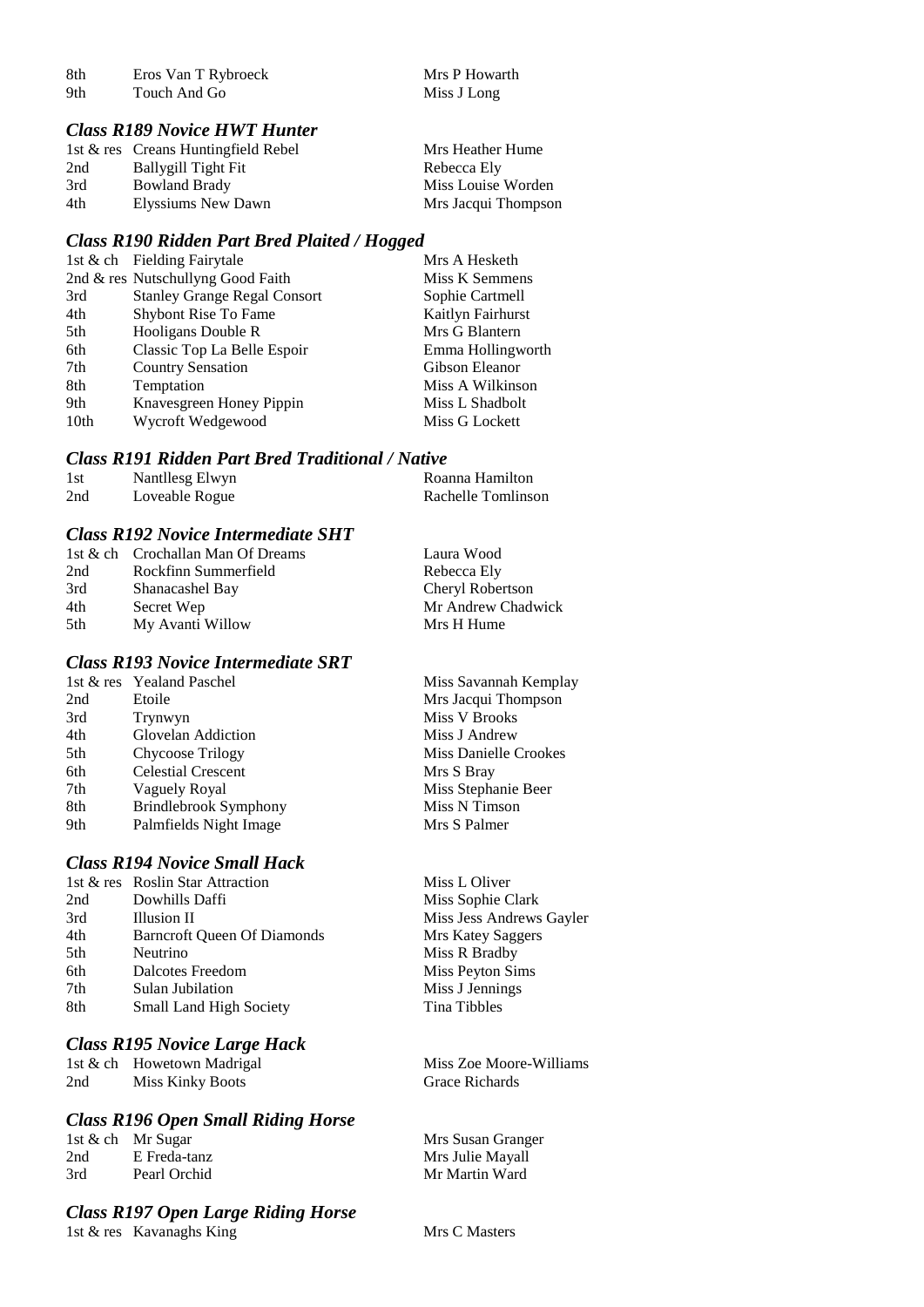| | | |
|---|---|---|
| 8th | Eros Van T Rybroeck | Mrs P Howarth |
| 9th | Touch And Go | Miss J Long |

### *Class R189 Novice HWT Hunter*

| | | |
|---|---|---|
| 1st & res | Creans Huntingfield Rebel | Mrs Heather Hume |
| 2nd | Ballygill Tight Fit | Rebecca Ely |
| 3rd | Bowland Brady | Miss Louise Worden |
| 4th | Elyssiums New Dawn | Mrs Jacqui Thompson |

### *Class R190 Ridden Part Bred Plaited / Hogged*

| | | |
|---|---|---|
| 1st & ch | Fielding Fairytale | Mrs A Hesketh |
| 2nd & res | Nutschullyng Good Faith | Miss K Semmens |
| 3rd | Stanley Grange Regal Consort | Sophie Cartmell |
| 4th | Shybont Rise To Fame | Kaitlyn Fairhurst |
| 5th | Hooligans Double R | Mrs G Blantern |
| 6th | Classic Top La Belle Espoir | Emma Hollingworth |
| 7th | Country Sensation | Gibson Eleanor |
| 8th | Temptation | Miss A Wilkinson |
| 9th | Knavesgreen Honey Pippin | Miss L Shadbolt |
| 10th | Wycroft Wedgewood | Miss G Lockett |

### *Class R191 Ridden Part Bred Traditional / Native*

| | | |
|---|---|---|
| 1st | Nantllesg Elwyn | Roanna Hamilton |
| 2nd | Loveable Rogue | Rachelle Tomlinson |

### *Class R192 Novice Intermediate SHT*

| | | |
|---|---|---|
| 1st & ch | Crochallan Man Of Dreams | Laura Wood |
| 2nd | Rockfinn Summerfield | Rebecca Ely |
| 3rd | Shanacashel Bay | Cheryl Robertson |
| 4th | Secret Wep | Mr Andrew Chadwick |
| 5th | My Avanti Willow | Mrs H Hume |

### *Class R193 Novice Intermediate SRT*

| | | |
|---|---|---|
| 1st & res | Yealand Paschel | Miss Savannah Kemplay |
| 2nd | Etoile | Mrs Jacqui Thompson |
| 3rd | Trynwyn | Miss V Brooks |
| 4th | Glovelan Addiction | Miss J Andrew |
| 5th | Chycoose Trilogy | Miss Danielle Crookes |
| 6th | Celestial Crescent | Mrs S Bray |
| 7th | Vaguely Royal | Miss Stephanie Beer |
| 8th | Brindlebrook Symphony | Miss N Timson |
| 9th | Palmfields Night Image | Mrs S Palmer |

### *Class R194 Novice Small Hack*

| | | |
|---|---|---|
| 1st & res | Roslin Star Attraction | Miss L Oliver |
| 2nd | Dowhills Daffi | Miss Sophie Clark |
| 3rd | Illusion II | Miss Jess Andrews Gayler |
| 4th | Barncroft Queen Of Diamonds | Mrs Katey Saggers |
| 5th | Neutrino | Miss R Bradby |
| 6th | Dalcotes Freedom | Miss Peyton Sims |
| 7th | Sulan Jubilation | Miss J Jennings |
| 8th | Small Land High Society | Tina Tibbles |

### *Class R195 Novice Large Hack*

| | | |
|---|---|---|
| 1st & ch | Howetown Madrigal | Miss Zoe Moore-Williams |
| 2nd | Miss Kinky Boots | Grace Richards |

### *Class R196 Open Small Riding Horse*

| | | |
|---|---|---|
| 1st & ch | Mr Sugar | Mrs Susan Granger |
| 2nd | E Freda-tanz | Mrs Julie Mayall |
| 3rd | Pearl Orchid | Mr Martin Ward |

### *Class R197 Open Large Riding Horse*

| | | |
|---|---|---|
| 1st & res | Kavanaghs King | Mrs C Masters |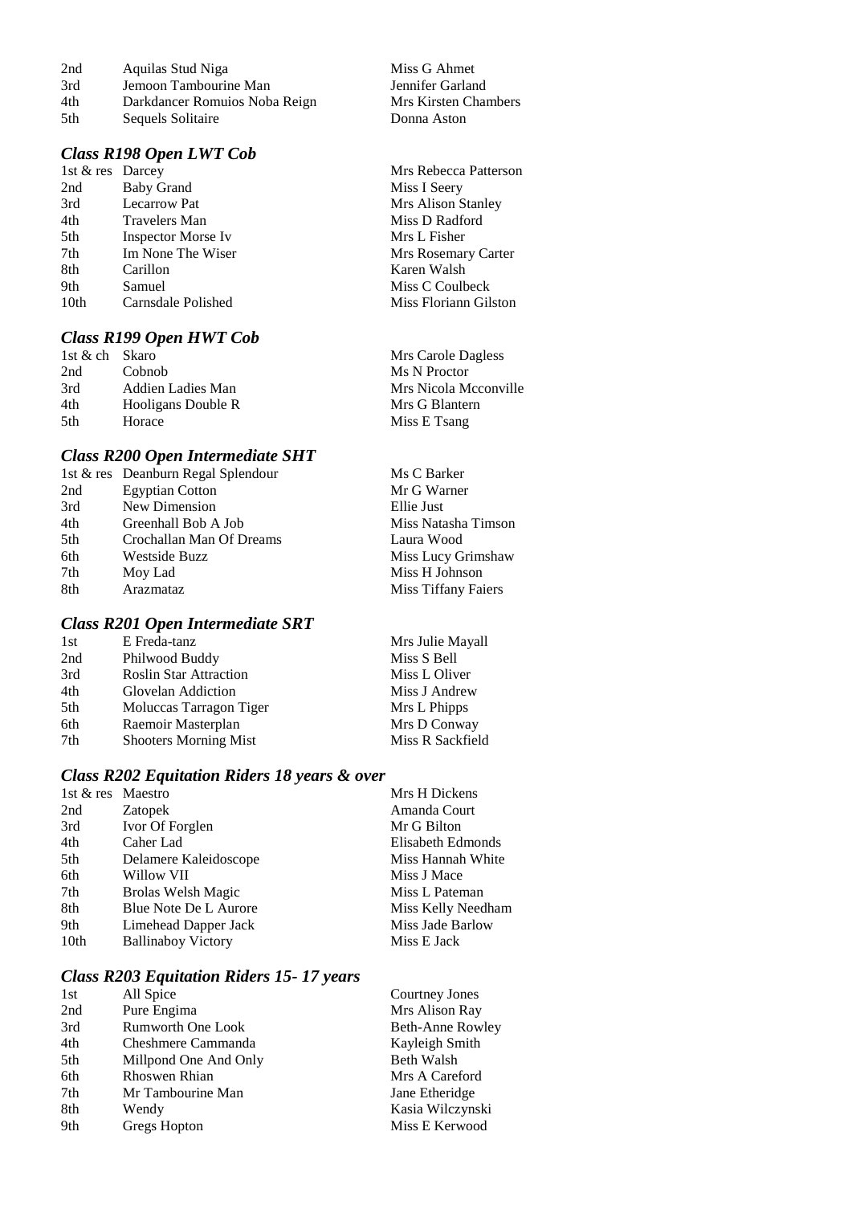| | | |
|---|---|---|
| 2nd | Aquilas Stud Niga | Miss G Ahmet |
| 3rd | Jemoon Tambourine Man | Jennifer Garland |
| 4th | Darkdancer Romuios Noba Reign | Mrs Kirsten Chambers |
| 5th | Sequels Solitaire | Donna Aston |

### *Class R198 Open LWT Cob*

| | | |
|---|---|---|
| 1st & res | Darcey | Mrs Rebecca Patterson |
| 2nd | Baby Grand | Miss I Seery |
| 3rd | Lecarrow Pat | Mrs Alison Stanley |
| 4th | Travelers Man | Miss D Radford |
| 5th | Inspector Morse Iv | Mrs L Fisher |
| 7th | Im None The Wiser | Mrs Rosemary Carter |
| 8th | Carillon | Karen Walsh |
| 9th | Samuel | Miss C Coulbeck |
| 10th | Carnsdale Polished | Miss Floriann Gilston |

### *Class R199 Open HWT Cob*

| | | |
|---|---|---|
| 1st & ch | Skaro | Mrs Carole Dagless |
| 2nd | Cobnob | Ms N Proctor |
| 3rd | Addien Ladies Man | Mrs Nicola Mcconville |
| 4th | Hooligans Double R | Mrs G Blantern |
| 5th | Horace | Miss E Tsang |

### *Class R200 Open Intermediate SHT*

| | | |
|---|---|---|
| 1st & res | Deanburn Regal Splendour | Ms C Barker |
| 2nd | Egyptian Cotton | Mr G Warner |
| 3rd | New Dimension | Ellie Just |
| 4th | Greenhall Bob A Job | Miss Natasha Timson |
| 5th | Crochallan Man Of Dreams | Laura Wood |
| 6th | Westside Buzz | Miss Lucy Grimshaw |
| 7th | Moy Lad | Miss H Johnson |
| 8th | Arazmataz | Miss Tiffany Faiers |

### *Class R201 Open Intermediate SRT*

| | | |
|---|---|---|
| 1st | E Freda-tanz | Mrs Julie Mayall |
| 2nd | Philwood Buddy | Miss S Bell |
| 3rd | Roslin Star Attraction | Miss L Oliver |
| 4th | Glovelan Addiction | Miss J Andrew |
| 5th | Moluccas Tarragon Tiger | Mrs L Phipps |
| 6th | Raemoir Masterplan | Mrs D Conway |
| 7th | Shooters Morning Mist | Miss R Sackfield |

### *Class R202 Equitation Riders 18 years & over*

| | | |
|---|---|---|
| 1st & res | Maestro | Mrs H Dickens |
| 2nd | Zatopek | Amanda Court |
| 3rd | Ivor Of Forglen | Mr G Bilton |
| 4th | Caher Lad | Elisabeth Edmonds |
| 5th | Delamere Kaleidoscope | Miss Hannah White |
| 6th | Willow VII | Miss J Mace |
| 7th | Brolas Welsh Magic | Miss L Pateman |
| 8th | Blue Note De L Aurore | Miss Kelly Needham |
| 9th | Limehead Dapper Jack | Miss Jade Barlow |
| 10th | Ballinaboy Victory | Miss E Jack |

### *Class R203 Equitation Riders 15- 17 years*

| | | |
|---|---|---|
| 1st | All Spice | Courtney Jones |
| 2nd | Pure Engima | Mrs Alison Ray |
| 3rd | Rumworth One Look | Beth-Anne Rowley |
| 4th | Cheshmere Cammanda | Kayleigh Smith |
| 5th | Millpond One And Only | Beth Walsh |
| 6th | Rhoswen Rhian | Mrs A Careford |
| 7th | Mr Tambourine Man | Jane Etheridge |
| 8th | Wendy | Kasia Wilczynski |
| 9th | Gregs Hopton | Miss E Kerwood |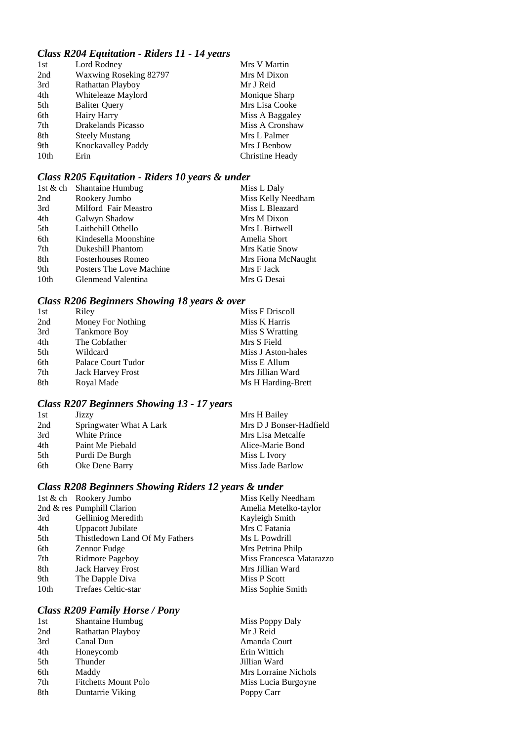### *Class R204 Equitation - Riders 11 - 14 years*

| | | |
|---|---|---|
| 1st | Lord Rodney | Mrs V Martin |
| 2nd | Waxwing Roseking 82797 | Mrs M Dixon |
| 3rd | Rathattan Playboy | Mr J Reid |
| 4th | Whiteleaze Maylord | Monique Sharp |
| 5th | Baliter Query | Mrs Lisa Cooke |
| 6th | Hairy Harry | Miss A Baggaley |
| 7th | Drakelands Picasso | Miss A Cronshaw |
| 8th | Steely Mustang | Mrs L Palmer |
| 9th | Knockavalley Paddy | Mrs J Benbow |
| 10th | Erin | Christine Heady |

### *Class R205 Equitation - Riders 10 years & under*

| | | |
|---|---|---|
| 1st & ch | Shantaine Humbug | Miss L Daly |
| 2nd | Rookery Jumbo | Miss Kelly Needham |
| 3rd | Milford Fair Meastro | Miss L Bleazard |
| 4th | Galwyn Shadow | Mrs M Dixon |
| 5th | Laithehill Othello | Mrs L Birtwell |
| 6th | Kindesella Moonshine | Amelia Short |
| 7th | Dukeshill Phantom | Mrs Katie Snow |
| 8th | Fosterhouses Romeo | Mrs Fiona McNaught |
| 9th | Posters The Love Machine | Mrs F Jack |
| 10th | Glenmead Valentina | Mrs G Desai |

### *Class R206 Beginners Showing 18 years & over*

| | | |
|---|---|---|
| 1st | Riley | Miss F Driscoll |
| 2nd | Money For Nothing | Miss K Harris |
| 3rd | Tankmore Boy | Miss S Wratting |
| 4th | The Cobfather | Mrs S Field |
| 5th | Wildcard | Miss J Aston-hales |
| 6th | Palace Court Tudor | Miss E Allum |
| 7th | Jack Harvey Frost | Mrs Jillian Ward |
| 8th | Royal Made | Ms H Harding-Brett |

### *Class R207 Beginners Showing 13 - 17 years*

| | | |
|---|---|---|
| 1st | Jizzy | Mrs H Bailey |
| 2nd | Springwater What A Lark | Mrs D J Bonser-Hadfield |
| 3rd | White Prince | Mrs Lisa Metcalfe |
| 4th | Paint Me Piebald | Alice-Marie Bond |
| 5th | Purdi De Burgh | Miss L Ivory |
| 6th | Oke Dene Barry | Miss Jade Barlow |

### *Class R208 Beginners Showing Riders 12 years & under*

| | | |
|---|---|---|
| 1st & ch | Rookery Jumbo | Miss Kelly Needham |
| 2nd & res | Pumphill Clarion | Amelia Metelko-taylor |
| 3rd | Gelliniog Meredith | Kayleigh Smith |
| 4th | Uppacott Jubilate | Mrs C Fatania |
| 5th | Thistledown Land Of My Fathers | Ms L Powdrill |
| 6th | Zennor Fudge | Mrs Petrina Philp |
| 7th | Ridmore Pageboy | Miss Francesca Matarazzo |
| 8th | Jack Harvey Frost | Mrs Jillian Ward |
| 9th | The Dapple Diva | Miss P Scott |
| 10th | Trefaes Celtic-star | Miss Sophie Smith |

### *Class R209 Family Horse / Pony*

| | | |
|---|---|---|
| 1st | Shantaine Humbug | Miss Poppy Daly |
| 2nd | Rathattan Playboy | Mr J Reid |
| 3rd | Canal Dun | Amanda Court |
| 4th | Honeycomb | Erin Wittich |
| 5th | Thunder | Jillian Ward |
| 6th | Maddy | Mrs Lorraine Nichols |
| 7th | Fitchetts Mount Polo | Miss Lucia Burgoyne |
| 8th | Duntarrie Viking | Poppy Carr |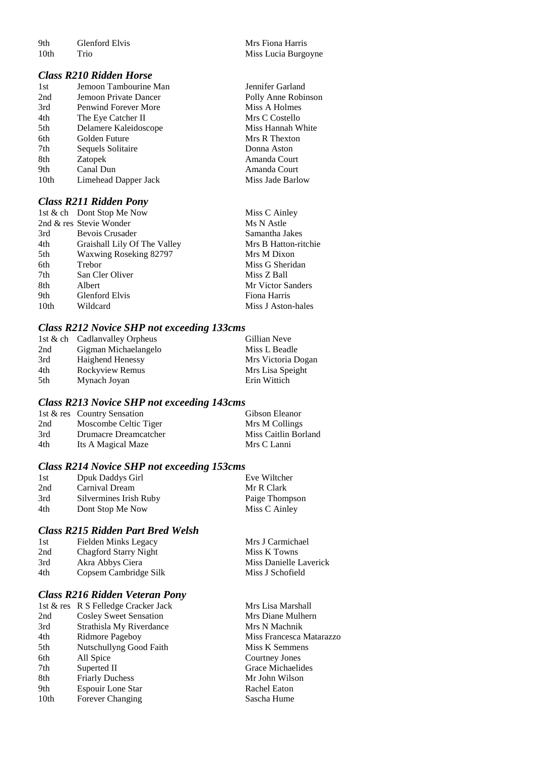| | | |
|---|---|---|
| 9th | Glenford Elvis | Mrs Fiona Harris |
| 10th | Trio | Miss Lucia Burgoyne |

### *Class R210 Ridden Horse*

| | | |
|---|---|---|
| 1st | Jemoon Tambourine Man | Jennifer Garland |
| 2nd | Jemoon Private Dancer | Polly Anne Robinson |
| 3rd | Penwind Forever More | Miss A Holmes |
| 4th | The Eye Catcher II | Mrs C Costello |
| 5th | Delamere Kaleidoscope | Miss Hannah White |
| 6th | Golden Future | Mrs R Thexton |
| 7th | Sequels Solitaire | Donna Aston |
| 8th | Zatopek | Amanda Court |
| 9th | Canal Dun | Amanda Court |
| 10th | Limehead Dapper Jack | Miss Jade Barlow |

### *Class R211 Ridden Pony*

| | | |
|---|---|---|
| 1st & ch | Dont Stop Me Now | Miss C Ainley |
| 2nd & res | Stevie Wonder | Ms N Astle |
| 3rd | Bevois Crusader | Samantha Jakes |
| 4th | Graishall Lily Of The Valley | Mrs B Hatton-ritchie |
| 5th | Waxwing Roseking 82797 | Mrs M Dixon |
| 6th | Trebor | Miss G Sheridan |
| 7th | San Cler Oliver | Miss Z Ball |
| 8th | Albert | Mr Victor Sanders |
| 9th | Glenford Elvis | Fiona Harris |
| 10th | Wildcard | Miss J Aston-hales |

### *Class R212 Novice SHP not exceeding 133cms*

| | | |
|---|---|---|
| 1st & ch | Cadlanvalley Orpheus | Gillian Neve |
| 2nd | Gigman Michaelangelo | Miss L Beadle |
| 3rd | Haighend Henessy | Mrs Victoria Dogan |
| 4th | Rockyview Remus | Mrs Lisa Speight |
| 5th | Mynach Joyan | Erin Wittich |

### *Class R213 Novice SHP not exceeding 143cms*

| | | |
|---|---|---|
| 1st & res | Country Sensation | Gibson Eleanor |
| 2nd | Moscombe Celtic Tiger | Mrs M Collings |
| 3rd | Drumacre Dreamcatcher | Miss Caitlin Borland |
| 4th | Its A Magical Maze | Mrs C Lanni |

### *Class R214 Novice SHP not exceeding 153cms*

| | | |
|---|---|---|
| 1st | Dpuk Daddys Girl | Eve Wiltcher |
| 2nd | Carnival Dream | Mr R Clark |
| 3rd | Silvermines Irish Ruby | Paige Thompson |
| 4th | Dont Stop Me Now | Miss C Ainley |

### *Class R215 Ridden Part Bred Welsh*

| | | |
|---|---|---|
| 1st | Fielden Minks Legacy | Mrs J Carmichael |
| 2nd | Chagford Starry Night | Miss K Towns |
| 3rd | Akra Abbys Ciera | Miss Danielle Laverick |
| 4th | Copsem Cambridge Silk | Miss J Schofield |

### *Class R216 Ridden Veteran Pony*

| | | |
|---|---|---|
| 1st & res | R S Felledge Cracker Jack | Mrs Lisa Marshall |
| 2nd | Cosley Sweet Sensation | Mrs Diane Mulhern |
| 3rd | Strathisla My Riverdance | Mrs N Machnik |
| 4th | Ridmore Pageboy | Miss Francesca Matarazzo |
| 5th | Nutschullyng Good Faith | Miss K Semmens |
| 6th | All Spice | Courtney Jones |
| 7th | Superted II | Grace Michaelides |
| 8th | Friarly Duchess | Mr John Wilson |
| 9th | Espouir Lone Star | Rachel Eaton |
| 10th | Forever Changing | Sascha Hume |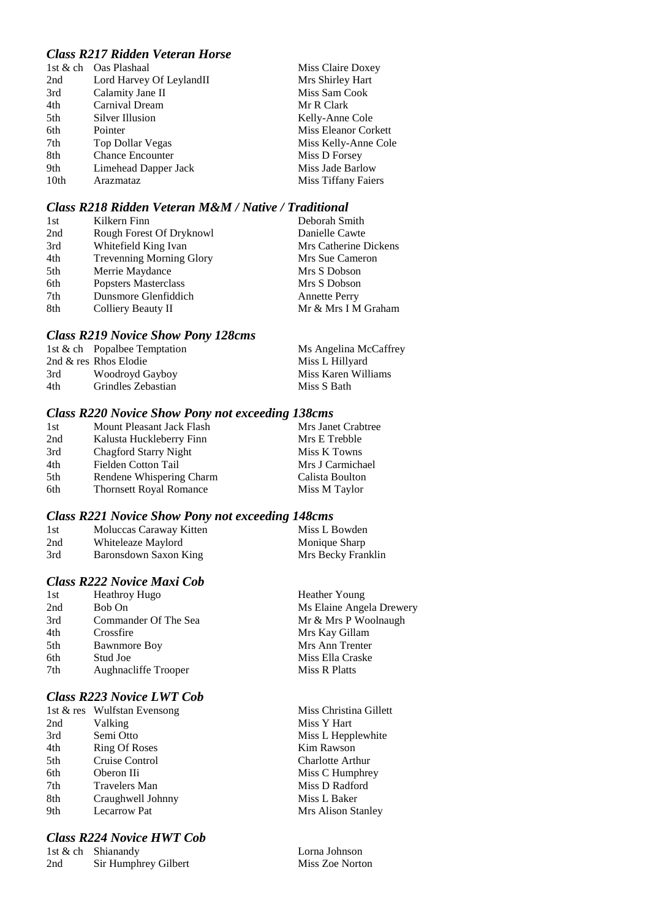### *Class R217 Ridden Veteran Horse*

| | | |
|---|---|---|
| 1st & ch | Oas Plashaal | Miss Claire Doxey |
| 2nd | Lord Harvey Of LeylandII | Mrs Shirley Hart |
| 3rd | Calamity Jane II | Miss Sam Cook |
| 4th | Carnival Dream | Mr R Clark |
| 5th | Silver Illusion | Kelly-Anne Cole |
| 6th | Pointer | Miss Eleanor Corkett |
| 7th | Top Dollar Vegas | Miss Kelly-Anne Cole |
| 8th | Chance Encounter | Miss D Forsey |
| 9th | Limehead Dapper Jack | Miss Jade Barlow |
| 10th | Arazmataz | Miss Tiffany Faiers |

### *Class R218 Ridden Veteran M&M / Native / Traditional*

| | | |
|---|---|---|
| 1st | Kilkern Finn | Deborah Smith |
| 2nd | Rough Forest Of Dryknowl | Danielle Cawte |
| 3rd | Whitefield King Ivan | Mrs Catherine Dickens |
| 4th | Trevenning Morning Glory | Mrs Sue Cameron |
| 5th | Merrie Maydance | Mrs S Dobson |
| 6th | Popsters Masterclass | Mrs S Dobson |
| 7th | Dunsmore Glenfiddich | Annette Perry |
| 8th | Colliery Beauty II | Mr & Mrs I M Graham |

### *Class R219 Novice Show Pony 128cms*

| | | |
|---|---|---|
| 1st & ch | Popalbee Temptation | Ms Angelina McCaffrey |
| 2nd & res | Rhos Elodie | Miss L Hillyard |
| 3rd | Woodroyd Gayboy | Miss Karen Williams |
| 4th | Grindles Zebastian | Miss S Bath |

### *Class R220 Novice Show Pony not exceeding 138cms*

| | | |
|---|---|---|
| 1st | Mount Pleasant Jack Flash | Mrs Janet Crabtree |
| 2nd | Kalusta Huckleberry Finn | Mrs E Trebble |
| 3rd | Chagford Starry Night | Miss K Towns |
| 4th | Fielden Cotton Tail | Mrs J Carmichael |
| 5th | Rendene Whispering Charm | Calista Boulton |
| 6th | Thornsett Royal Romance | Miss M Taylor |

### *Class R221 Novice Show Pony not exceeding 148cms*

| | | |
|---|---|---|
| 1st | Moluccas Caraway Kitten | Miss L Bowden |
| 2nd | Whiteleaze Maylord | Monique Sharp |
| 3rd | Baronsdown Saxon King | Mrs Becky Franklin |

### *Class R222 Novice Maxi Cob*

| | | |
|---|---|---|
| 1st | Heathroy Hugo | Heather Young |
| 2nd | Bob On | Ms Elaine Angela Drewery |
| 3rd | Commander Of The Sea | Mr & Mrs P Woolnaugh |
| 4th | Crossfire | Mrs Kay Gillam |
| 5th | Bawnmore Boy | Mrs Ann Trenter |
| 6th | Stud Joe | Miss Ella Craske |
| 7th | Aughnacliffe Trooper | Miss R Platts |

### *Class R223 Novice LWT Cob*

| | | |
|---|---|---|
| 1st & res | Wulfstan Evensong | Miss Christina Gillett |
| 2nd | Valking | Miss Y Hart |
| 3rd | Semi Otto | Miss L Hepplewhite |
| 4th | Ring Of Roses | Kim Rawson |
| 5th | Cruise Control | Charlotte Arthur |
| 6th | Oberon IIi | Miss C Humphrey |
| 7th | Travelers Man | Miss D Radford |
| 8th | Craughwell Johnny | Miss L Baker |
| 9th | Lecarrow Pat | Mrs Alison Stanley |

### *Class R224 Novice HWT Cob*

| | | |
|---|---|---|
| 1st & ch | Shianandy | Lorna Johnson |
| 2nd | Sir Humphrey Gilbert | Miss Zoe Norton |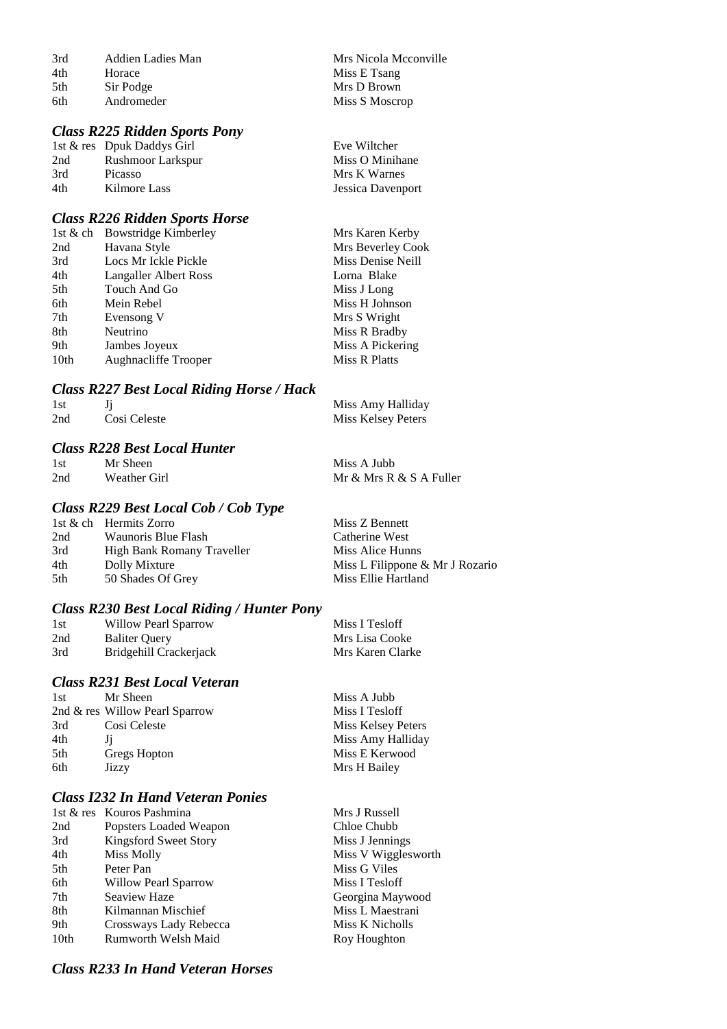| | | |
|---|---|---|
| 3rd | Addien Ladies Man | Mrs Nicola Mcconville |
| 4th | Horace | Miss E Tsang |
| 5th | Sir Podge | Mrs D Brown |
| 6th | Andromeder | Miss S Moscrop |

### *Class R225 Ridden Sports Pony*

| | | |
|---|---|---|
| 1st & res | Dpuk Daddys Girl | Eve Wiltcher |
| 2nd | Rushmoor Larkspur | Miss O Minihane |
| 3rd | Picasso | Mrs K Warnes |
| 4th | Kilmore Lass | Jessica Davenport |

### *Class R226 Ridden Sports Horse*

| | | |
|---|---|---|
| 1st & ch | Bowstridge Kimberley | Mrs Karen Kerby |
| 2nd | Havana Style | Mrs Beverley Cook |
| 3rd | Locs Mr Ickle Pickle | Miss Denise Neill |
| 4th | Langaller Albert Ross | Lorna Blake |
| 5th | Touch And Go | Miss J Long |
| 6th | Mein Rebel | Miss H Johnson |
| 7th | Evensong V | Mrs S Wright |
| 8th | Neutrino | Miss R Bradby |
| 9th | Jambes Joyeux | Miss A Pickering |
| 10th | Aughnacliffe Trooper | Miss R Platts |

### *Class R227 Best Local Riding Horse / Hack*

| | | |
|---|---|---|
| 1st | Jj | Miss Amy Halliday |
| 2nd | Cosi Celeste | Miss Kelsey Peters |

### *Class R228 Best Local Hunter*

| | | |
|---|---|---|
| 1st | Mr Sheen | Miss A Jubb |
| 2nd | Weather Girl | Mr & Mrs R & S A Fuller |

### *Class R229 Best Local Cob / Cob Type*

| | | |
|---|---|---|
| 1st & ch | Hermits Zorro | Miss Z Bennett |
| 2nd | Waunoris Blue Flash | Catherine West |
| 3rd | High Bank Romany Traveller | Miss Alice Hunns |
| 4th | Dolly Mixture | Miss L Filippone & Mr J Rozario |
| 5th | 50 Shades Of Grey | Miss Ellie Hartland |

### *Class R230 Best Local Riding / Hunter Pony*

| | | |
|---|---|---|
| 1st | Willow Pearl Sparrow | Miss I Tesloff |
| 2nd | Baliter Query | Mrs Lisa Cooke |
| 3rd | Bridgehill Crackerjack | Mrs Karen Clarke |

### *Class R231 Best Local Veteran*

| | | |
|---|---|---|
| 1st | Mr Sheen | Miss A Jubb |
| 2nd & res | Willow Pearl Sparrow | Miss I Tesloff |
| 3rd | Cosi Celeste | Miss Kelsey Peters |
| 4th | Jj | Miss Amy Halliday |
| 5th | Gregs Hopton | Miss E Kerwood |
| 6th | Jizzy | Mrs H Bailey |

### *Class I232 In Hand Veteran Ponies*

| | | |
|---|---|---|
| 1st & res | Kouros Pashmina | Mrs J Russell |
| 2nd | Popsters Loaded Weapon | Chloe Chubb |
| 3rd | Kingsford Sweet Story | Miss J Jennings |
| 4th | Miss Molly | Miss V Wigglesworth |
| 5th | Peter Pan | Miss G Viles |
| 6th | Willow Pearl Sparrow | Miss I Tesloff |
| 7th | Seaview Haze | Georgina Maywood |
| 8th | Kilmannan Mischief | Miss L Maestrani |
| 9th | Crossways Lady Rebecca | Miss K Nicholls |
| 10th | Rumworth Welsh Maid | Roy Houghton |

### *Class R233 In Hand Veteran Horses*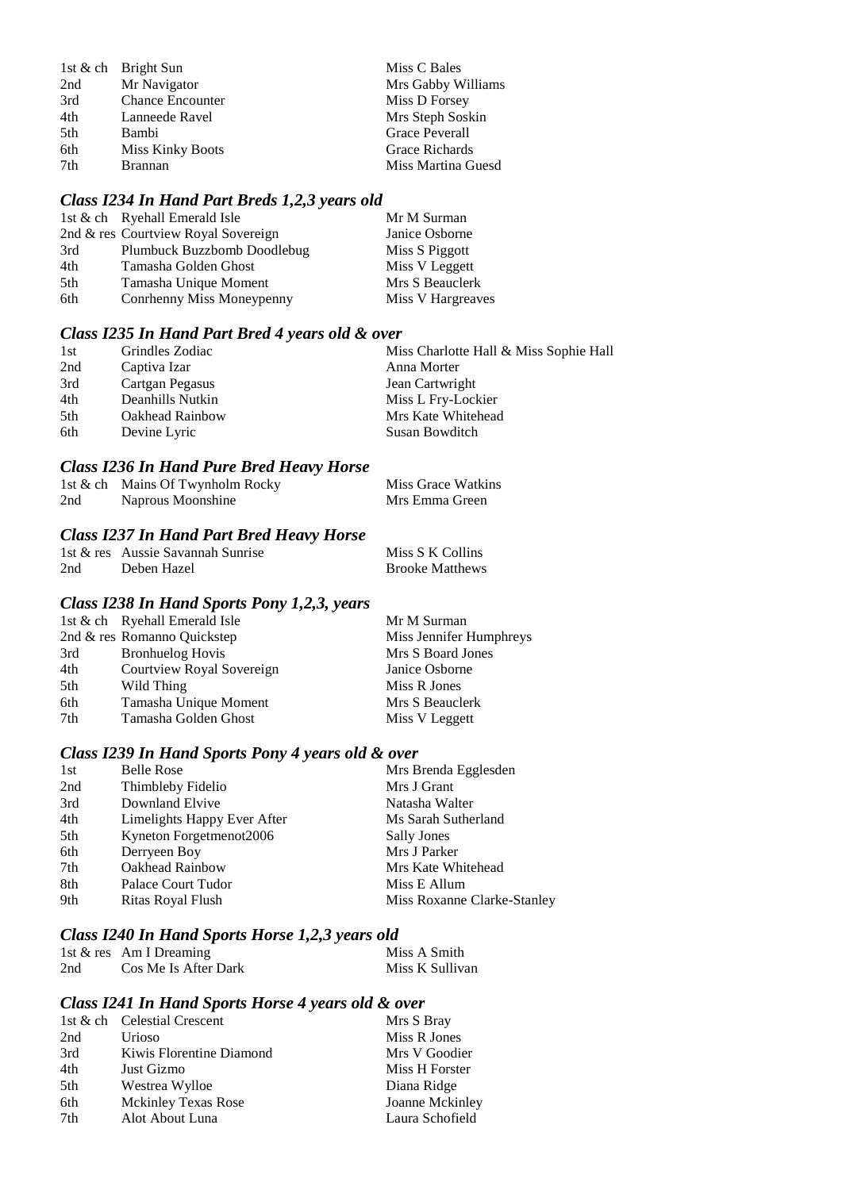| | | |
|---|---|---|
| 1st & ch | Bright Sun | Miss C Bales |
| 2nd | Mr Navigator | Mrs Gabby Williams |
| 3rd | Chance Encounter | Miss D Forsey |
| 4th | Lanneede Ravel | Mrs Steph Soskin |
| 5th | Bambi | Grace Peverall |
| 6th | Miss Kinky Boots | Grace Richards |
| 7th | Brannan | Miss Martina Guesd |

### *Class I234 In Hand Part Breds 1,2,3 years old*

| | | |
|---|---|---|
| 1st & ch | Ryehall Emerald Isle | Mr M Surman |
| 2nd & res | Courtview Royal Sovereign | Janice Osborne |
| 3rd | Plumbuck Buzzbomb Doodlebug | Miss S Piggott |
| 4th | Tamasha Golden Ghost | Miss V Leggett |
| 5th | Tamasha Unique Moment | Mrs S Beauclerk |
| 6th | Conrhenny Miss Moneypenny | Miss V Hargreaves |

### *Class I235 In Hand Part Bred 4 years old & over*

| | | |
|---|---|---|
| 1st | Grindles Zodiac | Miss Charlotte Hall & Miss Sophie Hall |
| 2nd | Captiva Izar | Anna Morter |
| 3rd | Cartgan Pegasus | Jean Cartwright |
| 4th | Deanhills Nutkin | Miss L Fry-Lockier |
| 5th | Oakhead Rainbow | Mrs Kate Whitehead |
| 6th | Devine Lyric | Susan Bowditch |

### *Class I236 In Hand Pure Bred Heavy Horse*

| | | |
|---|---|---|
| 1st & ch | Mains Of Twynholm Rocky | Miss Grace Watkins |
| 2nd | Naprous Moonshine | Mrs Emma Green |

### *Class I237 In Hand Part Bred Heavy Horse*

| | | |
|---|---|---|
| 1st & res | Aussie Savannah Sunrise | Miss S K Collins |
| 2nd | Deben Hazel | Brooke Matthews |

### *Class I238 In Hand Sports Pony 1,2,3, years*

| | | |
|---|---|---|
| 1st & ch | Ryehall Emerald Isle | Mr M Surman |
| 2nd & res | Romanno Quickstep | Miss Jennifer Humphreys |
| 3rd | Bronhuelog Hovis | Mrs S Board Jones |
| 4th | Courtview Royal Sovereign | Janice Osborne |
| 5th | Wild Thing | Miss R Jones |
| 6th | Tamasha Unique Moment | Mrs S Beauclerk |
| 7th | Tamasha Golden Ghost | Miss V Leggett |

### *Class I239 In Hand Sports Pony 4 years old & over*

| | | |
|---|---|---|
| 1st | Belle Rose | Mrs Brenda Egglesden |
| 2nd | Thimbleby Fidelio | Mrs J Grant |
| 3rd | Downland Elvive | Natasha Walter |
| 4th | Limelights Happy Ever After | Ms Sarah Sutherland |
| 5th | Kyneton Forgetmenot2006 | Sally Jones |
| 6th | Derryeen Boy | Mrs J Parker |
| 7th | Oakhead Rainbow | Mrs Kate Whitehead |
| 8th | Palace Court Tudor | Miss E Allum |
| 9th | Ritas Royal Flush | Miss Roxanne Clarke-Stanley |

### *Class I240 In Hand Sports Horse 1,2,3 years old*

| | | |
|---|---|---|
| 1st & res | Am I Dreaming | Miss A Smith |
| 2nd | Cos Me Is After Dark | Miss K Sullivan |

### *Class I241 In Hand Sports Horse 4 years old & over*

| | | |
|---|---|---|
| 1st & ch | Celestial Crescent | Mrs S Bray |
| 2nd | Urioso | Miss R Jones |
| 3rd | Kiwis Florentine Diamond | Mrs V Goodier |
| 4th | Just Gizmo | Miss H Forster |
| 5th | Westrea Wylloe | Diana Ridge |
| 6th | Mckinley Texas Rose | Joanne Mckinley |
| 7th | Alot About Luna | Laura Schofield |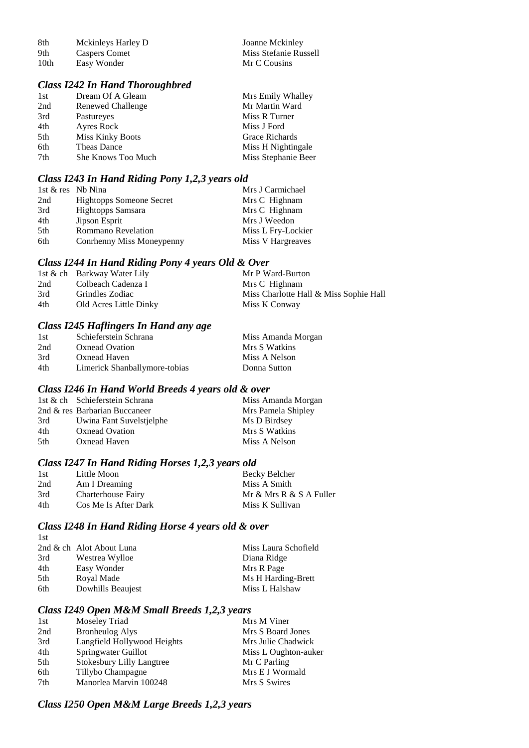| | | |
|---|---|---|
| 8th | Mckinleys Harley D | Joanne Mckinley |
| 9th | Caspers Comet | Miss Stefanie Russell |
| 10th | Easy Wonder | Mr C Cousins |

### *Class I242 In Hand Thoroughbred*

| | | |
|---|---|---|
| 1st | Dream Of A Gleam | Mrs Emily Whalley |
| 2nd | Renewed Challenge | Mr Martin Ward |
| 3rd | Pastureyes | Miss R Turner |
| 4th | Ayres Rock | Miss J Ford |
| 5th | Miss Kinky Boots | Grace Richards |
| 6th | Theas Dance | Miss H Nightingale |
| 7th | She Knows Too Much | Miss Stephanie Beer |

### *Class I243 In Hand Riding Pony 1,2,3 years old*

| | | |
|---|---|---|
| 1st & res | Nb Nina | Mrs J Carmichael |
| 2nd | Hightopps Someone Secret | Mrs C Highnam |
| 3rd | Hightopps Samsara | Mrs C Highnam |
| 4th | Jipson Esprit | Mrs J Weedon |
| 5th | Rommano Revelation | Miss L Fry-Lockier |
| 6th | Conrhenny Miss Moneypenny | Miss V Hargreaves |

### *Class I244 In Hand Riding Pony 4 years Old & Over*

| | | |
|---|---|---|
| 1st & ch | Barkway Water Lily | Mr P Ward-Burton |
| 2nd | Colbeach Cadenza I | Mrs C Highnam |
| 3rd | Grindles Zodiac | Miss Charlotte Hall & Miss Sophie Hall |
| 4th | Old Acres Little Dinky | Miss K Conway |

### *Class I245 Haflingers In Hand any age*

| | | |
|---|---|---|
| 1st | Schieferstein Schrana | Miss Amanda Morgan |
| 2nd | Oxnead Ovation | Mrs S Watkins |
| 3rd | Oxnead Haven | Miss A Nelson |
| 4th | Limerick Shanballymore-tobias | Donna Sutton |

### *Class I246 In Hand World Breeds 4 years old & over*

| | | |
|---|---|---|
| 1st & ch | Schieferstein Schrana | Miss Amanda Morgan |
| 2nd & res | Barbarian Buccaneer | Mrs Pamela Shipley |
| 3rd | Uwina Fant Suvelstjelphe | Ms D Birdsey |
| 4th | Oxnead Ovation | Mrs S Watkins |
| 5th | Oxnead Haven | Miss A Nelson |

### *Class I247 In Hand Riding Horses 1,2,3 years old*

| | | |
|---|---|---|
| 1st | Little Moon | Becky Belcher |
| 2nd | Am I Dreaming | Miss A Smith |
| 3rd | Charterhouse Fairy | Mr & Mrs R & S A Fuller |
| 4th | Cos Me Is After Dark | Miss K Sullivan |

### *Class I248 In Hand Riding Horse 4 years old & over*

| | | |
|---|---|---|
| 1st | | |
| 2nd & ch | Alot About Luna | Miss Laura Schofield |
| 3rd | Westrea Wylloe | Diana Ridge |
| 4th | Easy Wonder | Mrs R Page |
| 5th | Royal Made | Ms H Harding-Brett |
| 6th | Dowhills Beaujest | Miss L Halshaw |

### *Class I249 Open M&M Small Breeds 1,2,3 years*

| | | |
|---|---|---|
| 1st | Moseley Triad | Mrs M Viner |
| 2nd | Bronheulog Alys | Mrs S Board Jones |
| 3rd | Langfield Hollywood Heights | Mrs Julie Chadwick |
| 4th | Springwater Guillot | Miss L Oughton-auker |
| 5th | Stokesbury Lilly Langtree | Mr C Parling |
| 6th | Tillybo Champagne | Mrs E J Wormald |
| 7th | Manorlea Marvin 100248 | Mrs S Swires |

### *Class I250 Open M&M Large Breeds 1,2,3 years*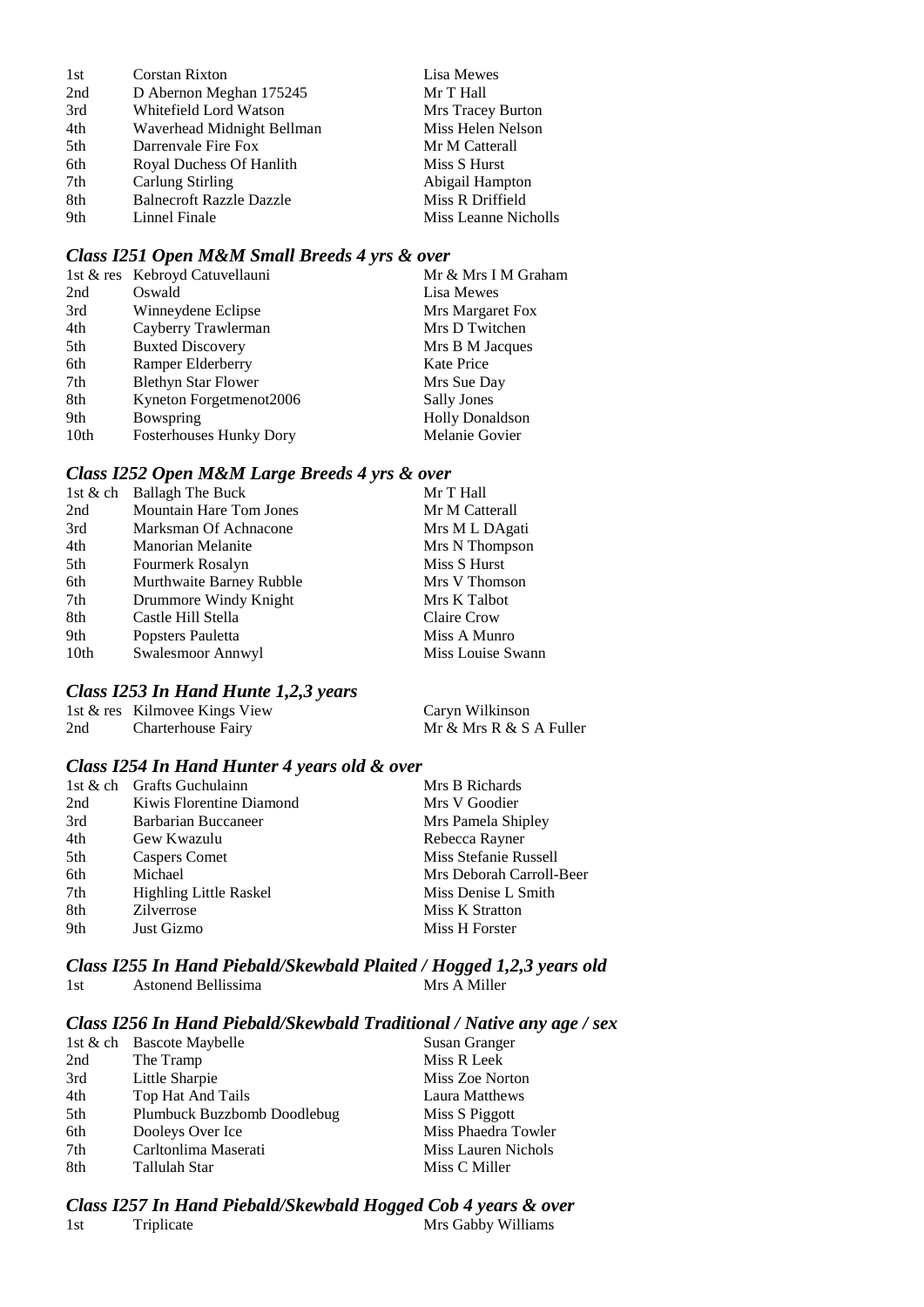| | | |
|---|---|---|
| 1st | Corstan Rixton | Lisa Mewes |
| 2nd | D Abernon Meghan 175245 | Mr T Hall |
| 3rd | Whitefield Lord Watson | Mrs Tracey Burton |
| 4th | Waverhead Midnight Bellman | Miss Helen Nelson |
| 5th | Darrenvale Fire Fox | Mr M Catterall |
| 6th | Royal Duchess Of Hanlith | Miss S Hurst |
| 7th | Carlung Stirling | Abigail Hampton |
| 8th | Balnecroft Razzle Dazzle | Miss R Driffield |
| 9th | Linnel Finale | Miss Leanne Nicholls |

### *Class I251 Open M&M Small Breeds 4 yrs & over*

| | | |
|---|---|---|
| 1st & res | Kebroyd Catuvellauni | Mr & Mrs I M Graham |
| 2nd | Oswald | Lisa Mewes |
| 3rd | Winneydene Eclipse | Mrs Margaret Fox |
| 4th | Cayberry Trawlerman | Mrs D Twitchen |
| 5th | Buxted Discovery | Mrs B M Jacques |
| 6th | Ramper Elderberry | Kate Price |
| 7th | Blethyn Star Flower | Mrs Sue Day |
| 8th | Kyneton Forgetmenot2006 | Sally Jones |
| 9th | Bowspring | Holly Donaldson |
| 10th | Fosterhouses Hunky Dory | Melanie Govier |

### *Class I252 Open M&M Large Breeds 4 yrs & over*

| | | |
|---|---|---|
| 1st & ch | Ballagh The Buck | Mr T Hall |
| 2nd | Mountain Hare Tom Jones | Mr M Catterall |
| 3rd | Marksman Of Achnacone | Mrs M L DAgati |
| 4th | Manorian Melanite | Mrs N Thompson |
| 5th | Fourmerk Rosalyn | Miss S Hurst |
| 6th | Murthwaite Barney Rubble | Mrs V Thomson |
| 7th | Drummore Windy Knight | Mrs K Talbot |
| 8th | Castle Hill Stella | Claire Crow |
| 9th | Popsters Pauletta | Miss A Munro |
| 10th | Swalesmoor Annwyl | Miss Louise Swann |

### *Class I253 In Hand Hunte 1,2,3 years*

| | | |
|---|---|---|
| 1st & res | Kilmovee Kings View | Caryn Wilkinson |
| 2nd | Charterhouse Fairy | Mr & Mrs R & S A Fuller |

### *Class I254 In Hand Hunter 4 years old & over*

| | | |
|---|---|---|
| 1st & ch | Grafts Guchulainn | Mrs B Richards |
| 2nd | Kiwis Florentine Diamond | Mrs V Goodier |
| 3rd | Barbarian Buccaneer | Mrs Pamela Shipley |
| 4th | Gew Kwazulu | Rebecca Rayner |
| 5th | Caspers Comet | Miss Stefanie Russell |
| 6th | Michael | Mrs Deborah Carroll-Beer |
| 7th | Highling Little Raskel | Miss Denise L Smith |
| 8th | Zilverrose | Miss K Stratton |
| 9th | Just Gizmo | Miss H Forster |

### *Class I255 In Hand Piebald/Skewbald Plaited / Hogged 1,2,3 years old*

| | | |
|---|---|---|
| 1st | Astonend Bellissima | Mrs A Miller |

### *Class I256 In Hand Piebald/Skewbald Traditional / Native any age / sex*

| | | |
|---|---|---|
| 1st & ch | Bascote Maybelle | Susan Granger |
| 2nd | The Tramp | Miss R Leek |
| 3rd | Little Sharpie | Miss Zoe Norton |
| 4th | Top Hat And Tails | Laura Matthews |
| 5th | Plumbuck Buzzbomb Doodlebug | Miss S Piggott |
| 6th | Dooleys Over Ice | Miss Phaedra Towler |
| 7th | Carltonlima Maserati | Miss Lauren Nichols |
| 8th | Tallulah Star | Miss C Miller |

### *Class I257 In Hand Piebald/Skewbald Hogged Cob 4 years & over*

| | | |
|---|---|---|
| 1st | Triplicate | Mrs Gabby Williams |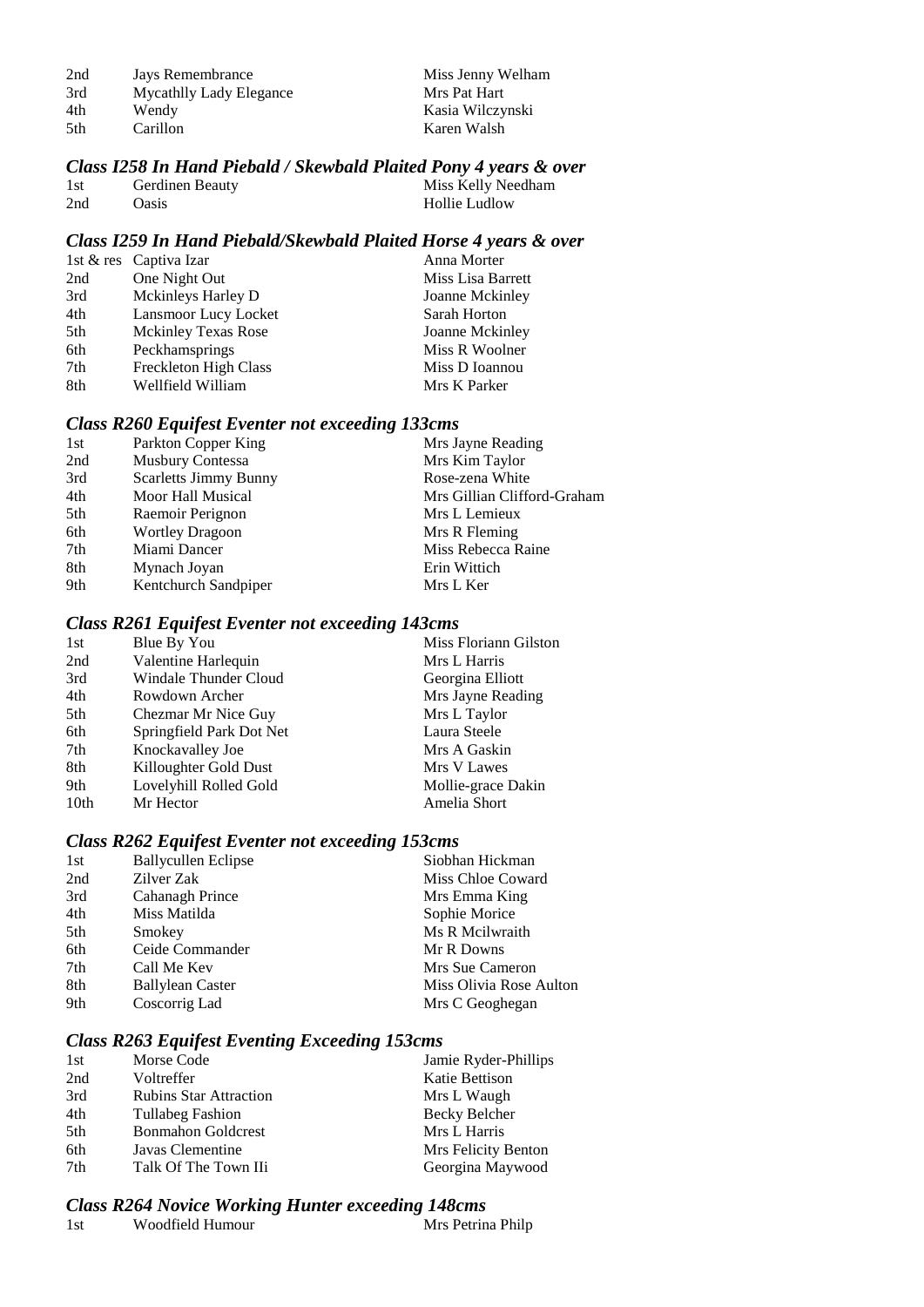| | | |
|---|---|---|
| 2nd | Jays Remembrance | Miss Jenny Welham |
| 3rd | Mycathlly Lady Elegance | Mrs Pat Hart |
| 4th | Wendy | Kasia Wilczynski |
| 5th | Carillon | Karen Walsh |

### *Class I258 In Hand Piebald / Skewbald Plaited Pony 4 years & over*

| | | |
|---|---|---|
| 1st | Gerdinen Beauty | Miss Kelly Needham |
| 2nd | Oasis | Hollie Ludlow |

### *Class I259 In Hand Piebald/Skewbald Plaited Horse 4 years & over*

| | | |
|---|---|---|
| 1st & res | Captiva Izar | Anna Morter |
| 2nd | One Night Out | Miss Lisa Barrett |
| 3rd | Mckinleys Harley D | Joanne Mckinley |
| 4th | Lansmoor Lucy Locket | Sarah Horton |
| 5th | Mckinley Texas Rose | Joanne Mckinley |
| 6th | Peckhamsprings | Miss R Woolner |
| 7th | Freckleton High Class | Miss D Ioannou |
| 8th | Wellfield William | Mrs K Parker |

### *Class R260 Equifest Eventer not exceeding 133cms*

| | | |
|---|---|---|
| 1st | Parkton Copper King | Mrs Jayne Reading |
| 2nd | Musbury Contessa | Mrs Kim Taylor |
| 3rd | Scarletts Jimmy Bunny | Rose-zena White |
| 4th | Moor Hall Musical | Mrs Gillian Clifford-Graham |
| 5th | Raemoir Perignon | Mrs L Lemieux |
| 6th | Wortley Dragoon | Mrs R Fleming |
| 7th | Miami Dancer | Miss Rebecca Raine |
| 8th | Mynach Joyan | Erin Wittich |
| 9th | Kentchurch Sandpiper | Mrs L Ker |

### *Class R261 Equifest Eventer not exceeding 143cms*

| | | |
|---|---|---|
| 1st | Blue By You | Miss Floriann Gilston |
| 2nd | Valentine Harlequin | Mrs L Harris |
| 3rd | Windale Thunder Cloud | Georgina Elliott |
| 4th | Rowdown Archer | Mrs Jayne Reading |
| 5th | Chezmar Mr Nice Guy | Mrs L Taylor |
| 6th | Springfield Park Dot Net | Laura Steele |
| 7th | Knockavalley Joe | Mrs A Gaskin |
| 8th | Killoughter Gold Dust | Mrs V Lawes |
| 9th | Lovelyhill Rolled Gold | Mollie-grace Dakin |
| 10th | Mr Hector | Amelia Short |

### *Class R262 Equifest Eventer not exceeding 153cms*

| | | |
|---|---|---|
| 1st | Ballycullen Eclipse | Siobhan Hickman |
| 2nd | Zilver Zak | Miss Chloe Coward |
| 3rd | Cahanagh Prince | Mrs Emma King |
| 4th | Miss Matilda | Sophie Morice |
| 5th | Smokey | Ms R Mcilwraith |
| 6th | Ceide Commander | Mr R Downs |
| 7th | Call Me Kev | Mrs Sue Cameron |
| 8th | Ballylean Caster | Miss Olivia Rose Aulton |
| 9th | Coscorrig Lad | Mrs C Geoghegan |

### *Class R263 Equifest Eventing Exceeding 153cms*

| | | |
|---|---|---|
| 1st | Morse Code | Jamie Ryder-Phillips |
| 2nd | Voltreffer | Katie Bettison |
| 3rd | Rubins Star Attraction | Mrs L Waugh |
| 4th | Tullabeg Fashion | Becky Belcher |
| 5th | Bonmahon Goldcrest | Mrs L Harris |
| 6th | Javas Clementine | Mrs Felicity Benton |
| 7th | Talk Of The Town IIi | Georgina Maywood |

### *Class R264 Novice Working Hunter exceeding 148cms*

| | | |
|---|---|---|
| 1st | Woodfield Humour | Mrs Petrina Philp |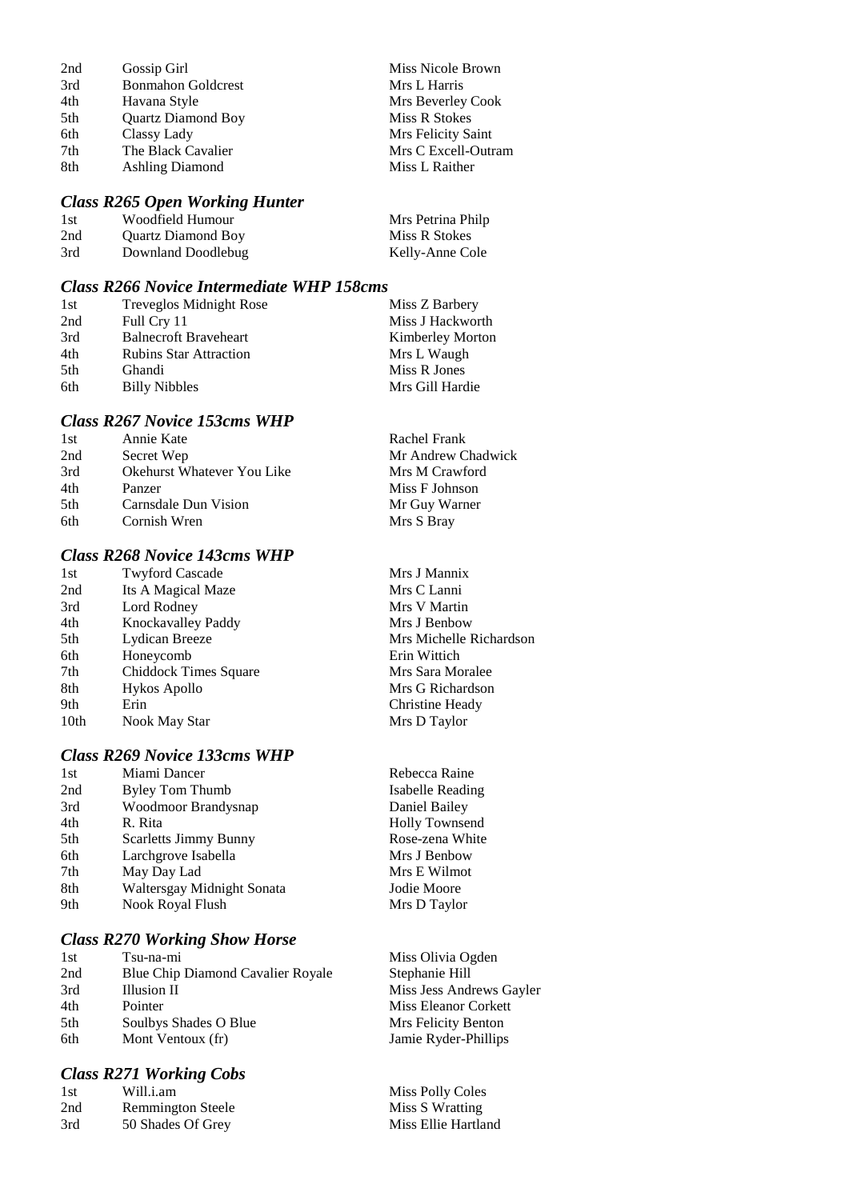| | | |
|---|---|---|
| 2nd | Gossip Girl | Miss Nicole Brown |
| 3rd | Bonmahon Goldcrest | Mrs L Harris |
| 4th | Havana Style | Mrs Beverley Cook |
| 5th | Quartz Diamond Boy | Miss R Stokes |
| 6th | Classy Lady | Mrs Felicity Saint |
| 7th | The Black Cavalier | Mrs C Excell-Outram |
| 8th | Ashling Diamond | Miss L Raither |

### *Class R265 Open Working Hunter*

| | | |
|---|---|---|
| 1st | Woodfield Humour | Mrs Petrina Philp |
| 2nd | Quartz Diamond Boy | Miss R Stokes |
| 3rd | Downland Doodlebug | Kelly-Anne Cole |

### *Class R266 Novice Intermediate WHP 158cms*

| | | |
|---|---|---|
| 1st | Treveglos Midnight Rose | Miss Z Barbery |
| 2nd | Full Cry 11 | Miss J Hackworth |
| 3rd | Balnecroft Braveheart | Kimberley Morton |
| 4th | Rubins Star Attraction | Mrs L Waugh |
| 5th | Ghandi | Miss R Jones |
| 6th | Billy Nibbles | Mrs Gill Hardie |

### *Class R267 Novice 153cms WHP*

| | | |
|---|---|---|
| 1st | Annie Kate | Rachel Frank |
| 2nd | Secret Wep | Mr Andrew Chadwick |
| 3rd | Okehurst Whatever You Like | Mrs M Crawford |
| 4th | Panzer | Miss F Johnson |
| 5th | Carnsdale Dun Vision | Mr Guy Warner |
| 6th | Cornish Wren | Mrs S Bray |

### *Class R268 Novice 143cms WHP*

| | | |
|---|---|---|
| 1st | Twyford Cascade | Mrs J Mannix |
| 2nd | Its A Magical Maze | Mrs C Lanni |
| 3rd | Lord Rodney | Mrs V Martin |
| 4th | Knockavalley Paddy | Mrs J Benbow |
| 5th | Lydican Breeze | Mrs Michelle Richardson |
| 6th | Honeycomb | Erin Wittich |
| 7th | Chiddock Times Square | Mrs Sara Moralee |
| 8th | Hykos Apollo | Mrs G Richardson |
| 9th | Erin | Christine Heady |
| 10th | Nook May Star | Mrs D Taylor |

### *Class R269 Novice 133cms WHP*

| | | |
|---|---|---|
| 1st | Miami Dancer | Rebecca Raine |
| 2nd | Byley Tom Thumb | Isabelle Reading |
| 3rd | Woodmoor Brandysnap | Daniel Bailey |
| 4th | R. Rita | Holly Townsend |
| 5th | Scarletts Jimmy Bunny | Rose-zena White |
| 6th | Larchgrove Isabella | Mrs J Benbow |
| 7th | May Day Lad | Mrs E Wilmot |
| 8th | Waltersgay Midnight Sonata | Jodie Moore |
| 9th | Nook Royal Flush | Mrs D Taylor |

### *Class R270 Working Show Horse*

| | | |
|---|---|---|
| 1st | Tsu-na-mi | Miss Olivia Ogden |
| 2nd | Blue Chip Diamond Cavalier Royale | Stephanie Hill |
| 3rd | Illusion II | Miss Jess Andrews Gayler |
| 4th | Pointer | Miss Eleanor Corkett |
| 5th | Soulbys Shades O Blue | Mrs Felicity Benton |
| 6th | Mont Ventoux (fr) | Jamie Ryder-Phillips |

### *Class R271 Working Cobs*

| | | |
|---|---|---|
| 1st | Will.i.am | Miss Polly Coles |
| 2nd | Remmington Steele | Miss S Wratting |
| 3rd | 50 Shades Of Grey | Miss Ellie Hartland |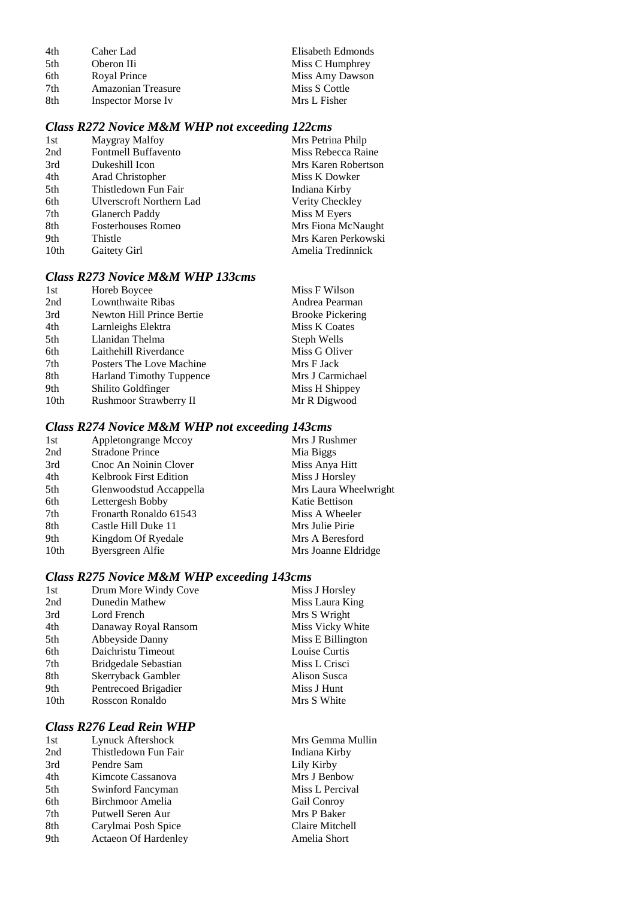| | | |
|---|---|---|
| 4th | Caher Lad | Elisabeth Edmonds |
| 5th | Oberon IIi | Miss C Humphrey |
| 6th | Royal Prince | Miss Amy Dawson |
| 7th | Amazonian Treasure | Miss S Cottle |
| 8th | Inspector Morse Iv | Mrs L Fisher |

### *Class R272 Novice M&M WHP not exceeding 122cms*

| | | |
|---|---|---|
| 1st | Maygray Malfoy | Mrs Petrina Philp |
| 2nd | Fontmell Buffavento | Miss Rebecca Raine |
| 3rd | Dukeshill Icon | Mrs Karen Robertson |
| 4th | Arad Christopher | Miss K Dowker |
| 5th | Thistledown Fun Fair | Indiana Kirby |
| 6th | Ulverscroft Northern Lad | Verity Checkley |
| 7th | Glanerch Paddy | Miss M Eyers |
| 8th | Fosterhouses Romeo | Mrs Fiona McNaught |
| 9th | Thistle | Mrs Karen Perkowski |
| 10th | Gaitety Girl | Amelia Tredinnick |

### *Class R273 Novice M&M WHP 133cms*

| | | |
|---|---|---|
| 1st | Horeb Boycee | Miss F Wilson |
| 2nd | Lownthwaite Ribas | Andrea Pearman |
| 3rd | Newton Hill Prince Bertie | Brooke Pickering |
| 4th | Larnleighs Elektra | Miss K Coates |
| 5th | Llanidan Thelma | Steph Wells |
| 6th | Laithehill Riverdance | Miss G Oliver |
| 7th | Posters The Love Machine | Mrs F Jack |
| 8th | Harland Timothy Tuppence | Mrs J Carmichael |
| 9th | Shilito Goldfinger | Miss H Shippey |
| 10th | Rushmoor Strawberry II | Mr R Digwood |

### *Class R274 Novice M&M WHP not exceeding 143cms*

| | | |
|---|---|---|
| 1st | Appletongrange Mccoy | Mrs J Rushmer |
| 2nd | Stradone Prince | Mia Biggs |
| 3rd | Cnoc An Noinin Clover | Miss Anya Hitt |
| 4th | Kelbrook First Edition | Miss J Horsley |
| 5th | Glenwoodstud Accappella | Mrs Laura Wheelwright |
| 6th | Lettergesh Bobby | Katie Bettison |
| 7th | Fronarth Ronaldo 61543 | Miss A Wheeler |
| 8th | Castle Hill Duke 11 | Mrs Julie Pirie |
| 9th | Kingdom Of Ryedale | Mrs A Beresford |
| 10th | Byersgreen Alfie | Mrs Joanne Eldridge |

### *Class R275 Novice M&M WHP exceeding 143cms*

| | | |
|---|---|---|
| 1st | Drum More Windy Cove | Miss J Horsley |
| 2nd | Dunedin Mathew | Miss Laura King |
| 3rd | Lord French | Mrs S Wright |
| 4th | Danaway Royal Ransom | Miss Vicky White |
| 5th | Abbeyside Danny | Miss E Billington |
| 6th | Daichristu Timeout | Louise Curtis |
| 7th | Bridgedale Sebastian | Miss L Crisci |
| 8th | Skerryback Gambler | Alison Susca |
| 9th | Pentrecoed Brigadier | Miss J Hunt |
| 10th | Rosscon Ronaldo | Mrs S White |

### *Class R276 Lead Rein WHP*

| | | |
|---|---|---|
| 1st | Lynuck Aftershock | Mrs Gemma Mullin |
| 2nd | Thistledown Fun Fair | Indiana Kirby |
| 3rd | Pendre Sam | Lily Kirby |
| 4th | Kimcote Cassanova | Mrs J Benbow |
| 5th | Swinford Fancyman | Miss L Percival |
| 6th | Birchmoor Amelia | Gail Conroy |
| 7th | Putwell Seren Aur | Mrs P Baker |
| 8th | Carylmai Posh Spice | Claire Mitchell |
| 9th | Actaeon Of Hardenley | Amelia Short |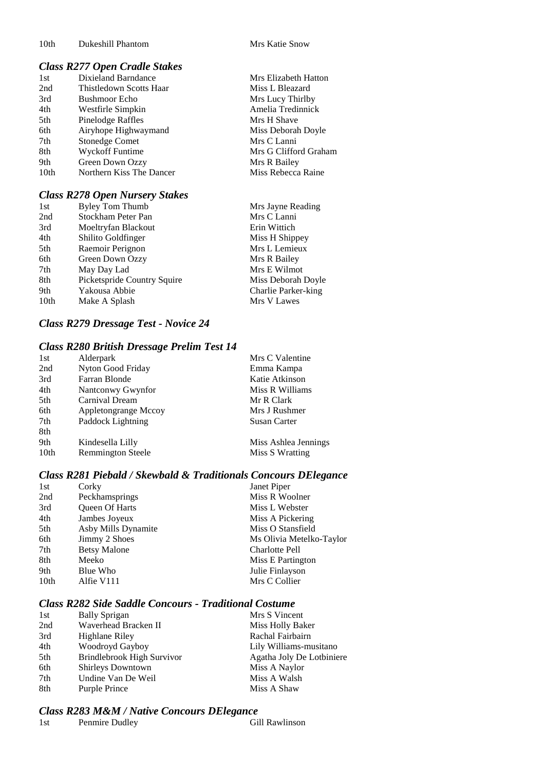| 10th | Dukeshill Phantom | Mrs Katie Snow |
|---|---|---|

### *Class R277 Open Cradle Stakes*

| | | |
|---|---|---|
| 1st | Dixieland Barndance | Mrs Elizabeth Hatton |
| 2nd | Thistledown Scotts Haar | Miss L Bleazard |
| 3rd | Bushmoor Echo | Mrs Lucy Thirlby |
| 4th | Westfirle Simpkin | Amelia Tredinnick |
| 5th | Pinelodge Raffles | Mrs H Shave |
| 6th | Airyhope Highwaymand | Miss Deborah Doyle |
| 7th | Stonedge Comet | Mrs C Lanni |
| 8th | Wyckoff Funtime | Mrs G Clifford Graham |
| 9th | Green Down Ozzy | Mrs R Bailey |
| 10th | Northern Kiss The Dancer | Miss Rebecca Raine |

### *Class R278 Open Nursery Stakes*

| | | |
|---|---|---|
| 1st | Byley Tom Thumb | Mrs Jayne Reading |
| 2nd | Stockham Peter Pan | Mrs C Lanni |
| 3rd | Moeltryfan Blackout | Erin Wittich |
| 4th | Shilito Goldfinger | Miss H Shippey |
| 5th | Raemoir Perignon | Mrs L Lemieux |
| 6th | Green Down Ozzy | Mrs R Bailey |
| 7th | May Day Lad | Mrs E Wilmot |
| 8th | Picketspride Country Squire | Miss Deborah Doyle |
| 9th | Yakousa Abbie | Charlie Parker-king |
| 10th | Make A Splash | Mrs V Lawes |

### *Class R279 Dressage Test - Novice 24*

### *Class R280 British Dressage Prelim Test 14*

| | | |
|---|---|---|
| 1st | Alderpark | Mrs C Valentine |
| 2nd | Nyton Good Friday | Emma Kampa |
| 3rd | Farran Blonde | Katie Atkinson |
| 4th | Nantconwy Gwynfor | Miss R Williams |
| 5th | Carnival Dream | Mr R Clark |
| 6th | Appletongrange Mccoy | Mrs J Rushmer |
| 7th | Paddock Lightning | Susan Carter |
| 8th | | |
| 9th | Kindesella Lilly | Miss Ashlea Jennings |
| 10th | Remmington Steele | Miss S Wratting |

### *Class R281 Piebald / Skewbald & Traditionals Concours DElegance*

| | | |
|---|---|---|
| 1st | Corky | Janet Piper |
| 2nd | Peckhamsprings | Miss R Woolner |
| 3rd | Queen Of Harts | Miss L Webster |
| 4th | Jambes Joyeux | Miss A Pickering |
| 5th | Asby Mills Dynamite | Miss O Stansfield |
| 6th | Jimmy 2 Shoes | Ms Olivia Metelko-Taylor |
| 7th | Betsy Malone | Charlotte Pell |
| 8th | Meeko | Miss E Partington |
| 9th | Blue Who | Julie Finlayson |
| 10th | Alfie V111 | Mrs C Collier |

### *Class R282 Side Saddle Concours - Traditional Costume*

| | | |
|---|---|---|
| 1st | Bally Sprigan | Mrs S Vincent |
| 2nd | Waverhead Bracken II | Miss Holly Baker |
| 3rd | Highlane Riley | Rachal Fairbairn |
| 4th | Woodroyd Gayboy | Lily Williams-musitano |
| 5th | Brindlebrook High Survivor | Agatha Joly De Lotbiniere |
| 6th | Shirleys Downtown | Miss A Naylor |
| 7th | Undine Van De Weil | Miss A Walsh |
| 8th | Purple Prince | Miss A Shaw |

### *Class R283 M&M / Native Concours DElegance*

| | | |
|---|---|---|
| 1st | Penmire Dudley | Gill Rawlinson |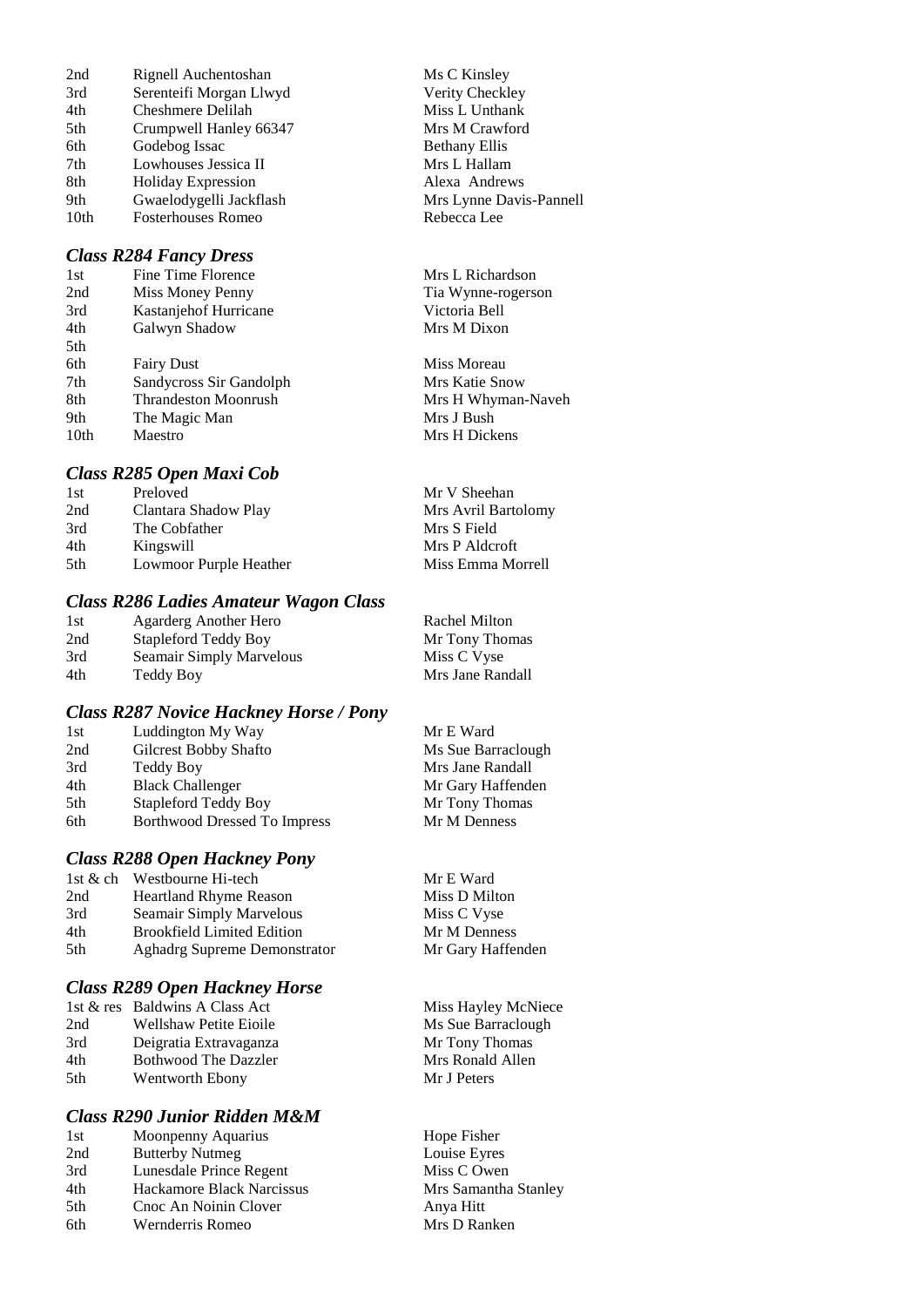| | | |
|---|---|---|
| 2nd | Rignell Auchentoshan | Ms C Kinsley |
| 3rd | Serenteifi Morgan Llwyd | Verity Checkley |
| 4th | Cheshmere Delilah | Miss L Unthank |
| 5th | Crumpwell Hanley 66347 | Mrs M Crawford |
| 6th | Godebog Issac | Bethany Ellis |
| 7th | Lowhouses Jessica II | Mrs L Hallam |
| 8th | Holiday Expression | Alexa Andrews |
| 9th | Gwaelodygelli Jackflash | Mrs Lynne Davis-Pannell |
| 10th | Fosterhouses Romeo | Rebecca Lee |

### *Class R284 Fancy Dress*

| | | |
|---|---|---|
| 1st | Fine Time Florence | Mrs L Richardson |
| 2nd | Miss Money Penny | Tia Wynne-rogerson |
| 3rd | Kastanjehof Hurricane | Victoria Bell |
| 4th | Galwyn Shadow | Mrs M Dixon |
| 5th | | |
| 6th | Fairy Dust | Miss Moreau |
| 7th | Sandycross Sir Gandolph | Mrs Katie Snow |
| 8th | Thrandeston Moonrush | Mrs H Whyman-Naveh |
| 9th | The Magic Man | Mrs J Bush |
| 10th | Maestro | Mrs H Dickens |

### *Class R285 Open Maxi Cob*

| | | |
|---|---|---|
| 1st | Preloved | Mr V Sheehan |
| 2nd | Clantara Shadow Play | Mrs Avril Bartolomy |
| 3rd | The Cobfather | Mrs S Field |
| 4th | Kingswill | Mrs P Aldcroft |
| 5th | Lowmoor Purple Heather | Miss Emma Morrell |

### *Class R286 Ladies Amateur Wagon Class*

| | | |
|---|---|---|
| 1st | Agarderg Another Hero | Rachel Milton |
| 2nd | Stapleford Teddy Boy | Mr Tony Thomas |
| 3rd | Seamair Simply Marvelous | Miss C Vyse |
| 4th | Teddy Boy | Mrs Jane Randall |

### *Class R287 Novice Hackney Horse / Pony*

| | | |
|---|---|---|
| 1st | Luddington My Way | Mr E Ward |
| 2nd | Gilcrest Bobby Shafto | Ms Sue Barraclough |
| 3rd | Teddy Boy | Mrs Jane Randall |
| 4th | Black Challenger | Mr Gary Haffenden |
| 5th | Stapleford Teddy Boy | Mr Tony Thomas |
| 6th | Borthwood Dressed To Impress | Mr M Denness |

### *Class R288 Open Hackney Pony*

| | | |
|---|---|---|
| 1st & ch | Westbourne Hi-tech | Mr E Ward |
| 2nd | Heartland Rhyme Reason | Miss D Milton |
| 3rd | Seamair Simply Marvelous | Miss C Vyse |
| 4th | Brookfield Limited Edition | Mr M Denness |
| 5th | Aghadrg Supreme Demonstrator | Mr Gary Haffenden |

### *Class R289 Open Hackney Horse*

| | | |
|---|---|---|
| 1st & res | Baldwins A Class Act | Miss Hayley McNiece |
| 2nd | Wellshaw Petite Eioile | Ms Sue Barraclough |
| 3rd | Deigratia Extravaganza | Mr Tony Thomas |
| 4th | Bothwood The Dazzler | Mrs Ronald Allen |
| 5th | Wentworth Ebony | Mr J Peters |

### *Class R290 Junior Ridden M&M*

| | | |
|---|---|---|
| 1st | Moonpenny Aquarius | Hope Fisher |
| 2nd | Butterby Nutmeg | Louise Eyres |
| 3rd | Lunesdale Prince Regent | Miss C Owen |
| 4th | Hackamore Black Narcissus | Mrs Samantha Stanley |
| 5th | Cnoc An Noinin Clover | Anya Hitt |
| 6th | Wernderris Romeo | Mrs D Ranken |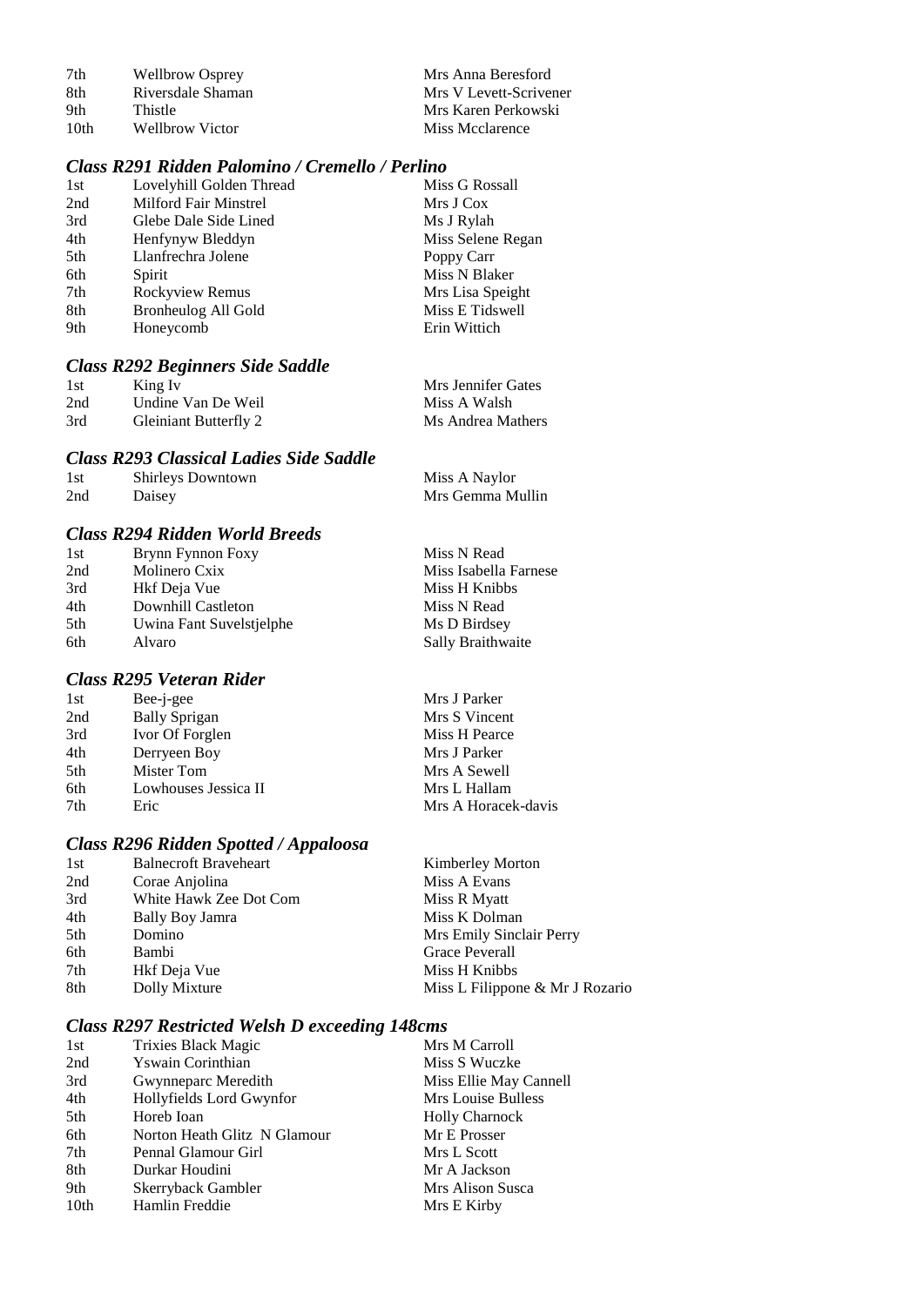| | | |
|---|---|---|
| 7th | Wellbrow Osprey | Mrs Anna Beresford |
| 8th | Riversdale Shaman | Mrs V Levett-Scrivener |
| 9th | Thistle | Mrs Karen Perkowski |
| 10th | Wellbrow Victor | Miss Mcclarence |

### *Class R291 Ridden Palomino / Cremello / Perlino*

| | | |
|---|---|---|
| 1st | Lovelyhill Golden Thread | Miss G Rossall |
| 2nd | Milford Fair Minstrel | Mrs J Cox |
| 3rd | Glebe Dale Side Lined | Ms J Rylah |
| 4th | Henfynyw Bleddyn | Miss Selene Regan |
| 5th | Llanfrechra Jolene | Poppy Carr |
| 6th | Spirit | Miss N Blaker |
| 7th | Rockyview Remus | Mrs Lisa Speight |
| 8th | Bronheulog All Gold | Miss E Tidswell |
| 9th | Honeycomb | Erin Wittich |

### *Class R292 Beginners Side Saddle*

| | | |
|---|---|---|
| 1st | King Iv | Mrs Jennifer Gates |
| 2nd | Undine Van De Weil | Miss A Walsh |
| 3rd | Gleiniant Butterfly 2 | Ms Andrea Mathers |

### *Class R293 Classical Ladies Side Saddle*

| | | |
|---|---|---|
| 1st | Shirleys Downtown | Miss A Naylor |
| 2nd | Daisey | Mrs Gemma Mullin |

### *Class R294 Ridden World Breeds*

| | | |
|---|---|---|
| 1st | Brynn Fynnon Foxy | Miss N Read |
| 2nd | Molinero Cxix | Miss Isabella Farnese |
| 3rd | Hkf Deja Vue | Miss H Knibbs |
| 4th | Downhill Castleton | Miss N Read |
| 5th | Uwina Fant Suvelstjelphe | Ms D Birdsey |
| 6th | Alvaro | Sally Braithwaite |

### *Class R295 Veteran Rider*

| | | |
|---|---|---|
| 1st | Bee-j-gee | Mrs J Parker |
| 2nd | Bally Sprigan | Mrs S Vincent |
| 3rd | Ivor Of Forglen | Miss H Pearce |
| 4th | Derryeen Boy | Mrs J Parker |
| 5th | Mister Tom | Mrs A Sewell |
| 6th | Lowhouses Jessica II | Mrs L Hallam |
| 7th | Eric | Mrs A Horacek-davis |

### *Class R296 Ridden Spotted / Appaloosa*

| | | |
|---|---|---|
| 1st | Balnecroft Braveheart | Kimberley Morton |
| 2nd | Corae Anjolina | Miss A Evans |
| 3rd | White Hawk Zee Dot Com | Miss R Myatt |
| 4th | Bally Boy Jamra | Miss K Dolman |
| 5th | Domino | Mrs Emily Sinclair Perry |
| 6th | Bambi | Grace Peverall |
| 7th | Hkf Deja Vue | Miss H Knibbs |
| 8th | Dolly Mixture | Miss L Filippone & Mr J Rozario |

### *Class R297 Restricted Welsh D exceeding 148cms*

| | | |
|---|---|---|
| 1st | Trixies Black Magic | Mrs M Carroll |
| 2nd | Yswain Corinthian | Miss S Wuczke |
| 3rd | Gwynneparc Meredith | Miss Ellie May Cannell |
| 4th | Hollyfields Lord Gwynfor | Mrs Louise Bulless |
| 5th | Horeb Ioan | Holly Charnock |
| 6th | Norton Heath Glitz N Glamour | Mr E Prosser |
| 7th | Pennal Glamour Girl | Mrs L Scott |
| 8th | Durkar Houdini | Mr A Jackson |
| 9th | Skerryback Gambler | Mrs Alison Susca |
| 10th | Hamlin Freddie | Mrs E Kirby |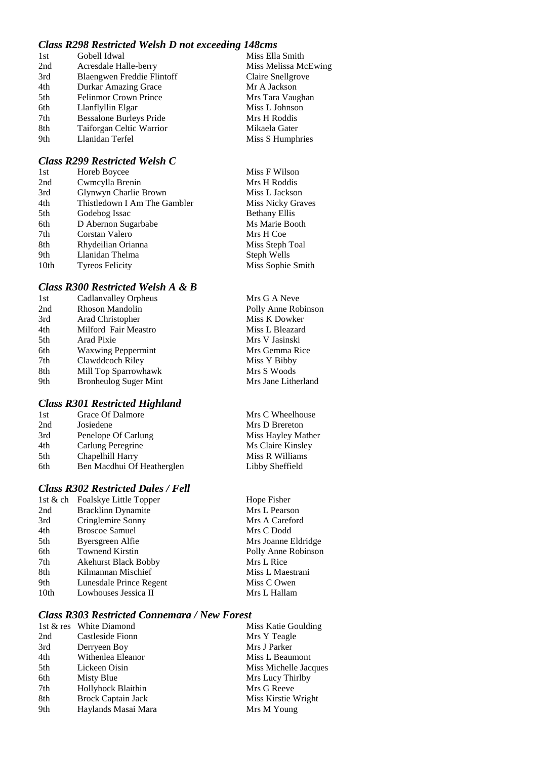### *Class R298 Restricted Welsh D not exceeding 148cms*

| | | |
|---|---|---|
| 1st | Gobell Idwal | Miss Ella Smith |
| 2nd | Acresdale Halle-berry | Miss Melissa McEwing |
| 3rd | Blaengwen Freddie Flintoff | Claire Snellgrove |
| 4th | Durkar Amazing Grace | Mr A Jackson |
| 5th | Felinmor Crown Prince | Mrs Tara Vaughan |
| 6th | Llanflyllin Elgar | Miss L Johnson |
| 7th | Bessalone Burleys Pride | Mrs H Roddis |
| 8th | Taiforgan Celtic Warrior | Mikaela Gater |
| 9th | Llanidan Terfel | Miss S Humphries |

### *Class R299 Restricted Welsh C*

| | | |
|---|---|---|
| 1st | Horeb Boycee | Miss F Wilson |
| 2nd | Cwmcylla Brenin | Mrs H Roddis |
| 3rd | Glynwyn Charlie Brown | Miss L Jackson |
| 4th | Thistledown I Am The Gambler | Miss Nicky Graves |
| 5th | Godebog Issac | Bethany Ellis |
| 6th | D Abernon Sugarbabe | Ms Marie Booth |
| 7th | Corstan Valero | Mrs H Coe |
| 8th | Rhydeilian Orianna | Miss Steph Toal |
| 9th | Llanidan Thelma | Steph Wells |
| 10th | Tyreos Felicity | Miss Sophie Smith |

### *Class R300 Restricted Welsh A & B*

| | | |
|---|---|---|
| 1st | Cadlanvalley Orpheus | Mrs G A Neve |
| 2nd | Rhoson Mandolin | Polly Anne Robinson |
| 3rd | Arad Christopher | Miss K Dowker |
| 4th | Milford Fair Meastro | Miss L Bleazard |
| 5th | Arad Pixie | Mrs V Jasinski |
| 6th | Waxwing Peppermint | Mrs Gemma Rice |
| 7th | Clawddcoch Riley | Miss Y Bibby |
| 8th | Mill Top Sparrowhawk | Mrs S Woods |
| 9th | Bronheulog Suger Mint | Mrs Jane Litherland |

### *Class R301 Restricted Highland*

| | | |
|---|---|---|
| 1st | Grace Of Dalmore | Mrs C Wheelhouse |
| 2nd | Josiedene | Mrs D Brereton |
| 3rd | Penelope Of Carlung | Miss Hayley Mather |
| 4th | Carlung Peregrine | Ms Claire Kinsley |
| 5th | Chapelhill Harry | Miss R Williams |
| 6th | Ben Macdhui Of Heatherglen | Libby Sheffield |

### *Class R302 Restricted Dales / Fell*

| | | |
|---|---|---|
| 1st & ch | Foalskye Little Topper | Hope Fisher |
| 2nd | Bracklinn Dynamite | Mrs L Pearson |
| 3rd | Cringlemire Sonny | Mrs A Careford |
| 4th | Broscoe Samuel | Mrs C Dodd |
| 5th | Byersgreen Alfie | Mrs Joanne Eldridge |
| 6th | Townend Kirstin | Polly Anne Robinson |
| 7th | Akehurst Black Bobby | Mrs L Rice |
| 8th | Kilmannan Mischief | Miss L Maestrani |
| 9th | Lunesdale Prince Regent | Miss C Owen |
| 10th | Lowhouses Jessica II | Mrs L Hallam |

### *Class R303 Restricted Connemara / New Forest*

| | | |
|---|---|---|
| 1st & res | White Diamond | Miss Katie Goulding |
| 2nd | Castleside Fionn | Mrs Y Teagle |
| 3rd | Derryeen Boy | Mrs J Parker |
| 4th | Withenlea Eleanor | Miss L Beaumont |
| 5th | Lickeen Oisin | Miss Michelle Jacques |
| 6th | Misty Blue | Mrs Lucy Thirlby |
| 7th | Hollyhock Blaithin | Mrs G Reeve |
| 8th | Brock Captain Jack | Miss Kirstie Wright |
| 9th | Haylands Masai Mara | Mrs M Young |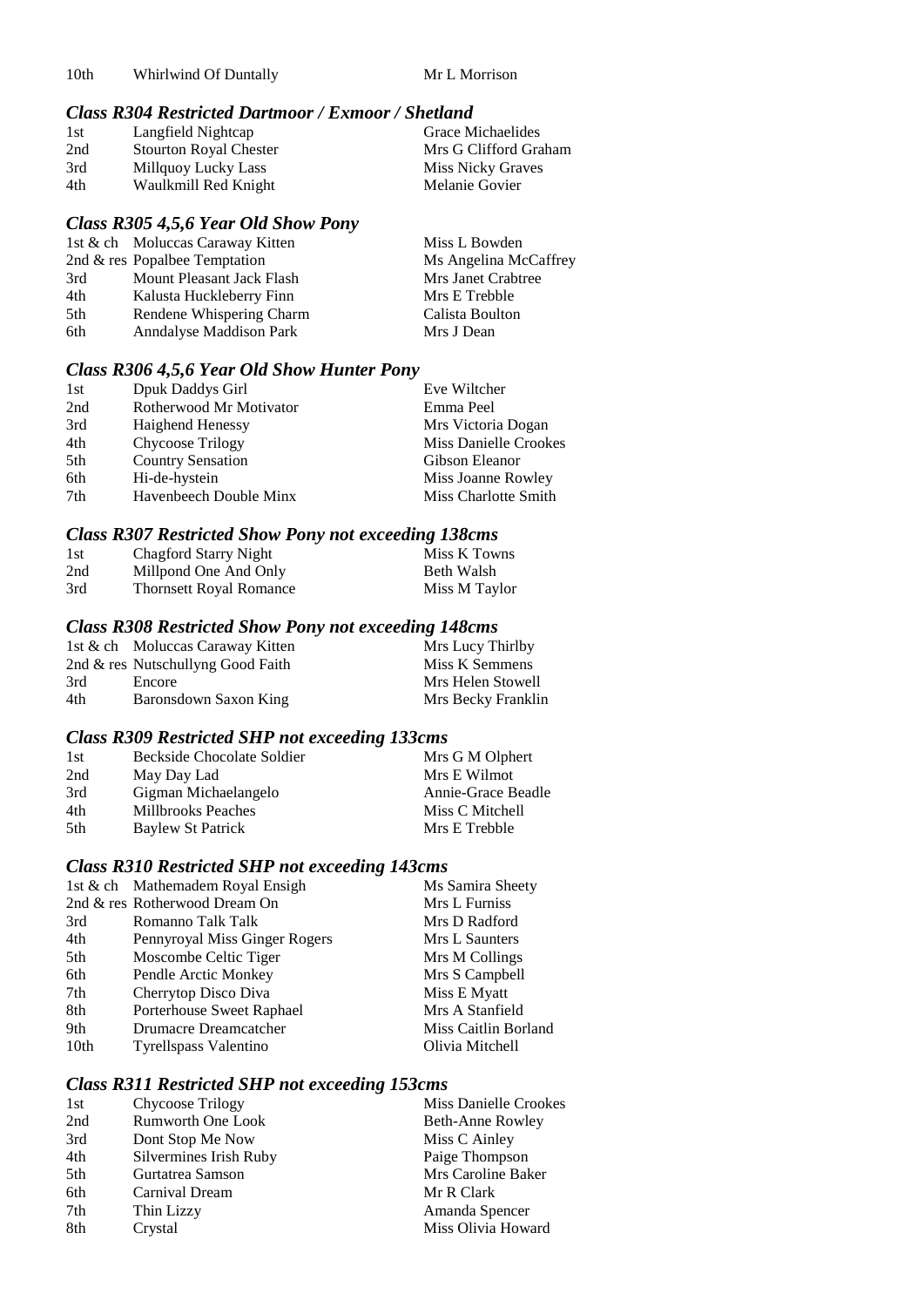| | | |
|---|---|---|
| 10th | Whirlwind Of Duntally | Mr L Morrison |

### *Class R304 Restricted Dartmoor / Exmoor / Shetland*

| | | |
|---|---|---|
| 1st | Langfield Nightcap | Grace Michaelides |
| 2nd | Stourton Royal Chester | Mrs G Clifford Graham |
| 3rd | Millquoy Lucky Lass | Miss Nicky Graves |
| 4th | Waulkmill Red Knight | Melanie Govier |

### *Class R305 4,5,6 Year Old Show Pony*

| | | |
|---|---|---|
| 1st & ch | Moluccas Caraway Kitten | Miss L Bowden |
| 2nd & res | Popalbee Temptation | Ms Angelina McCaffrey |
| 3rd | Mount Pleasant Jack Flash | Mrs Janet Crabtree |
| 4th | Kalusta Huckleberry Finn | Mrs E Trebble |
| 5th | Rendene Whispering Charm | Calista Boulton |
| 6th | Anndalyse Maddison Park | Mrs J Dean |

### *Class R306 4,5,6 Year Old Show Hunter Pony*

| | | |
|---|---|---|
| 1st | Dpuk Daddys Girl | Eve Wiltcher |
| 2nd | Rotherwood Mr Motivator | Emma Peel |
| 3rd | Haighend Henessy | Mrs Victoria Dogan |
| 4th | Chycoose Trilogy | Miss Danielle Crookes |
| 5th | Country Sensation | Gibson Eleanor |
| 6th | Hi-de-hystein | Miss Joanne Rowley |
| 7th | Havenbeech Double Minx | Miss Charlotte Smith |

### *Class R307 Restricted Show Pony not exceeding 138cms*

| | | |
|---|---|---|
| 1st | Chagford Starry Night | Miss K Towns |
| 2nd | Millpond One And Only | Beth Walsh |
| 3rd | Thornsett Royal Romance | Miss M Taylor |

### *Class R308 Restricted Show Pony not exceeding 148cms*

| | | |
|---|---|---|
| 1st & ch | Moluccas Caraway Kitten | Mrs Lucy Thirlby |
| 2nd & res | Nutschullyng Good Faith | Miss K Semmens |
| 3rd | Encore | Mrs Helen Stowell |
| 4th | Baronsdown Saxon King | Mrs Becky Franklin |

### *Class R309 Restricted SHP not exceeding 133cms*

| | | |
|---|---|---|
| 1st | Beckside Chocolate Soldier | Mrs G M Olphert |
| 2nd | May Day Lad | Mrs E Wilmot |
| 3rd | Gigman Michaelangelo | Annie-Grace Beadle |
| 4th | Millbrooks Peaches | Miss C Mitchell |
| 5th | Baylew St Patrick | Mrs E Trebble |

### *Class R310 Restricted SHP not exceeding 143cms*

| | | |
|---|---|---|
| 1st & ch | Mathemadem Royal Ensigh | Ms Samira Sheety |
| 2nd & res | Rotherwood Dream On | Mrs L Furniss |
| 3rd | Romanno Talk Talk | Mrs D Radford |
| 4th | Pennyroyal Miss Ginger Rogers | Mrs L Saunters |
| 5th | Moscombe Celtic Tiger | Mrs M Collings |
| 6th | Pendle Arctic Monkey | Mrs S Campbell |
| 7th | Cherrytop Disco Diva | Miss E Myatt |
| 8th | Porterhouse Sweet Raphael | Mrs A Stanfield |
| 9th | Drumacre Dreamcatcher | Miss Caitlin Borland |
| 10th | Tyrellspass Valentino | Olivia Mitchell |

### *Class R311 Restricted SHP not exceeding 153cms*

| | | |
|---|---|---|
| 1st | Chycoose Trilogy | Miss Danielle Crookes |
| 2nd | Rumworth One Look | Beth-Anne Rowley |
| 3rd | Dont Stop Me Now | Miss C Ainley |
| 4th | Silvermines Irish Ruby | Paige Thompson |
| 5th | Gurtatrea Samson | Mrs Caroline Baker |
| 6th | Carnival Dream | Mr R Clark |
| 7th | Thin Lizzy | Amanda Spencer |
| 8th | Crystal | Miss Olivia Howard |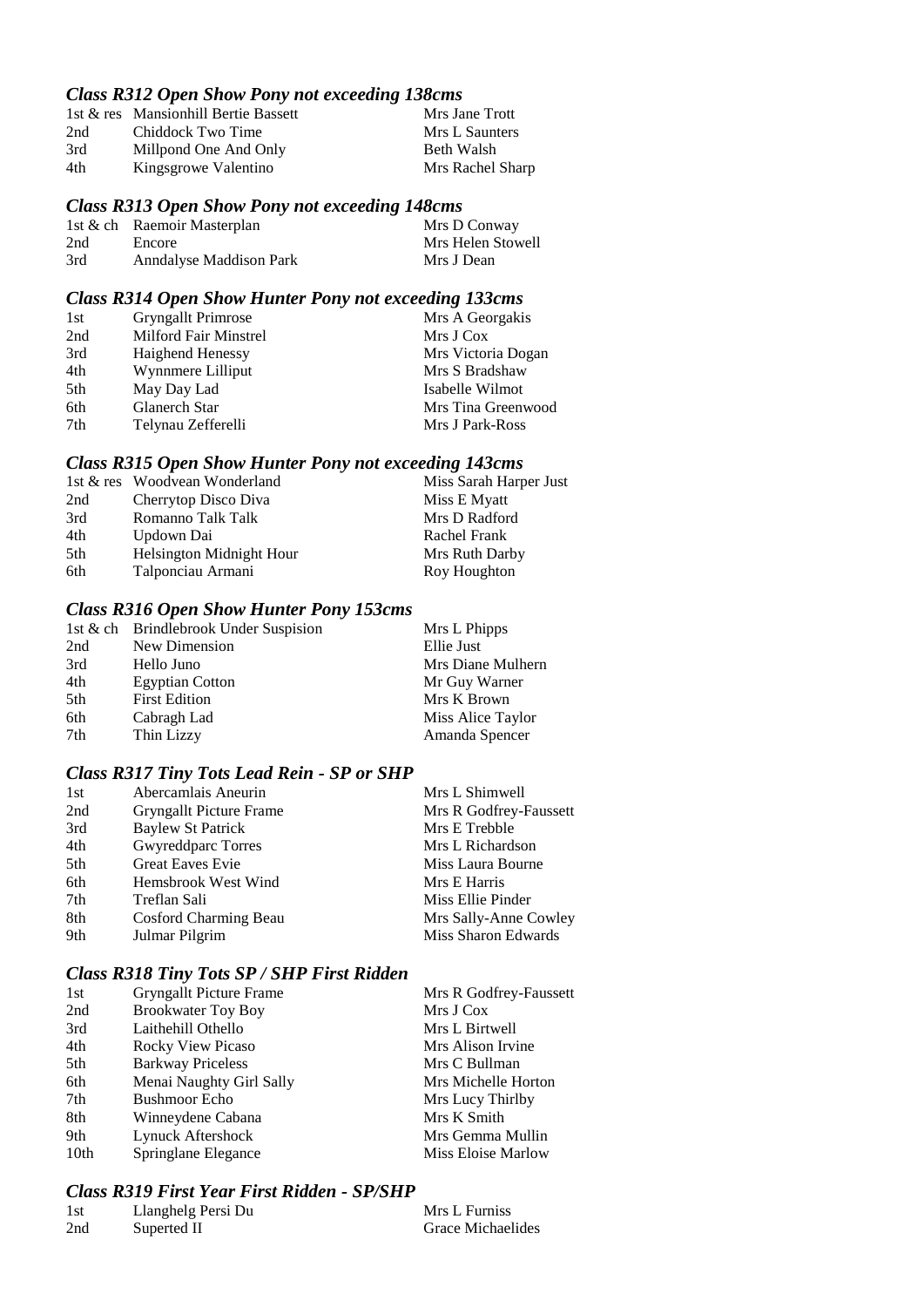### *Class R312 Open Show Pony not exceeding 138cms*

| | | |
|---|---|---|
| 1st & res | Mansionhill Bertie Bassett | Mrs Jane Trott |
| 2nd | Chiddock Two Time | Mrs L Saunters |
| 3rd | Millpond One And Only | Beth Walsh |
| 4th | Kingsgrowe Valentino | Mrs Rachel Sharp |

### *Class R313 Open Show Pony not exceeding 148cms*

| | | |
|---|---|---|
| 1st & ch | Raemoir Masterplan | Mrs D Conway |
| 2nd | Encore | Mrs Helen Stowell |
| 3rd | Anndalyse Maddison Park | Mrs J Dean |

### *Class R314 Open Show Hunter Pony not exceeding 133cms*

| | | |
|---|---|---|
| 1st | Gryngallt Primrose | Mrs A Georgakis |
| 2nd | Milford Fair Minstrel | Mrs J Cox |
| 3rd | Haighend Henessy | Mrs Victoria Dogan |
| 4th | Wynnmere Lilliput | Mrs S Bradshaw |
| 5th | May Day Lad | Isabelle Wilmot |
| 6th | Glanerch Star | Mrs Tina Greenwood |
| 7th | Telynau Zefferelli | Mrs J Park-Ross |

### *Class R315 Open Show Hunter Pony not exceeding 143cms*

| | | |
|---|---|---|
| 1st & res | Woodvean Wonderland | Miss Sarah Harper Just |
| 2nd | Cherrytop Disco Diva | Miss E Myatt |
| 3rd | Romanno Talk Talk | Mrs D Radford |
| 4th | Updown Dai | Rachel Frank |
| 5th | Helsington Midnight Hour | Mrs Ruth Darby |
| 6th | Talponciau Armani | Roy Houghton |

### *Class R316 Open Show Hunter Pony 153cms*

| | | |
|---|---|---|
| 1st & ch | Brindlebrook Under Suspision | Mrs L Phipps |
| 2nd | New Dimension | Ellie Just |
| 3rd | Hello Juno | Mrs Diane Mulhern |
| 4th | Egyptian Cotton | Mr Guy Warner |
| 5th | First Edition | Mrs K Brown |
| 6th | Cabragh Lad | Miss Alice Taylor |
| 7th | Thin Lizzy | Amanda Spencer |

### *Class R317 Tiny Tots Lead Rein - SP or SHP*

| | | |
|---|---|---|
| 1st | Abercamlais Aneurin | Mrs L Shimwell |
| 2nd | Gryngallt Picture Frame | Mrs R Godfrey-Faussett |
| 3rd | Baylew St Patrick | Mrs E Trebble |
| 4th | Gwyreddparc Torres | Mrs L Richardson |
| 5th | Great Eaves Evie | Miss Laura Bourne |
| 6th | Hemsbrook West Wind | Mrs E Harris |
| 7th | Treflan Sali | Miss Ellie Pinder |
| 8th | Cosford Charming Beau | Mrs Sally-Anne Cowley |
| 9th | Julmar Pilgrim | Miss Sharon Edwards |

### *Class R318 Tiny Tots SP / SHP First Ridden*

| | | |
|---|---|---|
| 1st | Gryngallt Picture Frame | Mrs R Godfrey-Faussett |
| 2nd | Brookwater Toy Boy | Mrs J Cox |
| 3rd | Laithehill Othello | Mrs L Birtwell |
| 4th | Rocky View Picaso | Mrs Alison Irvine |
| 5th | Barkway Priceless | Mrs C Bullman |
| 6th | Menai Naughty Girl Sally | Mrs Michelle Horton |
| 7th | Bushmoor Echo | Mrs Lucy Thirlby |
| 8th | Winneydene Cabana | Mrs K Smith |
| 9th | Lynuck Aftershock | Mrs Gemma Mullin |
| 10th | Springlane Elegance | Miss Eloise Marlow |

### *Class R319 First Year First Ridden - SP/SHP*

| | | |
|---|---|---|
| 1st | Llanghelg Persi Du | Mrs L Furniss |
| 2nd | Superted II | Grace Michaelides |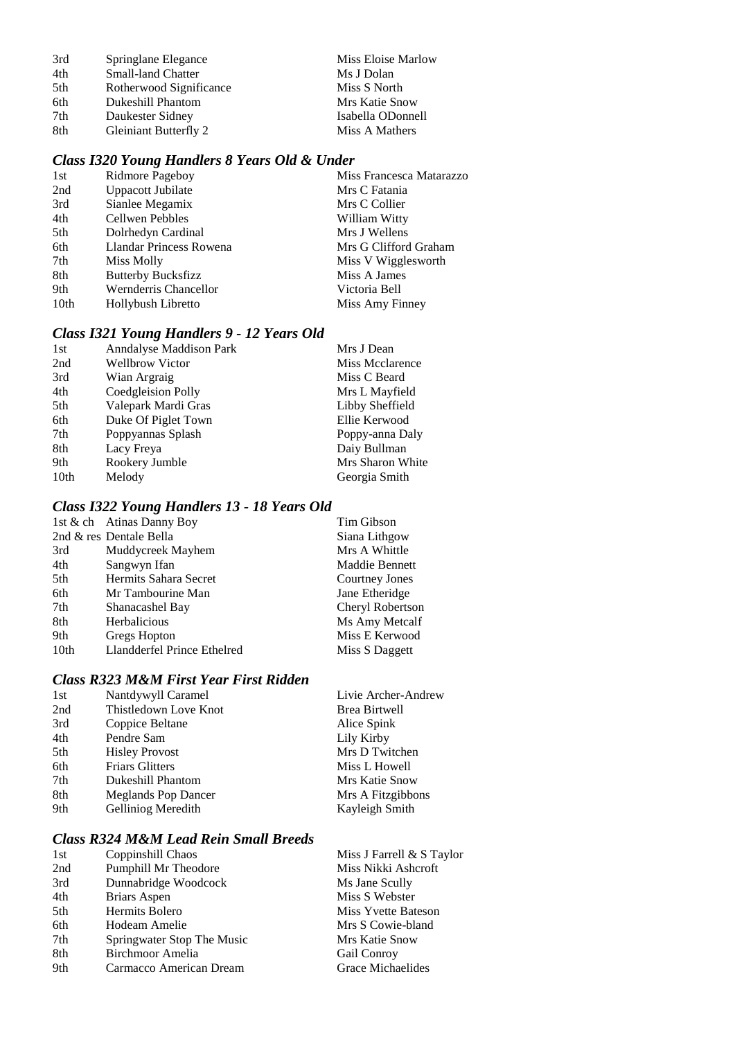| | | |
|---|---|---|
| 3rd | Springlane Elegance | Miss Eloise Marlow |
| 4th | Small-land Chatter | Ms J Dolan |
| 5th | Rotherwood Significance | Miss S North |
| 6th | Dukeshill Phantom | Mrs Katie Snow |
| 7th | Daukester Sidney | Isabella ODonnell |
| 8th | Gleiniant Butterfly 2 | Miss A Mathers |

### *Class I320 Young Handlers 8 Years Old & Under*

| | | |
|---|---|---|
| 1st | Ridmore Pageboy | Miss Francesca Matarazzo |
| 2nd | Uppacott Jubilate | Mrs C Fatania |
| 3rd | Sianlee Megamix | Mrs C Collier |
| 4th | Cellwen Pebbles | William Witty |
| 5th | Dolrhedyn Cardinal | Mrs J Wellens |
| 6th | Llandar Princess Rowena | Mrs G Clifford Graham |
| 7th | Miss Molly | Miss V Wigglesworth |
| 8th | Butterby Bucksfizz | Miss A James |
| 9th | Wernderris Chancellor | Victoria Bell |
| 10th | Hollybush Libretto | Miss Amy Finney |

### *Class I321 Young Handlers 9 - 12 Years Old*

| | | |
|---|---|---|
| 1st | Anndalyse Maddison Park | Mrs J Dean |
| 2nd | Wellbrow Victor | Miss Mcclarence |
| 3rd | Wian Argraig | Miss C Beard |
| 4th | Coedgleision Polly | Mrs L Mayfield |
| 5th | Valepark Mardi Gras | Libby Sheffield |
| 6th | Duke Of Piglet Town | Ellie Kerwood |
| 7th | Poppyannas Splash | Poppy-anna Daly |
| 8th | Lacy Freya | Daiy Bullman |
| 9th | Rookery Jumble | Mrs Sharon White |
| 10th | Melody | Georgia Smith |

### *Class I322 Young Handlers 13 - 18 Years Old*

| | | |
|---|---|---|
| 1st & ch | Atinas Danny Boy | Tim Gibson |
| 2nd & res | Dentale Bella | Siana Lithgow |
| 3rd | Muddycreek Mayhem | Mrs A Whittle |
| 4th | Sangwyn Ifan | Maddie Bennett |
| 5th | Hermits Sahara Secret | Courtney Jones |
| 6th | Mr Tambourine Man | Jane Etheridge |
| 7th | Shanacashel Bay | Cheryl Robertson |
| 8th | Herbalicious | Ms Amy Metcalf |
| 9th | Gregs Hopton | Miss E Kerwood |
| 10th | Llandderfel Prince Ethelred | Miss S Daggett |

### *Class R323 M&M First Year First Ridden*

| | | |
|---|---|---|
| 1st | Nantdywyll Caramel | Livie Archer-Andrew |
| 2nd | Thistledown Love Knot | Brea Birtwell |
| 3rd | Coppice Beltane | Alice Spink |
| 4th | Pendre Sam | Lily Kirby |
| 5th | Hisley Provost | Mrs D Twitchen |
| 6th | Friars Glitters | Miss L Howell |
| 7th | Dukeshill Phantom | Mrs Katie Snow |
| 8th | Meglands Pop Dancer | Mrs A Fitzgibbons |
| 9th | Gelliniog Meredith | Kayleigh Smith |

### *Class R324 M&M Lead Rein Small Breeds*

| | | |
|---|---|---|
| 1st | Coppinshill Chaos | Miss J Farrell & S Taylor |
| 2nd | Pumphill Mr Theodore | Miss Nikki Ashcroft |
| 3rd | Dunnabridge Woodcock | Ms Jane Scully |
| 4th | Briars Aspen | Miss S Webster |
| 5th | Hermits Bolero | Miss Yvette Bateson |
| 6th | Hodeam Amelie | Mrs S Cowie-bland |
| 7th | Springwater Stop The Music | Mrs Katie Snow |
| 8th | Birchmoor Amelia | Gail Conroy |
| 9th | Carmacco American Dream | Grace Michaelides |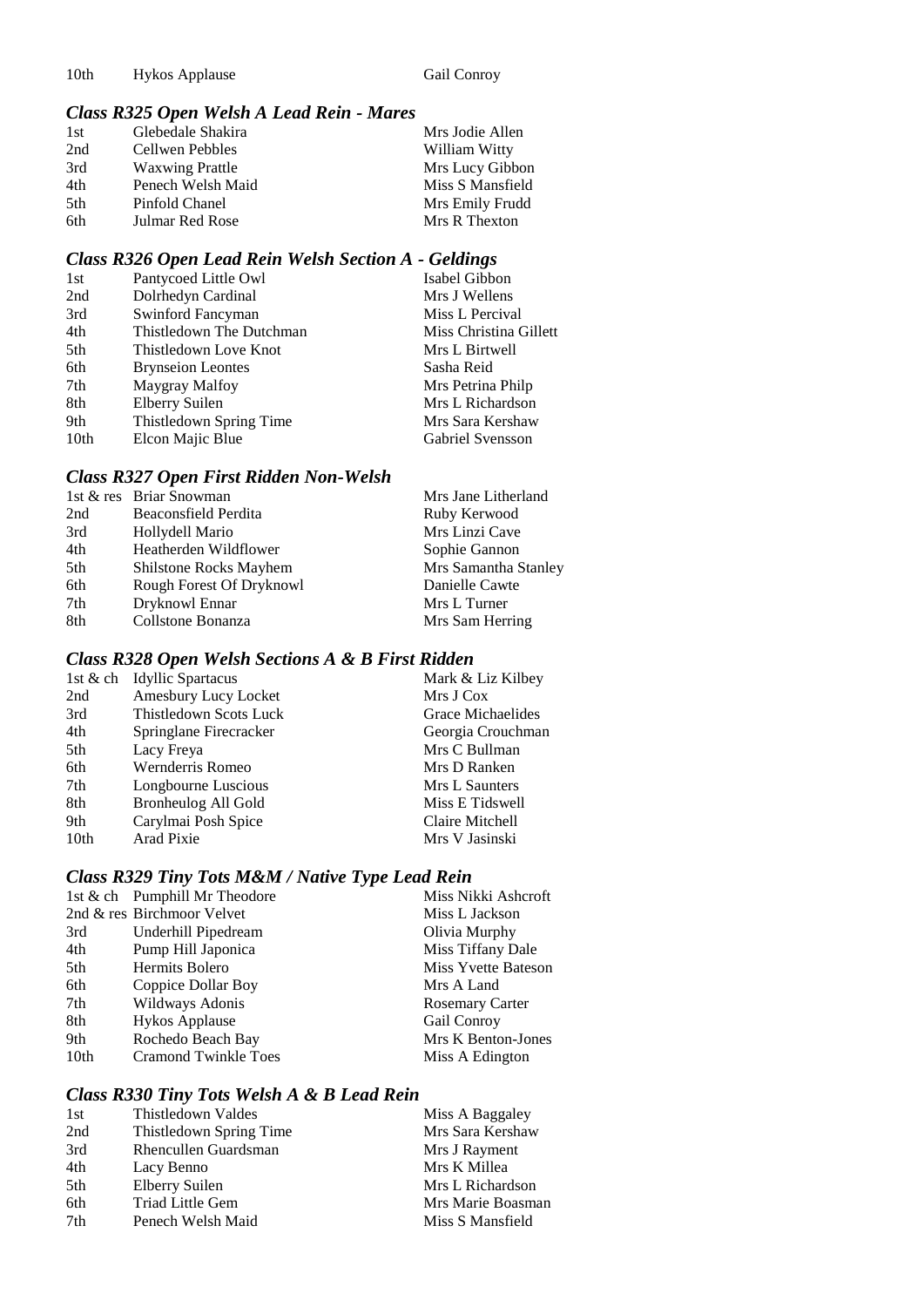| 10th | Hykos Applause | Gail Conroy |
|---|---|---|

### *Class R325 Open Welsh A Lead Rein - Mares*

| | | |
|---|---|---|
| 1st | Glebedale Shakira | Mrs Jodie Allen |
| 2nd | Cellwen Pebbles | William Witty |
| 3rd | Waxwing Prattle | Mrs Lucy Gibbon |
| 4th | Penech Welsh Maid | Miss S Mansfield |
| 5th | Pinfold Chanel | Mrs Emily Frudd |
| 6th | Julmar Red Rose | Mrs R Thexton |

### *Class R326 Open Lead Rein Welsh Section A - Geldings*

| | | |
|---|---|---|
| 1st | Pantycoed Little Owl | Isabel Gibbon |
| 2nd | Dolrhedyn Cardinal | Mrs J Wellens |
| 3rd | Swinford Fancyman | Miss L Percival |
| 4th | Thistledown The Dutchman | Miss Christina Gillett |
| 5th | Thistledown Love Knot | Mrs L Birtwell |
| 6th | Brynseion Leontes | Sasha Reid |
| 7th | Maygray Malfoy | Mrs Petrina Philp |
| 8th | Elberry Suilen | Mrs L Richardson |
| 9th | Thistledown Spring Time | Mrs Sara Kershaw |
| 10th | Elcon Majic Blue | Gabriel Svensson |

### *Class R327 Open First Ridden Non-Welsh*

| | | |
|---|---|---|
| 1st & res | Briar Snowman | Mrs Jane Litherland |
| 2nd | Beaconsfield Perdita | Ruby Kerwood |
| 3rd | Hollydell Mario | Mrs Linzi Cave |
| 4th | Heatherden Wildflower | Sophie Gannon |
| 5th | Shilstone Rocks Mayhem | Mrs Samantha Stanley |
| 6th | Rough Forest Of Dryknowl | Danielle Cawte |
| 7th | Dryknowl Ennar | Mrs L Turner |
| 8th | Collstone Bonanza | Mrs Sam Herring |

### *Class R328 Open Welsh Sections A & B First Ridden*

| | | |
|---|---|---|
| 1st & ch | Idyllic Spartacus | Mark & Liz Kilbey |
| 2nd | Amesbury Lucy Locket | Mrs J Cox |
| 3rd | Thistledown Scots Luck | Grace Michaelides |
| 4th | Springlane Firecracker | Georgia Crouchman |
| 5th | Lacy Freya | Mrs C Bullman |
| 6th | Wernderris Romeo | Mrs D Ranken |
| 7th | Longbourne Luscious | Mrs L Saunters |
| 8th | Bronheulog All Gold | Miss E Tidswell |
| 9th | Carylmai Posh Spice | Claire Mitchell |
| 10th | Arad Pixie | Mrs V Jasinski |

### *Class R329 Tiny Tots M&M / Native Type Lead Rein*

| | | |
|---|---|---|
| 1st & ch | Pumphill Mr Theodore | Miss Nikki Ashcroft |
| 2nd & res | Birchmoor Velvet | Miss L Jackson |
| 3rd | Underhill Pipedream | Olivia Murphy |
| 4th | Pump Hill Japonica | Miss Tiffany Dale |
| 5th | Hermits Bolero | Miss Yvette Bateson |
| 6th | Coppice Dollar Boy | Mrs A Land |
| 7th | Wildways Adonis | Rosemary Carter |
| 8th | Hykos Applause | Gail Conroy |
| 9th | Rochedo Beach Bay | Mrs K Benton-Jones |
| 10th | Cramond Twinkle Toes | Miss A Edington |

### *Class R330 Tiny Tots Welsh A & B Lead Rein*

| | | |
|---|---|---|
| 1st | Thistledown Valdes | Miss A Baggaley |
| 2nd | Thistledown Spring Time | Mrs Sara Kershaw |
| 3rd | Rhencullen Guardsman | Mrs J Rayment |
| 4th | Lacy Benno | Mrs K Millea |
| 5th | Elberry Suilen | Mrs L Richardson |
| 6th | Triad Little Gem | Mrs Marie Boasman |
| 7th | Penech Welsh Maid | Miss S Mansfield |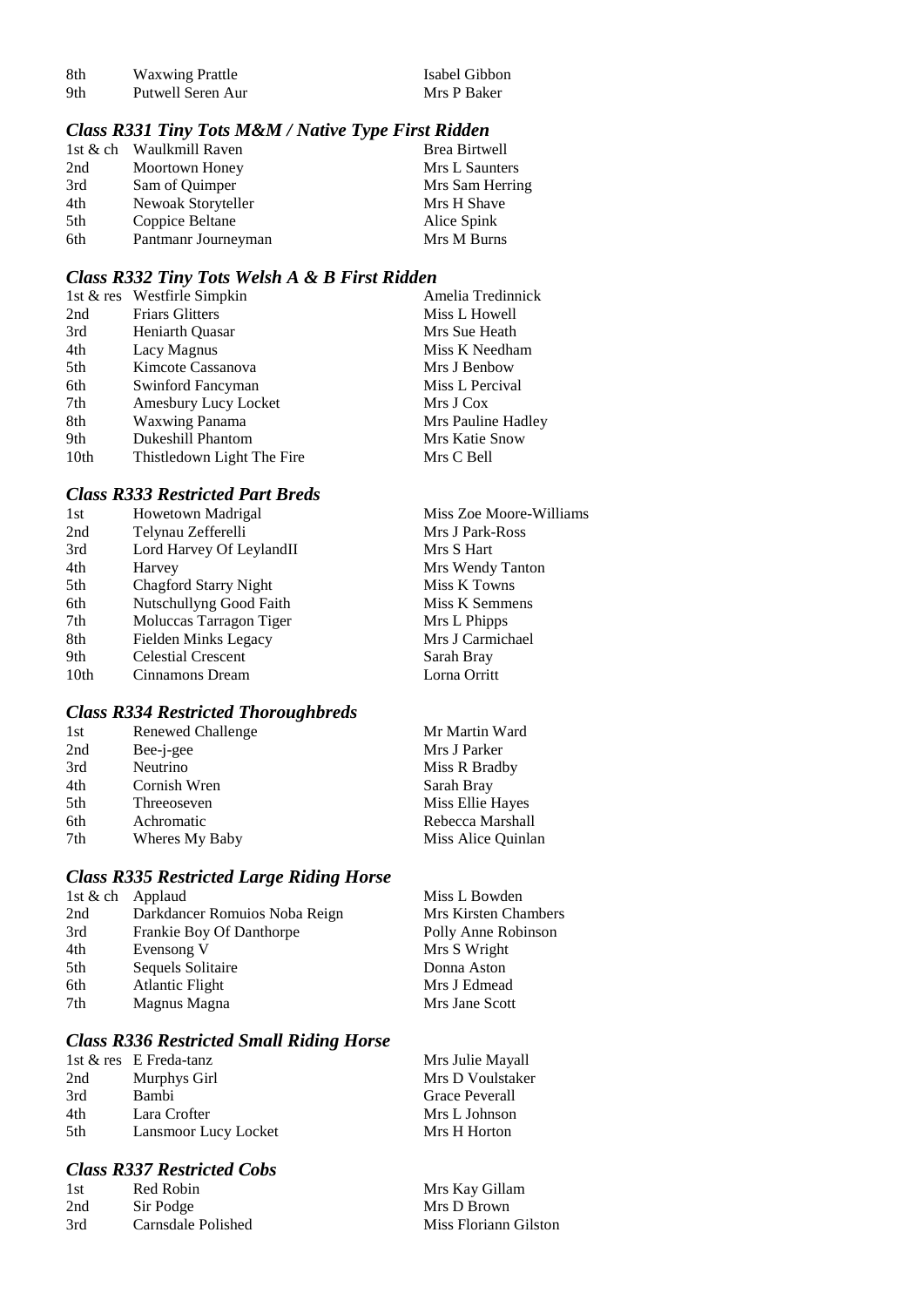| | | |
|---|---|---|
| 8th | Waxwing Prattle | Isabel Gibbon |
| 9th | Putwell Seren Aur | Mrs P Baker |

### *Class R331 Tiny Tots M&M / Native Type First Ridden*

| | | |
|---|---|---|
| 1st & ch | Waulkmill Raven | Brea Birtwell |
| 2nd | Moortown Honey | Mrs L Saunters |
| 3rd | Sam of Quimper | Mrs Sam Herring |
| 4th | Newoak Storyteller | Mrs H Shave |
| 5th | Coppice Beltane | Alice Spink |
| 6th | Pantmanr Journeyman | Mrs M Burns |

### *Class R332 Tiny Tots Welsh A & B First Ridden*

| | | |
|---|---|---|
| 1st & res | Westfirle Simpkin | Amelia Tredinnick |
| 2nd | Friars Glitters | Miss L Howell |
| 3rd | Heniarth Quasar | Mrs Sue Heath |
| 4th | Lacy Magnus | Miss K Needham |
| 5th | Kimcote Cassanova | Mrs J Benbow |
| 6th | Swinford Fancyman | Miss L Percival |
| 7th | Amesbury Lucy Locket | Mrs J Cox |
| 8th | Waxwing Panama | Mrs Pauline Hadley |
| 9th | Dukeshill Phantom | Mrs Katie Snow |
| 10th | Thistledown Light The Fire | Mrs C Bell |

### *Class R333 Restricted Part Breds*

| | | |
|---|---|---|
| 1st | Howetown Madrigal | Miss Zoe Moore-Williams |
| 2nd | Telynau Zefferelli | Mrs J Park-Ross |
| 3rd | Lord Harvey Of LeylandII | Mrs S Hart |
| 4th | Harvey | Mrs Wendy Tanton |
| 5th | Chagford Starry Night | Miss K Towns |
| 6th | Nutschullyng Good Faith | Miss K Semmens |
| 7th | Moluccas Tarragon Tiger | Mrs L Phipps |
| 8th | Fielden Minks Legacy | Mrs J Carmichael |
| 9th | Celestial Crescent | Sarah Bray |
| 10th | Cinnamons Dream | Lorna Orritt |

### *Class R334 Restricted Thoroughbreds*

| | | |
|---|---|---|
| 1st | Renewed Challenge | Mr Martin Ward |
| 2nd | Bee-j-gee | Mrs J Parker |
| 3rd | Neutrino | Miss R Bradby |
| 4th | Cornish Wren | Sarah Bray |
| 5th | Threeoseven | Miss Ellie Hayes |
| 6th | Achromatic | Rebecca Marshall |
| 7th | Wheres My Baby | Miss Alice Quinlan |

### *Class R335 Restricted Large Riding Horse*

| | | |
|---|---|---|
| 1st & ch | Applaud | Miss L Bowden |
| 2nd | Darkdancer Romuios Noba Reign | Mrs Kirsten Chambers |
| 3rd | Frankie Boy Of Danthorpe | Polly Anne Robinson |
| 4th | Evensong V | Mrs S Wright |
| 5th | Sequels Solitaire | Donna Aston |
| 6th | Atlantic Flight | Mrs J Edmead |
| 7th | Magnus Magna | Mrs Jane Scott |

### *Class R336 Restricted Small Riding Horse*

| | | |
|---|---|---|
| 1st & res | E Freda-tanz | Mrs Julie Mayall |
| 2nd | Murphys Girl | Mrs D Voulstaker |
| 3rd | Bambi | Grace Peverall |
| 4th | Lara Crofter | Mrs L Johnson |
| 5th | Lansmoor Lucy Locket | Mrs H Horton |

### *Class R337 Restricted Cobs*

| | | |
|---|---|---|
| 1st | Red Robin | Mrs Kay Gillam |
| 2nd | Sir Podge | Mrs D Brown |
| 3rd | Carnsdale Polished | Miss Floriann Gilston |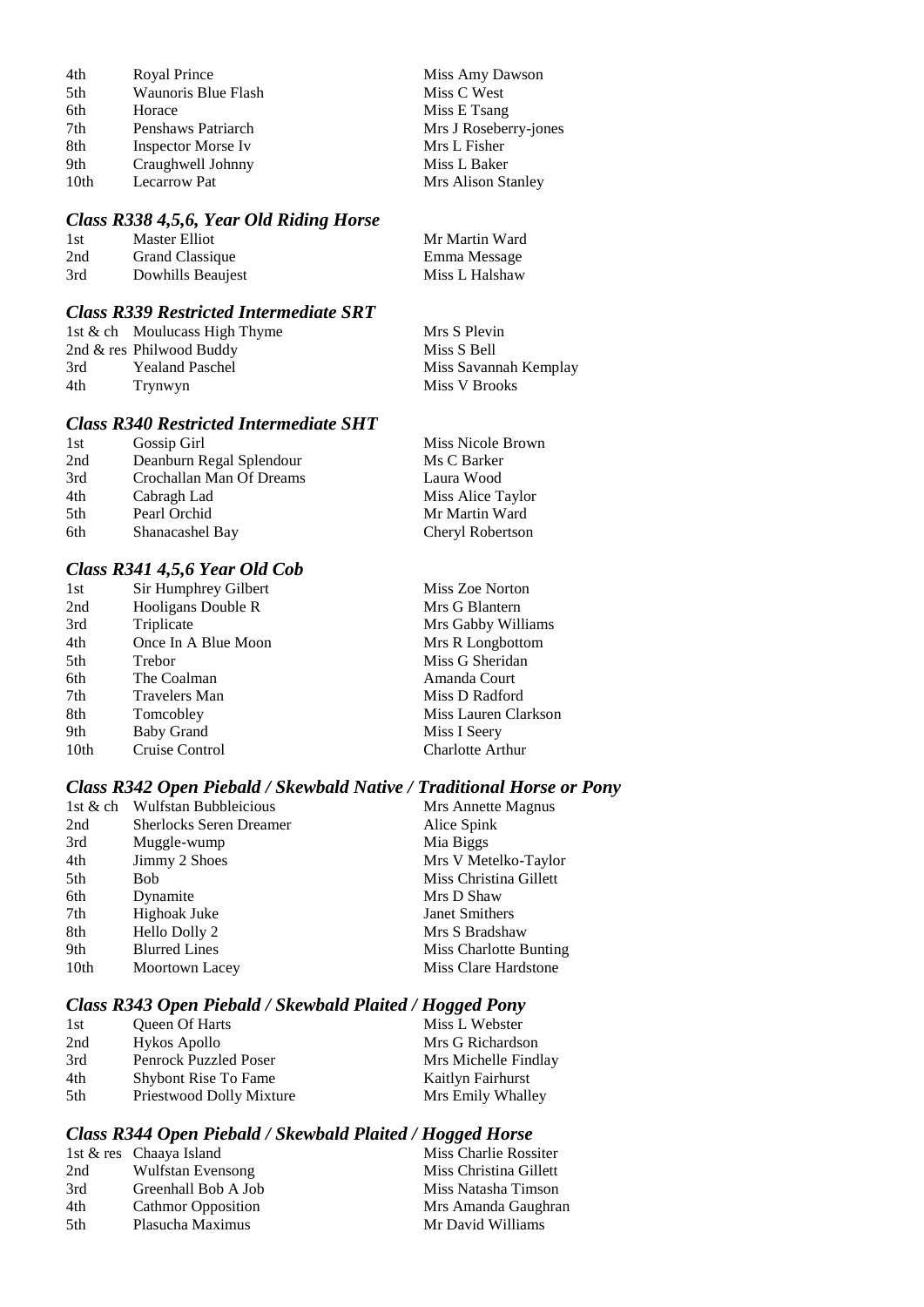| | | |
|---|---|---|
| 4th | Royal Prince | Miss Amy Dawson |
| 5th | Waunoris Blue Flash | Miss C West |
| 6th | Horace | Miss E Tsang |
| 7th | Penshaws Patriarch | Mrs J Roseberry-jones |
| 8th | Inspector Morse Iv | Mrs L Fisher |
| 9th | Craughwell Johnny | Miss L Baker |
| 10th | Lecarrow Pat | Mrs Alison Stanley |

### *Class R338 4,5,6, Year Old Riding Horse*

| | | |
|---|---|---|
| 1st | Master Elliot | Mr Martin Ward |
| 2nd | Grand Classique | Emma Message |
| 3rd | Dowhills Beaujest | Miss L Halshaw |

### *Class R339 Restricted Intermediate SRT*

| | | |
|---|---|---|
| 1st & ch | Moulucass High Thyme | Mrs S Plevin |
| 2nd & res | Philwood Buddy | Miss S Bell |
| 3rd | Yealand Paschel | Miss Savannah Kemplay |
| 4th | Trynwyn | Miss V Brooks |

### *Class R340 Restricted Intermediate SHT*

| | | |
|---|---|---|
| 1st | Gossip Girl | Miss Nicole Brown |
| 2nd | Deanburn Regal Splendour | Ms C Barker |
| 3rd | Crochallan Man Of Dreams | Laura Wood |
| 4th | Cabragh Lad | Miss Alice Taylor |
| 5th | Pearl Orchid | Mr Martin Ward |
| 6th | Shanacashel Bay | Cheryl Robertson |

### *Class R341 4,5,6 Year Old Cob*

| | | |
|---|---|---|
| 1st | Sir Humphrey Gilbert | Miss Zoe Norton |
| 2nd | Hooligans Double R | Mrs G Blantern |
| 3rd | Triplicate | Mrs Gabby Williams |
| 4th | Once In A Blue Moon | Mrs R Longbottom |
| 5th | Trebor | Miss G Sheridan |
| 6th | The Coalman | Amanda Court |
| 7th | Travelers Man | Miss D Radford |
| 8th | Tomcobley | Miss Lauren Clarkson |
| 9th | Baby Grand | Miss I Seery |
| 10th | Cruise Control | Charlotte Arthur |

### *Class R342 Open Piebald / Skewbald Native / Traditional Horse or Pony*

| | | |
|---|---|---|
| 1st & ch | Wulfstan Bubbleicious | Mrs Annette Magnus |
| 2nd | Sherlocks Seren Dreamer | Alice Spink |
| 3rd | Muggle-wump | Mia Biggs |
| 4th | Jimmy 2 Shoes | Mrs V Metelko-Taylor |
| 5th | Bob | Miss Christina Gillett |
| 6th | Dynamite | Mrs D Shaw |
| 7th | Highoak Juke | Janet Smithers |
| 8th | Hello Dolly 2 | Mrs S Bradshaw |
| 9th | Blurred Lines | Miss Charlotte Bunting |
| 10th | Moortown Lacey | Miss Clare Hardstone |

### *Class R343 Open Piebald / Skewbald Plaited / Hogged Pony*

| | | |
|---|---|---|
| 1st | Queen Of Harts | Miss L Webster |
| 2nd | Hykos Apollo | Mrs G Richardson |
| 3rd | Penrock Puzzled Poser | Mrs Michelle Findlay |
| 4th | Shybont Rise To Fame | Kaitlyn Fairhurst |
| 5th | Priestwood Dolly Mixture | Mrs Emily Whalley |

### *Class R344 Open Piebald / Skewbald Plaited / Hogged Horse*

| | | |
|---|---|---|
| 1st & res | Chaaya Island | Miss Charlie Rossiter |
| 2nd | Wulfstan Evensong | Miss Christina Gillett |
| 3rd | Greenhall Bob A Job | Miss Natasha Timson |
| 4th | Cathmor Opposition | Mrs Amanda Gaughran |
| 5th | Plasucha Maximus | Mr David Williams |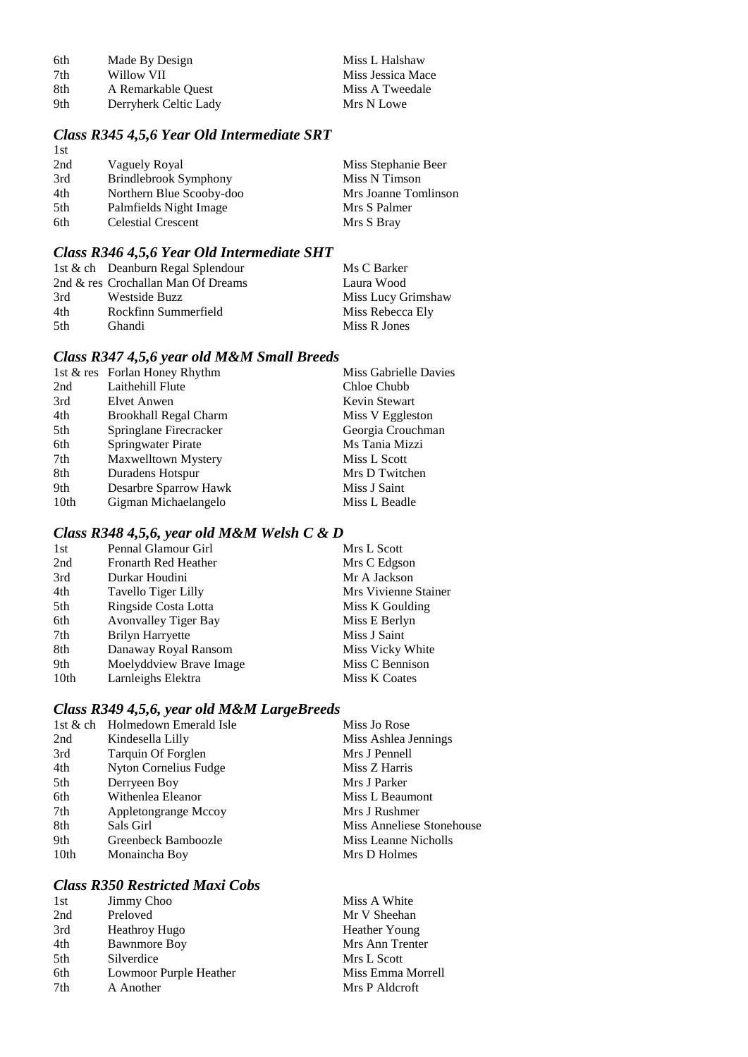| | | |
|---|---|---|
| 6th | Made By Design | Miss L Halshaw |
| 7th | Willow VII | Miss Jessica Mace |
| 8th | A Remarkable Quest | Miss A Tweedale |
| 9th | Derryherk Celtic Lady | Mrs N Lowe |

### *Class R345 4,5,6 Year Old Intermediate SRT*

| | | |
|---|---|---|
| 1st | | |
| 2nd | Vaguely Royal | Miss Stephanie Beer |
| 3rd | Brindlebrook Symphony | Miss N Timson |
| 4th | Northern Blue Scooby-doo | Mrs Joanne Tomlinson |
| 5th | Palmfields Night Image | Mrs S Palmer |
| 6th | Celestial Crescent | Mrs S Bray |

### *Class R346 4,5,6 Year Old Intermediate SHT*

| | | |
|---|---|---|
| 1st & ch | Deanburn Regal Splendour | Ms C Barker |
| 2nd & res | Crochallan Man Of Dreams | Laura Wood |
| 3rd | Westside Buzz | Miss Lucy Grimshaw |
| 4th | Rockfinn Summerfield | Miss Rebecca Ely |
| 5th | Ghandi | Miss R Jones |

### *Class R347 4,5,6 year old M&M Small Breeds*

| | | |
|---|---|---|
| 1st & res | Forlan Honey Rhythm | Miss Gabrielle Davies |
| 2nd | Laithehill Flute | Chloe Chubb |
| 3rd | Elvet Anwen | Kevin Stewart |
| 4th | Brookhall Regal Charm | Miss V Eggleston |
| 5th | Springlane Firecracker | Georgia Crouchman |
| 6th | Springwater Pirate | Ms Tania Mizzi |
| 7th | Maxwelltown Mystery | Miss L Scott |
| 8th | Duradens Hotspur | Mrs D Twitchen |
| 9th | Desarbre Sparrow Hawk | Miss J Saint |
| 10th | Gigman Michaelangelo | Miss L Beadle |

### *Class R348 4,5,6, year old M&M Welsh C & D*

| | | |
|---|---|---|
| 1st | Pennal Glamour Girl | Mrs L Scott |
| 2nd | Fronarth Red Heather | Mrs C Edgson |
| 3rd | Durkar Houdini | Mr A Jackson |
| 4th | Tavello Tiger Lilly | Mrs Vivienne Stainer |
| 5th | Ringside Costa Lotta | Miss K Goulding |
| 6th | Avonvalley Tiger Bay | Miss E Berlyn |
| 7th | Brilyn Harryette | Miss J Saint |
| 8th | Danaway Royal Ransom | Miss Vicky White |
| 9th | Moelyddview Brave Image | Miss C Bennison |
| 10th | Larnleighs Elektra | Miss K Coates |

### *Class R349 4,5,6, year old M&M LargeBreeds*

| | | |
|---|---|---|
| 1st & ch | Holmedown Emerald Isle | Miss Jo Rose |
| 2nd | Kindesella Lilly | Miss Ashlea Jennings |
| 3rd | Tarquin Of Forglen | Mrs J Pennell |
| 4th | Nyton Cornelius Fudge | Miss Z Harris |
| 5th | Derryeen Boy | Mrs J Parker |
| 6th | Withenlea Eleanor | Miss L Beaumont |
| 7th | Appletongrange Mccoy | Mrs J Rushmer |
| 8th | Sals Girl | Miss Anneliese Stonehouse |
| 9th | Greenbeck Bamboozle | Miss Leanne Nicholls |
| 10th | Monaincha Boy | Mrs D Holmes |

### *Class R350 Restricted Maxi Cobs*

| | | |
|---|---|---|
| 1st | Jimmy Choo | Miss A White |
| 2nd | Preloved | Mr V Sheehan |
| 3rd | Heathroy Hugo | Heather Young |
| 4th | Bawnmore Boy | Mrs Ann Trenter |
| 5th | Silverdice | Mrs L Scott |
| 6th | Lowmoor Purple Heather | Miss Emma Morrell |
| 7th | A Another | Mrs P Aldcroft |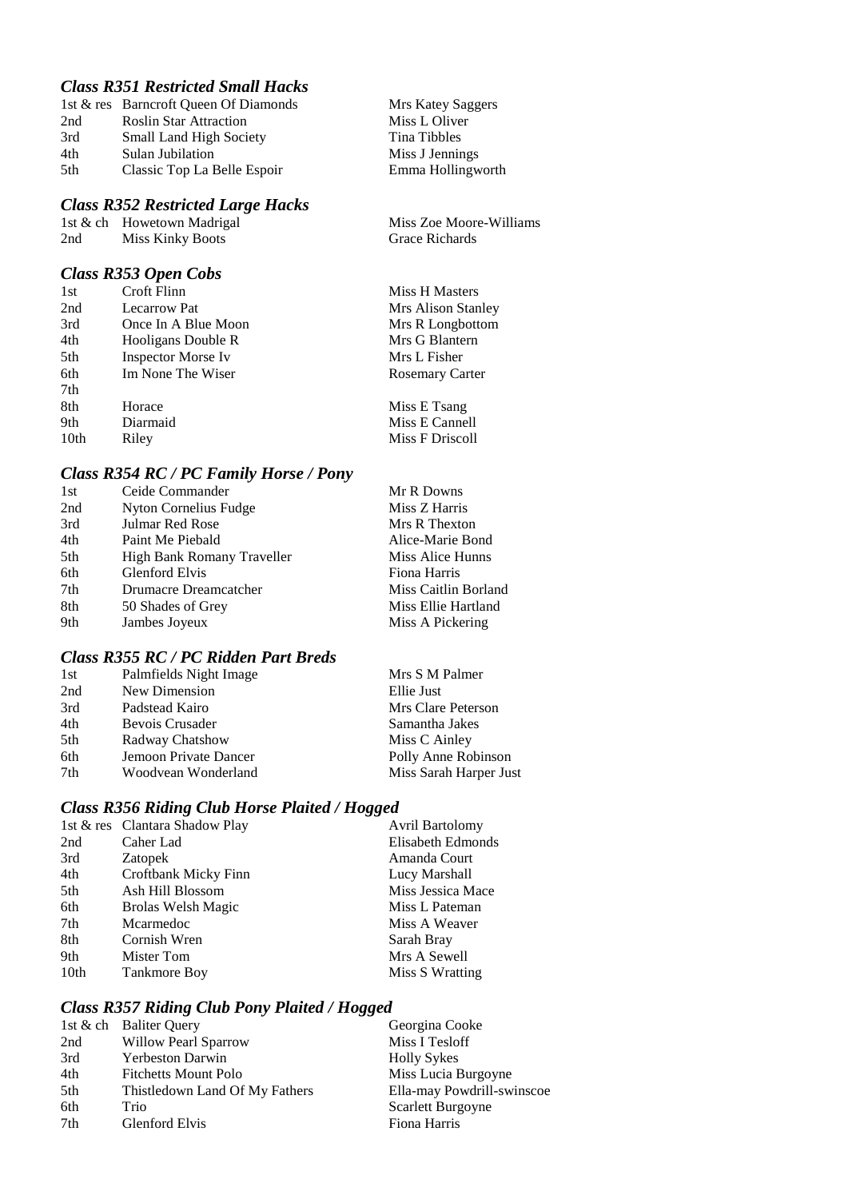### *Class R351 Restricted Small Hacks*

| | | |
|---|---|---|
| 1st & res | Barncroft Queen Of Diamonds | Mrs Katey Saggers |
| 2nd | Roslin Star Attraction | Miss L Oliver |
| 3rd | Small Land High Society | Tina Tibbles |
| 4th | Sulan Jubilation | Miss J Jennings |
| 5th | Classic Top La Belle Espoir | Emma Hollingworth |

### *Class R352 Restricted Large Hacks*

| | | |
|---|---|---|
| 1st & ch | Howetown Madrigal | Miss Zoe Moore-Williams |
| 2nd | Miss Kinky Boots | Grace Richards |

### *Class R353 Open Cobs*

| | | |
|---|---|---|
| 1st | Croft Flinn | Miss H Masters |
| 2nd | Lecarrow Pat | Mrs Alison Stanley |
| 3rd | Once In A Blue Moon | Mrs R Longbottom |
| 4th | Hooligans Double R | Mrs G Blantern |
| 5th | Inspector Morse Iv | Mrs L Fisher |
| 6th | Im None The Wiser | Rosemary Carter |
| 7th | | |
| 8th | Horace | Miss E Tsang |
| 9th | Diarmaid | Miss E Cannell |
| 10th | Riley | Miss F Driscoll |

### *Class R354 RC / PC Family Horse / Pony*

| | | |
|---|---|---|
| 1st | Ceide Commander | Mr R Downs |
| 2nd | Nyton Cornelius Fudge | Miss Z Harris |
| 3rd | Julmar Red Rose | Mrs R Thexton |
| 4th | Paint Me Piebald | Alice-Marie Bond |
| 5th | High Bank Romany Traveller | Miss Alice Hunns |
| 6th | Glenford Elvis | Fiona Harris |
| 7th | Drumacre Dreamcatcher | Miss Caitlin Borland |
| 8th | 50 Shades of Grey | Miss Ellie Hartland |
| 9th | Jambes Joyeux | Miss A Pickering |

### *Class R355 RC / PC Ridden Part Breds*

| | | |
|---|---|---|
| 1st | Palmfields Night Image | Mrs S M Palmer |
| 2nd | New Dimension | Ellie Just |
| 3rd | Padstead Kairo | Mrs Clare Peterson |
| 4th | Bevois Crusader | Samantha Jakes |
| 5th | Radway Chatshow | Miss C Ainley |
| 6th | Jemoon Private Dancer | Polly Anne Robinson |
| 7th | Woodvean Wonderland | Miss Sarah Harper Just |

### *Class R356 Riding Club Horse Plaited / Hogged*

| | | |
|---|---|---|
| 1st & res | Clantara Shadow Play | Avril Bartolomy |
| 2nd | Caher Lad | Elisabeth Edmonds |
| 3rd | Zatopek | Amanda Court |
| 4th | Croftbank Micky Finn | Lucy Marshall |
| 5th | Ash Hill Blossom | Miss Jessica Mace |
| 6th | Brolas Welsh Magic | Miss L Pateman |
| 7th | Mcarmedoc | Miss A Weaver |
| 8th | Cornish Wren | Sarah Bray |
| 9th | Mister Tom | Mrs A Sewell |
| 10th | Tankmore Boy | Miss S Wratting |

### *Class R357 Riding Club Pony Plaited / Hogged*

| | | |
|---|---|---|
| 1st & ch | Baliter Query | Georgina Cooke |
| 2nd | Willow Pearl Sparrow | Miss I Tesloff |
| 3rd | Yerbeston Darwin | Holly Sykes |
| 4th | Fitchetts Mount Polo | Miss Lucia Burgoyne |
| 5th | Thistledown Land Of My Fathers | Ella-may Powdrill-swinscoe |
| 6th | Trio | Scarlett Burgoyne |
| 7th | Glenford Elvis | Fiona Harris |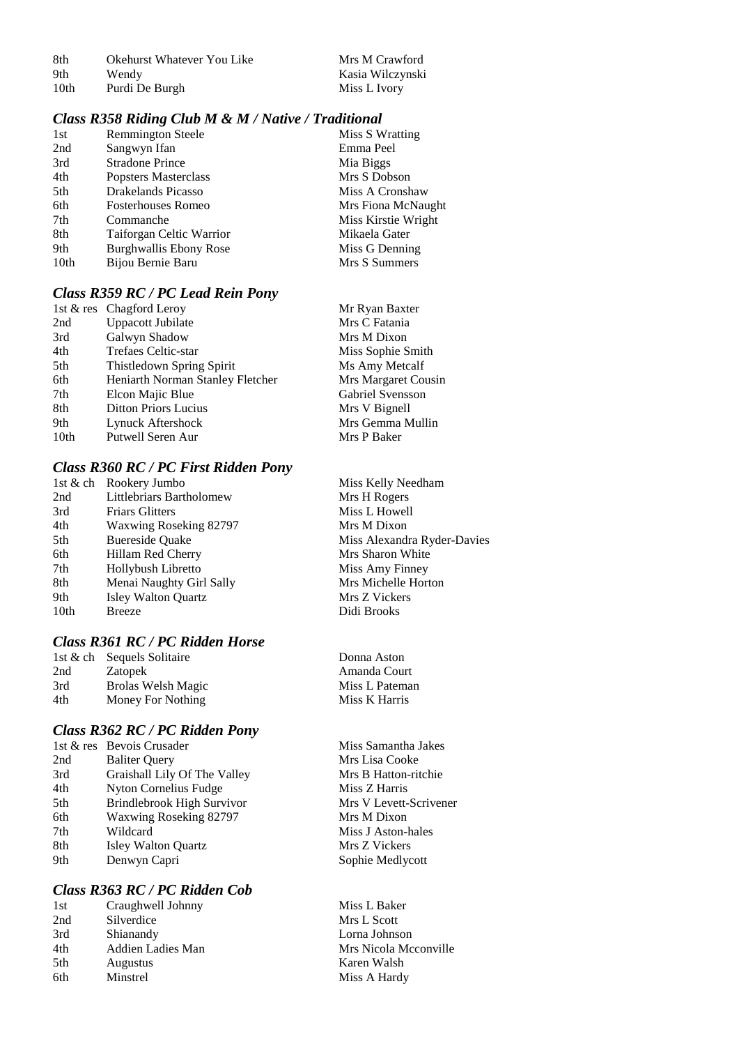| | | |
|---|---|---|
| 8th | Okehurst Whatever You Like | Mrs M Crawford |
| 9th | Wendy | Kasia Wilczynski |
| 10th | Purdi De Burgh | Miss L Ivory |

### *Class R358 Riding Club M & M / Native / Traditional*

| | | |
|---|---|---|
| 1st | Remmington Steele | Miss S Wratting |
| 2nd | Sangwyn Ifan | Emma Peel |
| 3rd | Stradone Prince | Mia Biggs |
| 4th | Popsters Masterclass | Mrs S Dobson |
| 5th | Drakelands Picasso | Miss A Cronshaw |
| 6th | Fosterhouses Romeo | Mrs Fiona McNaught |
| 7th | Commanche | Miss Kirstie Wright |
| 8th | Taiforgan Celtic Warrior | Mikaela Gater |
| 9th | Burghwallis Ebony Rose | Miss G Denning |
| 10th | Bijou Bernie Baru | Mrs S Summers |

### *Class R359 RC / PC Lead Rein Pony*

| | | |
|---|---|---|
| 1st & res | Chagford Leroy | Mr Ryan Baxter |
| 2nd | Uppacott Jubilate | Mrs C Fatania |
| 3rd | Galwyn Shadow | Mrs M Dixon |
| 4th | Trefaes Celtic-star | Miss Sophie Smith |
| 5th | Thistledown Spring Spirit | Ms Amy Metcalf |
| 6th | Heniarth Norman Stanley Fletcher | Mrs Margaret Cousin |
| 7th | Elcon Majic Blue | Gabriel Svensson |
| 8th | Ditton Priors Lucius | Mrs V Bignell |
| 9th | Lynuck Aftershock | Mrs Gemma Mullin |
| 10th | Putwell Seren Aur | Mrs P Baker |

### *Class R360 RC / PC First Ridden Pony*

| | | |
|---|---|---|
| 1st & ch | Rookery Jumbo | Miss Kelly Needham |
| 2nd | Littlebriars Bartholomew | Mrs H Rogers |
| 3rd | Friars Glitters | Miss L Howell |
| 4th | Waxwing Roseking 82797 | Mrs M Dixon |
| 5th | Buereside Quake | Miss Alexandra Ryder-Davies |
| 6th | Hillam Red Cherry | Mrs Sharon White |
| 7th | Hollybush Libretto | Miss Amy Finney |
| 8th | Menai Naughty Girl Sally | Mrs Michelle Horton |
| 9th | Isley Walton Quartz | Mrs Z Vickers |
| 10th | Breeze | Didi Brooks |

### *Class R361 RC / PC Ridden Horse*

| | | |
|---|---|---|
| 1st & ch | Sequels Solitaire | Donna Aston |
| 2nd | Zatopek | Amanda Court |
| 3rd | Brolas Welsh Magic | Miss L Pateman |
| 4th | Money For Nothing | Miss K Harris |

### *Class R362 RC / PC Ridden Pony*

| | | |
|---|---|---|
| 1st & res | Bevois Crusader | Miss Samantha Jakes |
| 2nd | Baliter Query | Mrs Lisa Cooke |
| 3rd | Graishall Lily Of The Valley | Mrs B Hatton-ritchie |
| 4th | Nyton Cornelius Fudge | Miss Z Harris |
| 5th | Brindlebrook High Survivor | Mrs V Levett-Scrivener |
| 6th | Waxwing Roseking 82797 | Mrs M Dixon |
| 7th | Wildcard | Miss J Aston-hales |
| 8th | Isley Walton Quartz | Mrs Z Vickers |
| 9th | Denwyn Capri | Sophie Medlycott |

### *Class R363 RC / PC Ridden Cob*

| | | |
|---|---|---|
| 1st | Craughwell Johnny | Miss L Baker |
| 2nd | Silverdice | Mrs L Scott |
| 3rd | Shianandy | Lorna Johnson |
| 4th | Addien Ladies Man | Mrs Nicola Mcconville |
| 5th | Augustus | Karen Walsh |
| 6th | Minstrel | Miss A Hardy |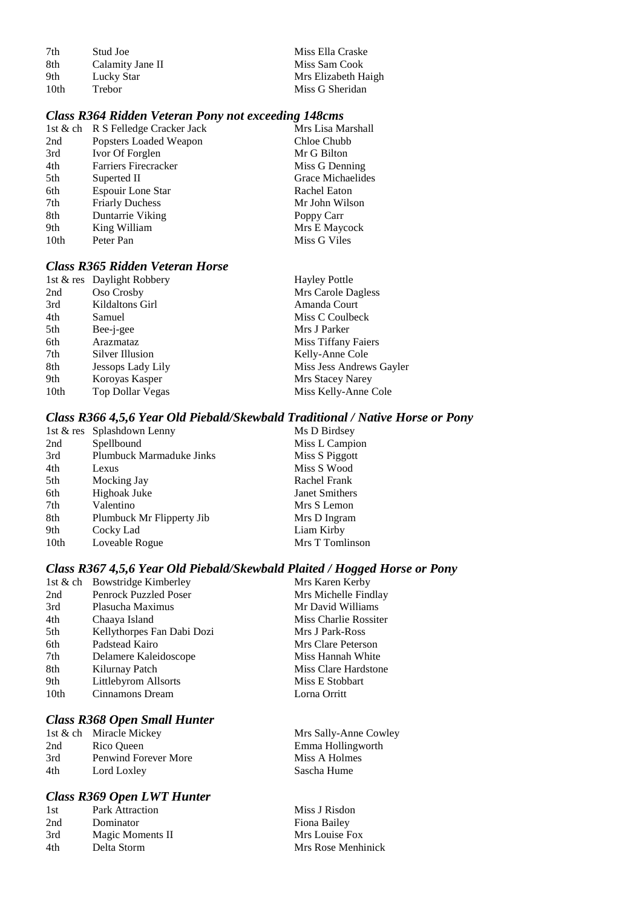| | | |
|---|---|---|
| 7th | Stud Joe | Miss Ella Craske |
| 8th | Calamity Jane II | Miss Sam Cook |
| 9th | Lucky Star | Mrs Elizabeth Haigh |
| 10th | Trebor | Miss G Sheridan |

### *Class R364 Ridden Veteran Pony not exceeding 148cms*

| | | |
|---|---|---|
| 1st & ch | R S Felledge Cracker Jack | Mrs Lisa Marshall |
| 2nd | Popsters Loaded Weapon | Chloe Chubb |
| 3rd | Ivor Of Forglen | Mr G Bilton |
| 4th | Farriers Firecracker | Miss G Denning |
| 5th | Superted II | Grace Michaelides |
| 6th | Espouir Lone Star | Rachel Eaton |
| 7th | Friarly Duchess | Mr John Wilson |
| 8th | Duntarrie Viking | Poppy Carr |
| 9th | King William | Mrs E Maycock |
| 10th | Peter Pan | Miss G Viles |

### *Class R365 Ridden Veteran Horse*

| | | |
|---|---|---|
| 1st & res | Daylight Robbery | Hayley Pottle |
| 2nd | Oso Crosby | Mrs Carole Dagless |
| 3rd | Kildaltons Girl | Amanda Court |
| 4th | Samuel | Miss C Coulbeck |
| 5th | Bee-j-gee | Mrs J Parker |
| 6th | Arazmataz | Miss Tiffany Faiers |
| 7th | Silver Illusion | Kelly-Anne Cole |
| 8th | Jessops Lady Lily | Miss Jess Andrews Gayler |
| 9th | Koroyas Kasper | Mrs Stacey Narey |
| 10th | Top Dollar Vegas | Miss Kelly-Anne Cole |

### *Class R366 4,5,6 Year Old Piebald/Skewbald Traditional / Native Horse or Pony*

| | | |
|---|---|---|
| 1st & res | Splashdown Lenny | Ms D Birdsey |
| 2nd | Spellbound | Miss L Campion |
| 3rd | Plumbuck Marmaduke Jinks | Miss S Piggott |
| 4th | Lexus | Miss S Wood |
| 5th | Mocking Jay | Rachel Frank |
| 6th | Highoak Juke | Janet Smithers |
| 7th | Valentino | Mrs S Lemon |
| 8th | Plumbuck Mr Flipperty Jib | Mrs D Ingram |
| 9th | Cocky Lad | Liam Kirby |
| 10th | Loveable Rogue | Mrs T Tomlinson |

### *Class R367 4,5,6 Year Old Piebald/Skewbald Plaited / Hogged Horse or Pony*

| | | |
|---|---|---|
| 1st & ch | Bowstridge Kimberley | Mrs Karen Kerby |
| 2nd | Penrock Puzzled Poser | Mrs Michelle Findlay |
| 3rd | Plasucha Maximus | Mr David Williams |
| 4th | Chaaya Island | Miss Charlie Rossiter |
| 5th | Kellythorpes Fan Dabi Dozi | Mrs J Park-Ross |
| 6th | Padstead Kairo | Mrs Clare Peterson |
| 7th | Delamere Kaleidoscope | Miss Hannah White |
| 8th | Kilurnay Patch | Miss Clare Hardstone |
| 9th | Littlebyrom Allsorts | Miss E Stobbart |
| 10th | Cinnamons Dream | Lorna Orritt |

### *Class R368 Open Small Hunter*

| | | |
|---|---|---|
| 1st & ch | Miracle Mickey | Mrs Sally-Anne Cowley |
| 2nd | Rico Queen | Emma Hollingworth |
| 3rd | Penwind Forever More | Miss A Holmes |
| 4th | Lord Loxley | Sascha Hume |

### *Class R369 Open LWT Hunter*

| | | |
|---|---|---|
| 1st | Park Attraction | Miss J Risdon |
| 2nd | Dominator | Fiona Bailey |
| 3rd | Magic Moments II | Mrs Louise Fox |
| 4th | Delta Storm | Mrs Rose Menhinick |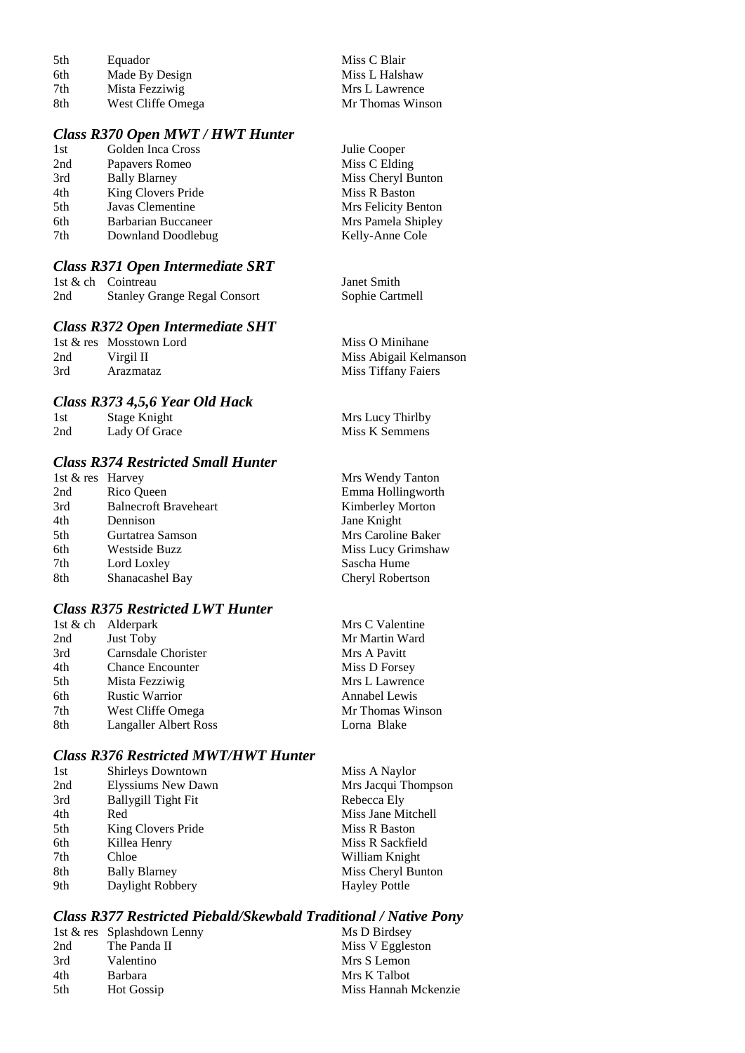| | | |
|---|---|---|
| 5th | Equador | Miss C Blair |
| 6th | Made By Design | Miss L Halshaw |
| 7th | Mista Fezziwig | Mrs L Lawrence |
| 8th | West Cliffe Omega | Mr Thomas Winson |

### *Class R370 Open MWT / HWT Hunter*

| | | |
|---|---|---|
| 1st | Golden Inca Cross | Julie Cooper |
| 2nd | Papavers Romeo | Miss C Elding |
| 3rd | Bally Blarney | Miss Cheryl Bunton |
| 4th | King Clovers Pride | Miss R Baston |
| 5th | Javas Clementine | Mrs Felicity Benton |
| 6th | Barbarian Buccaneer | Mrs Pamela Shipley |
| 7th | Downland Doodlebug | Kelly-Anne Cole |

### *Class R371 Open Intermediate SRT*

| | | |
|---|---|---|
| 1st & ch | Cointreau | Janet Smith |
| 2nd | Stanley Grange Regal Consort | Sophie Cartmell |

### *Class R372 Open Intermediate SHT*

| | | |
|---|---|---|
| 1st & res | Mosstown Lord | Miss O Minihane |
| 2nd | Virgil II | Miss Abigail Kelmanson |
| 3rd | Arazmataz | Miss Tiffany Faiers |

### *Class R373 4,5,6 Year Old Hack*

| | | |
|---|---|---|
| 1st | Stage Knight | Mrs Lucy Thirlby |
| 2nd | Lady Of Grace | Miss K Semmens |

### *Class R374 Restricted Small Hunter*

| | | |
|---|---|---|
| 1st & res | Harvey | Mrs Wendy Tanton |
| 2nd | Rico Queen | Emma Hollingworth |
| 3rd | Balnecroft Braveheart | Kimberley Morton |
| 4th | Dennison | Jane Knight |
| 5th | Gurtatrea Samson | Mrs Caroline Baker |
| 6th | Westside Buzz | Miss Lucy Grimshaw |
| 7th | Lord Loxley | Sascha Hume |
| 8th | Shanacashel Bay | Cheryl Robertson |

### *Class R375 Restricted LWT Hunter*

| | | |
|---|---|---|
| 1st & ch | Alderpark | Mrs C Valentine |
| 2nd | Just Toby | Mr Martin Ward |
| 3rd | Carnsdale Chorister | Mrs A Pavitt |
| 4th | Chance Encounter | Miss D Forsey |
| 5th | Mista Fezziwig | Mrs L Lawrence |
| 6th | Rustic Warrior | Annabel Lewis |
| 7th | West Cliffe Omega | Mr Thomas Winson |
| 8th | Langaller Albert Ross | Lorna Blake |

### *Class R376 Restricted MWT/HWT Hunter*

| | | |
|---|---|---|
| 1st | Shirleys Downtown | Miss A Naylor |
| 2nd | Elyssiums New Dawn | Mrs Jacqui Thompson |
| 3rd | Ballygill Tight Fit | Rebecca Ely |
| 4th | Red | Miss Jane Mitchell |
| 5th | King Clovers Pride | Miss R Baston |
| 6th | Killea Henry | Miss R Sackfield |
| 7th | Chloe | William Knight |
| 8th | Bally Blarney | Miss Cheryl Bunton |
| 9th | Daylight Robbery | Hayley Pottle |

### *Class R377 Restricted Piebald/Skewbald Traditional / Native Pony*

| | | |
|---|---|---|
| 1st & res | Splashdown Lenny | Ms D Birdsey |
| 2nd | The Panda II | Miss V Eggleston |
| 3rd | Valentino | Mrs S Lemon |
| 4th | Barbara | Mrs K Talbot |
| 5th | Hot Gossip | Miss Hannah Mckenzie |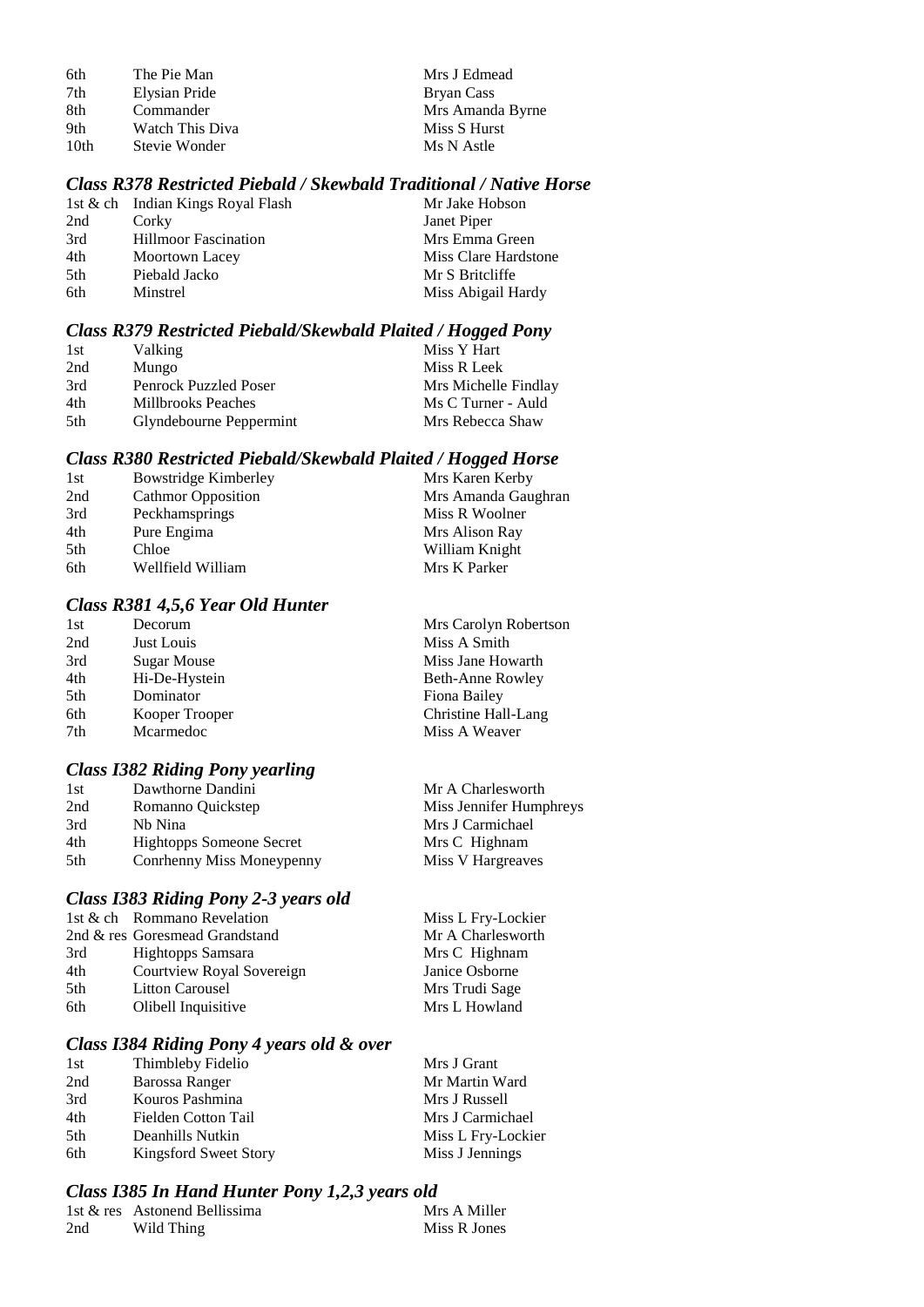| | | |
|---|---|---|
| 6th | The Pie Man | Mrs J Edmead |
| 7th | Elysian Pride | Bryan Cass |
| 8th | Commander | Mrs Amanda Byrne |
| 9th | Watch This Diva | Miss S Hurst |
| 10th | Stevie Wonder | Ms N Astle |

### *Class R378 Restricted Piebald / Skewbald Traditional / Native Horse*

| | | |
|---|---|---|
| 1st & ch | Indian Kings Royal Flash | Mr Jake Hobson |
| 2nd | Corky | Janet Piper |
| 3rd | Hillmoor Fascination | Mrs Emma Green |
| 4th | Moortown Lacey | Miss Clare Hardstone |
| 5th | Piebald Jacko | Mr S Britcliffe |
| 6th | Minstrel | Miss Abigail Hardy |

### *Class R379 Restricted Piebald/Skewbald Plaited / Hogged Pony*

| | | |
|---|---|---|
| 1st | Valking | Miss Y Hart |
| 2nd | Mungo | Miss R Leek |
| 3rd | Penrock Puzzled Poser | Mrs Michelle Findlay |
| 4th | Millbrooks Peaches | Ms C Turner - Auld |
| 5th | Glyndebourne Peppermint | Mrs Rebecca Shaw |

### *Class R380 Restricted Piebald/Skewbald Plaited / Hogged Horse*

| | | |
|---|---|---|
| 1st | Bowstridge Kimberley | Mrs Karen Kerby |
| 2nd | Cathmor Opposition | Mrs Amanda Gaughran |
| 3rd | Peckhamsprings | Miss R Woolner |
| 4th | Pure Engima | Mrs Alison Ray |
| 5th | Chloe | William Knight |
| 6th | Wellfield William | Mrs K Parker |

### *Class R381 4,5,6 Year Old Hunter*

| | | |
|---|---|---|
| 1st | Decorum | Mrs Carolyn Robertson |
| 2nd | Just Louis | Miss A Smith |
| 3rd | Sugar Mouse | Miss Jane Howarth |
| 4th | Hi-De-Hystein | Beth-Anne Rowley |
| 5th | Dominator | Fiona Bailey |
| 6th | Kooper Trooper | Christine Hall-Lang |
| 7th | Mcarmedoc | Miss A Weaver |

### *Class I382 Riding Pony yearling*

| | | |
|---|---|---|
| 1st | Dawthorne Dandini | Mr A Charlesworth |
| 2nd | Romanno Quickstep | Miss Jennifer Humphreys |
| 3rd | Nb Nina | Mrs J Carmichael |
| 4th | Hightopps Someone Secret | Mrs C Highnam |
| 5th | Conrhenny Miss Moneypenny | Miss V Hargreaves |

### *Class I383 Riding Pony 2-3 years old*

| | | |
|---|---|---|
| 1st & ch | Rommano Revelation | Miss L Fry-Lockier |
| 2nd & res | Goresmead Grandstand | Mr A Charlesworth |
| 3rd | Hightopps Samsara | Mrs C Highnam |
| 4th | Courtview Royal Sovereign | Janice Osborne |
| 5th | Litton Carousel | Mrs Trudi Sage |
| 6th | Olibell Inquisitive | Mrs L Howland |

### *Class I384 Riding Pony 4 years old & over*

| | | |
|---|---|---|
| 1st | Thimbleby Fidelio | Mrs J Grant |
| 2nd | Barossa Ranger | Mr Martin Ward |
| 3rd | Kouros Pashmina | Mrs J Russell |
| 4th | Fielden Cotton Tail | Mrs J Carmichael |
| 5th | Deanhills Nutkin | Miss L Fry-Lockier |
| 6th | Kingsford Sweet Story | Miss J Jennings |

### *Class I385 In Hand Hunter Pony 1,2,3 years old*

| | | |
|---|---|---|
| 1st & res | Astonend Bellissima | Mrs A Miller |
| 2nd | Wild Thing | Miss R Jones |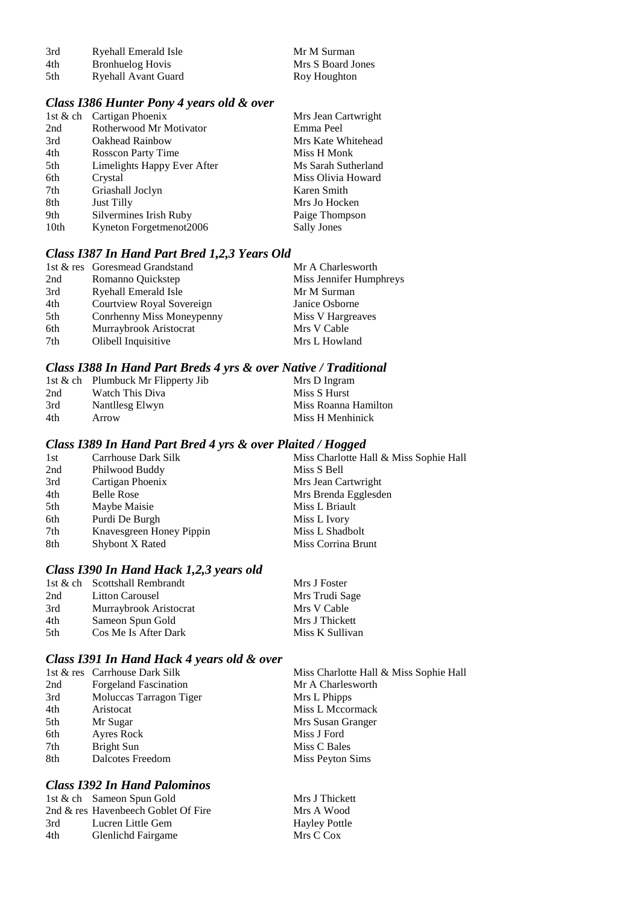| | | |
|---|---|---|
| 3rd | Ryehall Emerald Isle | Mr M Surman |
| 4th | Bronhuelog Hovis | Mrs S Board Jones |
| 5th | Ryehall Avant Guard | Roy Houghton |

### *Class I386 Hunter Pony 4 years old & over*

| | | |
|---|---|---|
| 1st & ch | Cartigan Phoenix | Mrs Jean Cartwright |
| 2nd | Rotherwood Mr Motivator | Emma Peel |
| 3rd | Oakhead Rainbow | Mrs Kate Whitehead |
| 4th | Rosscon Party Time | Miss H Monk |
| 5th | Limelights Happy Ever After | Ms Sarah Sutherland |
| 6th | Crystal | Miss Olivia Howard |
| 7th | Griashall Joclyn | Karen Smith |
| 8th | Just Tilly | Mrs Jo Hocken |
| 9th | Silvermines Irish Ruby | Paige Thompson |
| 10th | Kyneton Forgetmenot2006 | Sally Jones |

### *Class I387 In Hand Part Bred 1,2,3 Years Old*

| | | |
|---|---|---|
| 1st & res | Goresmead Grandstand | Mr A Charlesworth |
| 2nd | Romanno Quickstep | Miss Jennifer Humphreys |
| 3rd | Ryehall Emerald Isle | Mr M Surman |
| 4th | Courtview Royal Sovereign | Janice Osborne |
| 5th | Conrhenny Miss Moneypenny | Miss V Hargreaves |
| 6th | Murraybrook Aristocrat | Mrs V Cable |
| 7th | Olibell Inquisitive | Mrs L Howland |

### *Class I388 In Hand Part Breds 4 yrs & over Native / Traditional*

| | | |
|---|---|---|
| 1st & ch | Plumbuck Mr Flipperty Jib | Mrs D Ingram |
| 2nd | Watch This Diva | Miss S Hurst |
| 3rd | Nantllesg Elwyn | Miss Roanna Hamilton |
| 4th | Arrow | Miss H Menhinick |

### *Class I389 In Hand Part Bred 4 yrs & over Plaited / Hogged*

| | | |
|---|---|---|
| 1st | Carrhouse Dark Silk | Miss Charlotte Hall & Miss Sophie Hall |
| 2nd | Philwood Buddy | Miss S Bell |
| 3rd | Cartigan Phoenix | Mrs Jean Cartwright |
| 4th | Belle Rose | Mrs Brenda Egglesden |
| 5th | Maybe Maisie | Miss L Briault |
| 6th | Purdi De Burgh | Miss L Ivory |
| 7th | Knavesgreen Honey Pippin | Miss L Shadbolt |
| 8th | Shybont X Rated | Miss Corrina Brunt |

### *Class I390 In Hand Hack 1,2,3 years old*

| | | |
|---|---|---|
| 1st & ch | Scottshall Rembrandt | Mrs J Foster |
| 2nd | Litton Carousel | Mrs Trudi Sage |
| 3rd | Murraybrook Aristocrat | Mrs V Cable |
| 4th | Sameon Spun Gold | Mrs J Thickett |
| 5th | Cos Me Is After Dark | Miss K Sullivan |

### *Class I391 In Hand Hack 4 years old & over*

| | | |
|---|---|---|
| 1st & res | Carrhouse Dark Silk | Miss Charlotte Hall & Miss Sophie Hall |
| 2nd | Forgeland Fascination | Mr A Charlesworth |
| 3rd | Moluccas Tarragon Tiger | Mrs L Phipps |
| 4th | Aristocat | Miss L Mccormack |
| 5th | Mr Sugar | Mrs Susan Granger |
| 6th | Ayres Rock | Miss J Ford |
| 7th | Bright Sun | Miss C Bales |
| 8th | Dalcotes Freedom | Miss Peyton Sims |

### *Class I392 In Hand Palominos*

| | | |
|---|---|---|
| 1st & ch | Sameon Spun Gold | Mrs J Thickett |
| 2nd & res | Havenbeech Goblet Of Fire | Mrs A Wood |
| 3rd | Lucren Little Gem | Hayley Pottle |
| 4th | Glenlichd Fairgame | Mrs C Cox |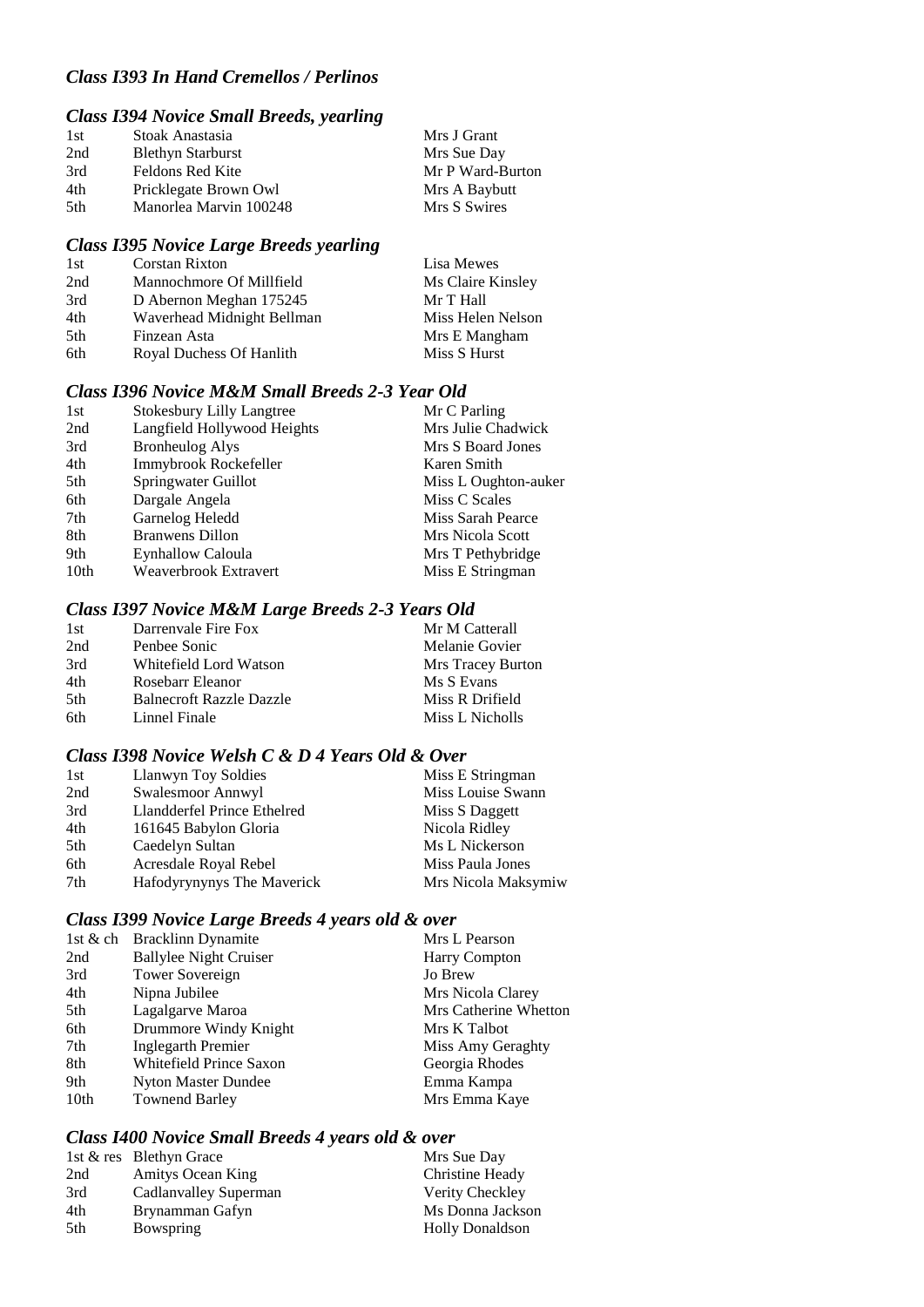### *Class I393 In Hand Cremellos / Perlinos*

### *Class I394 Novice Small Breeds, yearling*

| | | |
|---|---|---|
| 1st | Stoak Anastasia | Mrs J Grant |
| 2nd | Blethyn Starburst | Mrs Sue Day |
| 3rd | Feldons Red Kite | Mr P Ward-Burton |
| 4th | Pricklegate Brown Owl | Mrs A Baybutt |
| 5th | Manorlea Marvin 100248 | Mrs S Swires |

### *Class I395 Novice Large Breeds yearling*

| | | |
|---|---|---|
| 1st | Corstan Rixton | Lisa Mewes |
| 2nd | Mannochmore Of Millfield | Ms Claire Kinsley |
| 3rd | D Abernon Meghan 175245 | Mr T Hall |
| 4th | Waverhead Midnight Bellman | Miss Helen Nelson |
| 5th | Finzean Asta | Mrs E Mangham |
| 6th | Royal Duchess Of Hanlith | Miss S Hurst |

### *Class I396 Novice M&M Small Breeds 2-3 Year Old*

| | | |
|---|---|---|
| 1st | Stokesbury Lilly Langtree | Mr C Parling |
| 2nd | Langfield Hollywood Heights | Mrs Julie Chadwick |
| 3rd | Bronheulog Alys | Mrs S Board Jones |
| 4th | Immybrook Rockefeller | Karen Smith |
| 5th | Springwater Guillot | Miss L Oughton-auker |
| 6th | Dargale Angela | Miss C Scales |
| 7th | Garnelog Heledd | Miss Sarah Pearce |
| 8th | Branwens Dillon | Mrs Nicola Scott |
| 9th | Eynhallow Caloula | Mrs T Pethybridge |
| 10th | Weaverbrook Extravert | Miss E Stringman |

### *Class I397 Novice M&M Large Breeds 2-3 Years Old*

| | | |
|---|---|---|
| 1st | Darrenvale Fire Fox | Mr M Catterall |
| 2nd | Penbee Sonic | Melanie Govier |
| 3rd | Whitefield Lord Watson | Mrs Tracey Burton |
| 4th | Rosebarr Eleanor | Ms S Evans |
| 5th | Balnecroft Razzle Dazzle | Miss R Drifield |
| 6th | Linnel Finale | Miss L Nicholls |

### *Class I398 Novice Welsh C & D 4 Years Old & Over*

| | | |
|---|---|---|
| 1st | Llanwyn Toy Soldies | Miss E Stringman |
| 2nd | Swalesmoor Annwyl | Miss Louise Swann |
| 3rd | Llandderfel Prince Ethelred | Miss S Daggett |
| 4th | 161645 Babylon Gloria | Nicola Ridley |
| 5th | Caedelyn Sultan | Ms L Nickerson |
| 6th | Acresdale Royal Rebel | Miss Paula Jones |
| 7th | Hafodyrynynys The Maverick | Mrs Nicola Maksymiw |

### *Class I399 Novice Large Breeds 4 years old & over*

| | | |
|---|---|---|
| 1st & ch | Bracklinn Dynamite | Mrs L Pearson |
| 2nd | Ballylee Night Cruiser | Harry Compton |
| 3rd | Tower Sovereign | Jo Brew |
| 4th | Nipna Jubilee | Mrs Nicola Clarey |
| 5th | Lagalgarve Maroa | Mrs Catherine Whetton |
| 6th | Drummore Windy Knight | Mrs K Talbot |
| 7th | Inglegarth Premier | Miss Amy Geraghty |
| 8th | Whitefield Prince Saxon | Georgia Rhodes |
| 9th | Nyton Master Dundee | Emma Kampa |
| 10th | Townend Barley | Mrs Emma Kaye |

### *Class I400 Novice Small Breeds 4 years old & over*

| | | |
|---|---|---|
| 1st & res | Blethyn Grace | Mrs Sue Day |
| 2nd | Amitys Ocean King | Christine Heady |
| 3rd | Cadlanvalley Superman | Verity Checkley |
| 4th | Brynamman Gafyn | Ms Donna Jackson |
| 5th | Bowspring | Holly Donaldson |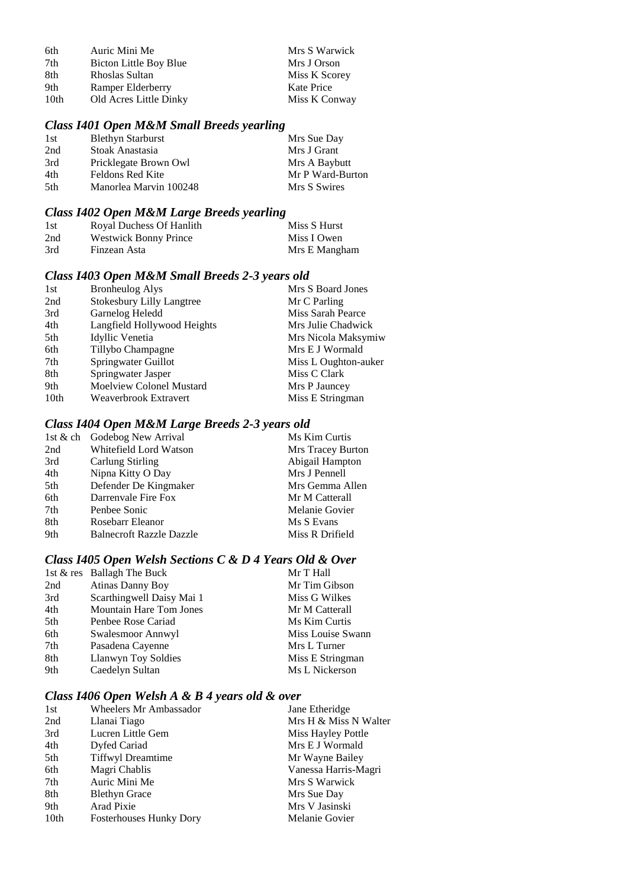| | | |
|---|---|---|
| 6th | Auric Mini Me | Mrs S Warwick |
| 7th | Bicton Little Boy Blue | Mrs J Orson |
| 8th | Rhoslas Sultan | Miss K Scorey |
| 9th | Ramper Elderberry | Kate Price |
| 10th | Old Acres Little Dinky | Miss K Conway |

### *Class I401 Open M&M Small Breeds yearling*

| | | |
|---|---|---|
| 1st | Blethyn Starburst | Mrs Sue Day |
| 2nd | Stoak Anastasia | Mrs J Grant |
| 3rd | Pricklegate Brown Owl | Mrs A Baybutt |
| 4th | Feldons Red Kite | Mr P Ward-Burton |
| 5th | Manorlea Marvin 100248 | Mrs S Swires |

### *Class I402 Open M&M Large Breeds yearling*

| | | |
|---|---|---|
| 1st | Royal Duchess Of Hanlith | Miss S Hurst |
| 2nd | Westwick Bonny Prince | Miss I Owen |
| 3rd | Finzean Asta | Mrs E Mangham |

### *Class I403 Open M&M Small Breeds 2-3 years old*

| | | |
|---|---|---|
| 1st | Bronheulog Alys | Mrs S Board Jones |
| 2nd | Stokesbury Lilly Langtree | Mr C Parling |
| 3rd | Garnelog Heledd | Miss Sarah Pearce |
| 4th | Langfield Hollywood Heights | Mrs Julie Chadwick |
| 5th | Idyllic Venetia | Mrs Nicola Maksymiw |
| 6th | Tillybo Champagne | Mrs E J Wormald |
| 7th | Springwater Guillot | Miss L Oughton-auker |
| 8th | Springwater Jasper | Miss C Clark |
| 9th | Moelview Colonel Mustard | Mrs P Jauncey |
| 10th | Weaverbrook Extravert | Miss E Stringman |

### *Class I404 Open M&M Large Breeds 2-3 years old*

| | | |
|---|---|---|
| 1st & ch | Godebog New Arrival | Ms Kim Curtis |
| 2nd | Whitefield Lord Watson | Mrs Tracey Burton |
| 3rd | Carlung Stirling | Abigail Hampton |
| 4th | Nipna Kitty O Day | Mrs J Pennell |
| 5th | Defender De Kingmaker | Mrs Gemma Allen |
| 6th | Darrenvale Fire Fox | Mr M Catterall |
| 7th | Penbee Sonic | Melanie Govier |
| 8th | Rosebarr Eleanor | Ms S Evans |
| 9th | Balnecroft Razzle Dazzle | Miss R Drifield |

### *Class I405 Open Welsh Sections C & D 4 Years Old & Over*

| | | |
|---|---|---|
| 1st & res | Ballagh The Buck | Mr T Hall |
| 2nd | Atinas Danny Boy | Mr Tim Gibson |
| 3rd | Scarthingwell Daisy Mai 1 | Miss G Wilkes |
| 4th | Mountain Hare Tom Jones | Mr M Catterall |
| 5th | Penbee Rose Cariad | Ms Kim Curtis |
| 6th | Swalesmoor Annwyl | Miss Louise Swann |
| 7th | Pasadena Cayenne | Mrs L Turner |
| 8th | Llanwyn Toy Soldies | Miss E Stringman |
| 9th | Caedelyn Sultan | Ms L Nickerson |

### *Class I406 Open Welsh A & B 4 years old & over*

| | | |
|---|---|---|
| 1st | Wheelers Mr Ambassador | Jane Etheridge |
| 2nd | Llanai Tiago | Mrs H & Miss N Walter |
| 3rd | Lucren Little Gem | Miss Hayley Pottle |
| 4th | Dyfed Cariad | Mrs E J Wormald |
| 5th | Tiffwyl Dreamtime | Mr Wayne Bailey |
| 6th | Magri Chablis | Vanessa Harris-Magri |
| 7th | Auric Mini Me | Mrs S Warwick |
| 8th | Blethyn Grace | Mrs Sue Day |
| 9th | Arad Pixie | Mrs V Jasinski |
| 10th | Fosterhouses Hunky Dory | Melanie Govier |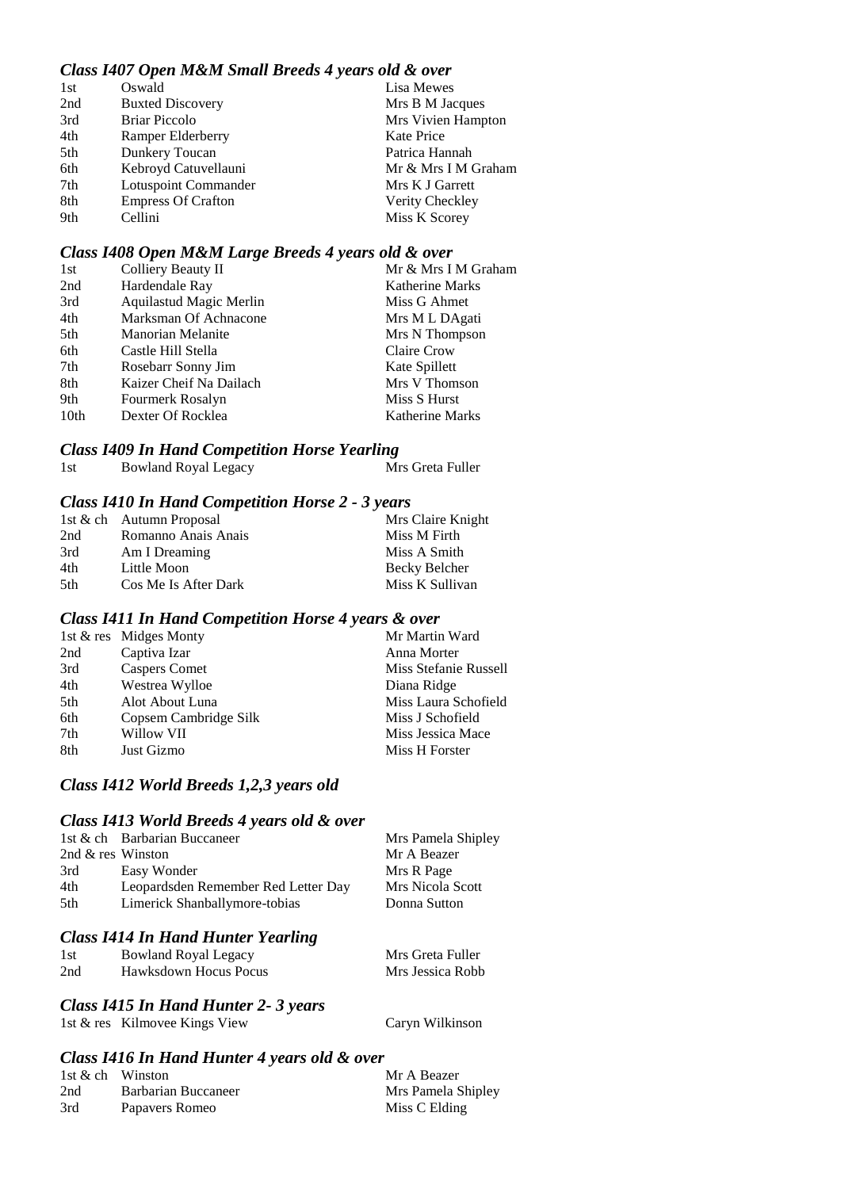### *Class I407 Open M&M Small Breeds 4 years old & over*

| | | |
|---|---|---|
| 1st | Oswald | Lisa Mewes |
| 2nd | Buxted Discovery | Mrs B M Jacques |
| 3rd | Briar Piccolo | Mrs Vivien Hampton |
| 4th | Ramper Elderberry | Kate Price |
| 5th | Dunkery Toucan | Patrica Hannah |
| 6th | Kebroyd Catuvellauni | Mr & Mrs I M Graham |
| 7th | Lotuspoint Commander | Mrs K J Garrett |
| 8th | Empress Of Crafton | Verity Checkley |
| 9th | Cellini | Miss K Scorey |

### *Class I408 Open M&M Large Breeds 4 years old & over*

| | | |
|---|---|---|
| 1st | Colliery Beauty II | Mr & Mrs I M Graham |
| 2nd | Hardendale Ray | Katherine Marks |
| 3rd | Aquilastud Magic Merlin | Miss G Ahmet |
| 4th | Marksman Of Achnacone | Mrs M L DAgati |
| 5th | Manorian Melanite | Mrs N Thompson |
| 6th | Castle Hill Stella | Claire Crow |
| 7th | Rosebarr Sonny Jim | Kate Spillett |
| 8th | Kaizer Cheif Na Dailach | Mrs V Thomson |
| 9th | Fourmerk Rosalyn | Miss S Hurst |
| 10th | Dexter Of Rocklea | Katherine Marks |

### *Class I409 In Hand Competition Horse Yearling*

| | | |
|---|---|---|
| 1st | Bowland Royal Legacy | Mrs Greta Fuller |

### *Class I410 In Hand Competition Horse 2 - 3 years*

| | | |
|---|---|---|
| 1st & ch | Autumn Proposal | Mrs Claire Knight |
| 2nd | Romanno Anais Anais | Miss M Firth |
| 3rd | Am I Dreaming | Miss A Smith |
| 4th | Little Moon | Becky Belcher |
| 5th | Cos Me Is After Dark | Miss K Sullivan |

### *Class I411 In Hand Competition Horse 4 years & over*

| | | |
|---|---|---|
| 1st & res | Midges Monty | Mr Martin Ward |
| 2nd | Captiva Izar | Anna Morter |
| 3rd | Caspers Comet | Miss Stefanie Russell |
| 4th | Westrea Wylloe | Diana Ridge |
| 5th | Alot About Luna | Miss Laura Schofield |
| 6th | Copsem Cambridge Silk | Miss J Schofield |
| 7th | Willow VII | Miss Jessica Mace |
| 8th | Just Gizmo | Miss H Forster |

### *Class I412 World Breeds 1,2,3 years old*

### *Class I413 World Breeds 4 years old & over*

| | | |
|---|---|---|
| 1st & ch | Barbarian Buccaneer | Mrs Pamela Shipley |
| 2nd & res | Winston | Mr A Beazer |
| 3rd | Easy Wonder | Mrs R Page |
| 4th | Leopardsden Remember Red Letter Day | Mrs Nicola Scott |
| 5th | Limerick Shanballymore-tobias | Donna Sutton |

### *Class I414 In Hand Hunter Yearling*

| | | |
|---|---|---|
| 1st | Bowland Royal Legacy | Mrs Greta Fuller |
| 2nd | Hawksdown Hocus Pocus | Mrs Jessica Robb |

### *Class I415 In Hand Hunter 2- 3 years*

| | | |
|---|---|---|
| 1st & res | Kilmovee Kings View | Caryn Wilkinson |

### *Class I416 In Hand Hunter 4 years old & over*

| | | |
|---|---|---|
| 1st & ch | Winston | Mr A Beazer |
| 2nd | Barbarian Buccaneer | Mrs Pamela Shipley |
| 3rd | Papavers Romeo | Miss C Elding |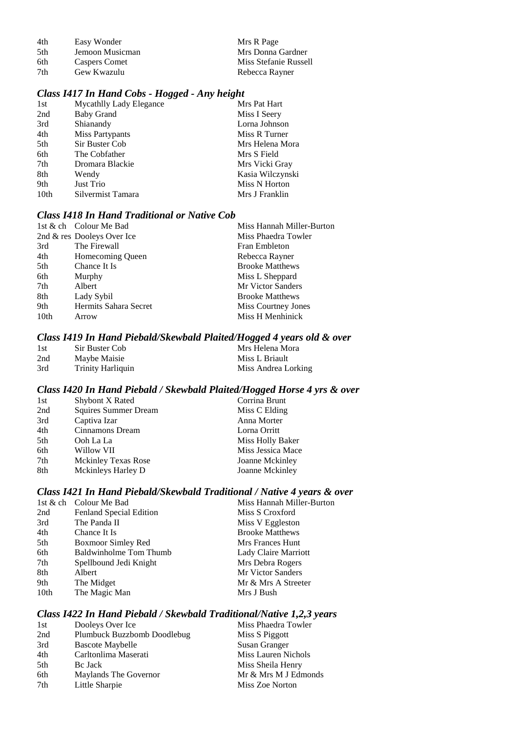| | | |
|---|---|---|
| 4th | Easy Wonder | Mrs R Page |
| 5th | Jemoon Musicman | Mrs Donna Gardner |
| 6th | Caspers Comet | Miss Stefanie Russell |
| 7th | Gew Kwazulu | Rebecca Rayner |

### *Class I417 In Hand Cobs - Hogged - Any height*

| | | |
|---|---|---|
| 1st | Mycathlly Lady Elegance | Mrs Pat Hart |
| 2nd | Baby Grand | Miss I Seery |
| 3rd | Shianandy | Lorna Johnson |
| 4th | Miss Partypants | Miss R Turner |
| 5th | Sir Buster Cob | Mrs Helena Mora |
| 6th | The Cobfather | Mrs S Field |
| 7th | Dromara Blackie | Mrs Vicki Gray |
| 8th | Wendy | Kasia Wilczynski |
| 9th | Just Trio | Miss N Horton |
| 10th | Silvermist Tamara | Mrs J Franklin |

### *Class I418 In Hand Traditional or Native Cob*

| | | |
|---|---|---|
| 1st & ch | Colour Me Bad | Miss Hannah Miller-Burton |
| 2nd & res | Dooleys Over Ice | Miss Phaedra Towler |
| 3rd | The Firewall | Fran Embleton |
| 4th | Homecoming Queen | Rebecca Rayner |
| 5th | Chance It Is | Brooke Matthews |
| 6th | Murphy | Miss L Sheppard |
| 7th | Albert | Mr Victor Sanders |
| 8th | Lady Sybil | Brooke Matthews |
| 9th | Hermits Sahara Secret | Miss Courtney Jones |
| 10th | Arrow | Miss H Menhinick |

### *Class I419 In Hand Piebald/Skewbald Plaited/Hogged 4 years old & over*

| | | |
|---|---|---|
| 1st | Sir Buster Cob | Mrs Helena Mora |
| 2nd | Maybe Maisie | Miss L Briault |
| 3rd | Trinity Harliquin | Miss Andrea Lorking |

### *Class I420 In Hand Piebald / Skewbald Plaited/Hogged Horse 4 yrs & over*

| | | |
|---|---|---|
| 1st | Shybont X Rated | Corrina Brunt |
| 2nd | Squires Summer Dream | Miss C Elding |
| 3rd | Captiva Izar | Anna Morter |
| 4th | Cinnamons Dream | Lorna Orritt |
| 5th | Ooh La La | Miss Holly Baker |
| 6th | Willow VII | Miss Jessica Mace |
| 7th | Mckinley Texas Rose | Joanne Mckinley |
| 8th | Mckinleys Harley D | Joanne Mckinley |

### *Class I421 In Hand Piebald/Skewbald Traditional / Native 4 years & over*

| | | |
|---|---|---|
| 1st & ch | Colour Me Bad | Miss Hannah Miller-Burton |
| 2nd | Fenland Special Edition | Miss S Croxford |
| 3rd | The Panda II | Miss V Eggleston |
| 4th | Chance It Is | Brooke Matthews |
| 5th | Boxmoor Simley Red | Mrs Frances Hunt |
| 6th | Baldwinholme Tom Thumb | Lady Claire Marriott |
| 7th | Spellbound Jedi Knight | Mrs Debra Rogers |
| 8th | Albert | Mr Victor Sanders |
| 9th | The Midget | Mr & Mrs A Streeter |
| 10th | The Magic Man | Mrs J Bush |

### *Class I422 In Hand Piebald / Skewbald Traditional/Native 1,2,3 years*

| | | |
|---|---|---|
| 1st | Dooleys Over Ice | Miss Phaedra Towler |
| 2nd | Plumbuck Buzzbomb Doodlebug | Miss S Piggott |
| 3rd | Bascote Maybelle | Susan Granger |
| 4th | Carltonlima Maserati | Miss Lauren Nichols |
| 5th | Bc Jack | Miss Sheila Henry |
| 6th | Maylands The Governor | Mr & Mrs M J Edmonds |
| 7th | Little Sharpie | Miss Zoe Norton |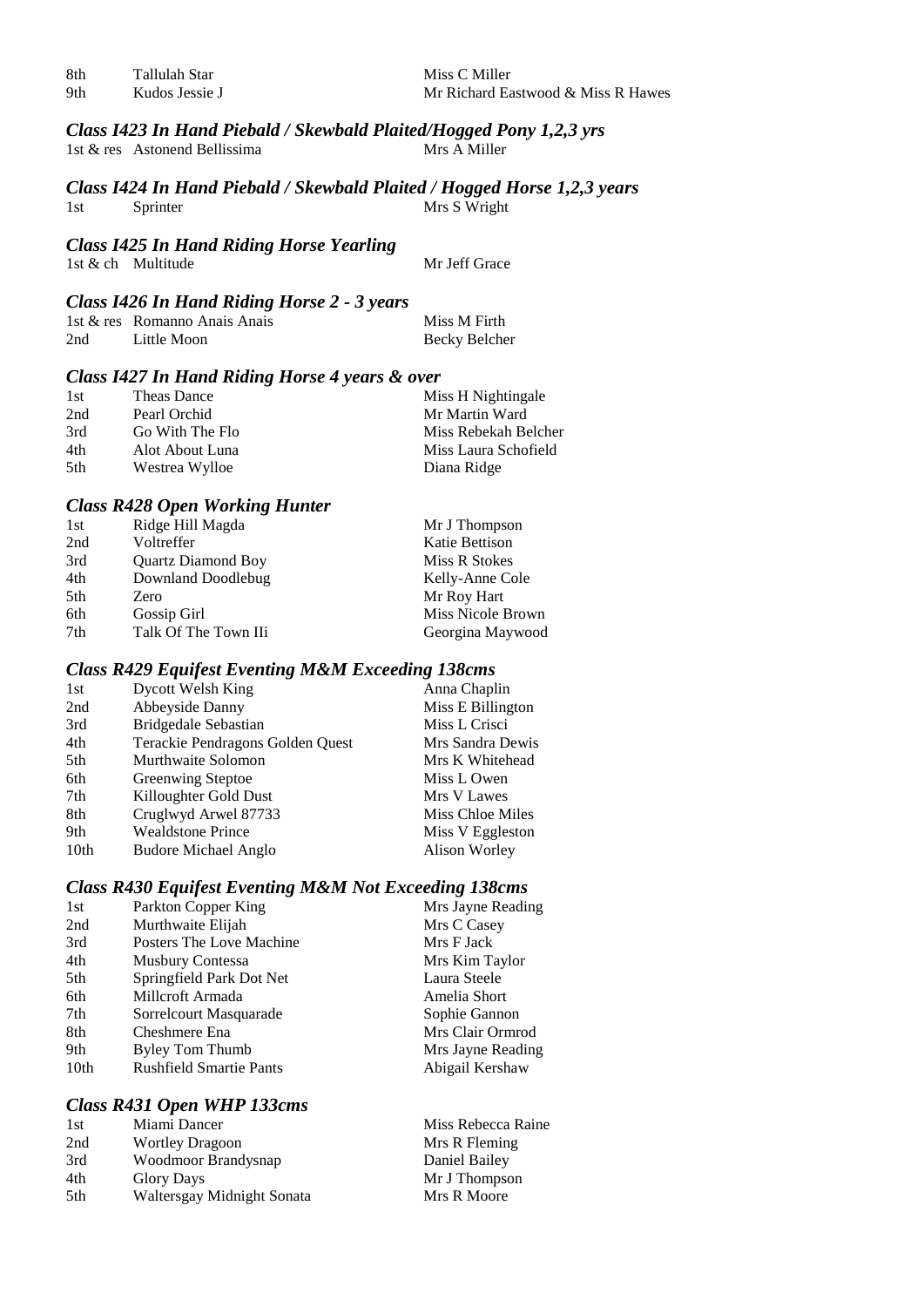| | | |
|---|---|---|
| 8th | Tallulah Star | Miss C Miller |
| 9th | Kudos Jessie J | Mr Richard Eastwood & Miss R Hawes |

### *Class I423 In Hand Piebald / Skewbald Plaited/Hogged Pony 1,2,3 yrs*

| | | |
|---|---|---|
| 1st & res | Astonend Bellissima | Mrs A Miller |

### *Class I424 In Hand Piebald / Skewbald Plaited / Hogged Horse 1,2,3 years*

| | | |
|---|---|---|
| 1st | Sprinter | Mrs S Wright |

### *Class I425 In Hand Riding Horse Yearling*

| | | |
|---|---|---|
| 1st & ch | Multitude | Mr Jeff Grace |

### *Class I426 In Hand Riding Horse 2 - 3 years*

| | | |
|---|---|---|
| 1st & res | Romanno Anais Anais | Miss M Firth |
| 2nd | Little Moon | Becky Belcher |

### *Class I427 In Hand Riding Horse 4 years & over*

| | | |
|---|---|---|
| 1st | Theas Dance | Miss H Nightingale |
| 2nd | Pearl Orchid | Mr Martin Ward |
| 3rd | Go With The Flo | Miss Rebekah Belcher |
| 4th | Alot About Luna | Miss Laura Schofield |
| 5th | Westrea Wylloe | Diana Ridge |

### *Class R428 Open Working Hunter*

| | | |
|---|---|---|
| 1st | Ridge Hill Magda | Mr J Thompson |
| 2nd | Voltreffer | Katie Bettison |
| 3rd | Quartz Diamond Boy | Miss R Stokes |
| 4th | Downland Doodlebug | Kelly-Anne Cole |
| 5th | Zero | Mr Roy Hart |
| 6th | Gossip Girl | Miss Nicole Brown |
| 7th | Talk Of The Town IIi | Georgina Maywood |

### *Class R429 Equifest Eventing M&M Exceeding 138cms*

| | | |
|---|---|---|
| 1st | Dycott Welsh King | Anna Chaplin |
| 2nd | Abbeyside Danny | Miss E Billington |
| 3rd | Bridgedale Sebastian | Miss L Crisci |
| 4th | Terackie Pendragons Golden Quest | Mrs Sandra Dewis |
| 5th | Murthwaite Solomon | Mrs K Whitehead |
| 6th | Greenwing Steptoe | Miss L Owen |
| 7th | Killoughter Gold Dust | Mrs V Lawes |
| 8th | Cruglwyd Arwel 87733 | Miss Chloe Miles |
| 9th | Wealdstone Prince | Miss V Eggleston |
| 10th | Budore Michael Anglo | Alison Worley |

### *Class R430 Equifest Eventing M&M Not Exceeding 138cms*

| | | |
|---|---|---|
| 1st | Parkton Copper King | Mrs Jayne Reading |
| 2nd | Murthwaite Elijah | Mrs C Casey |
| 3rd | Posters The Love Machine | Mrs F Jack |
| 4th | Musbury Contessa | Mrs Kim Taylor |
| 5th | Springfield Park Dot Net | Laura Steele |
| 6th | Millcroft Armada | Amelia Short |
| 7th | Sorrelcourt Masquarade | Sophie Gannon |
| 8th | Cheshmere Ena | Mrs Clair Ormrod |
| 9th | Byley Tom Thumb | Mrs Jayne Reading |
| 10th | Rushfield Smartie Pants | Abigail Kershaw |

### *Class R431 Open WHP 133cms*

| | | |
|---|---|---|
| 1st | Miami Dancer | Miss Rebecca Raine |
| 2nd | Wortley Dragoon | Mrs R Fleming |
| 3rd | Woodmoor Brandysnap | Daniel Bailey |
| 4th | Glory Days | Mr J Thompson |
| 5th | Waltersgay Midnight Sonata | Mrs R Moore |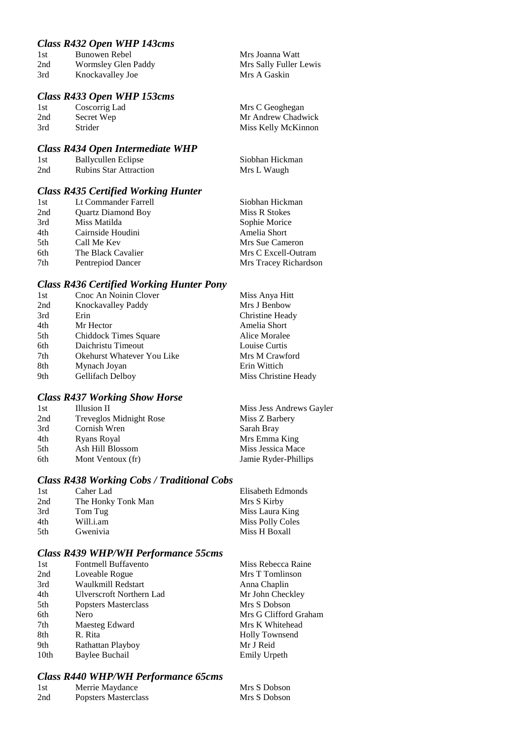### *Class R432 Open WHP 143cms*

| | | |
|---|---|---|
| 1st | Bunowen Rebel | Mrs Joanna Watt |
| 2nd | Wormsley Glen Paddy | Mrs Sally Fuller Lewis |
| 3rd | Knockavalley Joe | Mrs A Gaskin |

### *Class R433 Open WHP 153cms*

| | | |
|---|---|---|
| 1st | Coscorrig Lad | Mrs C Geoghegan |
| 2nd | Secret Wep | Mr Andrew Chadwick |
| 3rd | Strider | Miss Kelly McKinnon |

### *Class R434 Open Intermediate WHP*

| | | |
|---|---|---|
| 1st | Ballycullen Eclipse | Siobhan Hickman |
| 2nd | Rubins Star Attraction | Mrs L Waugh |

### *Class R435 Certified Working Hunter*

| | | |
|---|---|---|
| 1st | Lt Commander Farrell | Siobhan Hickman |
| 2nd | Quartz Diamond Boy | Miss R Stokes |
| 3rd | Miss Matilda | Sophie Morice |
| 4th | Cairnside Houdini | Amelia Short |
| 5th | Call Me Kev | Mrs Sue Cameron |
| 6th | The Black Cavalier | Mrs C Excell-Outram |
| 7th | Pentrepiod Dancer | Mrs Tracey Richardson |

### *Class R436 Certified Working Hunter Pony*

| | | |
|---|---|---|
| 1st | Cnoc An Noinin Clover | Miss Anya Hitt |
| 2nd | Knockavalley Paddy | Mrs J Benbow |
| 3rd | Erin | Christine Heady |
| 4th | Mr Hector | Amelia Short |
| 5th | Chiddock Times Square | Alice Moralee |
| 6th | Daichristu Timeout | Louise Curtis |
| 7th | Okehurst Whatever You Like | Mrs M Crawford |
| 8th | Mynach Joyan | Erin Wittich |
| 9th | Gellifach Delboy | Miss Christine Heady |

### *Class R437 Working Show Horse*

| | | |
|---|---|---|
| 1st | Illusion II | Miss Jess Andrews Gayler |
| 2nd | Treveglos Midnight Rose | Miss Z Barbery |
| 3rd | Cornish Wren | Sarah Bray |
| 4th | Ryans Royal | Mrs Emma King |
| 5th | Ash Hill Blossom | Miss Jessica Mace |
| 6th | Mont Ventoux (fr) | Jamie Ryder-Phillips |

### *Class R438 Working Cobs / Traditional Cobs*

| | | |
|---|---|---|
| 1st | Caher Lad | Elisabeth Edmonds |
| 2nd | The Honky Tonk Man | Mrs S Kirby |
| 3rd | Tom Tug | Miss Laura King |
| 4th | Will.i.am | Miss Polly Coles |
| 5th | Gwenivia | Miss H Boxall |

### *Class R439 WHP/WH Performance 55cms*

| | | |
|---|---|---|
| 1st | Fontmell Buffavento | Miss Rebecca Raine |
| 2nd | Loveable Rogue | Mrs T Tomlinson |
| 3rd | Waulkmill Redstart | Anna Chaplin |
| 4th | Ulverscroft Northern Lad | Mr John Checkley |
| 5th | Popsters Masterclass | Mrs S Dobson |
| 6th | Nero | Mrs G Clifford Graham |
| 7th | Maesteg Edward | Mrs K Whitehead |
| 8th | R. Rita | Holly Townsend |
| 9th | Rathattan Playboy | Mr J Reid |
| 10th | Baylee Buchail | Emily Urpeth |

### *Class R440 WHP/WH Performance 65cms*

| | | |
|---|---|---|
| 1st | Merrie Maydance | Mrs S Dobson |
| 2nd | Popsters Masterclass | Mrs S Dobson |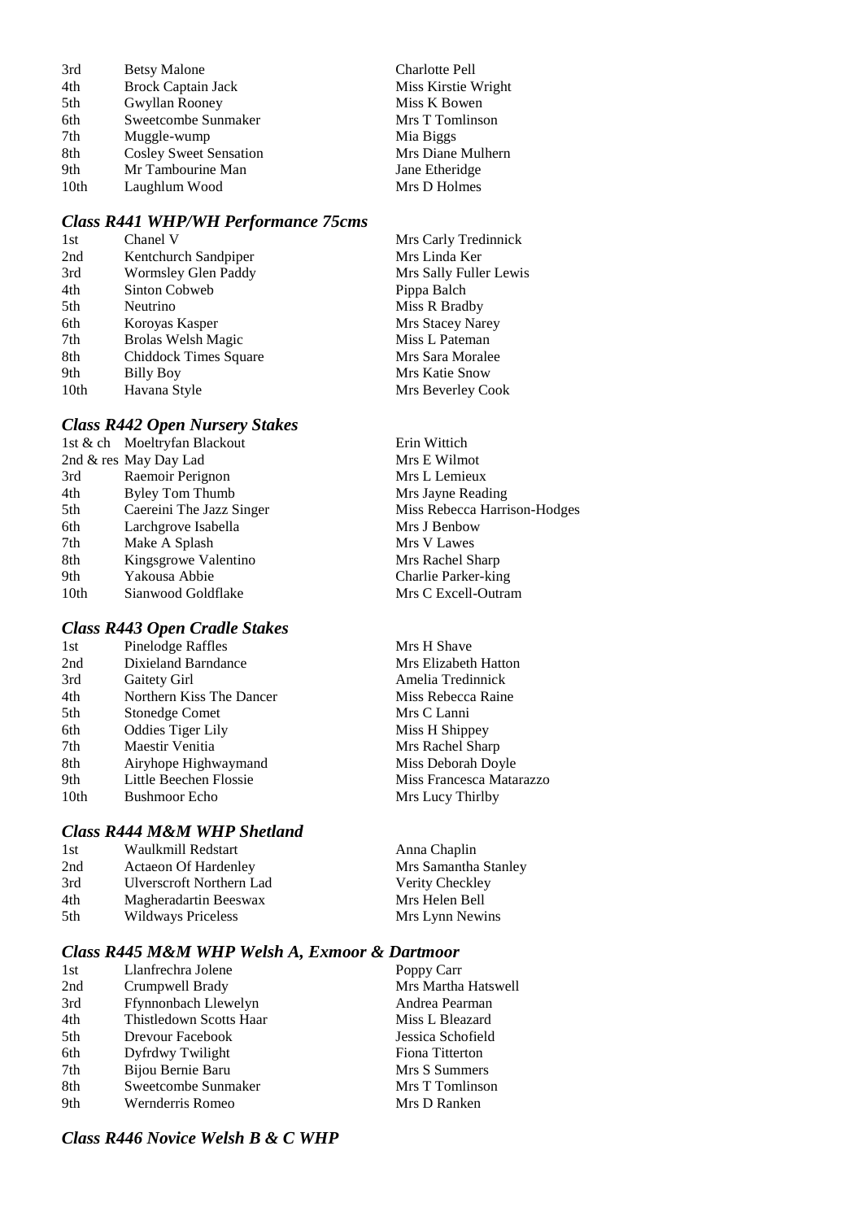| | | |
|---|---|---|
| 3rd | Betsy Malone | Charlotte Pell |
| 4th | Brock Captain Jack | Miss Kirstie Wright |
| 5th | Gwyllan Rooney | Miss K Bowen |
| 6th | Sweetcombe Sunmaker | Mrs T Tomlinson |
| 7th | Muggle-wump | Mia Biggs |
| 8th | Cosley Sweet Sensation | Mrs Diane Mulhern |
| 9th | Mr Tambourine Man | Jane Etheridge |
| 10th | Laughlum Wood | Mrs D Holmes |

### *Class R441 WHP/WH Performance 75cms*

| | | |
|---|---|---|
| 1st | Chanel V | Mrs Carly Tredinnick |
| 2nd | Kentchurch Sandpiper | Mrs Linda Ker |
| 3rd | Wormsley Glen Paddy | Mrs Sally Fuller Lewis |
| 4th | Sinton Cobweb | Pippa Balch |
| 5th | Neutrino | Miss R Bradby |
| 6th | Koroyas Kasper | Mrs Stacey Narey |
| 7th | Brolas Welsh Magic | Miss L Pateman |
| 8th | Chiddock Times Square | Mrs Sara Moralee |
| 9th | Billy Boy | Mrs Katie Snow |
| 10th | Havana Style | Mrs Beverley Cook |

### *Class R442 Open Nursery Stakes*

| | | |
|---|---|---|
| 1st & ch | Moeltryfan Blackout | Erin Wittich |
| 2nd & res | May Day Lad | Mrs E Wilmot |
| 3rd | Raemoir Perignon | Mrs L Lemieux |
| 4th | Byley Tom Thumb | Mrs Jayne Reading |
| 5th | Caereini The Jazz Singer | Miss Rebecca Harrison-Hodges |
| 6th | Larchgrove Isabella | Mrs J Benbow |
| 7th | Make A Splash | Mrs V Lawes |
| 8th | Kingsgrowe Valentino | Mrs Rachel Sharp |
| 9th | Yakousa Abbie | Charlie Parker-king |
| 10th | Sianwood Goldflake | Mrs C Excell-Outram |

### *Class R443 Open Cradle Stakes*

| | | |
|---|---|---|
| 1st | Pinelodge Raffles | Mrs H Shave |
| 2nd | Dixieland Barndance | Mrs Elizabeth Hatton |
| 3rd | Gaitety Girl | Amelia Tredinnick |
| 4th | Northern Kiss The Dancer | Miss Rebecca Raine |
| 5th | Stonedge Comet | Mrs C Lanni |
| 6th | Oddies Tiger Lily | Miss H Shippey |
| 7th | Maestir Venitia | Mrs Rachel Sharp |
| 8th | Airyhope Highwaymand | Miss Deborah Doyle |
| 9th | Little Beechen Flossie | Miss Francesca Matarazzo |
| 10th | Bushmoor Echo | Mrs Lucy Thirlby |

### *Class R444 M&M WHP Shetland*

| | | |
|---|---|---|
| 1st | Waulkmill Redstart | Anna Chaplin |
| 2nd | Actaeon Of Hardenley | Mrs Samantha Stanley |
| 3rd | Ulverscroft Northern Lad | Verity Checkley |
| 4th | Magheradartin Beeswax | Mrs Helen Bell |
| 5th | Wildways Priceless | Mrs Lynn Newins |

### *Class R445 M&M WHP Welsh A, Exmoor & Dartmoor*

| | | |
|---|---|---|
| 1st | Llanfrechra Jolene | Poppy Carr |
| 2nd | Crumpwell Brady | Mrs Martha Hatswell |
| 3rd | Ffynnonbach Llewelyn | Andrea Pearman |
| 4th | Thistledown Scotts Haar | Miss L Bleazard |
| 5th | Drevour Facebook | Jessica Schofield |
| 6th | Dyfrdwy Twilight | Fiona Titterton |
| 7th | Bijou Bernie Baru | Mrs S Summers |
| 8th | Sweetcombe Sunmaker | Mrs T Tomlinson |
| 9th | Wernderris Romeo | Mrs D Ranken |

### *Class R446 Novice Welsh B & C WHP*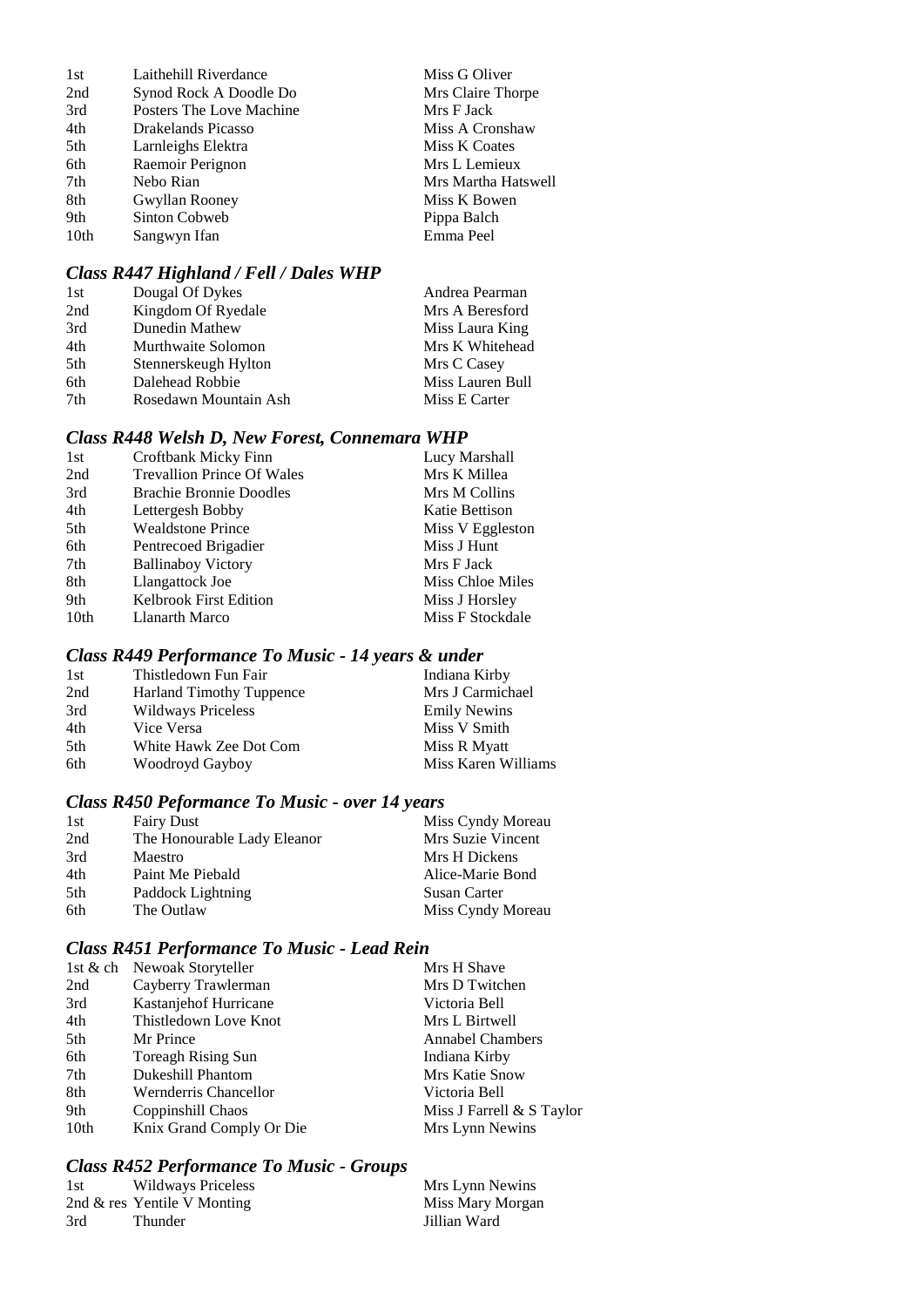| | | |
|---|---|---|
| 1st | Laithehill Riverdance | Miss G Oliver |
| 2nd | Synod Rock A Doodle Do | Mrs Claire Thorpe |
| 3rd | Posters The Love Machine | Mrs F Jack |
| 4th | Drakelands Picasso | Miss A Cronshaw |
| 5th | Larnleighs Elektra | Miss K Coates |
| 6th | Raemoir Perignon | Mrs L Lemieux |
| 7th | Nebo Rian | Mrs Martha Hatswell |
| 8th | Gwyllan Rooney | Miss K Bowen |
| 9th | Sinton Cobweb | Pippa Balch |
| 10th | Sangwyn Ifan | Emma Peel |

### *Class R447 Highland / Fell / Dales WHP*

| | | |
|---|---|---|
| 1st | Dougal Of Dykes | Andrea Pearman |
| 2nd | Kingdom Of Ryedale | Mrs A Beresford |
| 3rd | Dunedin Mathew | Miss Laura King |
| 4th | Murthwaite Solomon | Mrs K Whitehead |
| 5th | Stennerskeugh Hylton | Mrs C Casey |
| 6th | Dalehead Robbie | Miss Lauren Bull |
| 7th | Rosedawn Mountain Ash | Miss E Carter |

### *Class R448 Welsh D, New Forest, Connemara WHP*

| | | |
|---|---|---|
| 1st | Croftbank Micky Finn | Lucy Marshall |
| 2nd | Trevallion Prince Of Wales | Mrs K Millea |
| 3rd | Brachie Bronnie Doodles | Mrs M Collins |
| 4th | Lettergesh Bobby | Katie Bettison |
| 5th | Wealdstone Prince | Miss V Eggleston |
| 6th | Pentrecoed Brigadier | Miss J Hunt |
| 7th | Ballinaboy Victory | Mrs F Jack |
| 8th | Llangattock Joe | Miss Chloe Miles |
| 9th | Kelbrook First Edition | Miss J Horsley |
| 10th | Llanarth Marco | Miss F Stockdale |

### *Class R449 Performance To Music - 14 years & under*

| | | |
|---|---|---|
| 1st | Thistledown Fun Fair | Indiana Kirby |
| 2nd | Harland Timothy Tuppence | Mrs J Carmichael |
| 3rd | Wildways Priceless | Emily Newins |
| 4th | Vice Versa | Miss V Smith |
| 5th | White Hawk Zee Dot Com | Miss R Myatt |
| 6th | Woodroyd Gayboy | Miss Karen Williams |

### *Class R450 Peformance To Music - over 14 years*

| | | |
|---|---|---|
| 1st | Fairy Dust | Miss Cyndy Moreau |
| 2nd | The Honourable Lady Eleanor | Mrs Suzie Vincent |
| 3rd | Maestro | Mrs H Dickens |
| 4th | Paint Me Piebald | Alice-Marie Bond |
| 5th | Paddock Lightning | Susan Carter |
| 6th | The Outlaw | Miss Cyndy Moreau |

### *Class R451 Performance To Music - Lead Rein*

| | | |
|---|---|---|
| 1st & ch | Newoak Storyteller | Mrs H Shave |
| 2nd | Cayberry Trawlerman | Mrs D Twitchen |
| 3rd | Kastanjehof Hurricane | Victoria Bell |
| 4th | Thistledown Love Knot | Mrs L Birtwell |
| 5th | Mr Prince | Annabel Chambers |
| 6th | Toreagh Rising Sun | Indiana Kirby |
| 7th | Dukeshill Phantom | Mrs Katie Snow |
| 8th | Wernderris Chancellor | Victoria Bell |
| 9th | Coppinshill Chaos | Miss J Farrell & S Taylor |
| 10th | Knix Grand Comply Or Die | Mrs Lynn Newins |

### *Class R452 Performance To Music - Groups*

| | | |
|---|---|---|
| 1st | Wildways Priceless | Mrs Lynn Newins |
| 2nd & res | Yentile V Monting | Miss Mary Morgan |
| 3rd | Thunder | Jillian Ward |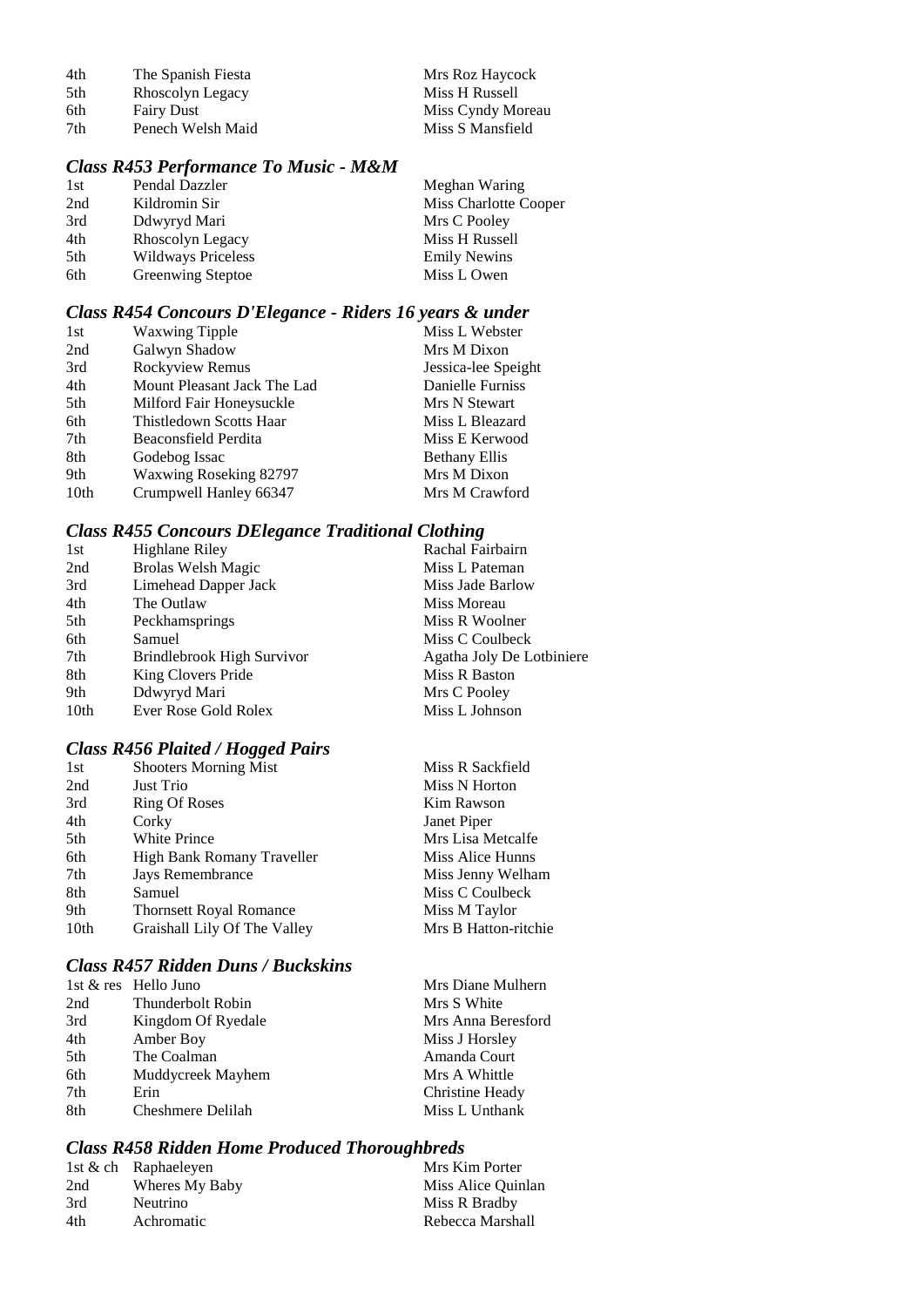| | | |
|---|---|---|
| 4th | The Spanish Fiesta | Mrs Roz Haycock |
| 5th | Rhoscolyn Legacy | Miss H Russell |
| 6th | Fairy Dust | Miss Cyndy Moreau |
| 7th | Penech Welsh Maid | Miss S Mansfield |

### *Class R453 Performance To Music - M&M*

| | | |
|---|---|---|
| 1st | Pendal Dazzler | Meghan Waring |
| 2nd | Kildromin Sir | Miss Charlotte Cooper |
| 3rd | Ddwyryd Mari | Mrs C Pooley |
| 4th | Rhoscolyn Legacy | Miss H Russell |
| 5th | Wildways Priceless | Emily Newins |
| 6th | Greenwing Steptoe | Miss L Owen |

### *Class R454 Concours D'Elegance - Riders 16 years & under*

| | | |
|---|---|---|
| 1st | Waxwing Tipple | Miss L Webster |
| 2nd | Galwyn Shadow | Mrs M Dixon |
| 3rd | Rockyview Remus | Jessica-lee Speight |
| 4th | Mount Pleasant Jack The Lad | Danielle Furniss |
| 5th | Milford Fair Honeysuckle | Mrs N Stewart |
| 6th | Thistledown Scotts Haar | Miss L Bleazard |
| 7th | Beaconsfield Perdita | Miss E Kerwood |
| 8th | Godebog Issac | Bethany Ellis |
| 9th | Waxwing Roseking 82797 | Mrs M Dixon |
| 10th | Crumpwell Hanley 66347 | Mrs M Crawford |

### *Class R455 Concours DElegance Traditional Clothing*

| | | |
|---|---|---|
| 1st | Highlane Riley | Rachal Fairbairn |
| 2nd | Brolas Welsh Magic | Miss L Pateman |
| 3rd | Limehead Dapper Jack | Miss Jade Barlow |
| 4th | The Outlaw | Miss Moreau |
| 5th | Peckhamsprings | Miss R Woolner |
| 6th | Samuel | Miss C Coulbeck |
| 7th | Brindlebrook High Survivor | Agatha Joly De Lotbiniere |
| 8th | King Clovers Pride | Miss R Baston |
| 9th | Ddwyryd Mari | Mrs C Pooley |
| 10th | Ever Rose Gold Rolex | Miss L Johnson |

### *Class R456 Plaited / Hogged Pairs*

| | | |
|---|---|---|
| 1st | Shooters Morning Mist | Miss R Sackfield |
| 2nd | Just Trio | Miss N Horton |
| 3rd | Ring Of Roses | Kim Rawson |
| 4th | Corky | Janet Piper |
| 5th | White Prince | Mrs Lisa Metcalfe |
| 6th | High Bank Romany Traveller | Miss Alice Hunns |
| 7th | Jays Remembrance | Miss Jenny Welham |
| 8th | Samuel | Miss C Coulbeck |
| 9th | Thornsett Royal Romance | Miss M Taylor |
| 10th | Graishall Lily Of The Valley | Mrs B Hatton-ritchie |

### *Class R457 Ridden Duns / Buckskins*

| | | |
|---|---|---|
| 1st & res | Hello Juno | Mrs Diane Mulhern |
| 2nd | Thunderbolt Robin | Mrs S White |
| 3rd | Kingdom Of Ryedale | Mrs Anna Beresford |
| 4th | Amber Boy | Miss J Horsley |
| 5th | The Coalman | Amanda Court |
| 6th | Muddycreek Mayhem | Mrs A Whittle |
| 7th | Erin | Christine Heady |
| 8th | Cheshmere Delilah | Miss L Unthank |

### *Class R458 Ridden Home Produced Thoroughbreds*

| | | |
|---|---|---|
| 1st & ch | Raphaeleyen | Mrs Kim Porter |
| 2nd | Wheres My Baby | Miss Alice Quinlan |
| 3rd | Neutrino | Miss R Bradby |
| 4th | Achromatic | Rebecca Marshall |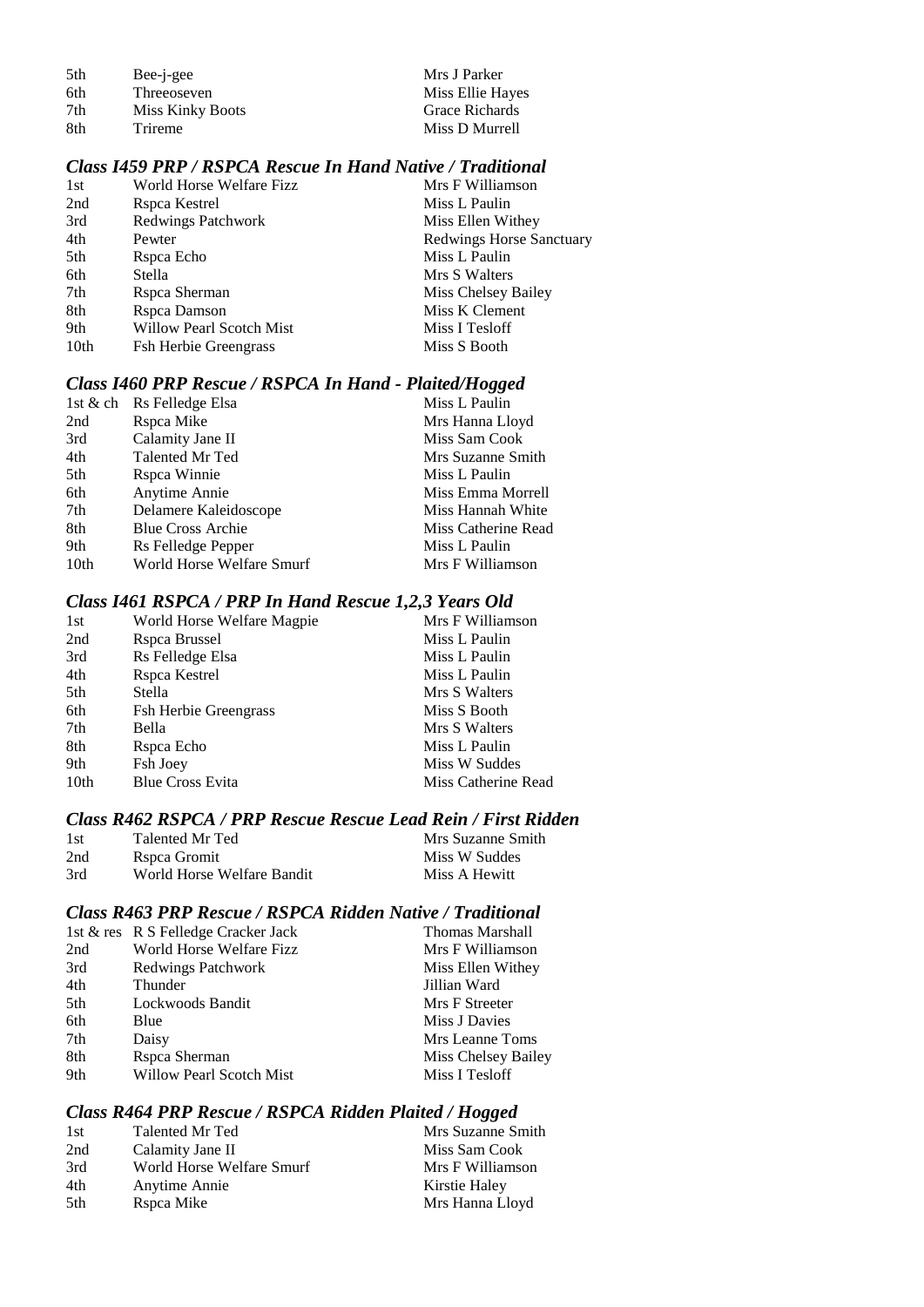| | | |
|---|---|---|
| 5th | Bee-j-gee | Mrs J Parker |
| 6th | Threeoseven | Miss Ellie Hayes |
| 7th | Miss Kinky Boots | Grace Richards |
| 8th | Trireme | Miss D Murrell |

### *Class I459 PRP / RSPCA Rescue In Hand Native / Traditional*

| | | |
|---|---|---|
| 1st | World Horse Welfare Fizz | Mrs F Williamson |
| 2nd | Rspca Kestrel | Miss L Paulin |
| 3rd | Redwings Patchwork | Miss Ellen Withey |
| 4th | Pewter | Redwings Horse Sanctuary |
| 5th | Rspca Echo | Miss L Paulin |
| 6th | Stella | Mrs S Walters |
| 7th | Rspca Sherman | Miss Chelsey Bailey |
| 8th | Rspca Damson | Miss K Clement |
| 9th | Willow Pearl Scotch Mist | Miss I Tesloff |
| 10th | Fsh Herbie Greengrass | Miss S Booth |

### *Class I460 PRP Rescue / RSPCA In Hand - Plaited/Hogged*

| | | |
|---|---|---|
| 1st & ch | Rs Felledge Elsa | Miss L Paulin |
| 2nd | Rspca Mike | Mrs Hanna Lloyd |
| 3rd | Calamity Jane II | Miss Sam Cook |
| 4th | Talented Mr Ted | Mrs Suzanne Smith |
| 5th | Rspca Winnie | Miss L Paulin |
| 6th | Anytime Annie | Miss Emma Morrell |
| 7th | Delamere Kaleidoscope | Miss Hannah White |
| 8th | Blue Cross Archie | Miss Catherine Read |
| 9th | Rs Felledge Pepper | Miss L Paulin |
| 10th | World Horse Welfare Smurf | Mrs F Williamson |

### *Class I461 RSPCA / PRP In Hand Rescue 1,2,3 Years Old*

| | | |
|---|---|---|
| 1st | World Horse Welfare Magpie | Mrs F Williamson |
| 2nd | Rspca Brussel | Miss L Paulin |
| 3rd | Rs Felledge Elsa | Miss L Paulin |
| 4th | Rspca Kestrel | Miss L Paulin |
| 5th | Stella | Mrs S Walters |
| 6th | Fsh Herbie Greengrass | Miss S Booth |
| 7th | Bella | Mrs S Walters |
| 8th | Rspca Echo | Miss L Paulin |
| 9th | Fsh Joey | Miss W Suddes |
| 10th | Blue Cross Evita | Miss Catherine Read |

### *Class R462 RSPCA / PRP Rescue Rescue Lead Rein / First Ridden*

| | | |
|---|---|---|
| 1st | Talented Mr Ted | Mrs Suzanne Smith |
| 2nd | Rspca Gromit | Miss W Suddes |
| 3rd | World Horse Welfare Bandit | Miss A Hewitt |

### *Class R463 PRP Rescue / RSPCA Ridden Native / Traditional*

| | | |
|---|---|---|
| 1st & res | R S Felledge Cracker Jack | Thomas Marshall |
| 2nd | World Horse Welfare Fizz | Mrs F Williamson |
| 3rd | Redwings Patchwork | Miss Ellen Withey |
| 4th | Thunder | Jillian Ward |
| 5th | Lockwoods Bandit | Mrs F Streeter |
| 6th | Blue | Miss J Davies |
| 7th | Daisy | Mrs Leanne Toms |
| 8th | Rspca Sherman | Miss Chelsey Bailey |
| 9th | Willow Pearl Scotch Mist | Miss I Tesloff |

### *Class R464 PRP Rescue / RSPCA Ridden Plaited / Hogged*

| | | |
|---|---|---|
| 1st | Talented Mr Ted | Mrs Suzanne Smith |
| 2nd | Calamity Jane II | Miss Sam Cook |
| 3rd | World Horse Welfare Smurf | Mrs F Williamson |
| 4th | Anytime Annie | Kirstie Haley |
| 5th | Rspca Mike | Mrs Hanna Lloyd |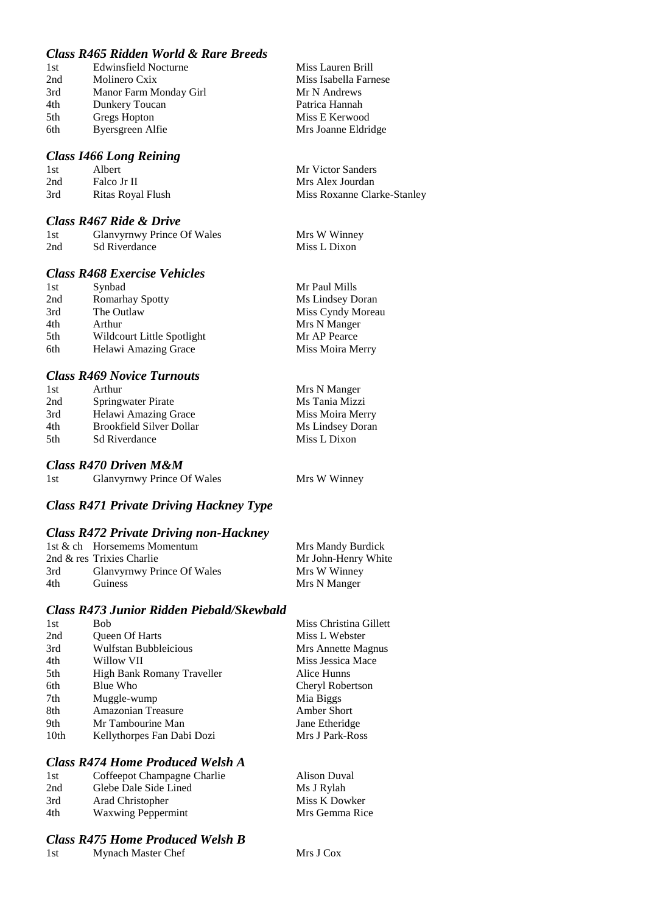### *Class R465 Ridden World & Rare Breeds*

| | | |
|---|---|---|
| 1st | Edwinsfield Nocturne | Miss Lauren Brill |
| 2nd | Molinero Cxix | Miss Isabella Farnese |
| 3rd | Manor Farm Monday Girl | Mr N Andrews |
| 4th | Dunkery Toucan | Patrica Hannah |
| 5th | Gregs Hopton | Miss E Kerwood |
| 6th | Byersgreen Alfie | Mrs Joanne Eldridge |

### *Class I466 Long Reining*

| | | |
|---|---|---|
| 1st | Albert | Mr Victor Sanders |
| 2nd | Falco Jr II | Mrs Alex Jourdan |
| 3rd | Ritas Royal Flush | Miss Roxanne Clarke-Stanley |

### *Class R467 Ride & Drive*

| | | |
|---|---|---|
| 1st | Glanvyrnwy Prince Of Wales | Mrs W Winney |
| 2nd | Sd Riverdance | Miss L Dixon |

### *Class R468 Exercise Vehicles*

| | | |
|---|---|---|
| 1st | Synbad | Mr Paul Mills |
| 2nd | Romarhay Spotty | Ms Lindsey Doran |
| 3rd | The Outlaw | Miss Cyndy Moreau |
| 4th | Arthur | Mrs N Manger |
| 5th | Wildcourt Little Spotlight | Mr AP Pearce |
| 6th | Helawi Amazing Grace | Miss Moira Merry |

### *Class R469 Novice Turnouts*

| | | |
|---|---|---|
| 1st | Arthur | Mrs N Manger |
| 2nd | Springwater Pirate | Ms Tania Mizzi |
| 3rd | Helawi Amazing Grace | Miss Moira Merry |
| 4th | Brookfield Silver Dollar | Ms Lindsey Doran |
| 5th | Sd Riverdance | Miss L Dixon |

### *Class R470 Driven M&M*

| | | |
|---|---|---|
| 1st | Glanvyrnwy Prince Of Wales | Mrs W Winney |

### *Class R471 Private Driving Hackney Type*

### *Class R472 Private Driving non-Hackney*

| | | |
|---|---|---|
| 1st & ch | Horsemems Momentum | Mrs Mandy Burdick |
| 2nd & res | Trixies Charlie | Mr John-Henry White |
| 3rd | Glanvyrnwy Prince Of Wales | Mrs W Winney |
| 4th | Guiness | Mrs N Manger |

### *Class R473 Junior Ridden Piebald/Skewbald*

| | | |
|---|---|---|
| 1st | Bob | Miss Christina Gillett |
| 2nd | Queen Of Harts | Miss L Webster |
| 3rd | Wulfstan Bubbleicious | Mrs Annette Magnus |
| 4th | Willow VII | Miss Jessica Mace |
| 5th | High Bank Romany Traveller | Alice Hunns |
| 6th | Blue Who | Cheryl Robertson |
| 7th | Muggle-wump | Mia Biggs |
| 8th | Amazonian Treasure | Amber Short |
| 9th | Mr Tambourine Man | Jane Etheridge |
| 10th | Kellythorpes Fan Dabi Dozi | Mrs J Park-Ross |

### *Class R474 Home Produced Welsh A*

| | | |
|---|---|---|
| 1st | Coffeepot Champagne Charlie | Alison Duval |
| 2nd | Glebe Dale Side Lined | Ms J Rylah |
| 3rd | Arad Christopher | Miss K Dowker |
| 4th | Waxwing Peppermint | Mrs Gemma Rice |

### *Class R475 Home Produced Welsh B*

| | | |
|---|---|---|
| 1st | Mynach Master Chef | Mrs J Cox |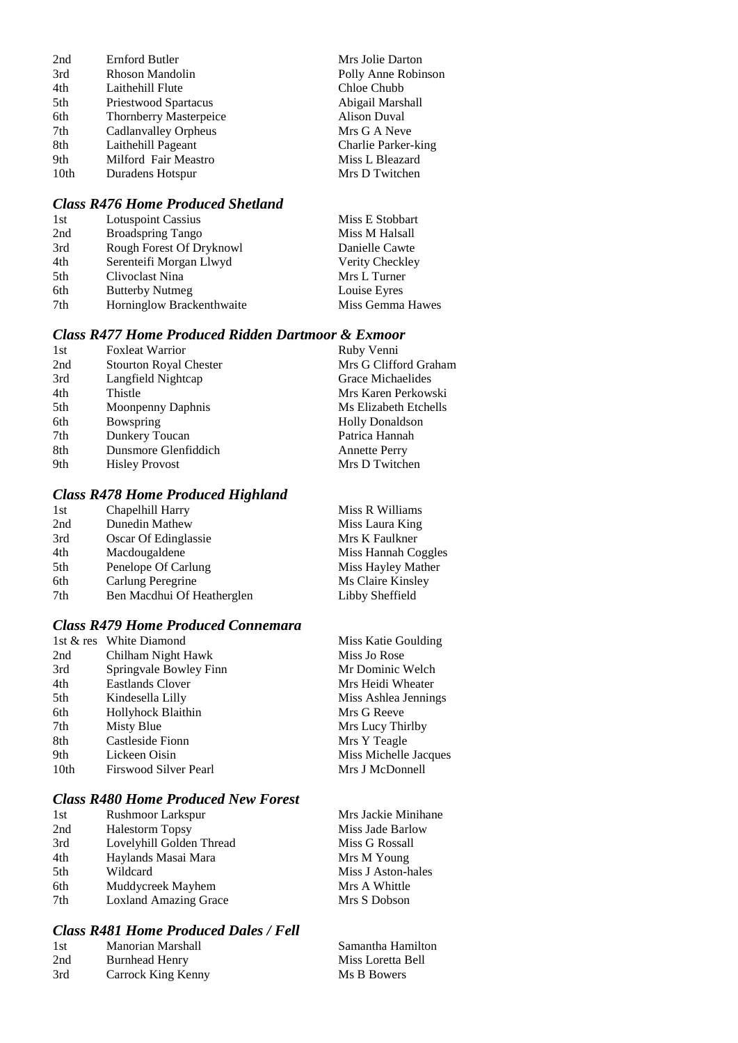| | | |
|---|---|---|
| 2nd | Ernford Butler | Mrs Jolie Darton |
| 3rd | Rhoson Mandolin | Polly Anne Robinson |
| 4th | Laithehill Flute | Chloe Chubb |
| 5th | Priestwood Spartacus | Abigail Marshall |
| 6th | Thornberry Masterpeice | Alison Duval |
| 7th | Cadlanvalley Orpheus | Mrs G A Neve |
| 8th | Laithehill Pageant | Charlie Parker-king |
| 9th | Milford Fair Meastro | Miss L Bleazard |
| 10th | Duradens Hotspur | Mrs D Twitchen |

### *Class R476 Home Produced Shetland*

| | | |
|---|---|---|
| 1st | Lotuspoint Cassius | Miss E Stobbart |
| 2nd | Broadspring Tango | Miss M Halsall |
| 3rd | Rough Forest Of Dryknowl | Danielle Cawte |
| 4th | Serenteifi Morgan Llwyd | Verity Checkley |
| 5th | Clivoclast Nina | Mrs L Turner |
| 6th | Butterby Nutmeg | Louise Eyres |
| 7th | Horninglow Brackenthwaite | Miss Gemma Hawes |

### *Class R477 Home Produced Ridden Dartmoor & Exmoor*

| | | |
|---|---|---|
| 1st | Foxleat Warrior | Ruby Venni |
| 2nd | Stourton Royal Chester | Mrs G Clifford Graham |
| 3rd | Langfield Nightcap | Grace Michaelides |
| 4th | Thistle | Mrs Karen Perkowski |
| 5th | Moonpenny Daphnis | Ms Elizabeth Etchells |
| 6th | Bowspring | Holly Donaldson |
| 7th | Dunkery Toucan | Patrica Hannah |
| 8th | Dunsmore Glenfiddich | Annette Perry |
| 9th | Hisley Provost | Mrs D Twitchen |

### *Class R478 Home Produced Highland*

| | | |
|---|---|---|
| 1st | Chapelhill Harry | Miss R Williams |
| 2nd | Dunedin Mathew | Miss Laura King |
| 3rd | Oscar Of Edinglassie | Mrs K Faulkner |
| 4th | Macdougaldene | Miss Hannah Coggles |
| 5th | Penelope Of Carlung | Miss Hayley Mather |
| 6th | Carlung Peregrine | Ms Claire Kinsley |
| 7th | Ben Macdhui Of Heatherglen | Libby Sheffield |

### *Class R479 Home Produced Connemara*

| | | |
|---|---|---|
| 1st & res | White Diamond | Miss Katie Goulding |
| 2nd | Chilham Night Hawk | Miss Jo Rose |
| 3rd | Springvale Bowley Finn | Mr Dominic Welch |
| 4th | Eastlands Clover | Mrs Heidi Wheater |
| 5th | Kindesella Lilly | Miss Ashlea Jennings |
| 6th | Hollyhock Blaithin | Mrs G Reeve |
| 7th | Misty Blue | Mrs Lucy Thirlby |
| 8th | Castleside Fionn | Mrs Y Teagle |
| 9th | Lickeen Oisin | Miss Michelle Jacques |
| 10th | Firswood Silver Pearl | Mrs J McDonnell |

### *Class R480 Home Produced New Forest*

| | | |
|---|---|---|
| 1st | Rushmoor Larkspur | Mrs Jackie Minihane |
| 2nd | Halestorm Topsy | Miss Jade Barlow |
| 3rd | Lovelyhill Golden Thread | Miss G Rossall |
| 4th | Haylands Masai Mara | Mrs M Young |
| 5th | Wildcard | Miss J Aston-hales |
| 6th | Muddycreek Mayhem | Mrs A Whittle |
| 7th | Loxland Amazing Grace | Mrs S Dobson |

### *Class R481 Home Produced Dales / Fell*

| | | |
|---|---|---|
| 1st | Manorian Marshall | Samantha Hamilton |
| 2nd | Burnhead Henry | Miss Loretta Bell |
| 3rd | Carrock King Kenny | Ms B Bowers |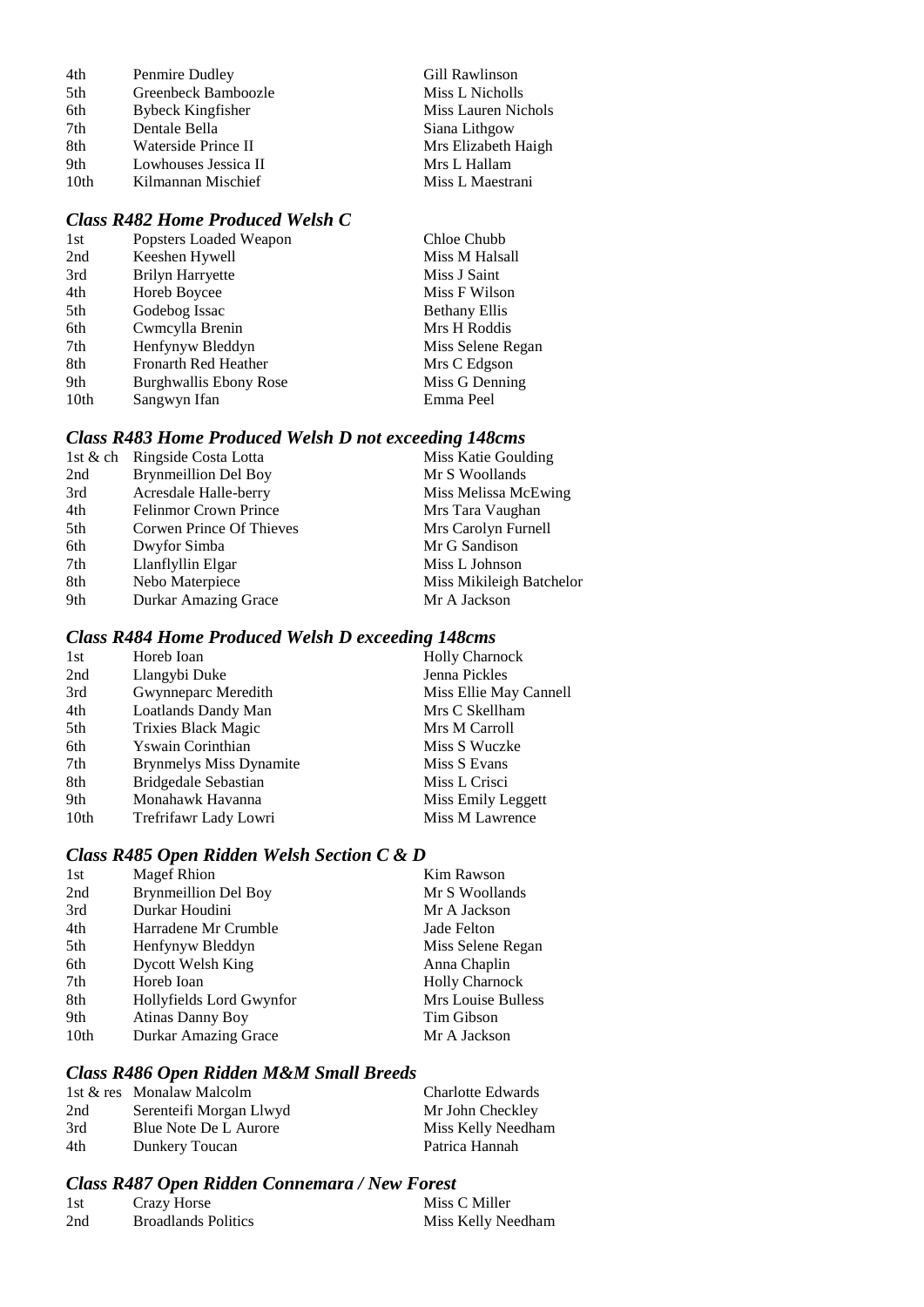| | | |
|---|---|---|
| 4th | Penmire Dudley | Gill Rawlinson |
| 5th | Greenbeck Bamboozle | Miss L Nicholls |
| 6th | Bybeck Kingfisher | Miss Lauren Nichols |
| 7th | Dentale Bella | Siana Lithgow |
| 8th | Waterside Prince II | Mrs Elizabeth Haigh |
| 9th | Lowhouses Jessica II | Mrs L Hallam |
| 10th | Kilmannan Mischief | Miss L Maestrani |

### *Class R482 Home Produced Welsh C*

| | | |
|---|---|---|
| 1st | Popsters Loaded Weapon | Chloe Chubb |
| 2nd | Keeshen Hywell | Miss M Halsall |
| 3rd | Brilyn Harryette | Miss J Saint |
| 4th | Horeb Boycee | Miss F Wilson |
| 5th | Godebog Issac | Bethany Ellis |
| 6th | Cwmcylla Brenin | Mrs H Roddis |
| 7th | Henfynyw Bleddyn | Miss Selene Regan |
| 8th | Fronarth Red Heather | Mrs C Edgson |
| 9th | Burghwallis Ebony Rose | Miss G Denning |
| 10th | Sangwyn Ifan | Emma Peel |

### *Class R483 Home Produced Welsh D not exceeding 148cms*

| | | |
|---|---|---|
| 1st & ch | Ringside Costa Lotta | Miss Katie Goulding |
| 2nd | Brynmeillion Del Boy | Mr S Woollands |
| 3rd | Acresdale Halle-berry | Miss Melissa McEwing |
| 4th | Felinmor Crown Prince | Mrs Tara Vaughan |
| 5th | Corwen Prince Of Thieves | Mrs Carolyn Furnell |
| 6th | Dwyfor Simba | Mr G Sandison |
| 7th | Llanflyllin Elgar | Miss L Johnson |
| 8th | Nebo Materpiece | Miss Mikileigh Batchelor |
| 9th | Durkar Amazing Grace | Mr A Jackson |

### *Class R484 Home Produced Welsh D exceeding 148cms*

| | | |
|---|---|---|
| 1st | Horeb Ioan | Holly Charnock |
| 2nd | Llangybi Duke | Jenna Pickles |
| 3rd | Gwynneparc Meredith | Miss Ellie May Cannell |
| 4th | Loatlands Dandy Man | Mrs C Skellham |
| 5th | Trixies Black Magic | Mrs M Carroll |
| 6th | Yswain Corinthian | Miss S Wuczke |
| 7th | Brynmelys Miss Dynamite | Miss S Evans |
| 8th | Bridgedale Sebastian | Miss L Crisci |
| 9th | Monahawk Havanna | Miss Emily Leggett |
| 10th | Trefrifawr Lady Lowri | Miss M Lawrence |

### *Class R485 Open Ridden Welsh Section C & D*

| | | |
|---|---|---|
| 1st | Magef Rhion | Kim Rawson |
| 2nd | Brynmeillion Del Boy | Mr S Woollands |
| 3rd | Durkar Houdini | Mr A Jackson |
| 4th | Harradene Mr Crumble | Jade Felton |
| 5th | Henfynyw Bleddyn | Miss Selene Regan |
| 6th | Dycott Welsh King | Anna Chaplin |
| 7th | Horeb Ioan | Holly Charnock |
| 8th | Hollyfields Lord Gwynfor | Mrs Louise Bulless |
| 9th | Atinas Danny Boy | Tim Gibson |
| 10th | Durkar Amazing Grace | Mr A Jackson |

### *Class R486 Open Ridden M&M Small Breeds*

| | | |
|---|---|---|
| 1st & res | Monalaw Malcolm | Charlotte Edwards |
| 2nd | Serenteifi Morgan Llwyd | Mr John Checkley |
| 3rd | Blue Note De L Aurore | Miss Kelly Needham |
| 4th | Dunkery Toucan | Patrica Hannah |

### *Class R487 Open Ridden Connemara / New Forest*

| | | |
|---|---|---|
| 1st | Crazy Horse | Miss C Miller |
| 2nd | Broadlands Politics | Miss Kelly Needham |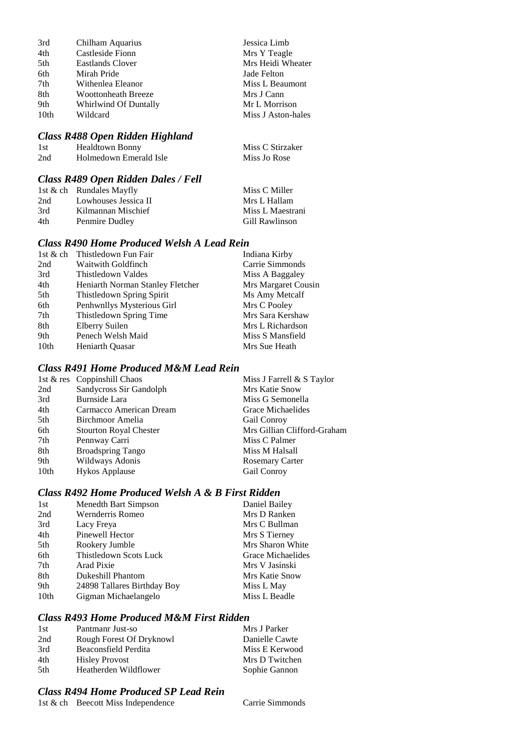| | | |
|---|---|---|
| 3rd | Chilham Aquarius | Jessica Limb |
| 4th | Castleside Fionn | Mrs Y Teagle |
| 5th | Eastlands Clover | Mrs Heidi Wheater |
| 6th | Mirah Pride | Jade Felton |
| 7th | Withenlea Eleanor | Miss L Beaumont |
| 8th | Woottonheath Breeze | Mrs J Cann |
| 9th | Whirlwind Of Duntally | Mr L Morrison |
| 10th | Wildcard | Miss J Aston-hales |

### *Class R488 Open Ridden Highland*

| | | |
|---|---|---|
| 1st | Healdtown Bonny | Miss C Stirzaker |
| 2nd | Holmedown Emerald Isle | Miss Jo Rose |

### *Class R489 Open Ridden Dales / Fell*

| | | |
|---|---|---|
| 1st & ch | Rundales Mayfly | Miss C Miller |
| 2nd | Lowhouses Jessica II | Mrs L Hallam |
| 3rd | Kilmannan Mischief | Miss L Maestrani |
| 4th | Penmire Dudley | Gill Rawlinson |

### *Class R490 Home Produced Welsh A Lead Rein*

| | | |
|---|---|---|
| 1st & ch | Thistledown Fun Fair | Indiana Kirby |
| 2nd | Waitwith Goldfinch | Carrie Simmonds |
| 3rd | Thistledown Valdes | Miss A Baggaley |
| 4th | Heniarth Norman Stanley Fletcher | Mrs Margaret Cousin |
| 5th | Thistledown Spring Spirit | Ms Amy Metcalf |
| 6th | Penhwnllys Mysterious Girl | Mrs C Pooley |
| 7th | Thistledown Spring Time | Mrs Sara Kershaw |
| 8th | Elberry Suilen | Mrs L Richardson |
| 9th | Penech Welsh Maid | Miss S Mansfield |
| 10th | Heniarth Quasar | Mrs Sue Heath |

### *Class R491 Home Produced M&M Lead Rein*

| | | |
|---|---|---|
| 1st & res | Coppinshill Chaos | Miss J Farrell & S Taylor |
| 2nd | Sandycross Sir Gandolph | Mrs Katie Snow |
| 3rd | Burnside Lara | Miss G Semonella |
| 4th | Carmacco American Dream | Grace Michaelides |
| 5th | Birchmoor Amelia | Gail Conroy |
| 6th | Stourton Royal Chester | Mrs Gillian Clifford-Graham |
| 7th | Pennway Carri | Miss C Palmer |
| 8th | Broadspring Tango | Miss M Halsall |
| 9th | Wildways Adonis | Rosemary Carter |
| 10th | Hykos Applause | Gail Conroy |

### *Class R492 Home Produced Welsh A & B First Ridden*

| | | |
|---|---|---|
| 1st | Menedth Bart Simpson | Daniel Bailey |
| 2nd | Wernderris Romeo | Mrs D Ranken |
| 3rd | Lacy Freya | Mrs C Bullman |
| 4th | Pinewell Hector | Mrs S Tierney |
| 5th | Rookery Jumble | Mrs Sharon White |
| 6th | Thistledown Scots Luck | Grace Michaelides |
| 7th | Arad Pixie | Mrs V Jasinski |
| 8th | Dukeshill Phantom | Mrs Katie Snow |
| 9th | 24898 Tallares Birthday Boy | Miss L May |
| 10th | Gigman Michaelangelo | Miss L Beadle |

### *Class R493 Home Produced M&M First Ridden*

| | | |
|---|---|---|
| 1st | Pantmanr Just-so | Mrs J Parker |
| 2nd | Rough Forest Of Dryknowl | Danielle Cawte |
| 3rd | Beaconsfield Perdita | Miss E Kerwood |
| 4th | Hisley Provost | Mrs D Twitchen |
| 5th | Heatherden Wildflower | Sophie Gannon |

### *Class R494 Home Produced SP Lead Rein*

| | | |
|---|---|---|
| 1st & ch | Beecott Miss Independence | Carrie Simmonds |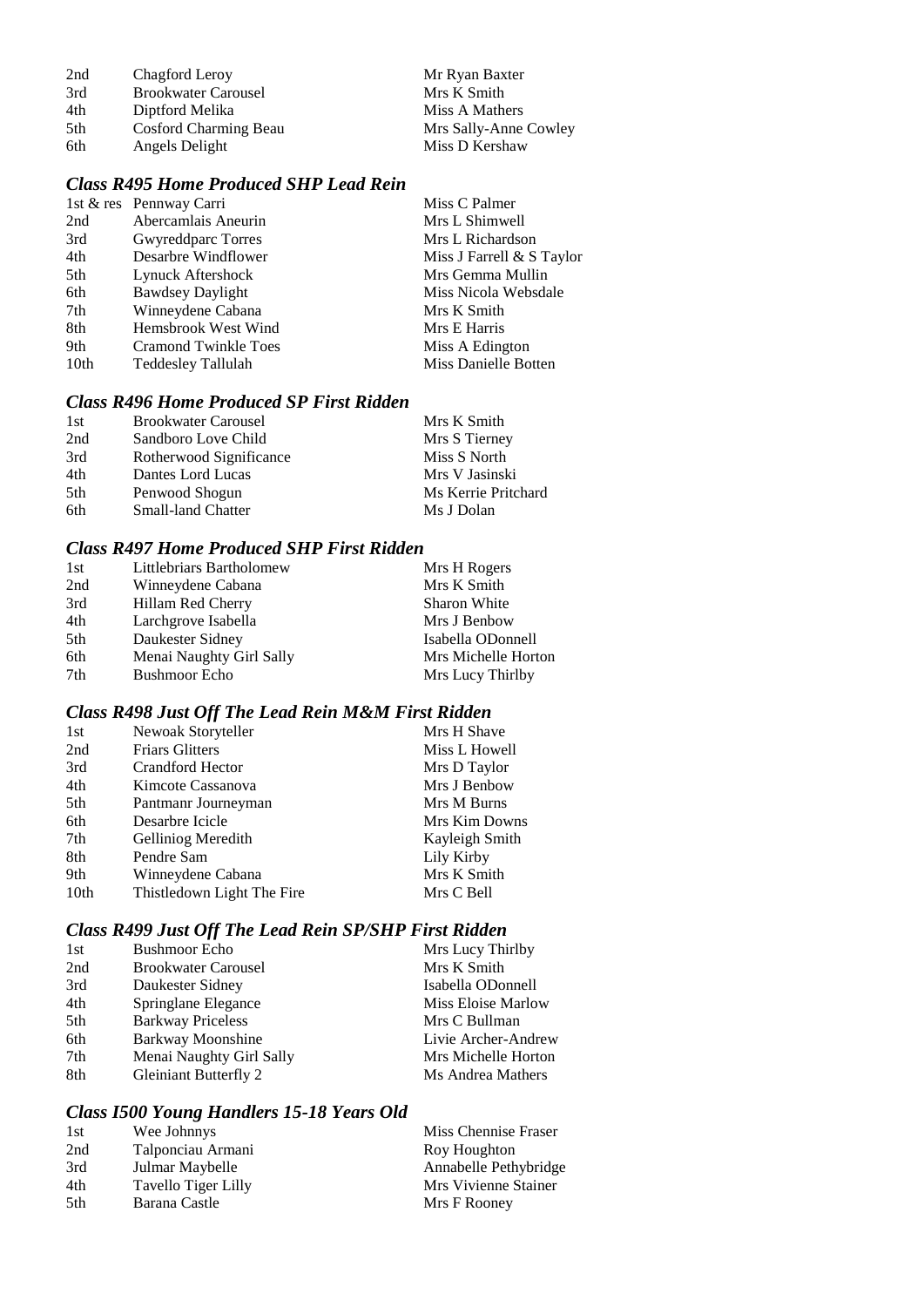| | | |
|---|---|---|
| 2nd | Chagford Leroy | Mr Ryan Baxter |
| 3rd | Brookwater Carousel | Mrs K Smith |
| 4th | Diptford Melika | Miss A Mathers |
| 5th | Cosford Charming Beau | Mrs Sally-Anne Cowley |
| 6th | Angels Delight | Miss D Kershaw |

### *Class R495 Home Produced SHP Lead Rein*

| | | |
|---|---|---|
| 1st & res | Pennway Carri | Miss C Palmer |
| 2nd | Abercamlais Aneurin | Mrs L Shimwell |
| 3rd | Gwyreddparc Torres | Mrs L Richardson |
| 4th | Desarbre Windflower | Miss J Farrell & S Taylor |
| 5th | Lynuck Aftershock | Mrs Gemma Mullin |
| 6th | Bawdsey Daylight | Miss Nicola Websdale |
| 7th | Winneydene Cabana | Mrs K Smith |
| 8th | Hemsbrook West Wind | Mrs E Harris |
| 9th | Cramond Twinkle Toes | Miss A Edington |
| 10th | Teddesley Tallulah | Miss Danielle Botten |

### *Class R496 Home Produced SP First Ridden*

| | | |
|---|---|---|
| 1st | Brookwater Carousel | Mrs K Smith |
| 2nd | Sandboro Love Child | Mrs S Tierney |
| 3rd | Rotherwood Significance | Miss S North |
| 4th | Dantes Lord Lucas | Mrs V Jasinski |
| 5th | Penwood Shogun | Ms Kerrie Pritchard |
| 6th | Small-land Chatter | Ms J Dolan |

### *Class R497 Home Produced SHP First Ridden*

| | | |
|---|---|---|
| 1st | Littlebriars Bartholomew | Mrs H Rogers |
| 2nd | Winneydene Cabana | Mrs K Smith |
| 3rd | Hillam Red Cherry | Sharon White |
| 4th | Larchgrove Isabella | Mrs J Benbow |
| 5th | Daukester Sidney | Isabella ODonnell |
| 6th | Menai Naughty Girl Sally | Mrs Michelle Horton |
| 7th | Bushmoor Echo | Mrs Lucy Thirlby |

### *Class R498 Just Off The Lead Rein M&M First Ridden*

| | | |
|---|---|---|
| 1st | Newoak Storyteller | Mrs H Shave |
| 2nd | Friars Glitters | Miss L Howell |
| 3rd | Crandford Hector | Mrs D Taylor |
| 4th | Kimcote Cassanova | Mrs J Benbow |
| 5th | Pantmanr Journeyman | Mrs M Burns |
| 6th | Desarbre Icicle | Mrs Kim Downs |
| 7th | Gelliniog Meredith | Kayleigh Smith |
| 8th | Pendre Sam | Lily Kirby |
| 9th | Winneydene Cabana | Mrs K Smith |
| 10th | Thistledown Light The Fire | Mrs C Bell |

### *Class R499 Just Off The Lead Rein SP/SHP First Ridden*

| | | |
|---|---|---|
| 1st | Bushmoor Echo | Mrs Lucy Thirlby |
| 2nd | Brookwater Carousel | Mrs K Smith |
| 3rd | Daukester Sidney | Isabella ODonnell |
| 4th | Springlane Elegance | Miss Eloise Marlow |
| 5th | Barkway Priceless | Mrs C Bullman |
| 6th | Barkway Moonshine | Livie Archer-Andrew |
| 7th | Menai Naughty Girl Sally | Mrs Michelle Horton |
| 8th | Gleiniant Butterfly 2 | Ms Andrea Mathers |

### *Class I500 Young Handlers 15-18 Years Old*

| | | |
|---|---|---|
| 1st | Wee Johnnys | Miss Chennise Fraser |
| 2nd | Talponciau Armani | Roy Houghton |
| 3rd | Julmar Maybelle | Annabelle Pethybridge |
| 4th | Tavello Tiger Lilly | Mrs Vivienne Stainer |
| 5th | Barana Castle | Mrs F Rooney |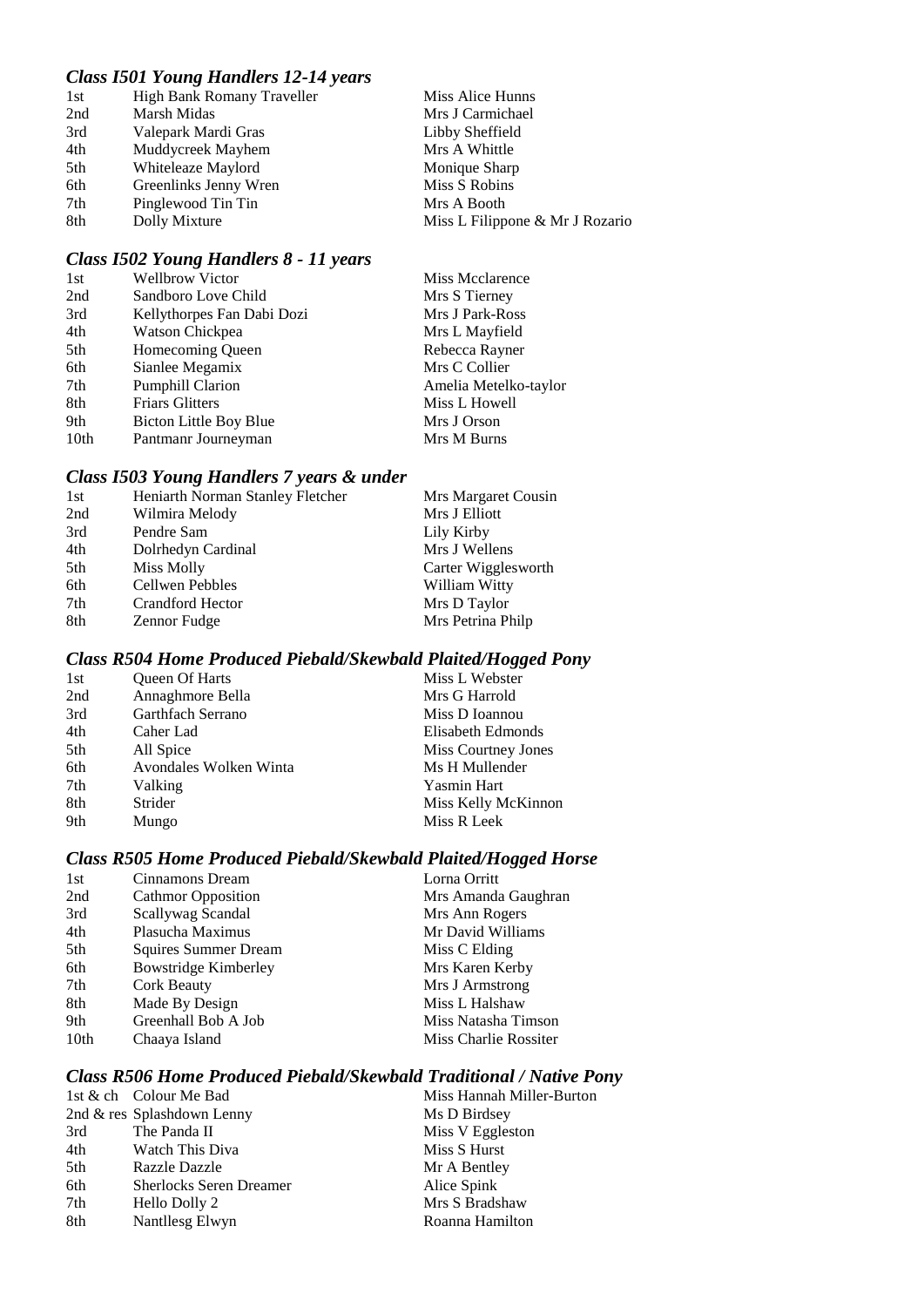### *Class I501 Young Handlers 12-14 years*

| | | |
|---|---|---|
| 1st | High Bank Romany Traveller | Miss Alice Hunns |
| 2nd | Marsh Midas | Mrs J Carmichael |
| 3rd | Valepark Mardi Gras | Libby Sheffield |
| 4th | Muddycreek Mayhem | Mrs A Whittle |
| 5th | Whiteleaze Maylord | Monique Sharp |
| 6th | Greenlinks Jenny Wren | Miss S Robins |
| 7th | Pinglewood Tin Tin | Mrs A Booth |
| 8th | Dolly Mixture | Miss L Filippone & Mr J Rozario |

### *Class I502 Young Handlers 8 - 11 years*

| | | |
|---|---|---|
| 1st | Wellbrow Victor | Miss Mcclarence |
| 2nd | Sandboro Love Child | Mrs S Tierney |
| 3rd | Kellythorpes Fan Dabi Dozi | Mrs J Park-Ross |
| 4th | Watson Chickpea | Mrs L Mayfield |
| 5th | Homecoming Queen | Rebecca Rayner |
| 6th | Sianlee Megamix | Mrs C Collier |
| 7th | Pumphill Clarion | Amelia Metelko-taylor |
| 8th | Friars Glitters | Miss L Howell |
| 9th | Bicton Little Boy Blue | Mrs J Orson |
| 10th | Pantmanr Journeyman | Mrs M Burns |

### *Class I503 Young Handlers 7 years & under*

| | | |
|---|---|---|
| 1st | Heniarth Norman Stanley Fletcher | Mrs Margaret Cousin |
| 2nd | Wilmira Melody | Mrs J Elliott |
| 3rd | Pendre Sam | Lily Kirby |
| 4th | Dolrhedyn Cardinal | Mrs J Wellens |
| 5th | Miss Molly | Carter Wigglesworth |
| 6th | Cellwen Pebbles | William Witty |
| 7th | Crandford Hector | Mrs D Taylor |
| 8th | Zennor Fudge | Mrs Petrina Philp |

### *Class R504 Home Produced Piebald/Skewbald Plaited/Hogged Pony*

| | | |
|---|---|---|
| 1st | Queen Of Harts | Miss L Webster |
| 2nd | Annaghmore Bella | Mrs G Harrold |
| 3rd | Garthfach Serrano | Miss D Ioannou |
| 4th | Caher Lad | Elisabeth Edmonds |
| 5th | All Spice | Miss Courtney Jones |
| 6th | Avondales Wolken Winta | Ms H Mullender |
| 7th | Valking | Yasmin Hart |
| 8th | Strider | Miss Kelly McKinnon |
| 9th | Mungo | Miss R Leek |

### *Class R505 Home Produced Piebald/Skewbald Plaited/Hogged Horse*

| | | |
|---|---|---|
| 1st | Cinnamons Dream | Lorna Orritt |
| 2nd | Cathmor Opposition | Mrs Amanda Gaughran |
| 3rd | Scallywag Scandal | Mrs Ann Rogers |
| 4th | Plasucha Maximus | Mr David Williams |
| 5th | Squires Summer Dream | Miss C Elding |
| 6th | Bowstridge Kimberley | Mrs Karen Kerby |
| 7th | Cork Beauty | Mrs J Armstrong |
| 8th | Made By Design | Miss L Halshaw |
| 9th | Greenhall Bob A Job | Miss Natasha Timson |
| 10th | Chaaya Island | Miss Charlie Rossiter |

### *Class R506 Home Produced Piebald/Skewbald Traditional / Native Pony*

| | | |
|---|---|---|
| 1st & ch | Colour Me Bad | Miss Hannah Miller-Burton |
| 2nd & res | Splashdown Lenny | Ms D Birdsey |
| 3rd | The Panda II | Miss V Eggleston |
| 4th | Watch This Diva | Miss S Hurst |
| 5th | Razzle Dazzle | Mr A Bentley |
| 6th | Sherlocks Seren Dreamer | Alice Spink |
| 7th | Hello Dolly 2 | Mrs S Bradshaw |
| 8th | Nantllesg Elwyn | Roanna Hamilton |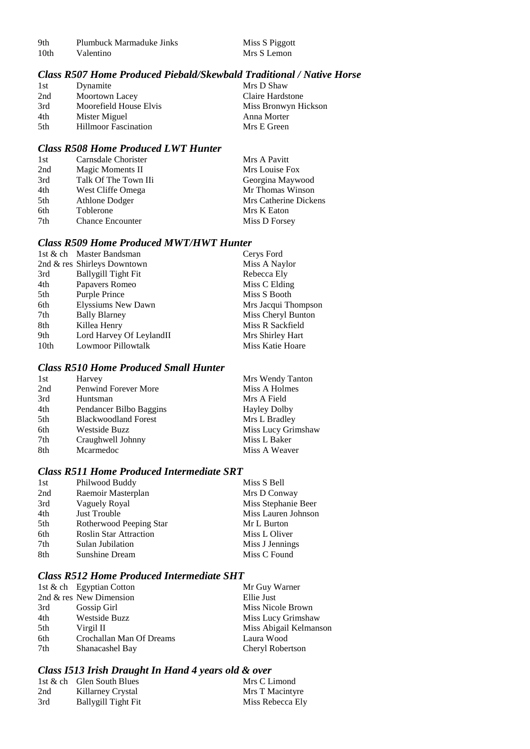| | | |
|---|---|---|
| 9th | Plumbuck Marmaduke Jinks | Miss S Piggott |
| 10th | Valentino | Mrs S Lemon |

### *Class R507 Home Produced Piebald/Skewbald Traditional / Native Horse*

| | | |
|---|---|---|
| 1st | Dynamite | Mrs D Shaw |
| 2nd | Moortown Lacey | Claire Hardstone |
| 3rd | Moorefield House Elvis | Miss Bronwyn Hickson |
| 4th | Mister Miguel | Anna Morter |
| 5th | Hillmoor Fascination | Mrs E Green |

### *Class R508 Home Produced LWT Hunter*

| | | |
|---|---|---|
| 1st | Carnsdale Chorister | Mrs A Pavitt |
| 2nd | Magic Moments II | Mrs Louise Fox |
| 3rd | Talk Of The Town IIi | Georgina Maywood |
| 4th | West Cliffe Omega | Mr Thomas Winson |
| 5th | Athlone Dodger | Mrs Catherine Dickens |
| 6th | Toblerone | Mrs K Eaton |
| 7th | Chance Encounter | Miss D Forsey |

### *Class R509 Home Produced MWT/HWT Hunter*

| | | |
|---|---|---|
| 1st & ch | Master Bandsman | Cerys Ford |
| 2nd & res | Shirleys Downtown | Miss A Naylor |
| 3rd | Ballygill Tight Fit | Rebecca Ely |
| 4th | Papavers Romeo | Miss C Elding |
| 5th | Purple Prince | Miss S Booth |
| 6th | Elyssiums New Dawn | Mrs Jacqui Thompson |
| 7th | Bally Blarney | Miss Cheryl Bunton |
| 8th | Killea Henry | Miss R Sackfield |
| 9th | Lord Harvey Of LeylandII | Mrs Shirley Hart |
| 10th | Lowmoor Pillowtalk | Miss Katie Hoare |

### *Class R510 Home Produced Small Hunter*

| | | |
|---|---|---|
| 1st | Harvey | Mrs Wendy Tanton |
| 2nd | Penwind Forever More | Miss A Holmes |
| 3rd | Huntsman | Mrs A Field |
| 4th | Pendancer Bilbo Baggins | Hayley Dolby |
| 5th | Blackwoodland Forest | Mrs L Bradley |
| 6th | Westside Buzz | Miss Lucy Grimshaw |
| 7th | Craughwell Johnny | Miss L Baker |
| 8th | Mcarmedoc | Miss A Weaver |

### *Class R511 Home Produced Intermediate SRT*

| | | |
|---|---|---|
| 1st | Philwood Buddy | Miss S Bell |
| 2nd | Raemoir Masterplan | Mrs D Conway |
| 3rd | Vaguely Royal | Miss Stephanie Beer |
| 4th | Just Trouble | Miss Lauren Johnson |
| 5th | Rotherwood Peeping Star | Mr L Burton |
| 6th | Roslin Star Attraction | Miss L Oliver |
| 7th | Sulan Jubilation | Miss J Jennings |
| 8th | Sunshine Dream | Miss C Found |

### *Class R512 Home Produced Intermediate SHT*

| | | |
|---|---|---|
| 1st & ch | Egyptian Cotton | Mr Guy Warner |
| 2nd & res | New Dimension | Ellie Just |
| 3rd | Gossip Girl | Miss Nicole Brown |
| 4th | Westside Buzz | Miss Lucy Grimshaw |
| 5th | Virgil II | Miss Abigail Kelmanson |
| 6th | Crochallan Man Of Dreams | Laura Wood |
| 7th | Shanacashel Bay | Cheryl Robertson |

### *Class I513 Irish Draught In Hand 4 years old & over*

| | | |
|---|---|---|
| 1st & ch | Glen South Blues | Mrs C Limond |
| 2nd | Killarney Crystal | Mrs T Macintyre |
| 3rd | Ballygill Tight Fit | Miss Rebecca Ely |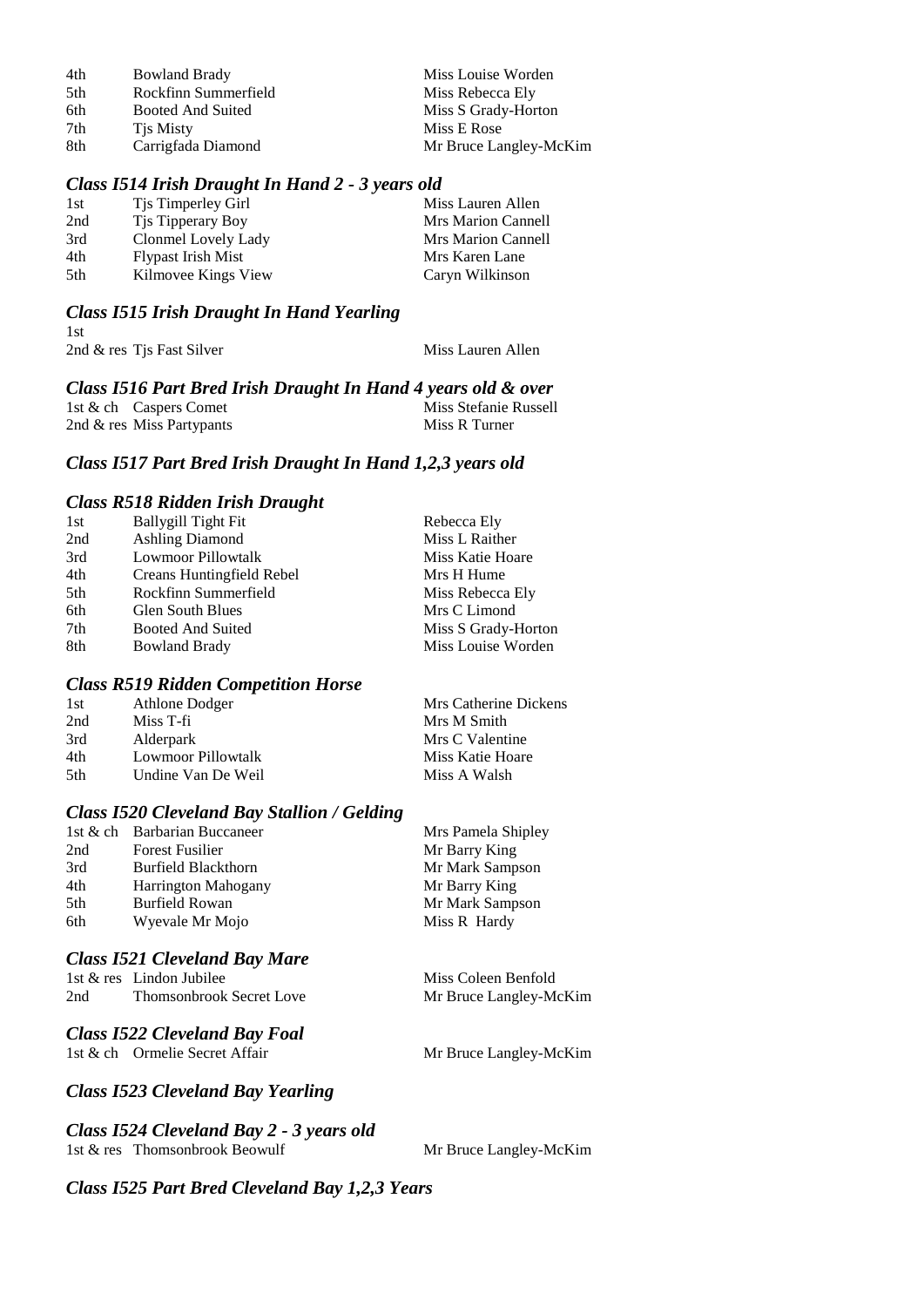| | | |
|---|---|---|
| 4th | Bowland Brady | Miss Louise Worden |
| 5th | Rockfinn Summerfield | Miss Rebecca Ely |
| 6th | Booted And Suited | Miss S Grady-Horton |
| 7th | Tjs Misty | Miss E Rose |
| 8th | Carrigfada Diamond | Mr Bruce Langley-McKim |

### *Class I514 Irish Draught In Hand 2 - 3 years old*

| | | |
|---|---|---|
| 1st | Tjs Timperley Girl | Miss Lauren Allen |
| 2nd | Tjs Tipperary Boy | Mrs Marion Cannell |
| 3rd | Clonmel Lovely Lady | Mrs Marion Cannell |
| 4th | Flypast Irish Mist | Mrs Karen Lane |
| 5th | Kilmovee Kings View | Caryn Wilkinson |

### *Class I515 Irish Draught In Hand Yearling*

| | | |
|---|---|---|
| 1st | | |
| 2nd & res | Tjs Fast Silver | Miss Lauren Allen |

### *Class I516 Part Bred Irish Draught In Hand 4 years old & over*

| | | |
|---|---|---|
| 1st & ch | Caspers Comet | Miss Stefanie Russell |
| 2nd & res | Miss Partypants | Miss R Turner |

### *Class I517 Part Bred Irish Draught In Hand 1,2,3 years old*

### *Class R518 Ridden Irish Draught*

| | | |
|---|---|---|
| 1st | Ballygill Tight Fit | Rebecca Ely |
| 2nd | Ashling Diamond | Miss L Raither |
| 3rd | Lowmoor Pillowtalk | Miss Katie Hoare |
| 4th | Creans Huntingfield Rebel | Mrs H Hume |
| 5th | Rockfinn Summerfield | Miss Rebecca Ely |
| 6th | Glen South Blues | Mrs C Limond |
| 7th | Booted And Suited | Miss S Grady-Horton |
| 8th | Bowland Brady | Miss Louise Worden |

### *Class R519 Ridden Competition Horse*

| | | |
|---|---|---|
| 1st | Athlone Dodger | Mrs Catherine Dickens |
| 2nd | Miss T-fi | Mrs M Smith |
| 3rd | Alderpark | Mrs C Valentine |
| 4th | Lowmoor Pillowtalk | Miss Katie Hoare |
| 5th | Undine Van De Weil | Miss A Walsh |

### *Class I520 Cleveland Bay Stallion / Gelding*

| | | |
|---|---|---|
| 1st & ch | Barbarian Buccaneer | Mrs Pamela Shipley |
| 2nd | Forest Fusilier | Mr Barry King |
| 3rd | Burfield Blackthorn | Mr Mark Sampson |
| 4th | Harrington Mahogany | Mr Barry King |
| 5th | Burfield Rowan | Mr Mark Sampson |
| 6th | Wyevale Mr Mojo | Miss R Hardy |

### *Class I521 Cleveland Bay Mare*

| | | |
|---|---|---|
| 1st & res | Lindon Jubilee | Miss Coleen Benfold |
| 2nd | Thomsonbrook Secret Love | Mr Bruce Langley-McKim |

### *Class I522 Cleveland Bay Foal*

| | | |
|---|---|---|
| 1st & ch | Ormelie Secret Affair | Mr Bruce Langley-McKim |

### *Class I523 Cleveland Bay Yearling*

### *Class I524 Cleveland Bay 2 - 3 years old*

| | | |
|---|---|---|
| 1st & res | Thomsonbrook Beowulf | Mr Bruce Langley-McKim |

### *Class I525 Part Bred Cleveland Bay 1,2,3 Years*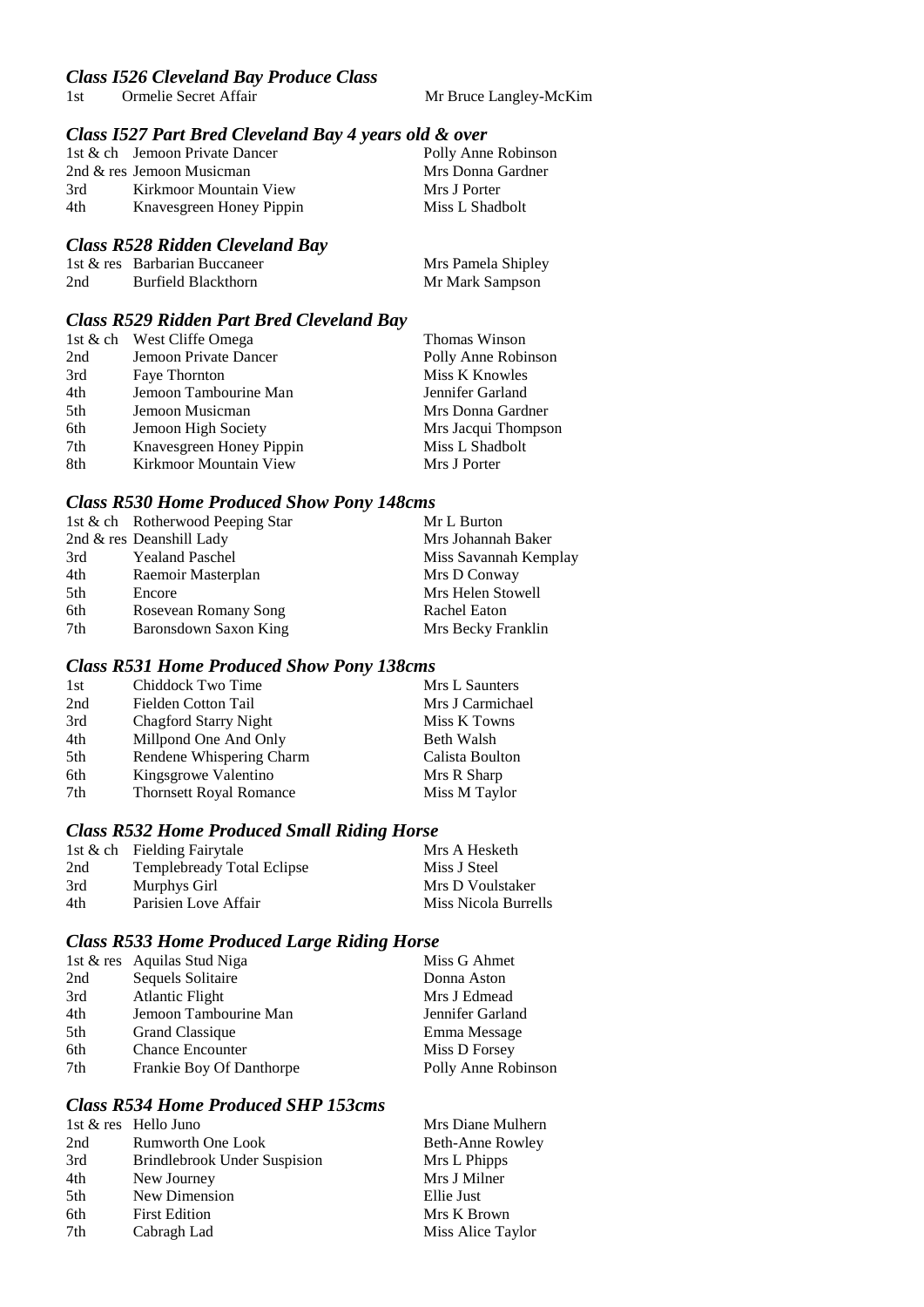### *Class I526 Cleveland Bay Produce Class*

| | | |
|---|---|---|
| 1st | Ormelie Secret Affair | Mr Bruce Langley-McKim |

### *Class I527 Part Bred Cleveland Bay 4 years old & over*

| | | |
|---|---|---|
| 1st & ch | Jemoon Private Dancer | Polly Anne Robinson |
| 2nd & res | Jemoon Musicman | Mrs Donna Gardner |
| 3rd | Kirkmoor Mountain View | Mrs J Porter |
| 4th | Knavesgreen Honey Pippin | Miss L Shadbolt |

### *Class R528 Ridden Cleveland Bay*

| | | |
|---|---|---|
| 1st & res | Barbarian Buccaneer | Mrs Pamela Shipley |
| 2nd | Burfield Blackthorn | Mr Mark Sampson |

### *Class R529 Ridden Part Bred Cleveland Bay*

| | | |
|---|---|---|
| 1st & ch | West Cliffe Omega | Thomas Winson |
| 2nd | Jemoon Private Dancer | Polly Anne Robinson |
| 3rd | Faye Thornton | Miss K Knowles |
| 4th | Jemoon Tambourine Man | Jennifer Garland |
| 5th | Jemoon Musicman | Mrs Donna Gardner |
| 6th | Jemoon High Society | Mrs Jacqui Thompson |
| 7th | Knavesgreen Honey Pippin | Miss L Shadbolt |
| 8th | Kirkmoor Mountain View | Mrs J Porter |

### *Class R530 Home Produced Show Pony 148cms*

| | | |
|---|---|---|
| 1st & ch | Rotherwood Peeping Star | Mr L Burton |
| 2nd & res | Deanshill Lady | Mrs Johannah Baker |
| 3rd | Yealand Paschel | Miss Savannah Kemplay |
| 4th | Raemoir Masterplan | Mrs D Conway |
| 5th | Encore | Mrs Helen Stowell |
| 6th | Rosevean Romany Song | Rachel Eaton |
| 7th | Baronsdown Saxon King | Mrs Becky Franklin |

### *Class R531 Home Produced Show Pony 138cms*

| | | |
|---|---|---|
| 1st | Chiddock Two Time | Mrs L Saunters |
| 2nd | Fielden Cotton Tail | Mrs J Carmichael |
| 3rd | Chagford Starry Night | Miss K Towns |
| 4th | Millpond One And Only | Beth Walsh |
| 5th | Rendene Whispering Charm | Calista Boulton |
| 6th | Kingsgrowe Valentino | Mrs R Sharp |
| 7th | Thornsett Royal Romance | Miss M Taylor |

### *Class R532 Home Produced Small Riding Horse*

| | | |
|---|---|---|
| 1st & ch | Fielding Fairytale | Mrs A Hesketh |
| 2nd | Templebready Total Eclipse | Miss J Steel |
| 3rd | Murphys Girl | Mrs D Voulstaker |
| 4th | Parisien Love Affair | Miss Nicola Burrells |

### *Class R533 Home Produced Large Riding Horse*

| | | |
|---|---|---|
| 1st & res | Aquilas Stud Niga | Miss G Ahmet |
| 2nd | Sequels Solitaire | Donna Aston |
| 3rd | Atlantic Flight | Mrs J Edmead |
| 4th | Jemoon Tambourine Man | Jennifer Garland |
| 5th | Grand Classique | Emma Message |
| 6th | Chance Encounter | Miss D Forsey |
| 7th | Frankie Boy Of Danthorpe | Polly Anne Robinson |

### *Class R534 Home Produced SHP 153cms*

| | | |
|---|---|---|
| 1st & res | Hello Juno | Mrs Diane Mulhern |
| 2nd | Rumworth One Look | Beth-Anne Rowley |
| 3rd | Brindlebrook Under Suspision | Mrs L Phipps |
| 4th | New Journey | Mrs J Milner |
| 5th | New Dimension | Ellie Just |
| 6th | First Edition | Mrs K Brown |
| 7th | Cabragh Lad | Miss Alice Taylor |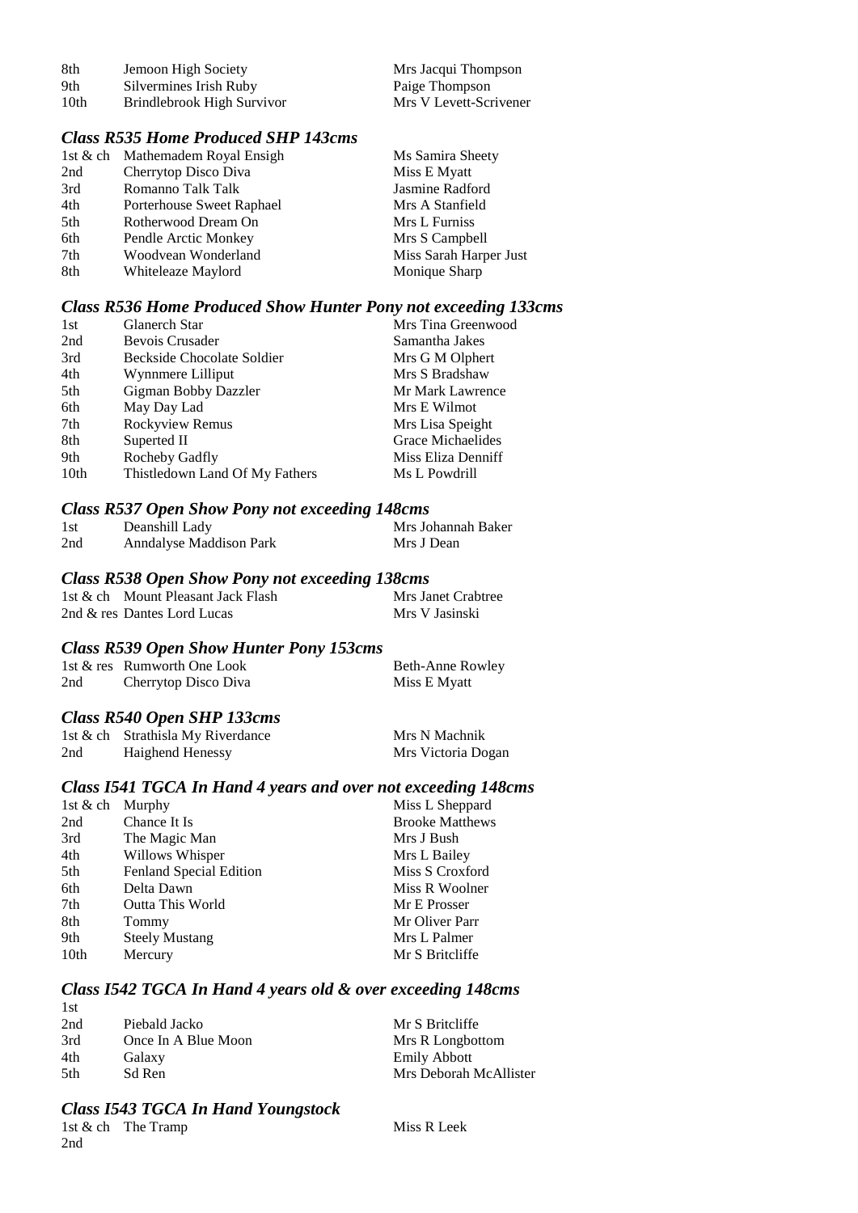| | | |
|---|---|---|
| 8th | Jemoon High Society | Mrs Jacqui Thompson |
| 9th | Silvermines Irish Ruby | Paige Thompson |
| 10th | Brindlebrook High Survivor | Mrs V Levett-Scrivener |

### *Class R535 Home Produced SHP 143cms*

| | | |
|---|---|---|
| 1st & ch | Mathemadem Royal Ensigh | Ms Samira Sheety |
| 2nd | Cherrytop Disco Diva | Miss E Myatt |
| 3rd | Romanno Talk Talk | Jasmine Radford |
| 4th | Porterhouse Sweet Raphael | Mrs A Stanfield |
| 5th | Rotherwood Dream On | Mrs L Furniss |
| 6th | Pendle Arctic Monkey | Mrs S Campbell |
| 7th | Woodvean Wonderland | Miss Sarah Harper Just |
| 8th | Whiteleaze Maylord | Monique Sharp |

### *Class R536 Home Produced Show Hunter Pony not exceeding 133cms*

| | | |
|---|---|---|
| 1st | Glanerch Star | Mrs Tina Greenwood |
| 2nd | Bevois Crusader | Samantha Jakes |
| 3rd | Beckside Chocolate Soldier | Mrs G M Olphert |
| 4th | Wynnmere Lilliput | Mrs S Bradshaw |
| 5th | Gigman Bobby Dazzler | Mr Mark Lawrence |
| 6th | May Day Lad | Mrs E Wilmot |
| 7th | Rockyview Remus | Mrs Lisa Speight |
| 8th | Superted II | Grace Michaelides |
| 9th | Rocheby Gadfly | Miss Eliza Denniff |
| 10th | Thistledown Land Of My Fathers | Ms L Powdrill |

### *Class R537 Open Show Pony not exceeding 148cms*

| | | |
|---|---|---|
| 1st | Deanshill Lady | Mrs Johannah Baker |
| 2nd | Anndalyse Maddison Park | Mrs J Dean |

### *Class R538 Open Show Pony not exceeding 138cms*

| | | |
|---|---|---|
| 1st & ch | Mount Pleasant Jack Flash | Mrs Janet Crabtree |
| 2nd & res | Dantes Lord Lucas | Mrs V Jasinski |

### *Class R539 Open Show Hunter Pony 153cms*

| | | |
|---|---|---|
| 1st & res | Rumworth One Look | Beth-Anne Rowley |
| 2nd | Cherrytop Disco Diva | Miss E Myatt |

### *Class R540 Open SHP 133cms*

| | | |
|---|---|---|
| 1st & ch | Strathisla My Riverdance | Mrs N Machnik |
| 2nd | Haighend Henessy | Mrs Victoria Dogan |

### *Class I541 TGCA In Hand 4 years and over not exceeding 148cms*

| | | |
|---|---|---|
| 1st & ch | Murphy | Miss L Sheppard |
| 2nd | Chance It Is | Brooke Matthews |
| 3rd | The Magic Man | Mrs J Bush |
| 4th | Willows Whisper | Mrs L Bailey |
| 5th | Fenland Special Edition | Miss S Croxford |
| 6th | Delta Dawn | Miss R Woolner |
| 7th | Outta This World | Mr E Prosser |
| 8th | Tommy | Mr Oliver Parr |
| 9th | Steely Mustang | Mrs L Palmer |
| 10th | Mercury | Mr S Britcliffe |

### *Class I542 TGCA In Hand 4 years old & over exceeding 148cms*

| | | |
|---|---|---|
| 1st | | |
| 2nd | Piebald Jacko | Mr S Britcliffe |
| 3rd | Once In A Blue Moon | Mrs R Longbottom |
| 4th | Galaxy | Emily Abbott |
| 5th | Sd Ren | Mrs Deborah McAllister |

### *Class I543 TGCA In Hand Youngstock*

| | | |
|---|---|---|
| 1st & ch | The Tramp | Miss R Leek |
| 2nd | | |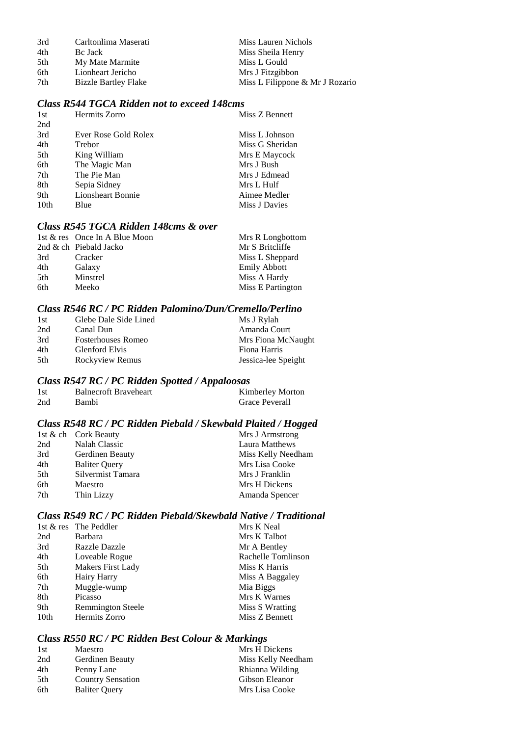| | | |
|---|---|---|
| 3rd | Carltonlima Maserati | Miss Lauren Nichols |
| 4th | Bc Jack | Miss Sheila Henry |
| 5th | My Mate Marmite | Miss L Gould |
| 6th | Lionheart Jericho | Mrs J Fitzgibbon |
| 7th | Bizzle Bartley Flake | Miss L Filippone & Mr J Rozario |

### *Class R544 TGCA Ridden not to exceed 148cms*

| | | |
|---|---|---|
| 1st | Hermits Zorro | Miss Z Bennett |
| 2nd | | |
| 3rd | Ever Rose Gold Rolex | Miss L Johnson |
| 4th | Trebor | Miss G Sheridan |
| 5th | King William | Mrs E Maycock |
| 6th | The Magic Man | Mrs J Bush |
| 7th | The Pie Man | Mrs J Edmead |
| 8th | Sepia Sidney | Mrs L Hulf |
| 9th | Lionsheart Bonnie | Aimee Medler |
| 10th | Blue | Miss J Davies |

### *Class R545 TGCA Ridden 148cms & over*

| | | |
|---|---|---|
| 1st & res | Once In A Blue Moon | Mrs R Longbottom |
| 2nd & ch | Piebald Jacko | Mr S Britcliffe |
| 3rd | Cracker | Miss L Sheppard |
| 4th | Galaxy | Emily Abbott |
| 5th | Minstrel | Miss A Hardy |
| 6th | Meeko | Miss E Partington |

### *Class R546 RC / PC Ridden Palomino/Dun/Cremello/Perlino*

| | | |
|---|---|---|
| 1st | Glebe Dale Side Lined | Ms J Rylah |
| 2nd | Canal Dun | Amanda Court |
| 3rd | Fosterhouses Romeo | Mrs Fiona McNaught |
| 4th | Glenford Elvis | Fiona Harris |
| 5th | Rockyview Remus | Jessica-lee Speight |

### *Class R547 RC / PC Ridden Spotted / Appaloosas*

| | | |
|---|---|---|
| 1st | Balnecroft Braveheart | Kimberley Morton |
| 2nd | Bambi | Grace Peverall |

### *Class R548 RC / PC Ridden Piebald / Skewbald Plaited / Hogged*

| | | |
|---|---|---|
| 1st & ch | Cork Beauty | Mrs J Armstrong |
| 2nd | Nalah Classic | Laura Matthews |
| 3rd | Gerdinen Beauty | Miss Kelly Needham |
| 4th | Baliter Query | Mrs Lisa Cooke |
| 5th | Silvermist Tamara | Mrs J Franklin |
| 6th | Maestro | Mrs H Dickens |
| 7th | Thin Lizzy | Amanda Spencer |

### *Class R549 RC / PC Ridden Piebald/Skewbald Native / Traditional*

| | | |
|---|---|---|
| 1st & res | The Peddler | Mrs K Neal |
| 2nd | Barbara | Mrs K Talbot |
| 3rd | Razzle Dazzle | Mr A Bentley |
| 4th | Loveable Rogue | Rachelle Tomlinson |
| 5th | Makers First Lady | Miss K Harris |
| 6th | Hairy Harry | Miss A Baggaley |
| 7th | Muggle-wump | Mia Biggs |
| 8th | Picasso | Mrs K Warnes |
| 9th | Remmington Steele | Miss S Wratting |
| 10th | Hermits Zorro | Miss Z Bennett |

### *Class R550 RC / PC Ridden Best Colour & Markings*

| | | |
|---|---|---|
| 1st | Maestro | Mrs H Dickens |
| 2nd | Gerdinen Beauty | Miss Kelly Needham |
| 4th | Penny Lane | Rhianna Wilding |
| 5th | Country Sensation | Gibson Eleanor |
| 6th | Baliter Query | Mrs Lisa Cooke |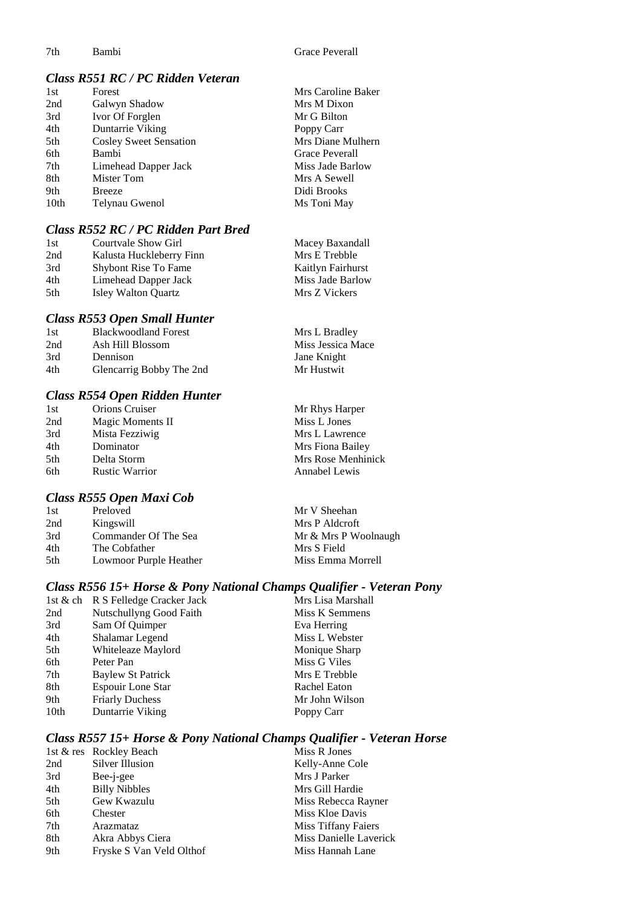| | | |
|---|---|---|
| 7th | Bambi | Grace Peverall |

### *Class R551 RC / PC Ridden Veteran*

| | | |
|---|---|---|
| 1st | Forest | Mrs Caroline Baker |
| 2nd | Galwyn Shadow | Mrs M Dixon |
| 3rd | Ivor Of Forglen | Mr G Bilton |
| 4th | Duntarrie Viking | Poppy Carr |
| 5th | Cosley Sweet Sensation | Mrs Diane Mulhern |
| 6th | Bambi | Grace Peverall |
| 7th | Limehead Dapper Jack | Miss Jade Barlow |
| 8th | Mister Tom | Mrs A Sewell |
| 9th | Breeze | Didi Brooks |
| 10th | Telynau Gwenol | Ms Toni May |

### *Class R552 RC / PC Ridden Part Bred*

| | | |
|---|---|---|
| 1st | Courtvale Show Girl | Macey Baxandall |
| 2nd | Kalusta Huckleberry Finn | Mrs E Trebble |
| 3rd | Shybont Rise To Fame | Kaitlyn Fairhurst |
| 4th | Limehead Dapper Jack | Miss Jade Barlow |
| 5th | Isley Walton Quartz | Mrs Z Vickers |

### *Class R553 Open Small Hunter*

| | | |
|---|---|---|
| 1st | Blackwoodland Forest | Mrs L Bradley |
| 2nd | Ash Hill Blossom | Miss Jessica Mace |
| 3rd | Dennison | Jane Knight |
| 4th | Glencarrig Bobby The 2nd | Mr Hustwit |

### *Class R554 Open Ridden Hunter*

| | | |
|---|---|---|
| 1st | Orions Cruiser | Mr Rhys Harper |
| 2nd | Magic Moments II | Miss L Jones |
| 3rd | Mista Fezziwig | Mrs L Lawrence |
| 4th | Dominator | Mrs Fiona Bailey |
| 5th | Delta Storm | Mrs Rose Menhinick |
| 6th | Rustic Warrior | Annabel Lewis |

### *Class R555 Open Maxi Cob*

| | | |
|---|---|---|
| 1st | Preloved | Mr V Sheehan |
| 2nd | Kingswill | Mrs P Aldcroft |
| 3rd | Commander Of The Sea | Mr & Mrs P Woolnaugh |
| 4th | The Cobfather | Mrs S Field |
| 5th | Lowmoor Purple Heather | Miss Emma Morrell |

### *Class R556 15+ Horse & Pony National Champs Qualifier - Veteran Pony*

| | | |
|---|---|---|
| 1st & ch | R S Felledge Cracker Jack | Mrs Lisa Marshall |
| 2nd | Nutschullyng Good Faith | Miss K Semmens |
| 3rd | Sam Of Quimper | Eva Herring |
| 4th | Shalamar Legend | Miss L Webster |
| 5th | Whiteleaze Maylord | Monique Sharp |
| 6th | Peter Pan | Miss G Viles |
| 7th | Baylew St Patrick | Mrs E Trebble |
| 8th | Espouir Lone Star | Rachel Eaton |
| 9th | Friarly Duchess | Mr John Wilson |
| 10th | Duntarrie Viking | Poppy Carr |

### *Class R557 15+ Horse & Pony National Champs Qualifier - Veteran Horse*

| | | |
|---|---|---|
| 1st & res | Rockley Beach | Miss R Jones |
| 2nd | Silver Illusion | Kelly-Anne Cole |
| 3rd | Bee-j-gee | Mrs J Parker |
| 4th | Billy Nibbles | Mrs Gill Hardie |
| 5th | Gew Kwazulu | Miss Rebecca Rayner |
| 6th | Chester | Miss Kloe Davis |
| 7th | Arazmataz | Miss Tiffany Faiers |
| 8th | Akra Abbys Ciera | Miss Danielle Laverick |
| 9th | Fryske S Van Veld Olthof | Miss Hannah Lane |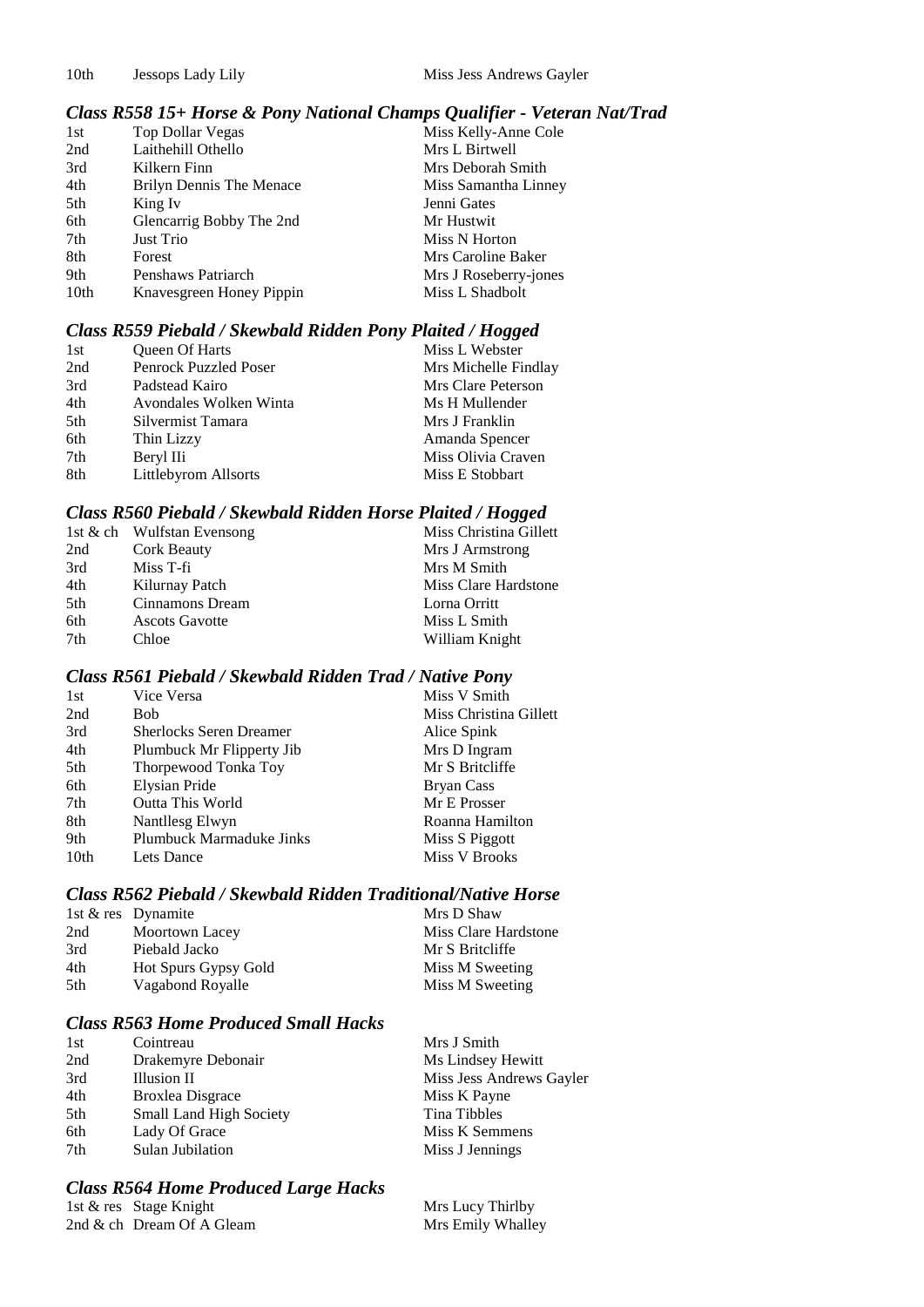| 10th | Jessops Lady Lily | Miss Jess Andrews Gayler |
|---|---|---|

### *Class R558 15+ Horse & Pony National Champs Qualifier - Veteran Nat/Trad*

| | | |
|---|---|---|
| 1st | Top Dollar Vegas | Miss Kelly-Anne Cole |
| 2nd | Laithehill Othello | Mrs L Birtwell |
| 3rd | Kilkern Finn | Mrs Deborah Smith |
| 4th | Brilyn Dennis The Menace | Miss Samantha Linney |
| 5th | King Iv | Jenni Gates |
| 6th | Glencarrig Bobby The 2nd | Mr Hustwit |
| 7th | Just Trio | Miss N Horton |
| 8th | Forest | Mrs Caroline Baker |
| 9th | Penshaws Patriarch | Mrs J Roseberry-jones |
| 10th | Knavesgreen Honey Pippin | Miss L Shadbolt |

### *Class R559 Piebald / Skewbald Ridden Pony Plaited / Hogged*

| | | |
|---|---|---|
| 1st | Queen Of Harts | Miss L Webster |
| 2nd | Penrock Puzzled Poser | Mrs Michelle Findlay |
| 3rd | Padstead Kairo | Mrs Clare Peterson |
| 4th | Avondales Wolken Winta | Ms H Mullender |
| 5th | Silvermist Tamara | Mrs J Franklin |
| 6th | Thin Lizzy | Amanda Spencer |
| 7th | Beryl IIi | Miss Olivia Craven |
| 8th | Littlebyrom Allsorts | Miss E Stobbart |

### *Class R560 Piebald / Skewbald Ridden Horse Plaited / Hogged*

| | | |
|---|---|---|
| 1st & ch | Wulfstan Evensong | Miss Christina Gillett |
| 2nd | Cork Beauty | Mrs J Armstrong |
| 3rd | Miss T-fi | Mrs M Smith |
| 4th | Kilurnay Patch | Miss Clare Hardstone |
| 5th | Cinnamons Dream | Lorna Orritt |
| 6th | Ascots Gavotte | Miss L Smith |
| 7th | Chloe | William Knight |

### *Class R561 Piebald / Skewbald Ridden Trad / Native Pony*

| | | |
|---|---|---|
| 1st | Vice Versa | Miss V Smith |
| 2nd | Bob | Miss Christina Gillett |
| 3rd | Sherlocks Seren Dreamer | Alice Spink |
| 4th | Plumbuck Mr Flipperty Jib | Mrs D Ingram |
| 5th | Thorpewood Tonka Toy | Mr S Britcliffe |
| 6th | Elysian Pride | Bryan Cass |
| 7th | Outta This World | Mr E Prosser |
| 8th | Nantllesg Elwyn | Roanna Hamilton |
| 9th | Plumbuck Marmaduke Jinks | Miss S Piggott |
| 10th | Lets Dance | Miss V Brooks |

### *Class R562 Piebald / Skewbald Ridden Traditional/Native Horse*

| | | |
|---|---|---|
| 1st & res | Dynamite | Mrs D Shaw |
| 2nd | Moortown Lacey | Miss Clare Hardstone |
| 3rd | Piebald Jacko | Mr S Britcliffe |
| 4th | Hot Spurs Gypsy Gold | Miss M Sweeting |
| 5th | Vagabond Royalle | Miss M Sweeting |

### *Class R563 Home Produced Small Hacks*

| | | |
|---|---|---|
| 1st | Cointreau | Mrs J Smith |
| 2nd | Drakemyre Debonair | Ms Lindsey Hewitt |
| 3rd | Illusion II | Miss Jess Andrews Gayler |
| 4th | Broxlea Disgrace | Miss K Payne |
| 5th | Small Land High Society | Tina Tibbles |
| 6th | Lady Of Grace | Miss K Semmens |
| 7th | Sulan Jubilation | Miss J Jennings |

### *Class R564 Home Produced Large Hacks*

| | | |
|---|---|---|
| 1st & res | Stage Knight | Mrs Lucy Thirlby |
| 2nd & ch | Dream Of A Gleam | Mrs Emily Whalley |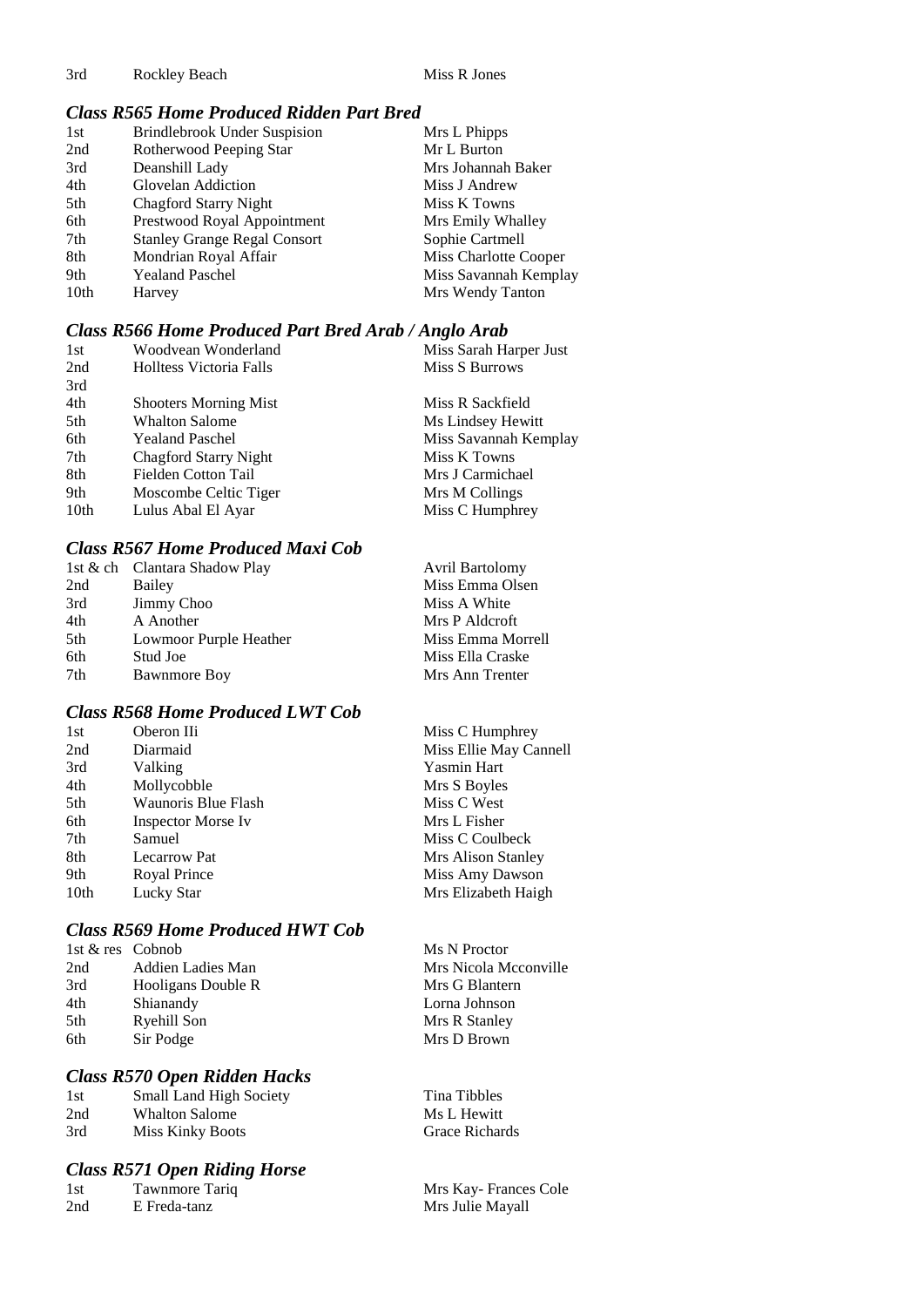| | | |
|---|---|---|
| 3rd | Rockley Beach | Miss R Jones |

### *Class R565 Home Produced Ridden Part Bred*

| | | |
|---|---|---|
| 1st | Brindlebrook Under Suspision | Mrs L Phipps |
| 2nd | Rotherwood Peeping Star | Mr L Burton |
| 3rd | Deanshill Lady | Mrs Johannah Baker |
| 4th | Glovelan Addiction | Miss J Andrew |
| 5th | Chagford Starry Night | Miss K Towns |
| 6th | Prestwood Royal Appointment | Mrs Emily Whalley |
| 7th | Stanley Grange Regal Consort | Sophie Cartmell |
| 8th | Mondrian Royal Affair | Miss Charlotte Cooper |
| 9th | Yealand Paschel | Miss Savannah Kemplay |
| 10th | Harvey | Mrs Wendy Tanton |

### *Class R566 Home Produced Part Bred Arab / Anglo Arab*

| | | |
|---|---|---|
| 1st | Woodvean Wonderland | Miss Sarah Harper Just |
| 2nd | Holltess Victoria Falls | Miss S Burrows |
| 3rd | | |
| 4th | Shooters Morning Mist | Miss R Sackfield |
| 5th | Whalton Salome | Ms Lindsey Hewitt |
| 6th | Yealand Paschel | Miss Savannah Kemplay |
| 7th | Chagford Starry Night | Miss K Towns |
| 8th | Fielden Cotton Tail | Mrs J Carmichael |
| 9th | Moscombe Celtic Tiger | Mrs M Collings |
| 10th | Lulus Abal El Ayar | Miss C Humphrey |

### *Class R567 Home Produced Maxi Cob*

| | | |
|---|---|---|
| 1st & ch | Clantara Shadow Play | Avril Bartolomy |
| 2nd | Bailey | Miss Emma Olsen |
| 3rd | Jimmy Choo | Miss A White |
| 4th | A Another | Mrs P Aldcroft |
| 5th | Lowmoor Purple Heather | Miss Emma Morrell |
| 6th | Stud Joe | Miss Ella Craske |
| 7th | Bawnmore Boy | Mrs Ann Trenter |

### *Class R568 Home Produced LWT Cob*

| | | |
|---|---|---|
| 1st | Oberon IIi | Miss C Humphrey |
| 2nd | Diarmaid | Miss Ellie May Cannell |
| 3rd | Valking | Yasmin Hart |
| 4th | Mollycobble | Mrs S Boyles |
| 5th | Waunoris Blue Flash | Miss C West |
| 6th | Inspector Morse Iv | Mrs L Fisher |
| 7th | Samuel | Miss C Coulbeck |
| 8th | Lecarrow Pat | Mrs Alison Stanley |
| 9th | Royal Prince | Miss Amy Dawson |
| 10th | Lucky Star | Mrs Elizabeth Haigh |

### *Class R569 Home Produced HWT Cob*

| | | |
|---|---|---|
| 1st & res | Cobnob | Ms N Proctor |
| 2nd | Addien Ladies Man | Mrs Nicola Mcconville |
| 3rd | Hooligans Double R | Mrs G Blantern |
| 4th | Shianandy | Lorna Johnson |
| 5th | Ryehill Son | Mrs R Stanley |
| 6th | Sir Podge | Mrs D Brown |

### *Class R570 Open Ridden Hacks*

| | | |
|---|---|---|
| 1st | Small Land High Society | Tina Tibbles |
| 2nd | Whalton Salome | Ms L Hewitt |
| 3rd | Miss Kinky Boots | Grace Richards |

### *Class R571 Open Riding Horse*

| | | |
|---|---|---|
| 1st | Tawnmore Tariq | Mrs Kay- Frances Cole |
| 2nd | E Freda-tanz | Mrs Julie Mayall |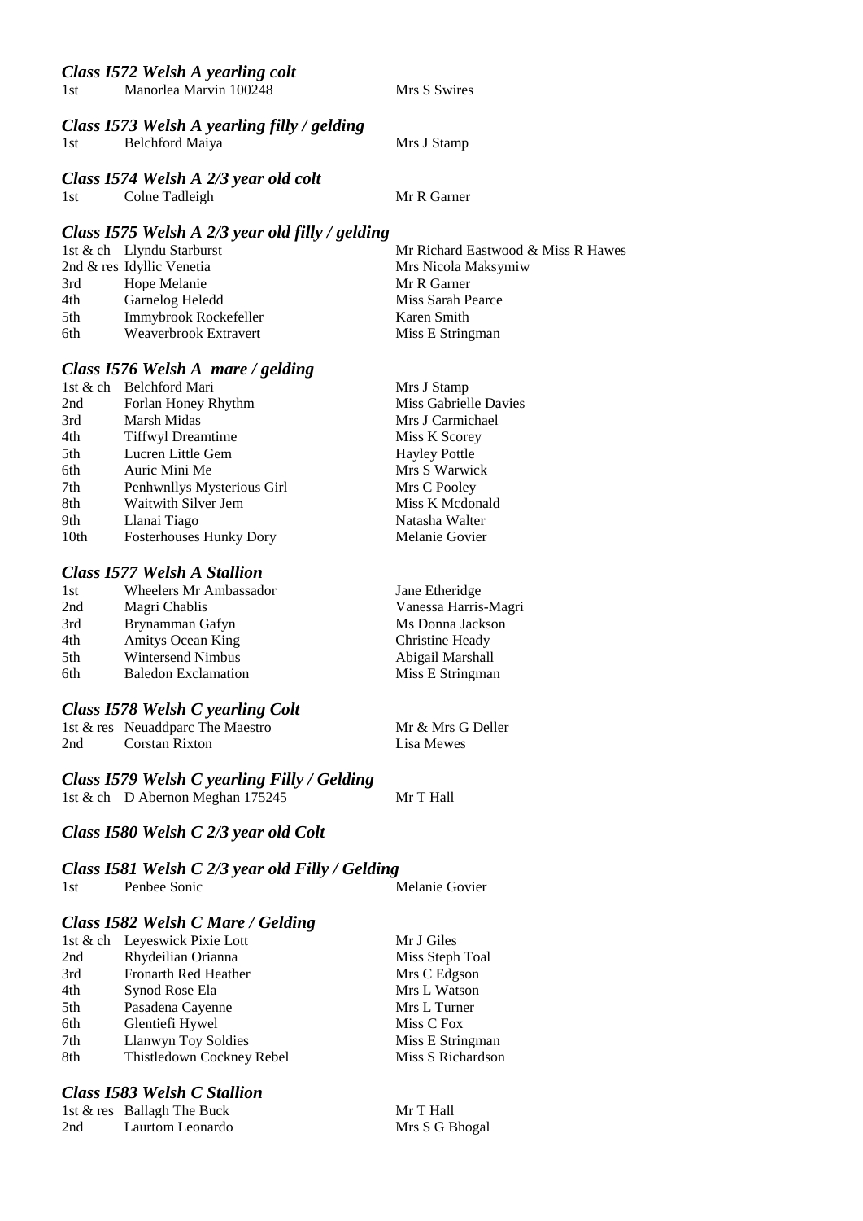### *Class I572 Welsh A yearling colt*

| | | |
|---|---|---|
| 1st | Manorlea Marvin 100248 | Mrs S Swires |

### *Class I573 Welsh A yearling filly / gelding*

| | | |
|---|---|---|
| 1st | Belchford Maiya | Mrs J Stamp |

### *Class I574 Welsh A 2/3 year old colt*

| | | |
|---|---|---|
| 1st | Colne Tadleigh | Mr R Garner |

### *Class I575 Welsh A 2/3 year old filly / gelding*

| | | |
|---|---|---|
| 1st & ch | Llyndu Starburst | Mr Richard Eastwood & Miss R Hawes |
| 2nd & res | Idyllic Venetia | Mrs Nicola Maksymiw |
| 3rd | Hope Melanie | Mr R Garner |
| 4th | Garnelog Heledd | Miss Sarah Pearce |
| 5th | Immybrook Rockefeller | Karen Smith |
| 6th | Weaverbrook Extravert | Miss E Stringman |

### *Class I576 Welsh A mare / gelding*

| | | |
|---|---|---|
| 1st & ch | Belchford Mari | Mrs J Stamp |
| 2nd | Forlan Honey Rhythm | Miss Gabrielle Davies |
| 3rd | Marsh Midas | Mrs J Carmichael |
| 4th | Tiffwyl Dreamtime | Miss K Scorey |
| 5th | Lucren Little Gem | Hayley Pottle |
| 6th | Auric Mini Me | Mrs S Warwick |
| 7th | Penhwnllys Mysterious Girl | Mrs C Pooley |
| 8th | Waitwith Silver Jem | Miss K Mcdonald |
| 9th | Llanai Tiago | Natasha Walter |
| 10th | Fosterhouses Hunky Dory | Melanie Govier |

### *Class I577 Welsh A Stallion*

| | | |
|---|---|---|
| 1st | Wheelers Mr Ambassador | Jane Etheridge |
| 2nd | Magri Chablis | Vanessa Harris-Magri |
| 3rd | Brynamman Gafyn | Ms Donna Jackson |
| 4th | Amitys Ocean King | Christine Heady |
| 5th | Wintersend Nimbus | Abigail Marshall |
| 6th | Baledon Exclamation | Miss E Stringman |

### *Class I578 Welsh C yearling Colt*

| | | |
|---|---|---|
| 1st & res | Neuaddparc The Maestro | Mr & Mrs G Deller |
| 2nd | Corstan Rixton | Lisa Mewes |

### *Class I579 Welsh C yearling Filly / Gelding*

| | | |
|---|---|---|
| 1st & ch | D Abernon Meghan 175245 | Mr T Hall |

### *Class I580 Welsh C 2/3 year old Colt*

### *Class I581 Welsh C 2/3 year old Filly / Gelding*

| | | |
|---|---|---|
| 1st | Penbee Sonic | Melanie Govier |

### *Class I582 Welsh C Mare / Gelding*

| | | |
|---|---|---|
| 1st & ch | Leyeswick Pixie Lott | Mr J Giles |
| 2nd | Rhydeilian Orianna | Miss Steph Toal |
| 3rd | Fronarth Red Heather | Mrs C Edgson |
| 4th | Synod Rose Ela | Mrs L Watson |
| 5th | Pasadena Cayenne | Mrs L Turner |
| 6th | Glentiefi Hywel | Miss C Fox |
| 7th | Llanwyn Toy Soldies | Miss E Stringman |
| 8th | Thistledown Cockney Rebel | Miss S Richardson |

### *Class I583 Welsh C Stallion*

| | | |
|---|---|---|
| 1st & res | Ballagh The Buck | Mr T Hall |
| 2nd | Laurtom Leonardo | Mrs S G Bhogal |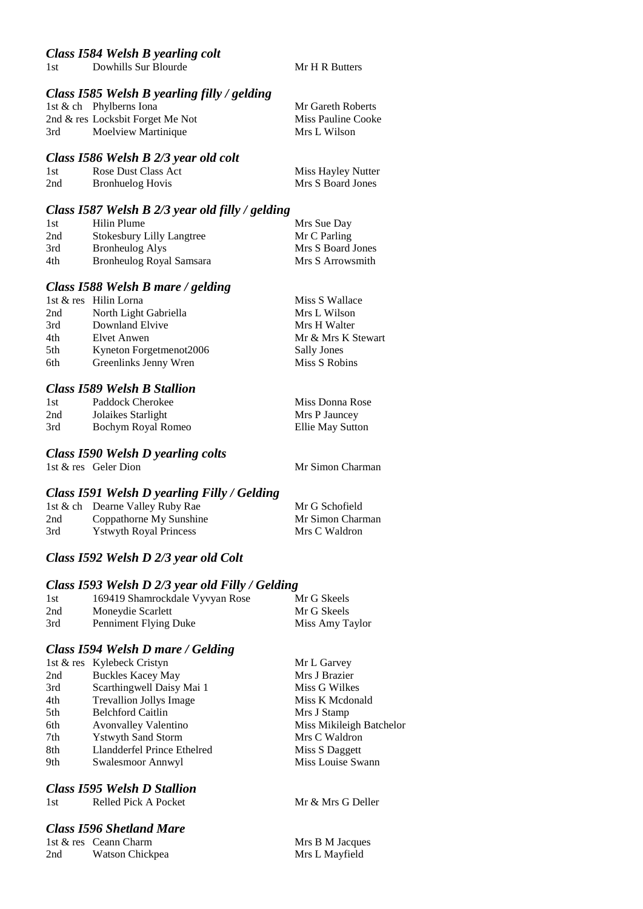### *Class I584 Welsh B yearling colt*

| | | |
|---|---|---|
| 1st | Dowhills Sur Blourde | Mr H R Butters |

### *Class I585 Welsh B yearling filly / gelding*

| | | |
|---|---|---|
| 1st & ch | Phylberns Iona | Mr Gareth Roberts |
| 2nd & res | Locksbit Forget Me Not | Miss Pauline Cooke |
| 3rd | Moelview Martinique | Mrs L Wilson |

### *Class I586 Welsh B 2/3 year old colt*

| | | |
|---|---|---|
| 1st | Rose Dust Class Act | Miss Hayley Nutter |
| 2nd | Bronhuelog Hovis | Mrs S Board Jones |

### *Class I587 Welsh B 2/3 year old filly / gelding*

| | | |
|---|---|---|
| 1st | Hilin Plume | Mrs Sue Day |
| 2nd | Stokesbury Lilly Langtree | Mr C Parling |
| 3rd | Bronheulog Alys | Mrs S Board Jones |
| 4th | Bronheulog Royal Samsara | Mrs S Arrowsmith |

### *Class I588 Welsh B mare / gelding*

| | | |
|---|---|---|
| 1st & res | Hilin Lorna | Miss S Wallace |
| 2nd | North Light Gabriella | Mrs L Wilson |
| 3rd | Downland Elvive | Mrs H Walter |
| 4th | Elvet Anwen | Mr & Mrs K Stewart |
| 5th | Kyneton Forgetmenot2006 | Sally Jones |
| 6th | Greenlinks Jenny Wren | Miss S Robins |

### *Class I589 Welsh B Stallion*

| | | |
|---|---|---|
| 1st | Paddock Cherokee | Miss Donna Rose |
| 2nd | Jolaikes Starlight | Mrs P Jauncey |
| 3rd | Bochym Royal Romeo | Ellie May Sutton |

### *Class I590 Welsh D yearling colts*

| | | |
|---|---|---|
| 1st & res | Geler Dion | Mr Simon Charman |

### *Class I591 Welsh D yearling Filly / Gelding*

| | | |
|---|---|---|
| 1st & ch | Dearne Valley Ruby Rae | Mr G Schofield |
| 2nd | Coppathorne My Sunshine | Mr Simon Charman |
| 3rd | Ystwyth Royal Princess | Mrs C Waldron |

### *Class I592 Welsh D 2/3 year old Colt*

### *Class I593 Welsh D 2/3 year old Filly / Gelding*

| | | |
|---|---|---|
| 1st | 169419 Shamrockdale Vyvyan Rose | Mr G Skeels |
| 2nd | Moneydie Scarlett | Mr G Skeels |
| 3rd | Penniment Flying Duke | Miss Amy Taylor |

### *Class I594 Welsh D mare / Gelding*

| | | |
|---|---|---|
| 1st & res | Kylebeck Cristyn | Mr L Garvey |
| 2nd | Buckles Kacey May | Mrs J Brazier |
| 3rd | Scarthingwell Daisy Mai 1 | Miss G Wilkes |
| 4th | Trevallion Jollys Image | Miss K Mcdonald |
| 5th | Belchford Caitlin | Mrs J Stamp |
| 6th | Avonvalley Valentino | Miss Mikileigh Batchelor |
| 7th | Ystwyth Sand Storm | Mrs C Waldron |
| 8th | Llandderfel Prince Ethelred | Miss S Daggett |
| 9th | Swalesmoor Annwyl | Miss Louise Swann |

### *Class I595 Welsh D Stallion*

| | | |
|---|---|---|
| 1st | Relled Pick A Pocket | Mr & Mrs G Deller |

### *Class I596 Shetland Mare*

| | | |
|---|---|---|
| 1st & res | Ceann Charm | Mrs B M Jacques |
| 2nd | Watson Chickpea | Mrs L Mayfield |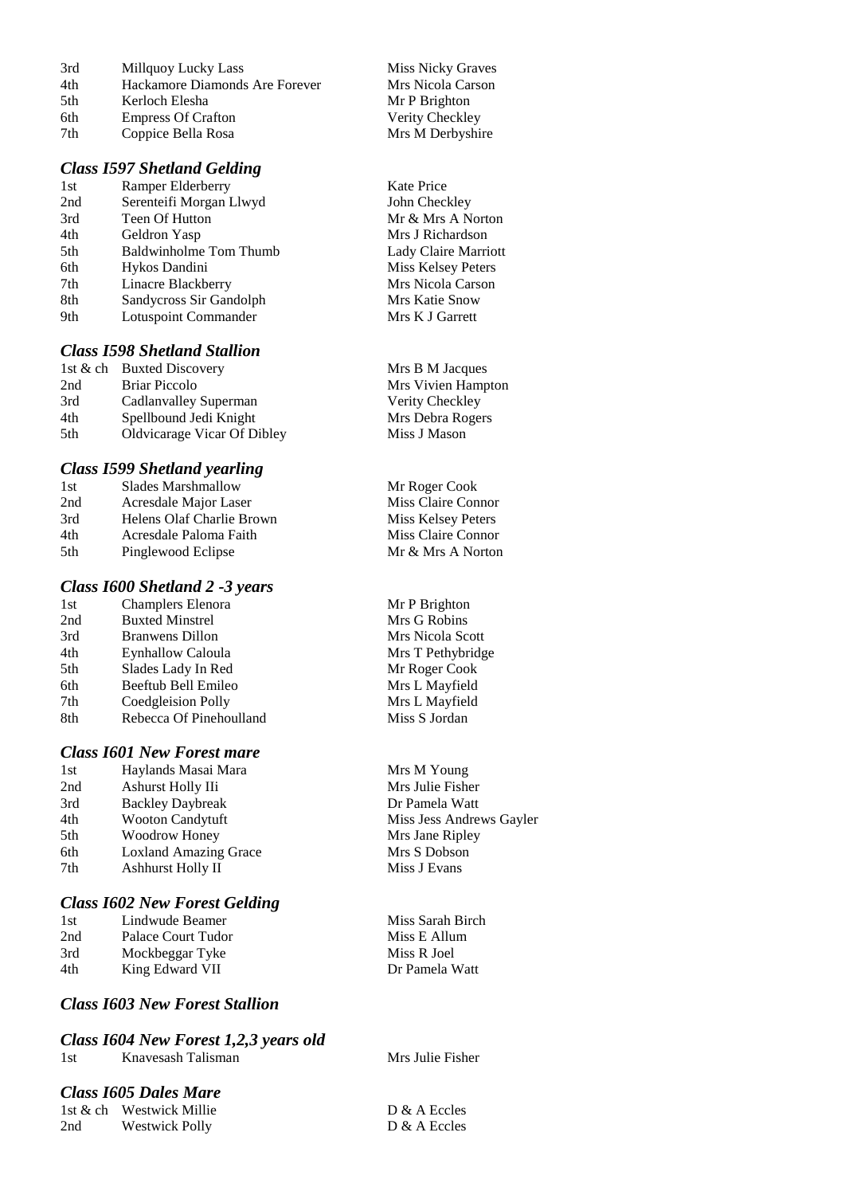| | | |
|---|---|---|
| 3rd | Millquoy Lucky Lass | Miss Nicky Graves |
| 4th | Hackamore Diamonds Are Forever | Mrs Nicola Carson |
| 5th | Kerloch Elesha | Mr P Brighton |
| 6th | Empress Of Crafton | Verity Checkley |
| 7th | Coppice Bella Rosa | Mrs M Derbyshire |

### *Class I597 Shetland Gelding*

| | | |
|---|---|---|
| 1st | Ramper Elderberry | Kate Price |
| 2nd | Serenteifi Morgan Llwyd | John Checkley |
| 3rd | Teen Of Hutton | Mr & Mrs A Norton |
| 4th | Geldron Yasp | Mrs J Richardson |
| 5th | Baldwinholme Tom Thumb | Lady Claire Marriott |
| 6th | Hykos Dandini | Miss Kelsey Peters |
| 7th | Linacre Blackberry | Mrs Nicola Carson |
| 8th | Sandycross Sir Gandolph | Mrs Katie Snow |
| 9th | Lotuspoint Commander | Mrs K J Garrett |

### *Class I598 Shetland Stallion*

| | | |
|---|---|---|
| 1st & ch | Buxted Discovery | Mrs B M Jacques |
| 2nd | Briar Piccolo | Mrs Vivien Hampton |
| 3rd | Cadlanvalley Superman | Verity Checkley |
| 4th | Spellbound Jedi Knight | Mrs Debra Rogers |
| 5th | Oldvicarage Vicar Of Dibley | Miss J Mason |

### *Class I599 Shetland yearling*

| | | |
|---|---|---|
| 1st | Slades Marshmallow | Mr Roger Cook |
| 2nd | Acresdale Major Laser | Miss Claire Connor |
| 3rd | Helens Olaf Charlie Brown | Miss Kelsey Peters |
| 4th | Acresdale Paloma Faith | Miss Claire Connor |
| 5th | Pinglewood Eclipse | Mr & Mrs A Norton |

### *Class I600 Shetland 2 -3 years*

| | | |
|---|---|---|
| 1st | Champlers Elenora | Mr P Brighton |
| 2nd | Buxted Minstrel | Mrs G Robins |
| 3rd | Branwens Dillon | Mrs Nicola Scott |
| 4th | Eynhallow Caloula | Mrs T Pethybridge |
| 5th | Slades Lady In Red | Mr Roger Cook |
| 6th | Beeftub Bell Emileo | Mrs L Mayfield |
| 7th | Coedgleision Polly | Mrs L Mayfield |
| 8th | Rebecca Of Pinehoulland | Miss S Jordan |

### *Class I601 New Forest mare*

| | | |
|---|---|---|
| 1st | Haylands Masai Mara | Mrs M Young |
| 2nd | Ashurst Holly IIi | Mrs Julie Fisher |
| 3rd | Backley Daybreak | Dr Pamela Watt |
| 4th | Wooton Candytuft | Miss Jess Andrews Gayler |
| 5th | Woodrow Honey | Mrs Jane Ripley |
| 6th | Loxland Amazing Grace | Mrs S Dobson |
| 7th | Ashhurst Holly II | Miss J Evans |

### *Class I602 New Forest Gelding*

| | | |
|---|---|---|
| 1st | Lindwude Beamer | Miss Sarah Birch |
| 2nd | Palace Court Tudor | Miss E Allum |
| 3rd | Mockbeggar Tyke | Miss R Joel |
| 4th | King Edward VII | Dr Pamela Watt |

### *Class I603 New Forest Stallion*

### *Class I604 New Forest 1,2,3 years old*

| | | |
|---|---|---|
| 1st | Knavesash Talisman | Mrs Julie Fisher |

### *Class I605 Dales Mare*

| | | |
|---|---|---|
| 1st & ch | Westwick Millie | D & A Eccles |
| 2nd | Westwick Polly | D & A Eccles |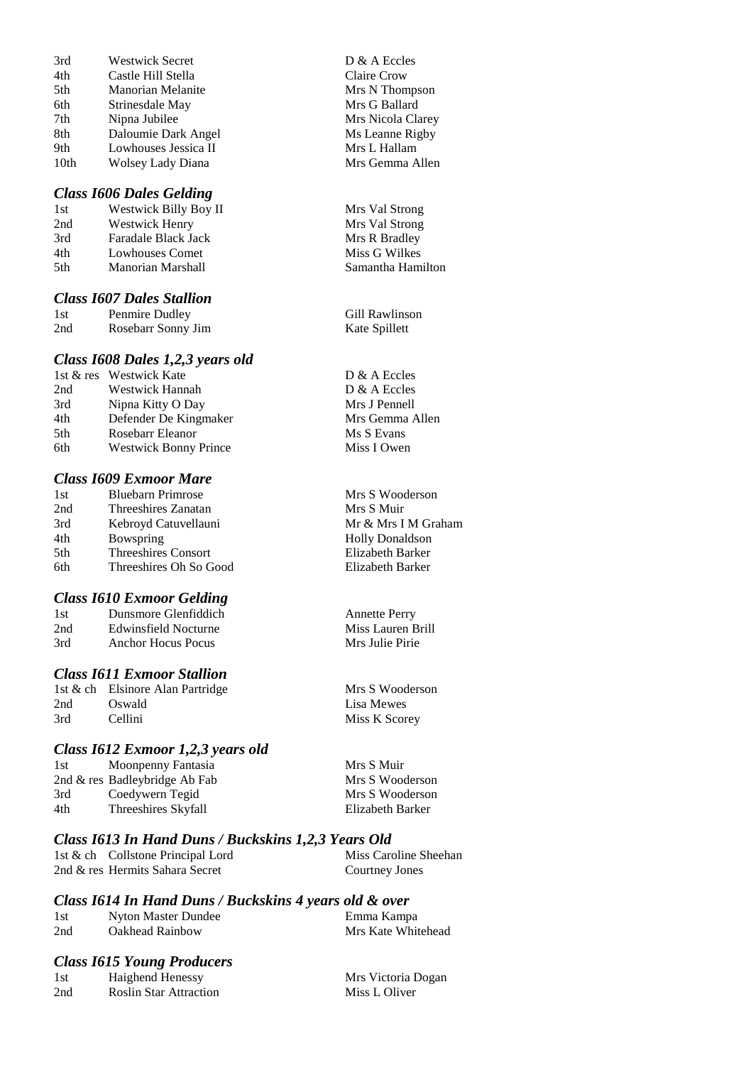| | | |
|---|---|---|
| 3rd | Westwick Secret | D & A Eccles |
| 4th | Castle Hill Stella | Claire Crow |
| 5th | Manorian Melanite | Mrs N Thompson |
| 6th | Strinesdale May | Mrs G Ballard |
| 7th | Nipna Jubilee | Mrs Nicola Clarey |
| 8th | Daloumie Dark Angel | Ms Leanne Rigby |
| 9th | Lowhouses Jessica II | Mrs L Hallam |
| 10th | Wolsey Lady Diana | Mrs Gemma Allen |

### *Class I606 Dales Gelding*

| | | |
|---|---|---|
| 1st | Westwick Billy Boy II | Mrs Val Strong |
| 2nd | Westwick Henry | Mrs Val Strong |
| 3rd | Faradale Black Jack | Mrs R Bradley |
| 4th | Lowhouses Comet | Miss G Wilkes |
| 5th | Manorian Marshall | Samantha Hamilton |

### *Class I607 Dales Stallion*

| | | |
|---|---|---|
| 1st | Penmire Dudley | Gill Rawlinson |
| 2nd | Rosebarr Sonny Jim | Kate Spillett |

### *Class I608 Dales 1,2,3 years old*

| | | |
|---|---|---|
| 1st & res | Westwick Kate | D & A Eccles |
| 2nd | Westwick Hannah | D & A Eccles |
| 3rd | Nipna Kitty O Day | Mrs J Pennell |
| 4th | Defender De Kingmaker | Mrs Gemma Allen |
| 5th | Rosebarr Eleanor | Ms S Evans |
| 6th | Westwick Bonny Prince | Miss I Owen |

### *Class I609 Exmoor Mare*

| | | |
|---|---|---|
| 1st | Bluebarn Primrose | Mrs S Wooderson |
| 2nd | Threeshires Zanatan | Mrs S Muir |
| 3rd | Kebroyd Catuvellauni | Mr & Mrs I M Graham |
| 4th | Bowspring | Holly Donaldson |
| 5th | Threeshires Consort | Elizabeth Barker |
| 6th | Threeshires Oh So Good | Elizabeth Barker |

### *Class I610 Exmoor Gelding*

| | | |
|---|---|---|
| 1st | Dunsmore Glenfiddich | Annette Perry |
| 2nd | Edwinsfield Nocturne | Miss Lauren Brill |
| 3rd | Anchor Hocus Pocus | Mrs Julie Pirie |

### *Class I611 Exmoor Stallion*

| | | |
|---|---|---|
| 1st & ch | Elsinore Alan Partridge | Mrs S Wooderson |
| 2nd | Oswald | Lisa Mewes |
| 3rd | Cellini | Miss K Scorey |

### *Class I612 Exmoor 1,2,3 years old*

| | | |
|---|---|---|
| 1st | Moonpenny Fantasia | Mrs S Muir |
| 2nd & res | Badleybridge Ab Fab | Mrs S Wooderson |
| 3rd | Coedywern Tegid | Mrs S Wooderson |
| 4th | Threeshires Skyfall | Elizabeth Barker |

### *Class I613 In Hand Duns / Buckskins 1,2,3 Years Old*

| | | |
|---|---|---|
| 1st & ch | Collstone Principal Lord | Miss Caroline Sheehan |
| 2nd & res | Hermits Sahara Secret | Courtney Jones |

### *Class I614 In Hand Duns / Buckskins 4 years old & over*

| | | |
|---|---|---|
| 1st | Nyton Master Dundee | Emma Kampa |
| 2nd | Oakhead Rainbow | Mrs Kate Whitehead |

### *Class I615 Young Producers*

| | | |
|---|---|---|
| 1st | Haighend Henessy | Mrs Victoria Dogan |
| 2nd | Roslin Star Attraction | Miss L Oliver |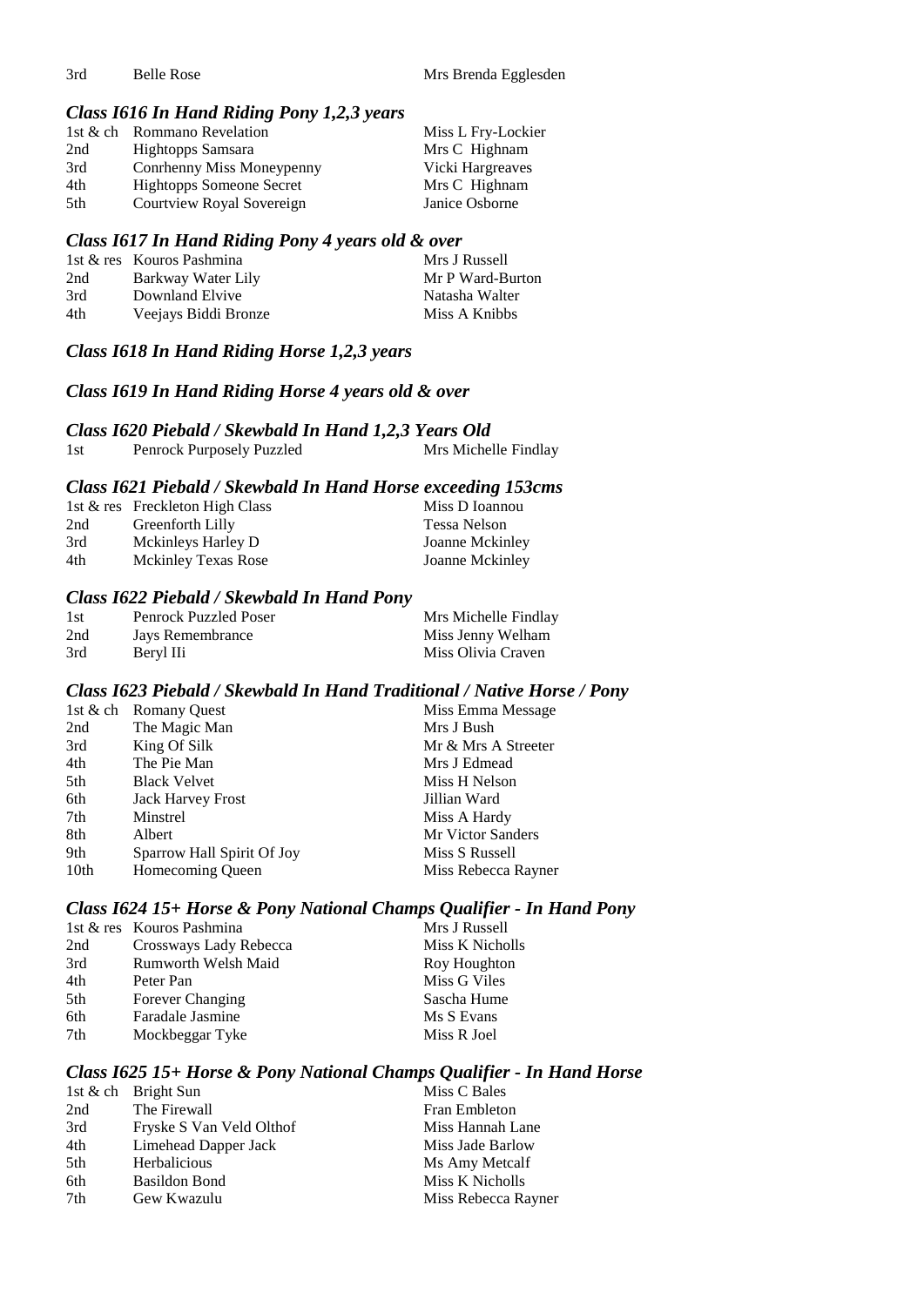| | | |
|---|---|---|
| 3rd | Belle Rose | Mrs Brenda Egglesden |

### *Class I616 In Hand Riding Pony 1,2,3 years*

| | | |
|---|---|---|
| 1st & ch | Rommano Revelation | Miss L Fry-Lockier |
| 2nd | Hightopps Samsara | Mrs C Highnam |
| 3rd | Conrhenny Miss Moneypenny | Vicki Hargreaves |
| 4th | Hightopps Someone Secret | Mrs C Highnam |
| 5th | Courtview Royal Sovereign | Janice Osborne |

### *Class I617 In Hand Riding Pony 4 years old & over*

| | | |
|---|---|---|
| 1st & res | Kouros Pashmina | Mrs J Russell |
| 2nd | Barkway Water Lily | Mr P Ward-Burton |
| 3rd | Downland Elvive | Natasha Walter |
| 4th | Veejays Biddi Bronze | Miss A Knibbs |

### *Class I618 In Hand Riding Horse 1,2,3 years*

### *Class I619 In Hand Riding Horse 4 years old & over*

### *Class I620 Piebald / Skewbald In Hand 1,2,3 Years Old*

| | | |
|---|---|---|
| 1st | Penrock Purposely Puzzled | Mrs Michelle Findlay |

### *Class I621 Piebald / Skewbald In Hand Horse exceeding 153cms*

| | | |
|---|---|---|
| 1st & res | Freckleton High Class | Miss D Ioannou |
| 2nd | Greenforth Lilly | Tessa Nelson |
| 3rd | Mckinleys Harley D | Joanne Mckinley |
| 4th | Mckinley Texas Rose | Joanne Mckinley |

### *Class I622 Piebald / Skewbald In Hand Pony*

| | | |
|---|---|---|
| 1st | Penrock Puzzled Poser | Mrs Michelle Findlay |
| 2nd | Jays Remembrance | Miss Jenny Welham |
| 3rd | Beryl IIi | Miss Olivia Craven |

### *Class I623 Piebald / Skewbald In Hand Traditional / Native Horse / Pony*

| | | |
|---|---|---|
| 1st & ch | Romany Quest | Miss Emma Message |
| 2nd | The Magic Man | Mrs J Bush |
| 3rd | King Of Silk | Mr & Mrs A Streeter |
| 4th | The Pie Man | Mrs J Edmead |
| 5th | Black Velvet | Miss H Nelson |
| 6th | Jack Harvey Frost | Jillian Ward |
| 7th | Minstrel | Miss A Hardy |
| 8th | Albert | Mr Victor Sanders |
| 9th | Sparrow Hall Spirit Of Joy | Miss S Russell |
| 10th | Homecoming Queen | Miss Rebecca Rayner |

### *Class I624 15+ Horse & Pony National Champs Qualifier - In Hand Pony*

| | | |
|---|---|---|
| 1st & res | Kouros Pashmina | Mrs J Russell |
| 2nd | Crossways Lady Rebecca | Miss K Nicholls |
| 3rd | Rumworth Welsh Maid | Roy Houghton |
| 4th | Peter Pan | Miss G Viles |
| 5th | Forever Changing | Sascha Hume |
| 6th | Faradale Jasmine | Ms S Evans |
| 7th | Mockbeggar Tyke | Miss R Joel |

### *Class I625 15+ Horse & Pony National Champs Qualifier - In Hand Horse*

| | | |
|---|---|---|
| 1st & ch | Bright Sun | Miss C Bales |
| 2nd | The Firewall | Fran Embleton |
| 3rd | Fryske S Van Veld Olthof | Miss Hannah Lane |
| 4th | Limehead Dapper Jack | Miss Jade Barlow |
| 5th | Herbalicious | Ms Amy Metcalf |
| 6th | Basildon Bond | Miss K Nicholls |
| 7th | Gew Kwazulu | Miss Rebecca Rayner |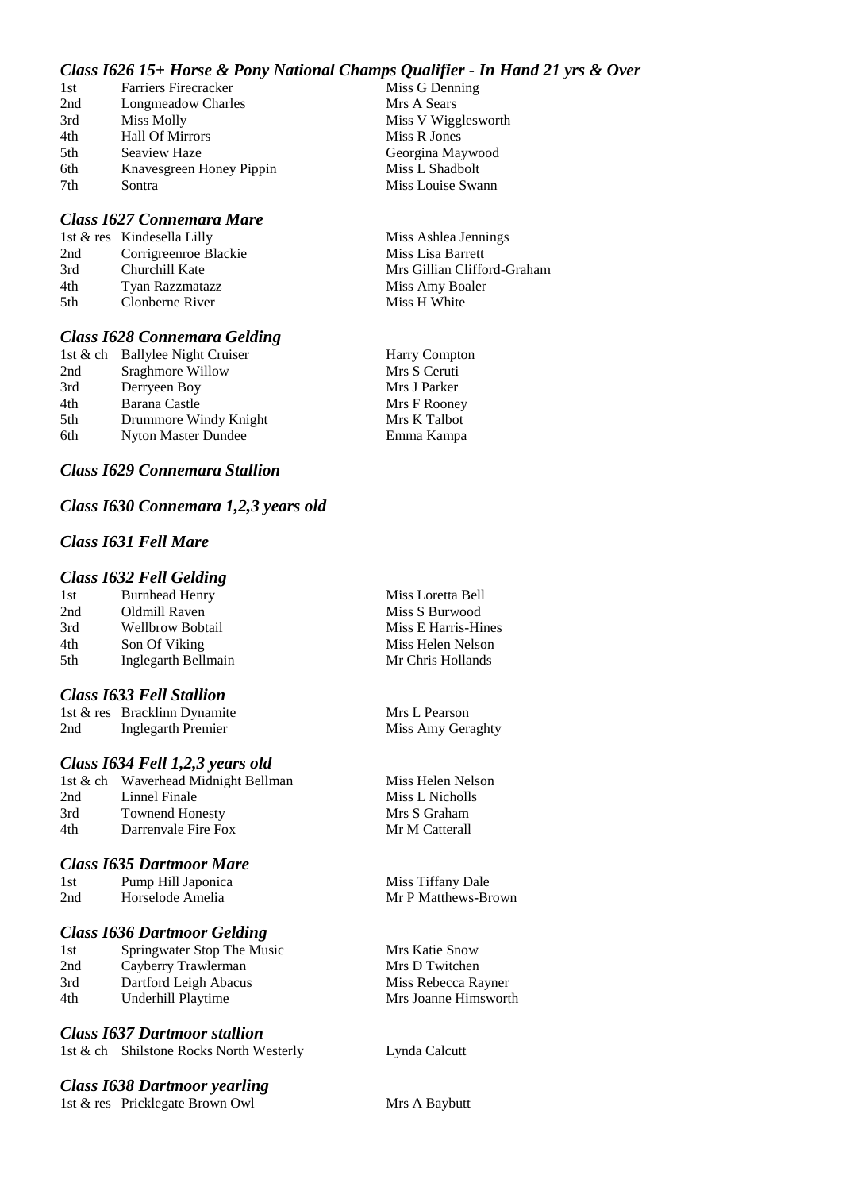### *Class I626 15+ Horse & Pony National Champs Qualifier - In Hand 21 yrs & Over*

| | | |
|---|---|---|
| 1st | Farriers Firecracker | Miss G Denning |
| 2nd | Longmeadow Charles | Mrs A Sears |
| 3rd | Miss Molly | Miss V Wigglesworth |
| 4th | Hall Of Mirrors | Miss R Jones |
| 5th | Seaview Haze | Georgina Maywood |
| 6th | Knavesgreen Honey Pippin | Miss L Shadbolt |
| 7th | Sontra | Miss Louise Swann |

### *Class I627 Connemara Mare*

| | | |
|---|---|---|
| 1st & res | Kindesella Lilly | Miss Ashlea Jennings |
| 2nd | Corrigreenroe Blackie | Miss Lisa Barrett |
| 3rd | Churchill Kate | Mrs Gillian Clifford-Graham |
| 4th | Tyan Razzmatazz | Miss Amy Boaler |
| 5th | Clonberne River | Miss H White |

### *Class I628 Connemara Gelding*

| | | |
|---|---|---|
| 1st & ch | Ballylee Night Cruiser | Harry Compton |
| 2nd | Sraghmore Willow | Mrs S Ceruti |
| 3rd | Derryeen Boy | Mrs J Parker |
| 4th | Barana Castle | Mrs F Rooney |
| 5th | Drummore Windy Knight | Mrs K Talbot |
| 6th | Nyton Master Dundee | Emma Kampa |

### *Class I629 Connemara Stallion*

### *Class I630 Connemara 1,2,3 years old*

### *Class I631 Fell Mare*

### *Class I632 Fell Gelding*

| | | |
|---|---|---|
| 1st | Burnhead Henry | Miss Loretta Bell |
| 2nd | Oldmill Raven | Miss S Burwood |
| 3rd | Wellbrow Bobtail | Miss E Harris-Hines |
| 4th | Son Of Viking | Miss Helen Nelson |
| 5th | Inglegarth Bellmain | Mr Chris Hollands |

### *Class I633 Fell Stallion*

| | | |
|---|---|---|
| 1st & res | Bracklinn Dynamite | Mrs L Pearson |
| 2nd | Inglegarth Premier | Miss Amy Geraghty |

### *Class I634 Fell 1,2,3 years old*

| | | |
|---|---|---|
| 1st & ch | Waverhead Midnight Bellman | Miss Helen Nelson |
| 2nd | Linnel Finale | Miss L Nicholls |
| 3rd | Townend Honesty | Mrs S Graham |
| 4th | Darrenvale Fire Fox | Mr M Catterall |

### *Class I635 Dartmoor Mare*

| | | |
|---|---|---|
| 1st | Pump Hill Japonica | Miss Tiffany Dale |
| 2nd | Horselode Amelia | Mr P Matthews-Brown |

### *Class I636 Dartmoor Gelding*

| | | |
|---|---|---|
| 1st | Springwater Stop The Music | Mrs Katie Snow |
| 2nd | Cayberry Trawlerman | Mrs D Twitchen |
| 3rd | Dartford Leigh Abacus | Miss Rebecca Rayner |
| 4th | Underhill Playtime | Mrs Joanne Himsworth |

### *Class I637 Dartmoor stallion*

| | | |
|---|---|---|
| 1st & ch | Shilstone Rocks North Westerly | Lynda Calcutt |

### *Class I638 Dartmoor yearling*

| | | |
|---|---|---|
| 1st & res | Pricklegate Brown Owl | Mrs A Baybutt |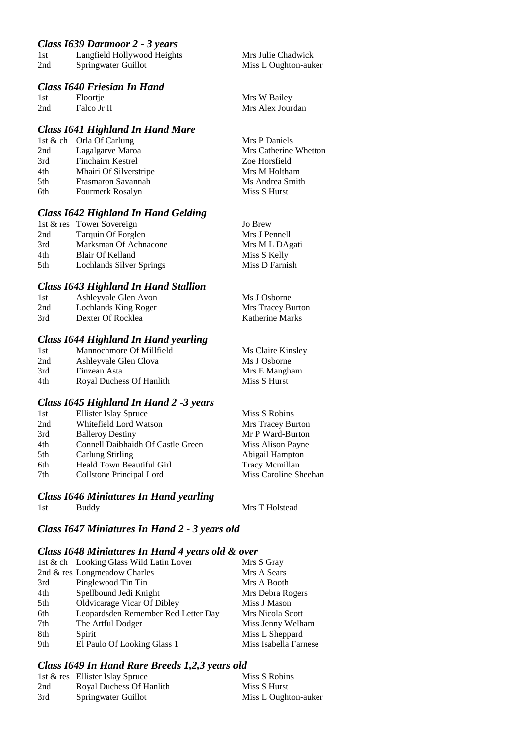### *Class I639 Dartmoor 2 - 3 years*

| | | |
|---|---|---|
| 1st | Langfield Hollywood Heights | Mrs Julie Chadwick |
| 2nd | Springwater Guillot | Miss L Oughton-auker |

### *Class I640 Friesian In Hand*

| | | |
|---|---|---|
| 1st | Floortje | Mrs W Bailey |
| 2nd | Falco Jr II | Mrs Alex Jourdan |

### *Class I641 Highland In Hand Mare*

| | | |
|---|---|---|
| 1st & ch | Orla Of Carlung | Mrs P Daniels |
| 2nd | Lagalgarve Maroa | Mrs Catherine Whetton |
| 3rd | Finchairn Kestrel | Zoe Horsfield |
| 4th | Mhairi Of Silverstripe | Mrs M Holtham |
| 5th | Frasmaron Savannah | Ms Andrea Smith |
| 6th | Fourmerk Rosalyn | Miss S Hurst |

### *Class I642 Highland In Hand Gelding*

| | | |
|---|---|---|
| 1st & res | Tower Sovereign | Jo Brew |
| 2nd | Tarquin Of Forglen | Mrs J Pennell |
| 3rd | Marksman Of Achnacone | Mrs M L DAgati |
| 4th | Blair Of Kelland | Miss S Kelly |
| 5th | Lochlands Silver Springs | Miss D Farnish |

### *Class I643 Highland In Hand Stallion*

| | | |
|---|---|---|
| 1st | Ashleyvale Glen Avon | Ms J Osborne |
| 2nd | Lochlands King Roger | Mrs Tracey Burton |
| 3rd | Dexter Of Rocklea | Katherine Marks |

### *Class I644 Highland In Hand yearling*

| | | |
|---|---|---|
| 1st | Mannochmore Of Millfield | Ms Claire Kinsley |
| 2nd | Ashleyvale Glen Clova | Ms J Osborne |
| 3rd | Finzean Asta | Mrs E Mangham |
| 4th | Royal Duchess Of Hanlith | Miss S Hurst |

### *Class I645 Highland In Hand 2 -3 years*

| | | |
|---|---|---|
| 1st | Ellister Islay Spruce | Miss S Robins |
| 2nd | Whitefield Lord Watson | Mrs Tracey Burton |
| 3rd | Balleroy Destiny | Mr P Ward-Burton |
| 4th | Connell Daibhaidh Of Castle Green | Miss Alison Payne |
| 5th | Carlung Stirling | Abigail Hampton |
| 6th | Heald Town Beautiful Girl | Tracy Mcmillan |
| 7th | Collstone Principal Lord | Miss Caroline Sheehan |

### *Class I646 Miniatures In Hand yearling*

| | | |
|---|---|---|
| 1st | Buddy | Mrs T Holstead |

### *Class I647 Miniatures In Hand 2 - 3 years old*

### *Class I648 Miniatures In Hand 4 years old & over*

| | | |
|---|---|---|
| 1st & ch | Looking Glass Wild Latin Lover | Mrs S Gray |
| 2nd & res | Longmeadow Charles | Mrs A Sears |
| 3rd | Pinglewood Tin Tin | Mrs A Booth |
| 4th | Spellbound Jedi Knight | Mrs Debra Rogers |
| 5th | Oldvicarage Vicar Of Dibley | Miss J Mason |
| 6th | Leopardsden Remember Red Letter Day | Mrs Nicola Scott |
| 7th | The Artful Dodger | Miss Jenny Welham |
| 8th | Spirit | Miss L Sheppard |
| 9th | El Paulo Of Looking Glass 1 | Miss Isabella Farnese |

### *Class I649 In Hand Rare Breeds 1,2,3 years old*

| | | |
|---|---|---|
| 1st & res | Ellister Islay Spruce | Miss S Robins |
| 2nd | Royal Duchess Of Hanlith | Miss S Hurst |
| 3rd | Springwater Guillot | Miss L Oughton-auker |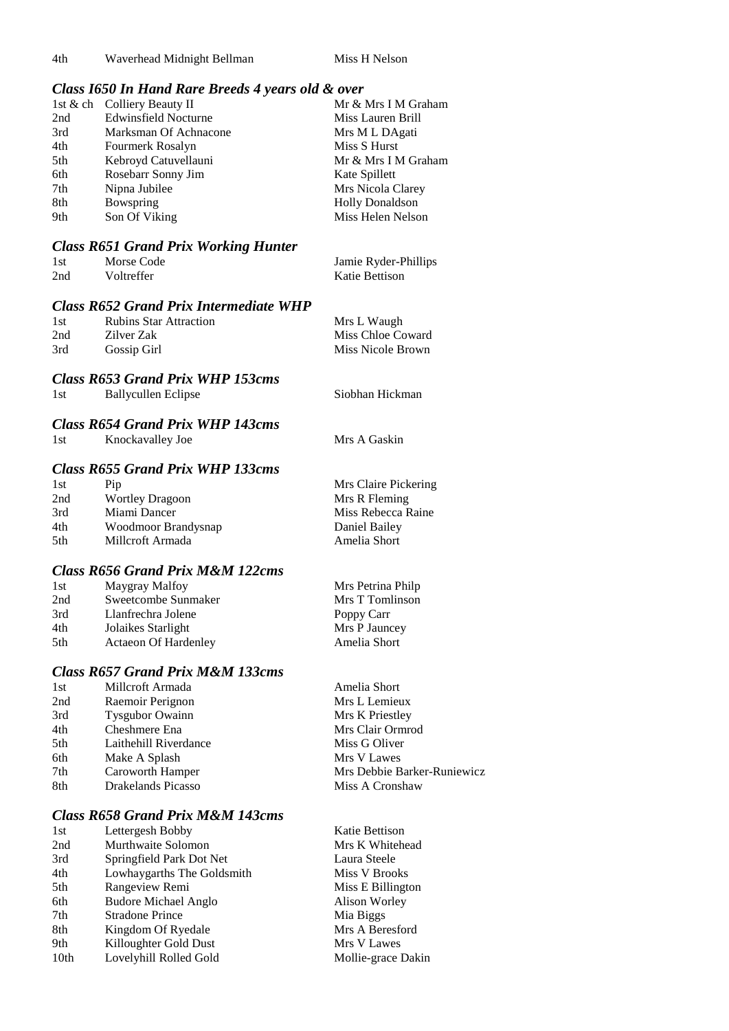| | | |
|---|---|---|
| 4th | Waverhead Midnight Bellman | Miss H Nelson |

### *Class I650 In Hand Rare Breeds 4 years old & over*

| | | |
|---|---|---|
| 1st & ch | Colliery Beauty II | Mr & Mrs I M Graham |
| 2nd | Edwinsfield Nocturne | Miss Lauren Brill |
| 3rd | Marksman Of Achnacone | Mrs M L DAgati |
| 4th | Fourmerk Rosalyn | Miss S Hurst |
| 5th | Kebroyd Catuvellauni | Mr & Mrs I M Graham |
| 6th | Rosebarr Sonny Jim | Kate Spillett |
| 7th | Nipna Jubilee | Mrs Nicola Clarey |
| 8th | Bowspring | Holly Donaldson |
| 9th | Son Of Viking | Miss Helen Nelson |

### *Class R651 Grand Prix Working Hunter*

| | | |
|---|---|---|
| 1st | Morse Code | Jamie Ryder-Phillips |
| 2nd | Voltreffer | Katie Bettison |

### *Class R652 Grand Prix Intermediate WHP*

| | | |
|---|---|---|
| 1st | Rubins Star Attraction | Mrs L Waugh |
| 2nd | Zilver Zak | Miss Chloe Coward |
| 3rd | Gossip Girl | Miss Nicole Brown |

### *Class R653 Grand Prix WHP 153cms*

| | | |
|---|---|---|
| 1st | Ballycullen Eclipse | Siobhan Hickman |

### *Class R654 Grand Prix WHP 143cms*

| | | |
|---|---|---|
| 1st | Knockavalley Joe | Mrs A Gaskin |

### *Class R655 Grand Prix WHP 133cms*

| | | |
|---|---|---|
| 1st | Pip | Mrs Claire Pickering |
| 2nd | Wortley Dragoon | Mrs R Fleming |
| 3rd | Miami Dancer | Miss Rebecca Raine |
| 4th | Woodmoor Brandysnap | Daniel Bailey |
| 5th | Millcroft Armada | Amelia Short |

### *Class R656 Grand Prix M&M 122cms*

| | | |
|---|---|---|
| 1st | Maygray Malfoy | Mrs Petrina Philp |
| 2nd | Sweetcombe Sunmaker | Mrs T Tomlinson |
| 3rd | Llanfrechra Jolene | Poppy Carr |
| 4th | Jolaikes Starlight | Mrs P Jauncey |
| 5th | Actaeon Of Hardenley | Amelia Short |

### *Class R657 Grand Prix M&M 133cms*

| | | |
|---|---|---|
| 1st | Millcroft Armada | Amelia Short |
| 2nd | Raemoir Perignon | Mrs L Lemieux |
| 3rd | Tysgubor Owainn | Mrs K Priestley |
| 4th | Cheshmere Ena | Mrs Clair Ormrod |
| 5th | Laithehill Riverdance | Miss G Oliver |
| 6th | Make A Splash | Mrs V Lawes |
| 7th | Caroworth Hamper | Mrs Debbie Barker-Runiewicz |
| 8th | Drakelands Picasso | Miss A Cronshaw |

### *Class R658 Grand Prix M&M 143cms*

| | | |
|---|---|---|
| 1st | Lettergesh Bobby | Katie Bettison |
| 2nd | Murthwaite Solomon | Mrs K Whitehead |
| 3rd | Springfield Park Dot Net | Laura Steele |
| 4th | Lowhaygarths The Goldsmith | Miss V Brooks |
| 5th | Rangeview Remi | Miss E Billington |
| 6th | Budore Michael Anglo | Alison Worley |
| 7th | Stradone Prince | Mia Biggs |
| 8th | Kingdom Of Ryedale | Mrs A Beresford |
| 9th | Killoughter Gold Dust | Mrs V Lawes |
| 10th | Lovelyhill Rolled Gold | Mollie-grace Dakin |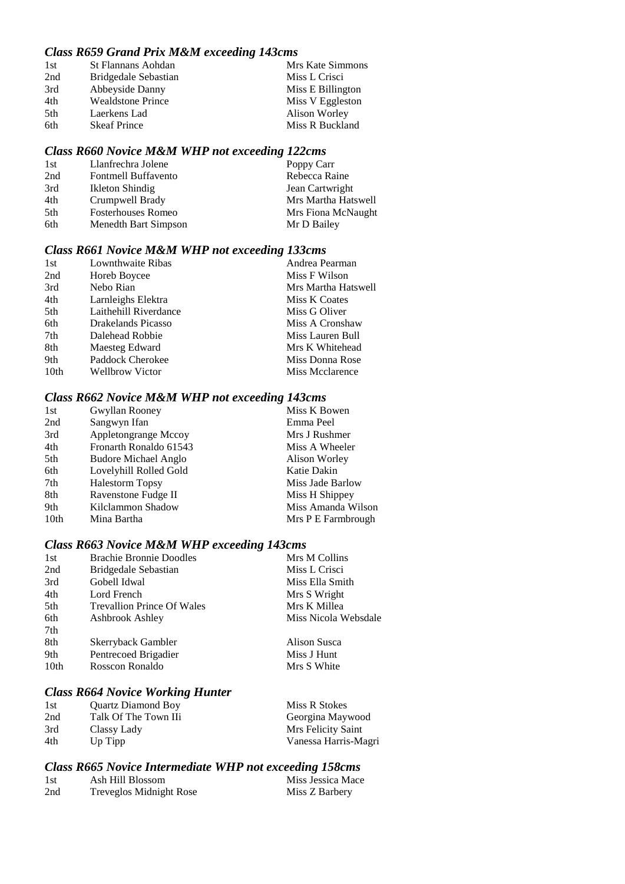### *Class R659 Grand Prix M&M exceeding 143cms*

| | | |
|---|---|---|
| 1st | St Flannans Aohdan | Mrs Kate Simmons |
| 2nd | Bridgedale Sebastian | Miss L Crisci |
| 3rd | Abbeyside Danny | Miss E Billington |
| 4th | Wealdstone Prince | Miss V Eggleston |
| 5th | Laerkens Lad | Alison Worley |
| 6th | Skeaf Prince | Miss R Buckland |

### *Class R660 Novice M&M WHP not exceeding 122cms*

| | | |
|---|---|---|
| 1st | Llanfrechra Jolene | Poppy Carr |
| 2nd | Fontmell Buffavento | Rebecca Raine |
| 3rd | Ikleton Shindig | Jean Cartwright |
| 4th | Crumpwell Brady | Mrs Martha Hatswell |
| 5th | Fosterhouses Romeo | Mrs Fiona McNaught |
| 6th | Menedth Bart Simpson | Mr D Bailey |

### *Class R661 Novice M&M WHP not exceeding 133cms*

| | | |
|---|---|---|
| 1st | Lownthwaite Ribas | Andrea Pearman |
| 2nd | Horeb Boycee | Miss F Wilson |
| 3rd | Nebo Rian | Mrs Martha Hatswell |
| 4th | Larnleighs Elektra | Miss K Coates |
| 5th | Laithehill Riverdance | Miss G Oliver |
| 6th | Drakelands Picasso | Miss A Cronshaw |
| 7th | Dalehead Robbie | Miss Lauren Bull |
| 8th | Maesteg Edward | Mrs K Whitehead |
| 9th | Paddock Cherokee | Miss Donna Rose |
| 10th | Wellbrow Victor | Miss Mcclarence |

### *Class R662 Novice M&M WHP not exceeding 143cms*

| | | |
|---|---|---|
| 1st | Gwyllan Rooney | Miss K Bowen |
| 2nd | Sangwyn Ifan | Emma Peel |
| 3rd | Appletongrange Mccoy | Mrs J Rushmer |
| 4th | Fronarth Ronaldo 61543 | Miss A Wheeler |
| 5th | Budore Michael Anglo | Alison Worley |
| 6th | Lovelyhill Rolled Gold | Katie Dakin |
| 7th | Halestorm Topsy | Miss Jade Barlow |
| 8th | Ravenstone Fudge II | Miss H Shippey |
| 9th | Kilclammon Shadow | Miss Amanda Wilson |
| 10th | Mina Bartha | Mrs P E Farmbrough |

### *Class R663 Novice M&M WHP exceeding 143cms*

| | | |
|---|---|---|
| 1st | Brachie Bronnie Doodles | Mrs M Collins |
| 2nd | Bridgedale Sebastian | Miss L Crisci |
| 3rd | Gobell Idwal | Miss Ella Smith |
| 4th | Lord French | Mrs S Wright |
| 5th | Trevallion Prince Of Wales | Mrs K Millea |
| 6th | Ashbrook Ashley | Miss Nicola Websdale |
| 7th | | |
| 8th | Skerryback Gambler | Alison Susca |
| 9th | Pentrecoed Brigadier | Miss J Hunt |
| 10th | Rosscon Ronaldo | Mrs S White |

### *Class R664 Novice Working Hunter*

| | | |
|---|---|---|
| 1st | Quartz Diamond Boy | Miss R Stokes |
| 2nd | Talk Of The Town IIi | Georgina Maywood |
| 3rd | Classy Lady | Mrs Felicity Saint |
| 4th | Up Tipp | Vanessa Harris-Magri |

### *Class R665 Novice Intermediate WHP not exceeding 158cms*

| | | |
|---|---|---|
| 1st | Ash Hill Blossom | Miss Jessica Mace |
| 2nd | Treveglos Midnight Rose | Miss Z Barbery |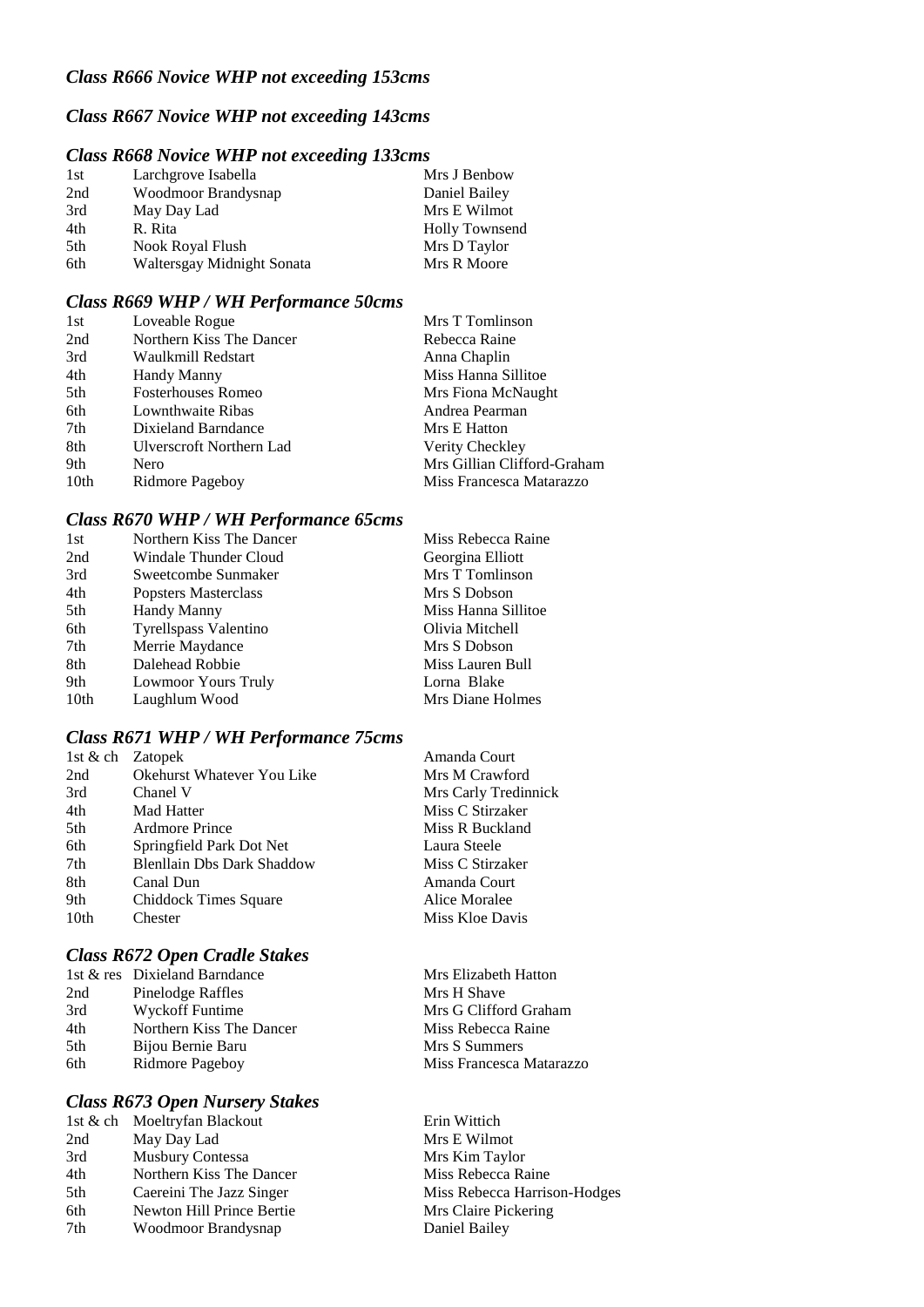### *Class R666 Novice WHP not exceeding 153cms*

### *Class R667 Novice WHP not exceeding 143cms*

### *Class R668 Novice WHP not exceeding 133cms*

| | | |
|---|---|---|
| 1st | Larchgrove Isabella | Mrs J Benbow |
| 2nd | Woodmoor Brandysnap | Daniel Bailey |
| 3rd | May Day Lad | Mrs E Wilmot |
| 4th | R. Rita | Holly Townsend |
| 5th | Nook Royal Flush | Mrs D Taylor |
| 6th | Waltersgay Midnight Sonata | Mrs R Moore |

### *Class R669 WHP / WH Performance 50cms*

| | | |
|---|---|---|
| 1st | Loveable Rogue | Mrs T Tomlinson |
| 2nd | Northern Kiss The Dancer | Rebecca Raine |
| 3rd | Waulkmill Redstart | Anna Chaplin |
| 4th | Handy Manny | Miss Hanna Sillitoe |
| 5th | Fosterhouses Romeo | Mrs Fiona McNaught |
| 6th | Lownthwaite Ribas | Andrea Pearman |
| 7th | Dixieland Barndance | Mrs E Hatton |
| 8th | Ulverscroft Northern Lad | Verity Checkley |
| 9th | Nero | Mrs Gillian Clifford-Graham |
| 10th | Ridmore Pageboy | Miss Francesca Matarazzo |

### *Class R670 WHP / WH Performance 65cms*

| | | |
|---|---|---|
| 1st | Northern Kiss The Dancer | Miss Rebecca Raine |
| 2nd | Windale Thunder Cloud | Georgina Elliott |
| 3rd | Sweetcombe Sunmaker | Mrs T Tomlinson |
| 4th | Popsters Masterclass | Mrs S Dobson |
| 5th | Handy Manny | Miss Hanna Sillitoe |
| 6th | Tyrellspass Valentino | Olivia Mitchell |
| 7th | Merrie Maydance | Mrs S Dobson |
| 8th | Dalehead Robbie | Miss Lauren Bull |
| 9th | Lowmoor Yours Truly | Lorna Blake |
| 10th | Laughlum Wood | Mrs Diane Holmes |

### *Class R671 WHP / WH Performance 75cms*

| | | |
|---|---|---|
| 1st & ch | Zatopek | Amanda Court |
| 2nd | Okehurst Whatever You Like | Mrs M Crawford |
| 3rd | Chanel V | Mrs Carly Tredinnick |
| 4th | Mad Hatter | Miss C Stirzaker |
| 5th | Ardmore Prince | Miss R Buckland |
| 6th | Springfield Park Dot Net | Laura Steele |
| 7th | Blenllain Dbs Dark Shaddow | Miss C Stirzaker |
| 8th | Canal Dun | Amanda Court |
| 9th | Chiddock Times Square | Alice Moralee |
| 10th | Chester | Miss Kloe Davis |

### *Class R672 Open Cradle Stakes*

| | | |
|---|---|---|
| 1st & res | Dixieland Barndance | Mrs Elizabeth Hatton |
| 2nd | Pinelodge Raffles | Mrs H Shave |
| 3rd | Wyckoff Funtime | Mrs G Clifford Graham |
| 4th | Northern Kiss The Dancer | Miss Rebecca Raine |
| 5th | Bijou Bernie Baru | Mrs S Summers |
| 6th | Ridmore Pageboy | Miss Francesca Matarazzo |

### *Class R673 Open Nursery Stakes*

| | | |
|---|---|---|
| 1st & ch | Moeltryfan Blackout | Erin Wittich |
| 2nd | May Day Lad | Mrs E Wilmot |
| 3rd | Musbury Contessa | Mrs Kim Taylor |
| 4th | Northern Kiss The Dancer | Miss Rebecca Raine |
| 5th | Caereini The Jazz Singer | Miss Rebecca Harrison-Hodges |
| 6th | Newton Hill Prince Bertie | Mrs Claire Pickering |
| 7th | Woodmoor Brandysnap | Daniel Bailey |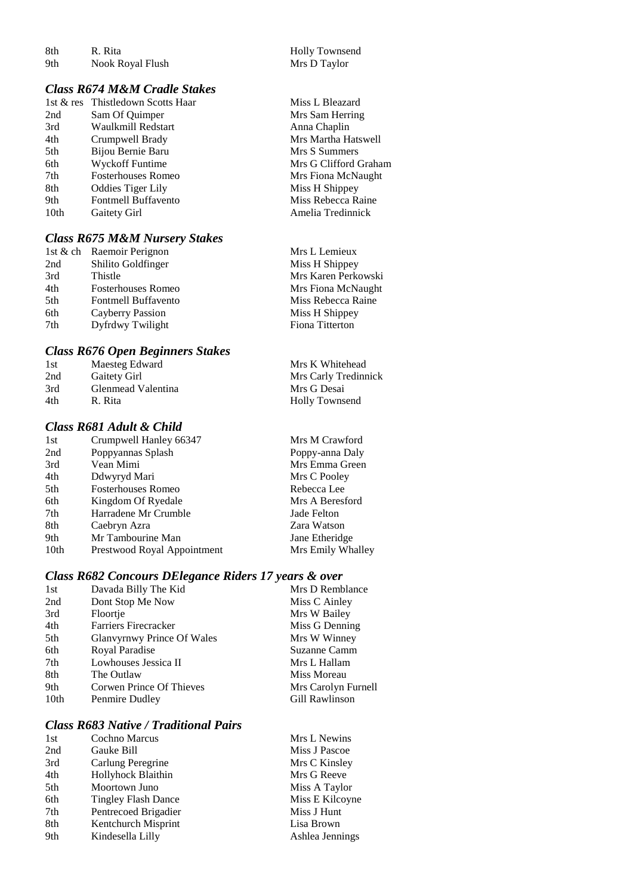| | | |
|---|---|---|
| 8th | R. Rita | Holly Townsend |
| 9th | Nook Royal Flush | Mrs D Taylor |

### *Class R674 M&M Cradle Stakes*

| | | |
|---|---|---|
| 1st & res | Thistledown Scotts Haar | Miss L Bleazard |
| 2nd | Sam Of Quimper | Mrs Sam Herring |
| 3rd | Waulkmill Redstart | Anna Chaplin |
| 4th | Crumpwell Brady | Mrs Martha Hatswell |
| 5th | Bijou Bernie Baru | Mrs S Summers |
| 6th | Wyckoff Funtime | Mrs G Clifford Graham |
| 7th | Fosterhouses Romeo | Mrs Fiona McNaught |
| 8th | Oddies Tiger Lily | Miss H Shippey |
| 9th | Fontmell Buffavento | Miss Rebecca Raine |
| 10th | Gaitety Girl | Amelia Tredinnick |

### *Class R675 M&M Nursery Stakes*

| | | |
|---|---|---|
| 1st & ch | Raemoir Perignon | Mrs L Lemieux |
| 2nd | Shilito Goldfinger | Miss H Shippey |
| 3rd | Thistle | Mrs Karen Perkowski |
| 4th | Fosterhouses Romeo | Mrs Fiona McNaught |
| 5th | Fontmell Buffavento | Miss Rebecca Raine |
| 6th | Cayberry Passion | Miss H Shippey |
| 7th | Dyfrdwy Twilight | Fiona Titterton |

### *Class R676 Open Beginners Stakes*

| | | |
|---|---|---|
| 1st | Maesteg Edward | Mrs K Whitehead |
| 2nd | Gaitety Girl | Mrs Carly Tredinnick |
| 3rd | Glenmead Valentina | Mrs G Desai |
| 4th | R. Rita | Holly Townsend |

### *Class R681 Adult & Child*

| | | |
|---|---|---|
| 1st | Crumpwell Hanley 66347 | Mrs M Crawford |
| 2nd | Poppyannas Splash | Poppy-anna Daly |
| 3rd | Vean Mimi | Mrs Emma Green |
| 4th | Ddwyryd Mari | Mrs C Pooley |
| 5th | Fosterhouses Romeo | Rebecca Lee |
| 6th | Kingdom Of Ryedale | Mrs A Beresford |
| 7th | Harradene Mr Crumble | Jade Felton |
| 8th | Caebryn Azra | Zara Watson |
| 9th | Mr Tambourine Man | Jane Etheridge |
| 10th | Prestwood Royal Appointment | Mrs Emily Whalley |

### *Class R682 Concours DElegance Riders 17 years & over*

| | | |
|---|---|---|
| 1st | Davada Billy The Kid | Mrs D Remblance |
| 2nd | Dont Stop Me Now | Miss C Ainley |
| 3rd | Floortje | Mrs W Bailey |
| 4th | Farriers Firecracker | Miss G Denning |
| 5th | Glanvyrnwy Prince Of Wales | Mrs W Winney |
| 6th | Royal Paradise | Suzanne Camm |
| 7th | Lowhouses Jessica II | Mrs L Hallam |
| 8th | The Outlaw | Miss Moreau |
| 9th | Corwen Prince Of Thieves | Mrs Carolyn Furnell |
| 10th | Penmire Dudley | Gill Rawlinson |

### *Class R683 Native / Traditional Pairs*

| | | |
|---|---|---|
| 1st | Cochno Marcus | Mrs L Newins |
| 2nd | Gauke Bill | Miss J Pascoe |
| 3rd | Carlung Peregrine | Mrs C Kinsley |
| 4th | Hollyhock Blaithin | Mrs G Reeve |
| 5th | Moortown Juno | Miss A Taylor |
| 6th | Tingley Flash Dance | Miss E Kilcoyne |
| 7th | Pentrecoed Brigadier | Miss J Hunt |
| 8th | Kentchurch Misprint | Lisa Brown |
| 9th | Kindesella Lilly | Ashlea Jennings |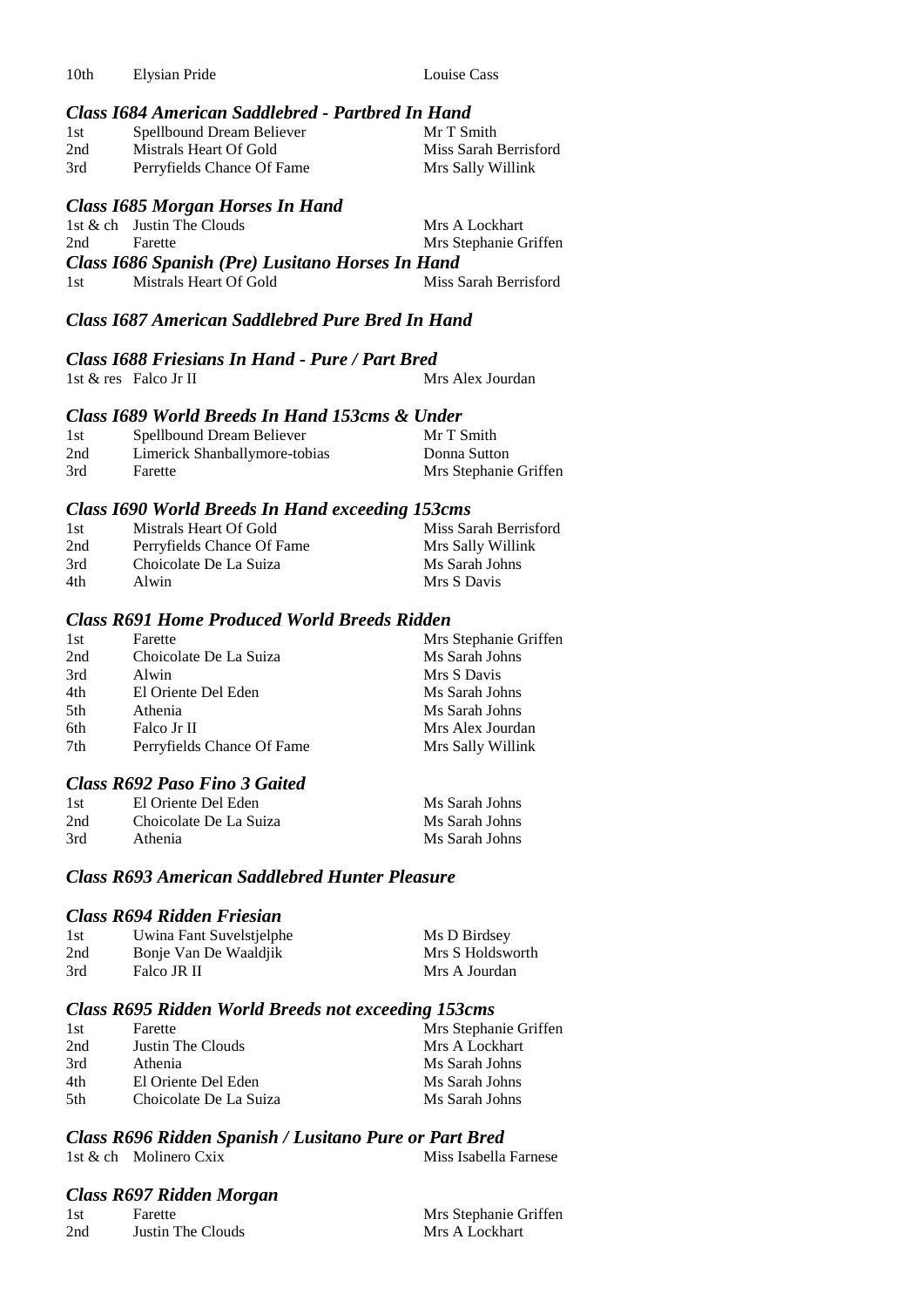| | | |
|---|---|---|
| 10th | Elysian Pride | Louise Cass |

### *Class I684 American Saddlebred - Partbred In Hand*

| | | |
|---|---|---|
| 1st | Spellbound Dream Believer | Mr T Smith |
| 2nd | Mistrals Heart Of Gold | Miss Sarah Berrisford |
| 3rd | Perryfields Chance Of Fame | Mrs Sally Willink |

### *Class I685 Morgan Horses In Hand*

| | | |
|---|---|---|
| 1st & ch | Justin The Clouds | Mrs A Lockhart |
| 2nd | Farette | Mrs Stephanie Griffen |

### *Class I686 Spanish (Pre) Lusitano Horses In Hand*

| | | |
|---|---|---|
| 1st | Mistrals Heart Of Gold | Miss Sarah Berrisford |

### *Class I687 American Saddlebred Pure Bred In Hand*

### *Class I688 Friesians In Hand - Pure / Part Bred*

| | | |
|---|---|---|
| 1st & res | Falco Jr II | Mrs Alex Jourdan |

### *Class I689 World Breeds In Hand 153cms & Under*

| | | |
|---|---|---|
| 1st | Spellbound Dream Believer | Mr T Smith |
| 2nd | Limerick Shanballymore-tobias | Donna Sutton |
| 3rd | Farette | Mrs Stephanie Griffen |

### *Class I690 World Breeds In Hand exceeding 153cms*

| | | |
|---|---|---|
| 1st | Mistrals Heart Of Gold | Miss Sarah Berrisford |
| 2nd | Perryfields Chance Of Fame | Mrs Sally Willink |
| 3rd | Choicolate De La Suiza | Ms Sarah Johns |
| 4th | Alwin | Mrs S Davis |

### *Class R691 Home Produced World Breeds Ridden*

| | | |
|---|---|---|
| 1st | Farette | Mrs Stephanie Griffen |
| 2nd | Choicolate De La Suiza | Ms Sarah Johns |
| 3rd | Alwin | Mrs S Davis |
| 4th | El Oriente Del Eden | Ms Sarah Johns |
| 5th | Athenia | Ms Sarah Johns |
| 6th | Falco Jr II | Mrs Alex Jourdan |
| 7th | Perryfields Chance Of Fame | Mrs Sally Willink |

### *Class R692 Paso Fino 3 Gaited*

| | | |
|---|---|---|
| 1st | El Oriente Del Eden | Ms Sarah Johns |
| 2nd | Choicolate De La Suiza | Ms Sarah Johns |
| 3rd | Athenia | Ms Sarah Johns |

### *Class R693 American Saddlebred Hunter Pleasure*

### *Class R694 Ridden Friesian*

| | | |
|---|---|---|
| 1st | Uwina Fant Suvelstjelphe | Ms D Birdsey |
| 2nd | Bonje Van De Waaldjik | Mrs S Holdsworth |
| 3rd | Falco JR II | Mrs A Jourdan |

### *Class R695 Ridden World Breeds not exceeding 153cms*

| | | |
|---|---|---|
| 1st | Farette | Mrs Stephanie Griffen |
| 2nd | Justin The Clouds | Mrs A Lockhart |
| 3rd | Athenia | Ms Sarah Johns |
| 4th | El Oriente Del Eden | Ms Sarah Johns |
| 5th | Choicolate De La Suiza | Ms Sarah Johns |

### *Class R696 Ridden Spanish / Lusitano Pure or Part Bred*

| | | |
|---|---|---|
| 1st & ch | Molinero Cxix | Miss Isabella Farnese |

### *Class R697 Ridden Morgan*

| | | |
|---|---|---|
| 1st | Farette | Mrs Stephanie Griffen |
| 2nd | Justin The Clouds | Mrs A Lockhart |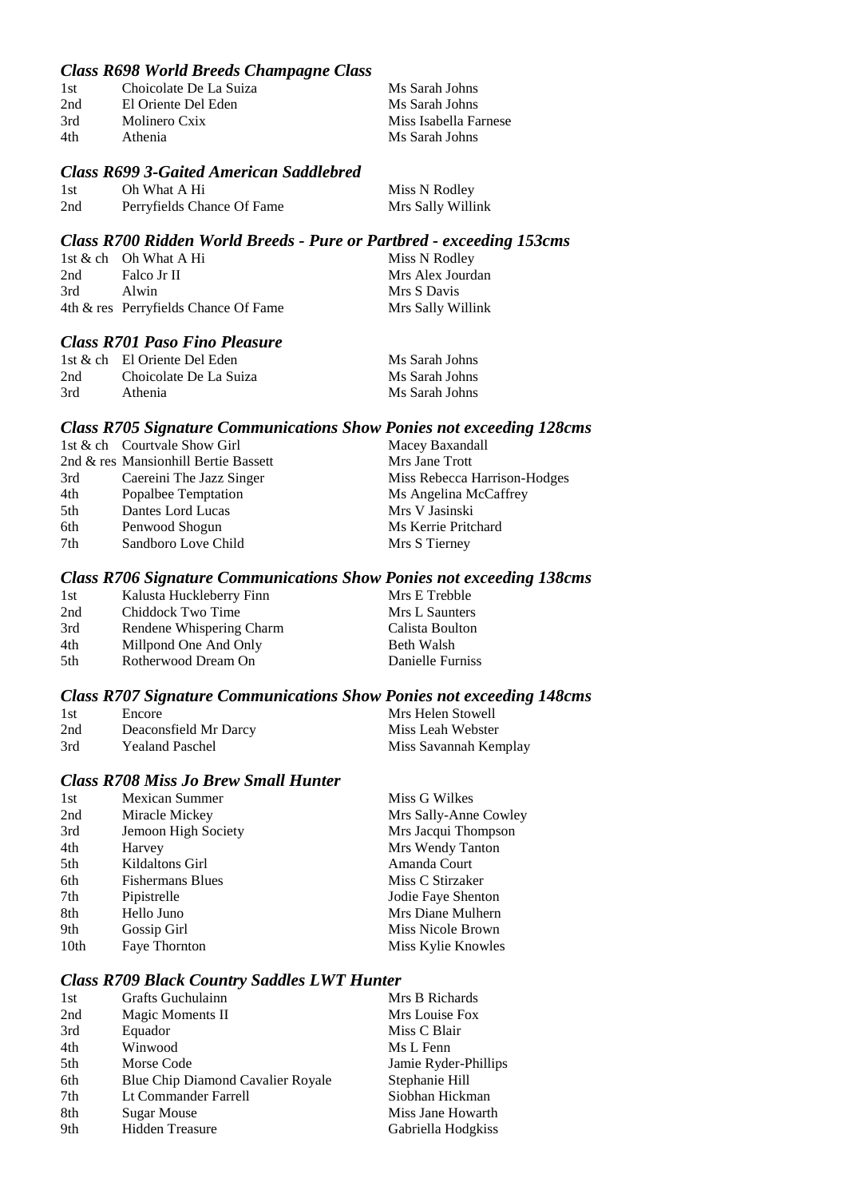### *Class R698 World Breeds Champagne Class*

| | | |
|---|---|---|
| 1st | Choicolate De La Suiza | Ms Sarah Johns |
| 2nd | El Oriente Del Eden | Ms Sarah Johns |
| 3rd | Molinero Cxix | Miss Isabella Farnese |
| 4th | Athenia | Ms Sarah Johns |

### *Class R699 3-Gaited American Saddlebred*

| | | |
|---|---|---|
| 1st | Oh What A Hi | Miss N Rodley |
| 2nd | Perryfields Chance Of Fame | Mrs Sally Willink |

### *Class R700 Ridden World Breeds - Pure or Partbred - exceeding 153cms*

| | | |
|---|---|---|
| 1st & ch | Oh What A Hi | Miss N Rodley |
| 2nd | Falco Jr II | Mrs Alex Jourdan |
| 3rd | Alwin | Mrs S Davis |
| 4th & res | Perryfields Chance Of Fame | Mrs Sally Willink |

### *Class R701 Paso Fino Pleasure*

| | | |
|---|---|---|
| 1st & ch | El Oriente Del Eden | Ms Sarah Johns |
| 2nd | Choicolate De La Suiza | Ms Sarah Johns |
| 3rd | Athenia | Ms Sarah Johns |

### *Class R705 Signature Communications Show Ponies not exceeding 128cms*

| | | |
|---|---|---|
| 1st & ch | Courtvale Show Girl | Macey Baxandall |
| 2nd & res | Mansionhill Bertie Bassett | Mrs Jane Trott |
| 3rd | Caereini The Jazz Singer | Miss Rebecca Harrison-Hodges |
| 4th | Popalbee Temptation | Ms Angelina McCaffrey |
| 5th | Dantes Lord Lucas | Mrs V Jasinski |
| 6th | Penwood Shogun | Ms Kerrie Pritchard |
| 7th | Sandboro Love Child | Mrs S Tierney |

### *Class R706 Signature Communications Show Ponies not exceeding 138cms*

| | | |
|---|---|---|
| 1st | Kalusta Huckleberry Finn | Mrs E Trebble |
| 2nd | Chiddock Two Time | Mrs L Saunters |
| 3rd | Rendene Whispering Charm | Calista Boulton |
| 4th | Millpond One And Only | Beth Walsh |
| 5th | Rotherwood Dream On | Danielle Furniss |

### *Class R707 Signature Communications Show Ponies not exceeding 148cms*

| | | |
|---|---|---|
| 1st | Encore | Mrs Helen Stowell |
| 2nd | Deaconsfield Mr Darcy | Miss Leah Webster |
| 3rd | Yealand Paschel | Miss Savannah Kemplay |

### *Class R708 Miss Jo Brew Small Hunter*

| | | |
|---|---|---|
| 1st | Mexican Summer | Miss G Wilkes |
| 2nd | Miracle Mickey | Mrs Sally-Anne Cowley |
| 3rd | Jemoon High Society | Mrs Jacqui Thompson |
| 4th | Harvey | Mrs Wendy Tanton |
| 5th | Kildaltons Girl | Amanda Court |
| 6th | Fishermans Blues | Miss C Stirzaker |
| 7th | Pipistrelle | Jodie Faye Shenton |
| 8th | Hello Juno | Mrs Diane Mulhern |
| 9th | Gossip Girl | Miss Nicole Brown |
| 10th | Faye Thornton | Miss Kylie Knowles |

### *Class R709 Black Country Saddles LWT Hunter*

| | | |
|---|---|---|
| 1st | Grafts Guchulainn | Mrs B Richards |
| 2nd | Magic Moments II | Mrs Louise Fox |
| 3rd | Equador | Miss C Blair |
| 4th | Winwood | Ms L Fenn |
| 5th | Morse Code | Jamie Ryder-Phillips |
| 6th | Blue Chip Diamond Cavalier Royale | Stephanie Hill |
| 7th | Lt Commander Farrell | Siobhan Hickman |
| 8th | Sugar Mouse | Miss Jane Howarth |
| 9th | Hidden Treasure | Gabriella Hodgkiss |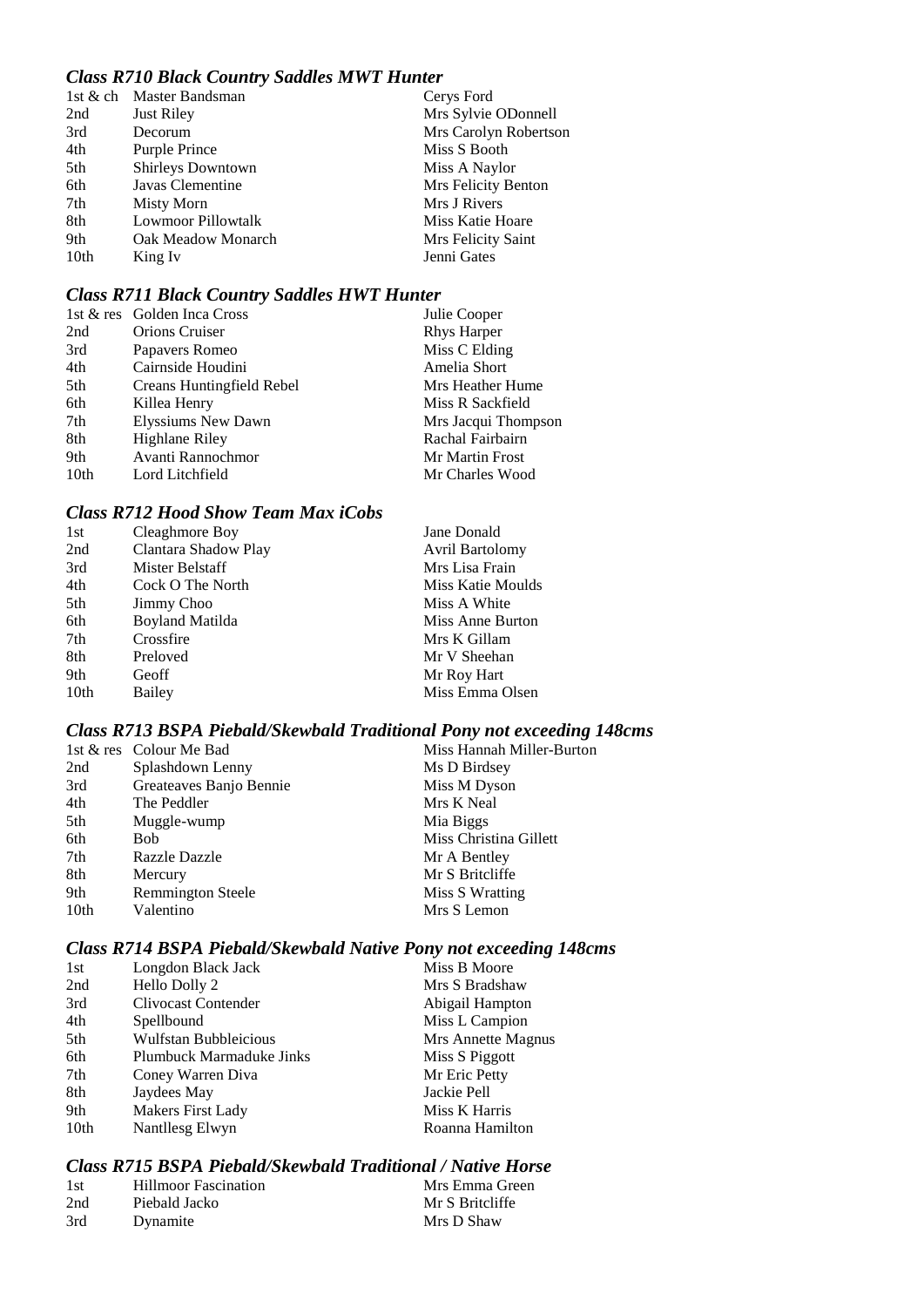### *Class R710 Black Country Saddles MWT Hunter*

| | | |
|---|---|---|
| 1st & ch | Master Bandsman | Cerys Ford |
| 2nd | Just Riley | Mrs Sylvie ODonnell |
| 3rd | Decorum | Mrs Carolyn Robertson |
| 4th | Purple Prince | Miss S Booth |
| 5th | Shirleys Downtown | Miss A Naylor |
| 6th | Javas Clementine | Mrs Felicity Benton |
| 7th | Misty Morn | Mrs J Rivers |
| 8th | Lowmoor Pillowtalk | Miss Katie Hoare |
| 9th | Oak Meadow Monarch | Mrs Felicity Saint |
| 10th | King Iv | Jenni Gates |

### *Class R711 Black Country Saddles HWT Hunter*

| | | |
|---|---|---|
| 1st & res | Golden Inca Cross | Julie Cooper |
| 2nd | Orions Cruiser | Rhys Harper |
| 3rd | Papavers Romeo | Miss C Elding |
| 4th | Cairnside Houdini | Amelia Short |
| 5th | Creans Huntingfield Rebel | Mrs Heather Hume |
| 6th | Killea Henry | Miss R Sackfield |
| 7th | Elyssiums New Dawn | Mrs Jacqui Thompson |
| 8th | Highlane Riley | Rachal Fairbairn |
| 9th | Avanti Rannochmor | Mr Martin Frost |
| 10th | Lord Litchfield | Mr Charles Wood |

### *Class R712 Hood Show Team Max iCobs*

| | | |
|---|---|---|
| 1st | Cleaghmore Boy | Jane Donald |
| 2nd | Clantara Shadow Play | Avril Bartolomy |
| 3rd | Mister Belstaff | Mrs Lisa Frain |
| 4th | Cock O The North | Miss Katie Moulds |
| 5th | Jimmy Choo | Miss A White |
| 6th | Boyland Matilda | Miss Anne Burton |
| 7th | Crossfire | Mrs K Gillam |
| 8th | Preloved | Mr V Sheehan |
| 9th | Geoff | Mr Roy Hart |
| 10th | Bailey | Miss Emma Olsen |

### *Class R713 BSPA Piebald/Skewbald Traditional Pony not exceeding 148cms*

| | | |
|---|---|---|
| 1st & res | Colour Me Bad | Miss Hannah Miller-Burton |
| 2nd | Splashdown Lenny | Ms D Birdsey |
| 3rd | Greateaves Banjo Bennie | Miss M Dyson |
| 4th | The Peddler | Mrs K Neal |
| 5th | Muggle-wump | Mia Biggs |
| 6th | Bob | Miss Christina Gillett |
| 7th | Razzle Dazzle | Mr A Bentley |
| 8th | Mercury | Mr S Britcliffe |
| 9th | Remmington Steele | Miss S Wratting |
| 10th | Valentino | Mrs S Lemon |

### *Class R714 BSPA Piebald/Skewbald Native Pony not exceeding 148cms*

| | | |
|---|---|---|
| 1st | Longdon Black Jack | Miss B Moore |
| 2nd | Hello Dolly 2 | Mrs S Bradshaw |
| 3rd | Clivocast Contender | Abigail Hampton |
| 4th | Spellbound | Miss L Campion |
| 5th | Wulfstan Bubbleicious | Mrs Annette Magnus |
| 6th | Plumbuck Marmaduke Jinks | Miss S Piggott |
| 7th | Coney Warren Diva | Mr Eric Petty |
| 8th | Jaydees May | Jackie Pell |
| 9th | Makers First Lady | Miss K Harris |
| 10th | Nantllesg Elwyn | Roanna Hamilton |

### *Class R715 BSPA Piebald/Skewbald Traditional / Native Horse*

| | | |
|---|---|---|
| 1st | Hillmoor Fascination | Mrs Emma Green |
| 2nd | Piebald Jacko | Mr S Britcliffe |
| 3rd | Dynamite | Mrs D Shaw |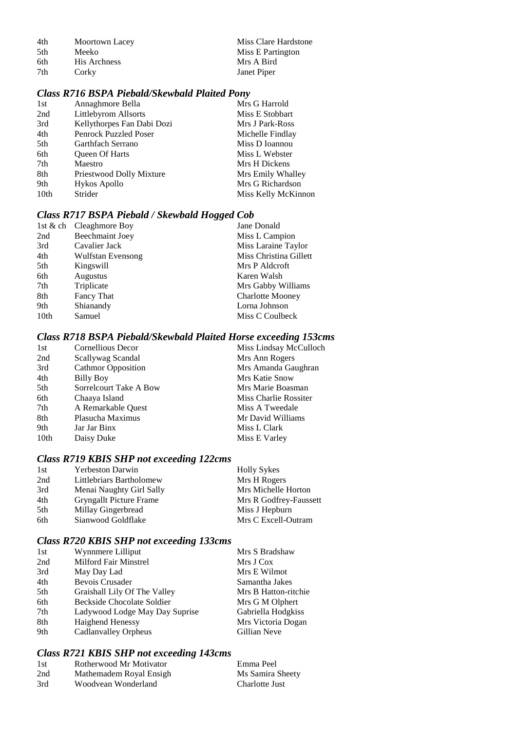| | | |
|---|---|---|
| 4th | Moortown Lacey | Miss Clare Hardstone |
| 5th | Meeko | Miss E Partington |
| 6th | His Archness | Mrs A Bird |
| 7th | Corky | Janet Piper |

### *Class R716 BSPA Piebald/Skewbald Plaited Pony*

| | | |
|---|---|---|
| 1st | Annaghmore Bella | Mrs G Harrold |
| 2nd | Littlebyrom Allsorts | Miss E Stobbart |
| 3rd | Kellythorpes Fan Dabi Dozi | Mrs J Park-Ross |
| 4th | Penrock Puzzled Poser | Michelle Findlay |
| 5th | Garthfach Serrano | Miss D Ioannou |
| 6th | Queen Of Harts | Miss L Webster |
| 7th | Maestro | Mrs H Dickens |
| 8th | Priestwood Dolly Mixture | Mrs Emily Whalley |
| 9th | Hykos Apollo | Mrs G Richardson |
| 10th | Strider | Miss Kelly McKinnon |

### *Class R717 BSPA Piebald / Skewbald Hogged Cob*

| | | |
|---|---|---|
| 1st & ch | Cleaghmore Boy | Jane Donald |
| 2nd | Beechmaint Joey | Miss L Campion |
| 3rd | Cavalier Jack | Miss Laraine Taylor |
| 4th | Wulfstan Evensong | Miss Christina Gillett |
| 5th | Kingswill | Mrs P Aldcroft |
| 6th | Augustus | Karen Walsh |
| 7th | Triplicate | Mrs Gabby Williams |
| 8th | Fancy That | Charlotte Mooney |
| 9th | Shianandy | Lorna Johnson |
| 10th | Samuel | Miss C Coulbeck |

### *Class R718 BSPA Piebald/Skewbald Plaited Horse exceeding 153cms*

| | | |
|---|---|---|
| 1st | Cornellious Decor | Miss Lindsay McCulloch |
| 2nd | Scallywag Scandal | Mrs Ann Rogers |
| 3rd | Cathmor Opposition | Mrs Amanda Gaughran |
| 4th | Billy Boy | Mrs Katie Snow |
| 5th | Sorrelcourt Take A Bow | Mrs Marie Boasman |
| 6th | Chaaya Island | Miss Charlie Rossiter |
| 7th | A Remarkable Quest | Miss A Tweedale |
| 8th | Plasucha Maximus | Mr David Williams |
| 9th | Jar Jar Binx | Miss L Clark |
| 10th | Daisy Duke | Miss E Varley |

### *Class R719 KBIS SHP not exceeding 122cms*

| | | |
|---|---|---|
| 1st | Yerbeston Darwin | Holly Sykes |
| 2nd | Littlebriars Bartholomew | Mrs H Rogers |
| 3rd | Menai Naughty Girl Sally | Mrs Michelle Horton |
| 4th | Gryngallt Picture Frame | Mrs R Godfrey-Faussett |
| 5th | Millay Gingerbread | Miss J Hepburn |
| 6th | Sianwood Goldflake | Mrs C Excell-Outram |

### *Class R720 KBIS SHP not exceeding 133cms*

| | | |
|---|---|---|
| 1st | Wynnmere Lilliput | Mrs S Bradshaw |
| 2nd | Milford Fair Minstrel | Mrs J Cox |
| 3rd | May Day Lad | Mrs E Wilmot |
| 4th | Bevois Crusader | Samantha Jakes |
| 5th | Graishall Lily Of The Valley | Mrs B Hatton-ritchie |
| 6th | Beckside Chocolate Soldier | Mrs G M Olphert |
| 7th | Ladywood Lodge May Day Suprise | Gabriella Hodgkiss |
| 8th | Haighend Henessy | Mrs Victoria Dogan |
| 9th | Cadlanvalley Orpheus | Gillian Neve |

### *Class R721 KBIS SHP not exceeding 143cms*

| | | |
|---|---|---|
| 1st | Rotherwood Mr Motivator | Emma Peel |
| 2nd | Mathemadem Royal Ensigh | Ms Samira Sheety |
| 3rd | Woodvean Wonderland | Charlotte Just |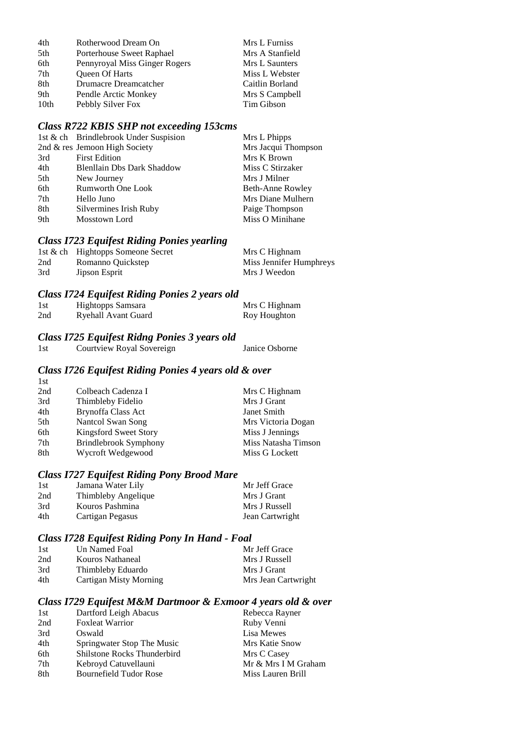| | | |
|---|---|---|
| 4th | Rotherwood Dream On | Mrs L Furniss |
| 5th | Porterhouse Sweet Raphael | Mrs A Stanfield |
| 6th | Pennyroyal Miss Ginger Rogers | Mrs L Saunters |
| 7th | Queen Of Harts | Miss L Webster |
| 8th | Drumacre Dreamcatcher | Caitlin Borland |
| 9th | Pendle Arctic Monkey | Mrs S Campbell |
| 10th | Pebbly Silver Fox | Tim Gibson |

### *Class R722 KBIS SHP not exceeding 153cms*

| | | |
|---|---|---|
| 1st & ch | Brindlebrook Under Suspision | Mrs L Phipps |
| 2nd & res | Jemoon High Society | Mrs Jacqui Thompson |
| 3rd | First Edition | Mrs K Brown |
| 4th | Blenllain Dbs Dark Shaddow | Miss C Stirzaker |
| 5th | New Journey | Mrs J Milner |
| 6th | Rumworth One Look | Beth-Anne Rowley |
| 7th | Hello Juno | Mrs Diane Mulhern |
| 8th | Silvermines Irish Ruby | Paige Thompson |
| 9th | Mosstown Lord | Miss O Minihane |

### *Class I723 Equifest Riding Ponies yearling*

| | | |
|---|---|---|
| 1st & ch | Hightopps Someone Secret | Mrs C Highnam |
| 2nd | Romanno Quickstep | Miss Jennifer Humphreys |
| 3rd | Jipson Esprit | Mrs J Weedon |

### *Class I724 Equifest Riding Ponies 2 years old*

| | | |
|---|---|---|
| 1st | Hightopps Samsara | Mrs C Highnam |
| 2nd | Ryehall Avant Guard | Roy Houghton |

### *Class I725 Equifest Ridng Ponies 3 years old*

| | | |
|---|---|---|
| 1st | Courtview Royal Sovereign | Janice Osborne |

### *Class I726 Equifest Riding Ponies 4 years old & over*

| | | |
|---|---|---|
| 1st | | |
| 2nd | Colbeach Cadenza I | Mrs C Highnam |
| 3rd | Thimbleby Fidelio | Mrs J Grant |
| 4th | Brynoffa Class Act | Janet Smith |
| 5th | Nantcol Swan Song | Mrs Victoria Dogan |
| 6th | Kingsford Sweet Story | Miss J Jennings |
| 7th | Brindlebrook Symphony | Miss Natasha Timson |
| 8th | Wycroft Wedgewood | Miss G Lockett |

### *Class I727 Equifest Riding Pony Brood Mare*

| | | |
|---|---|---|
| 1st | Jamana Water Lily | Mr Jeff Grace |
| 2nd | Thimbleby Angelique | Mrs J Grant |
| 3rd | Kouros Pashmina | Mrs J Russell |
| 4th | Cartigan Pegasus | Jean Cartwright |

### *Class I728 Equifest Riding Pony In Hand - Foal*

| | | |
|---|---|---|
| 1st | Un Named Foal | Mr Jeff Grace |
| 2nd | Kouros Nathaneal | Mrs J Russell |
| 3rd | Thimbleby Eduardo | Mrs J Grant |
| 4th | Cartigan Misty Morning | Mrs Jean Cartwright |

### *Class I729 Equifest M&M Dartmoor & Exmoor 4 years old & over*

| | | |
|---|---|---|
| 1st | Dartford Leigh Abacus | Rebecca Rayner |
| 2nd | Foxleat Warrior | Ruby Venni |
| 3rd | Oswald | Lisa Mewes |
| 4th | Springwater Stop The Music | Mrs Katie Snow |
| 6th | Shilstone Rocks Thunderbird | Mrs C Casey |
| 7th | Kebroyd Catuvellauni | Mr & Mrs I M Graham |
| 8th | Bournefield Tudor Rose | Miss Lauren Brill |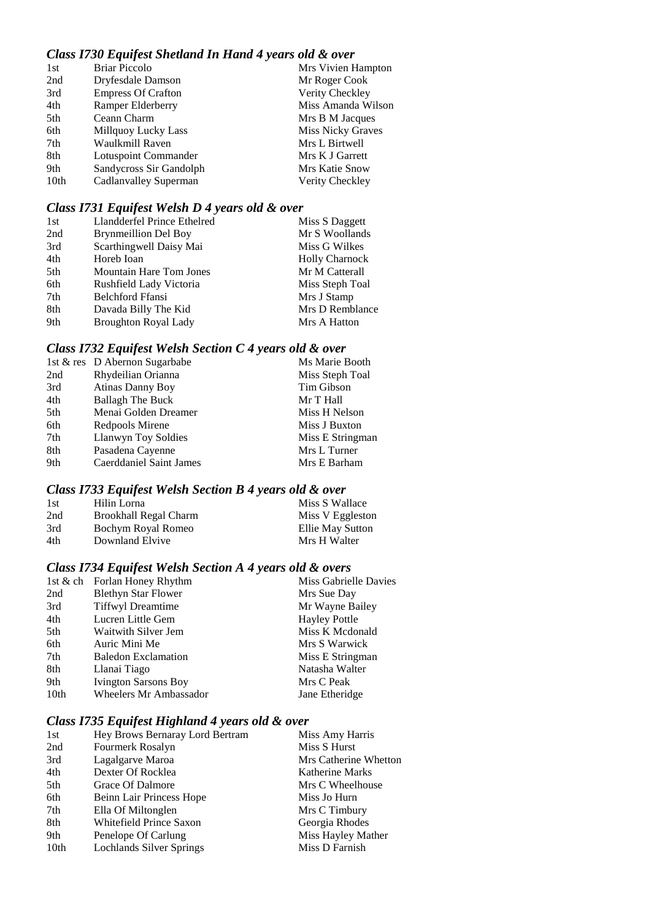### *Class I730 Equifest Shetland In Hand 4 years old & over*

| | | |
|---|---|---|
| 1st | Briar Piccolo | Mrs Vivien Hampton |
| 2nd | Dryfesdale Damson | Mr Roger Cook |
| 3rd | Empress Of Crafton | Verity Checkley |
| 4th | Ramper Elderberry | Miss Amanda Wilson |
| 5th | Ceann Charm | Mrs B M Jacques |
| 6th | Millquoy Lucky Lass | Miss Nicky Graves |
| 7th | Waulkmill Raven | Mrs L Birtwell |
| 8th | Lotuspoint Commander | Mrs K J Garrett |
| 9th | Sandycross Sir Gandolph | Mrs Katie Snow |
| 10th | Cadlanvalley Superman | Verity Checkley |

### *Class I731 Equifest Welsh D 4 years old & over*

| | | |
|---|---|---|
| 1st | Llandderfel Prince Ethelred | Miss S Daggett |
| 2nd | Brynmeillion Del Boy | Mr S Woollands |
| 3rd | Scarthingwell Daisy Mai | Miss G Wilkes |
| 4th | Horeb Ioan | Holly Charnock |
| 5th | Mountain Hare Tom Jones | Mr M Catterall |
| 6th | Rushfield Lady Victoria | Miss Steph Toal |
| 7th | Belchford Ffansi | Mrs J Stamp |
| 8th | Davada Billy The Kid | Mrs D Remblance |
| 9th | Broughton Royal Lady | Mrs A Hatton |

### *Class I732 Equifest Welsh Section C 4 years old & over*

| | | |
|---|---|---|
| 1st & res | D Abernon Sugarbabe | Ms Marie Booth |
| 2nd | Rhydeilian Orianna | Miss Steph Toal |
| 3rd | Atinas Danny Boy | Tim Gibson |
| 4th | Ballagh The Buck | Mr T Hall |
| 5th | Menai Golden Dreamer | Miss H Nelson |
| 6th | Redpools Mirene | Miss J Buxton |
| 7th | Llanwyn Toy Soldies | Miss E Stringman |
| 8th | Pasadena Cayenne | Mrs L Turner |
| 9th | Caerddaniel Saint James | Mrs E Barham |

### *Class I733 Equifest Welsh Section B 4 years old & over*

| | | |
|---|---|---|
| 1st | Hilin Lorna | Miss S Wallace |
| 2nd | Brookhall Regal Charm | Miss V Eggleston |
| 3rd | Bochym Royal Romeo | Ellie May Sutton |
| 4th | Downland Elvive | Mrs H Walter |

### *Class I734 Equifest Welsh Section A 4 years old & overs*

| | | |
|---|---|---|
| 1st & ch | Forlan Honey Rhythm | Miss Gabrielle Davies |
| 2nd | Blethyn Star Flower | Mrs Sue Day |
| 3rd | Tiffwyl Dreamtime | Mr Wayne Bailey |
| 4th | Lucren Little Gem | Hayley Pottle |
| 5th | Waitwith Silver Jem | Miss K Mcdonald |
| 6th | Auric Mini Me | Mrs S Warwick |
| 7th | Baledon Exclamation | Miss E Stringman |
| 8th | Llanai Tiago | Natasha Walter |
| 9th | Ivington Sarsons Boy | Mrs C Peak |
| 10th | Wheelers Mr Ambassador | Jane Etheridge |

### *Class I735 Equifest Highland 4 years old & over*

| | | |
|---|---|---|
| 1st | Hey Brows Bernaray Lord Bertram | Miss Amy Harris |
| 2nd | Fourmerk Rosalyn | Miss S Hurst |
| 3rd | Lagalgarve Maroa | Mrs Catherine Whetton |
| 4th | Dexter Of Rocklea | Katherine Marks |
| 5th | Grace Of Dalmore | Mrs C Wheelhouse |
| 6th | Beinn Lair Princess Hope | Miss Jo Hurn |
| 7th | Ella Of Miltonglen | Mrs C Timbury |
| 8th | Whitefield Prince Saxon | Georgia Rhodes |
| 9th | Penelope Of Carlung | Miss Hayley Mather |
| 10th | Lochlands Silver Springs | Miss D Farnish |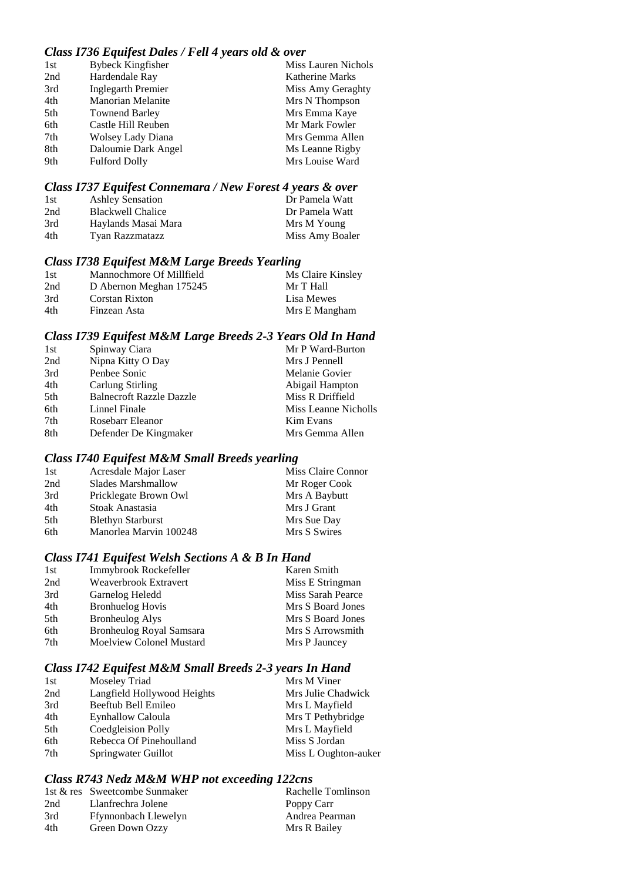### *Class I736 Equifest Dales / Fell 4 years old & over*

| | | |
|---|---|---|
| 1st | Bybeck Kingfisher | Miss Lauren Nichols |
| 2nd | Hardendale Ray | Katherine Marks |
| 3rd | Inglegarth Premier | Miss Amy Geraghty |
| 4th | Manorian Melanite | Mrs N Thompson |
| 5th | Townend Barley | Mrs Emma Kaye |
| 6th | Castle Hill Reuben | Mr Mark Fowler |
| 7th | Wolsey Lady Diana | Mrs Gemma Allen |
| 8th | Daloumie Dark Angel | Ms Leanne Rigby |
| 9th | Fulford Dolly | Mrs Louise Ward |

### *Class I737 Equifest Connemara / New Forest 4 years & over*

| | | |
|---|---|---|
| 1st | Ashley Sensation | Dr Pamela Watt |
| 2nd | Blackwell Chalice | Dr Pamela Watt |
| 3rd | Haylands Masai Mara | Mrs M Young |
| 4th | Tyan Razzmatazz | Miss Amy Boaler |

### *Class I738 Equifest M&M Large Breeds Yearling*

| | | |
|---|---|---|
| 1st | Mannochmore Of Millfield | Ms Claire Kinsley |
| 2nd | D Abernon Meghan 175245 | Mr T Hall |
| 3rd | Corstan Rixton | Lisa Mewes |
| 4th | Finzean Asta | Mrs E Mangham |

### *Class I739 Equifest M&M Large Breeds 2-3 Years Old In Hand*

| | | |
|---|---|---|
| 1st | Spinway Ciara | Mr P Ward-Burton |
| 2nd | Nipna Kitty O Day | Mrs J Pennell |
| 3rd | Penbee Sonic | Melanie Govier |
| 4th | Carlung Stirling | Abigail Hampton |
| 5th | Balnecroft Razzle Dazzle | Miss R Driffield |
| 6th | Linnel Finale | Miss Leanne Nicholls |
| 7th | Rosebarr Eleanor | Kim Evans |
| 8th | Defender De Kingmaker | Mrs Gemma Allen |

### *Class I740 Equifest M&M Small Breeds yearling*

| | | |
|---|---|---|
| 1st | Acresdale Major Laser | Miss Claire Connor |
| 2nd | Slades Marshmallow | Mr Roger Cook |
| 3rd | Pricklegate Brown Owl | Mrs A Baybutt |
| 4th | Stoak Anastasia | Mrs J Grant |
| 5th | Blethyn Starburst | Mrs Sue Day |
| 6th | Manorlea Marvin 100248 | Mrs S Swires |

### *Class I741 Equifest Welsh Sections A & B In Hand*

| | | |
|---|---|---|
| 1st | Immybrook Rockefeller | Karen Smith |
| 2nd | Weaverbrook Extravert | Miss E Stringman |
| 3rd | Garnelog Heledd | Miss Sarah Pearce |
| 4th | Bronheulog Hovis | Mrs S Board Jones |
| 5th | Bronheulog Alys | Mrs S Board Jones |
| 6th | Bronheulog Royal Samsara | Mrs S Arrowsmith |
| 7th | Moelview Colonel Mustard | Mrs P Jauncey |

### *Class I742 Equifest M&M Small Breeds 2-3 years In Hand*

| | | |
|---|---|---|
| 1st | Moseley Triad | Mrs M Viner |
| 2nd | Langfield Hollywood Heights | Mrs Julie Chadwick |
| 3rd | Beeftub Bell Emileo | Mrs L Mayfield |
| 4th | Eynhallow Caloula | Mrs T Pethybridge |
| 5th | Coedgleision Polly | Mrs L Mayfield |
| 6th | Rebecca Of Pinehoulland | Miss S Jordan |
| 7th | Springwater Guillot | Miss L Oughton-auker |

### *Class R743 Nedz M&M WHP not exceeding 122cns*

| | | |
|---|---|---|
| 1st & res | Sweetcombe Sunmaker | Rachelle Tomlinson |
| 2nd | Llanfrechra Jolene | Poppy Carr |
| 3rd | Ffynnonbach Llewelyn | Andrea Pearman |
| 4th | Green Down Ozzy | Mrs R Bailey |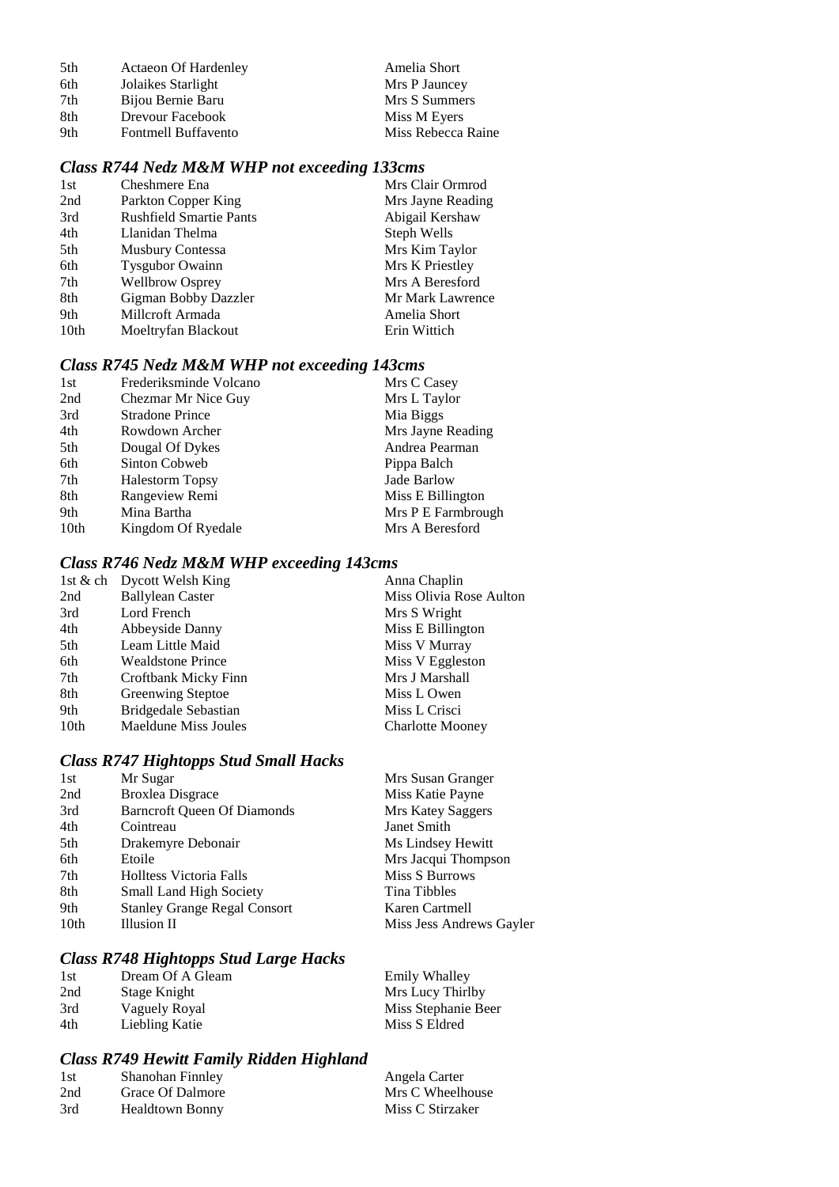| | | |
|---|---|---|
| 5th | Actaeon Of Hardenley | Amelia Short |
| 6th | Jolaikes Starlight | Mrs P Jauncey |
| 7th | Bijou Bernie Baru | Mrs S Summers |
| 8th | Drevour Facebook | Miss M Eyers |
| 9th | Fontmell Buffavento | Miss Rebecca Raine |

### *Class R744 Nedz M&M WHP not exceeding 133cms*

| | | |
|---|---|---|
| 1st | Cheshmere Ena | Mrs Clair Ormrod |
| 2nd | Parkton Copper King | Mrs Jayne Reading |
| 3rd | Rushfield Smartie Pants | Abigail Kershaw |
| 4th | Llanidan Thelma | Steph Wells |
| 5th | Musbury Contessa | Mrs Kim Taylor |
| 6th | Tysgubor Owainn | Mrs K Priestley |
| 7th | Wellbrow Osprey | Mrs A Beresford |
| 8th | Gigman Bobby Dazzler | Mr Mark Lawrence |
| 9th | Millcroft Armada | Amelia Short |
| 10th | Moeltryfan Blackout | Erin Wittich |

### *Class R745 Nedz M&M WHP not exceeding 143cms*

| | | |
|---|---|---|
| 1st | Frederiksminde Volcano | Mrs C Casey |
| 2nd | Chezmar Mr Nice Guy | Mrs L Taylor |
| 3rd | Stradone Prince | Mia Biggs |
| 4th | Rowdown Archer | Mrs Jayne Reading |
| 5th | Dougal Of Dykes | Andrea Pearman |
| 6th | Sinton Cobweb | Pippa Balch |
| 7th | Halestorm Topsy | Jade Barlow |
| 8th | Rangeview Remi | Miss E Billington |
| 9th | Mina Bartha | Mrs P E Farmbrough |
| 10th | Kingdom Of Ryedale | Mrs A Beresford |

### *Class R746 Nedz M&M WHP exceeding 143cms*

| | | |
|---|---|---|
| 1st & ch | Dycott Welsh King | Anna Chaplin |
| 2nd | Ballylean Caster | Miss Olivia Rose Aulton |
| 3rd | Lord French | Mrs S Wright |
| 4th | Abbeyside Danny | Miss E Billington |
| 5th | Leam Little Maid | Miss V Murray |
| 6th | Wealdstone Prince | Miss V Eggleston |
| 7th | Croftbank Micky Finn | Mrs J Marshall |
| 8th | Greenwing Steptoe | Miss L Owen |
| 9th | Bridgedale Sebastian | Miss L Crisci |
| 10th | Maeldune Miss Joules | Charlotte Mooney |

### *Class R747 Hightopps Stud Small Hacks*

| | | |
|---|---|---|
| 1st | Mr Sugar | Mrs Susan Granger |
| 2nd | Broxlea Disgrace | Miss Katie Payne |
| 3rd | Barncroft Queen Of Diamonds | Mrs Katey Saggers |
| 4th | Cointreau | Janet Smith |
| 5th | Drakemyre Debonair | Ms Lindsey Hewitt |
| 6th | Etoile | Mrs Jacqui Thompson |
| 7th | Holltess Victoria Falls | Miss S Burrows |
| 8th | Small Land High Society | Tina Tibbles |
| 9th | Stanley Grange Regal Consort | Karen Cartmell |
| 10th | Illusion II | Miss Jess Andrews Gayler |

### *Class R748 Hightopps Stud Large Hacks*

| | | |
|---|---|---|
| 1st | Dream Of A Gleam | Emily Whalley |
| 2nd | Stage Knight | Mrs Lucy Thirlby |
| 3rd | Vaguely Royal | Miss Stephanie Beer |
| 4th | Liebling Katie | Miss S Eldred |

### *Class R749 Hewitt Family Ridden Highland*

| | | |
|---|---|---|
| 1st | Shanohan Finnley | Angela Carter |
| 2nd | Grace Of Dalmore | Mrs C Wheelhouse |
| 3rd | Healdtown Bonny | Miss C Stirzaker |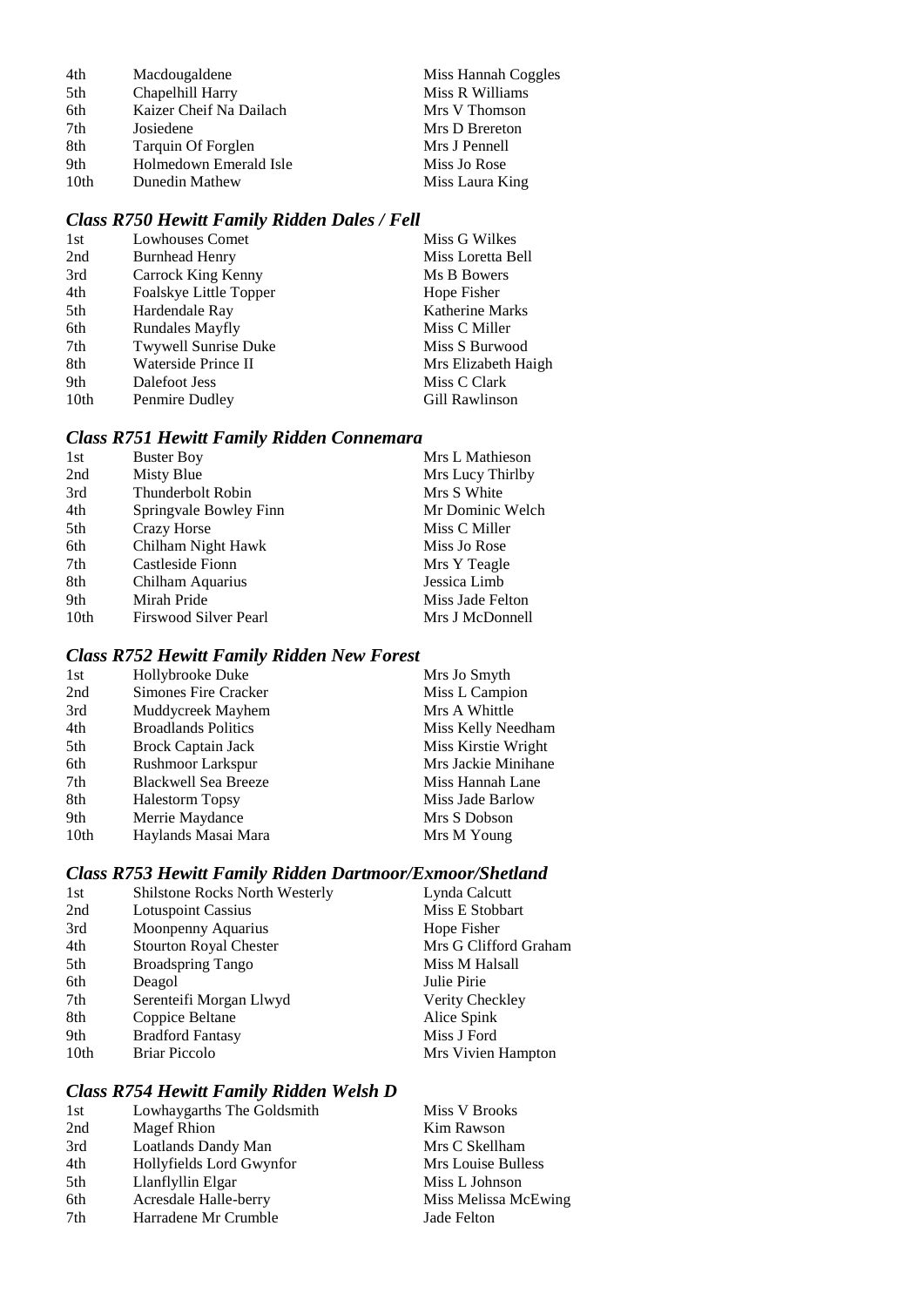| | | |
|---|---|---|
| 4th | Macdougaldene | Miss Hannah Coggles |
| 5th | Chapelhill Harry | Miss R Williams |
| 6th | Kaizer Cheif Na Dailach | Mrs V Thomson |
| 7th | Josiedene | Mrs D Brereton |
| 8th | Tarquin Of Forglen | Mrs J Pennell |
| 9th | Holmedown Emerald Isle | Miss Jo Rose |
| 10th | Dunedin Mathew | Miss Laura King |

### *Class R750 Hewitt Family Ridden Dales / Fell*

| | | |
|---|---|---|
| 1st | Lowhouses Comet | Miss G Wilkes |
| 2nd | Burnhead Henry | Miss Loretta Bell |
| 3rd | Carrock King Kenny | Ms B Bowers |
| 4th | Foalskye Little Topper | Hope Fisher |
| 5th | Hardendale Ray | Katherine Marks |
| 6th | Rundales Mayfly | Miss C Miller |
| 7th | Twywell Sunrise Duke | Miss S Burwood |
| 8th | Waterside Prince II | Mrs Elizabeth Haigh |
| 9th | Dalefoot Jess | Miss C Clark |
| 10th | Penmire Dudley | Gill Rawlinson |

### *Class R751 Hewitt Family Ridden Connemara*

| | | |
|---|---|---|
| 1st | Buster Boy | Mrs L Mathieson |
| 2nd | Misty Blue | Mrs Lucy Thirlby |
| 3rd | Thunderbolt Robin | Mrs S White |
| 4th | Springvale Bowley Finn | Mr Dominic Welch |
| 5th | Crazy Horse | Miss C Miller |
| 6th | Chilham Night Hawk | Miss Jo Rose |
| 7th | Castleside Fionn | Mrs Y Teagle |
| 8th | Chilham Aquarius | Jessica Limb |
| 9th | Mirah Pride | Miss Jade Felton |
| 10th | Firswood Silver Pearl | Mrs J McDonnell |

### *Class R752 Hewitt Family Ridden New Forest*

| | | |
|---|---|---|
| 1st | Hollybrooke Duke | Mrs Jo Smyth |
| 2nd | Simones Fire Cracker | Miss L Campion |
| 3rd | Muddycreek Mayhem | Mrs A Whittle |
| 4th | Broadlands Politics | Miss Kelly Needham |
| 5th | Brock Captain Jack | Miss Kirstie Wright |
| 6th | Rushmoor Larkspur | Mrs Jackie Minihane |
| 7th | Blackwell Sea Breeze | Miss Hannah Lane |
| 8th | Halestorm Topsy | Miss Jade Barlow |
| 9th | Merrie Maydance | Mrs S Dobson |
| 10th | Haylands Masai Mara | Mrs M Young |

### *Class R753 Hewitt Family Ridden Dartmoor/Exmoor/Shetland*

| | | |
|---|---|---|
| 1st | Shilstone Rocks North Westerly | Lynda Calcutt |
| 2nd | Lotuspoint Cassius | Miss E Stobbart |
| 3rd | Moonpenny Aquarius | Hope Fisher |
| 4th | Stourton Royal Chester | Mrs G Clifford Graham |
| 5th | Broadspring Tango | Miss M Halsall |
| 6th | Deagol | Julie Pirie |
| 7th | Serenteifi Morgan Llwyd | Verity Checkley |
| 8th | Coppice Beltane | Alice Spink |
| 9th | Bradford Fantasy | Miss J Ford |
| 10th | Briar Piccolo | Mrs Vivien Hampton |

### *Class R754 Hewitt Family Ridden Welsh D*

| | | |
|---|---|---|
| 1st | Lowhaygarths The Goldsmith | Miss V Brooks |
| 2nd | Magef Rhion | Kim Rawson |
| 3rd | Loatlands Dandy Man | Mrs C Skellham |
| 4th | Hollyfields Lord Gwynfor | Mrs Louise Bulless |
| 5th | Llanflyllin Elgar | Miss L Johnson |
| 6th | Acresdale Halle-berry | Miss Melissa McEwing |
| 7th | Harradene Mr Crumble | Jade Felton |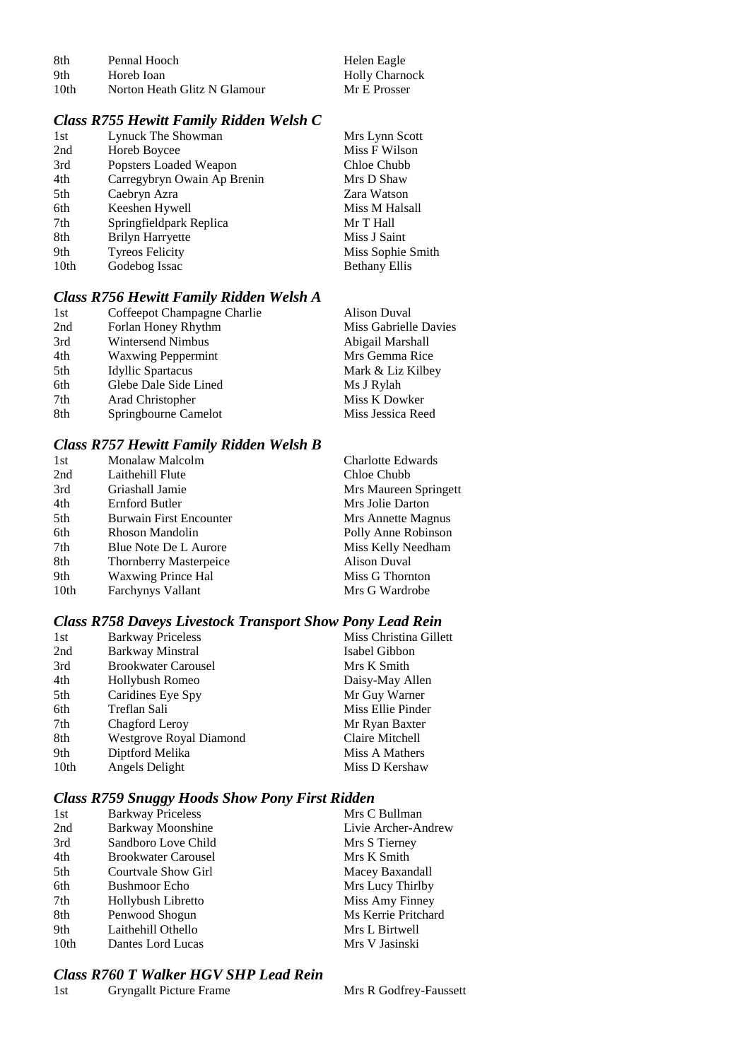| | | |
|---|---|---|
| 8th | Pennal Hooch | Helen Eagle |
| 9th | Horeb Ioan | Holly Charnock |
| 10th | Norton Heath Glitz N Glamour | Mr E Prosser |

### *Class R755 Hewitt Family Ridden Welsh C*

| | | |
|---|---|---|
| 1st | Lynuck The Showman | Mrs Lynn Scott |
| 2nd | Horeb Boycee | Miss F Wilson |
| 3rd | Popsters Loaded Weapon | Chloe Chubb |
| 4th | Carregybryn Owain Ap Brenin | Mrs D Shaw |
| 5th | Caebryn Azra | Zara Watson |
| 6th | Keeshen Hywell | Miss M Halsall |
| 7th | Springfieldpark Replica | Mr T Hall |
| 8th | Brilyn Harryette | Miss J Saint |
| 9th | Tyreos Felicity | Miss Sophie Smith |
| 10th | Godebog Issac | Bethany Ellis |

### *Class R756 Hewitt Family Ridden Welsh A*

| | | |
|---|---|---|
| 1st | Coffeepot Champagne Charlie | Alison Duval |
| 2nd | Forlan Honey Rhythm | Miss Gabrielle Davies |
| 3rd | Wintersend Nimbus | Abigail Marshall |
| 4th | Waxwing Peppermint | Mrs Gemma Rice |
| 5th | Idyllic Spartacus | Mark & Liz Kilbey |
| 6th | Glebe Dale Side Lined | Ms J Rylah |
| 7th | Arad Christopher | Miss K Dowker |
| 8th | Springbourne Camelot | Miss Jessica Reed |

### *Class R757 Hewitt Family Ridden Welsh B*

| | | |
|---|---|---|
| 1st | Monalaw Malcolm | Charlotte Edwards |
| 2nd | Laithehill Flute | Chloe Chubb |
| 3rd | Griashall Jamie | Mrs Maureen Springett |
| 4th | Ernford Butler | Mrs Jolie Darton |
| 5th | Burwain First Encounter | Mrs Annette Magnus |
| 6th | Rhoson Mandolin | Polly Anne Robinson |
| 7th | Blue Note De L Aurore | Miss Kelly Needham |
| 8th | Thornberry Masterpeice | Alison Duval |
| 9th | Waxwing Prince Hal | Miss G Thornton |
| 10th | Farchynys Vallant | Mrs G Wardrobe |

### *Class R758 Daveys Livestock Transport Show Pony Lead Rein*

| | | |
|---|---|---|
| 1st | Barkway Priceless | Miss Christina Gillett |
| 2nd | Barkway Minstral | Isabel Gibbon |
| 3rd | Brookwater Carousel | Mrs K Smith |
| 4th | Hollybush Romeo | Daisy-May Allen |
| 5th | Caridines Eye Spy | Mr Guy Warner |
| 6th | Treflan Sali | Miss Ellie Pinder |
| 7th | Chagford Leroy | Mr Ryan Baxter |
| 8th | Westgrove Royal Diamond | Claire Mitchell |
| 9th | Diptford Melika | Miss A Mathers |
| 10th | Angels Delight | Miss D Kershaw |

### *Class R759 Snuggy Hoods Show Pony First Ridden*

| | | |
|---|---|---|
| 1st | Barkway Priceless | Mrs C Bullman |
| 2nd | Barkway Moonshine | Livie Archer-Andrew |
| 3rd | Sandboro Love Child | Mrs S Tierney |
| 4th | Brookwater Carousel | Mrs K Smith |
| 5th | Courtvale Show Girl | Macey Baxandall |
| 6th | Bushmoor Echo | Mrs Lucy Thirlby |
| 7th | Hollybush Libretto | Miss Amy Finney |
| 8th | Penwood Shogun | Ms Kerrie Pritchard |
| 9th | Laithehill Othello | Mrs L Birtwell |
| 10th | Dantes Lord Lucas | Mrs V Jasinski |

### *Class R760 T Walker HGV SHP Lead Rein*

| | | |
|---|---|---|
| 1st | Gryngallt Picture Frame | Mrs R Godfrey-Faussett |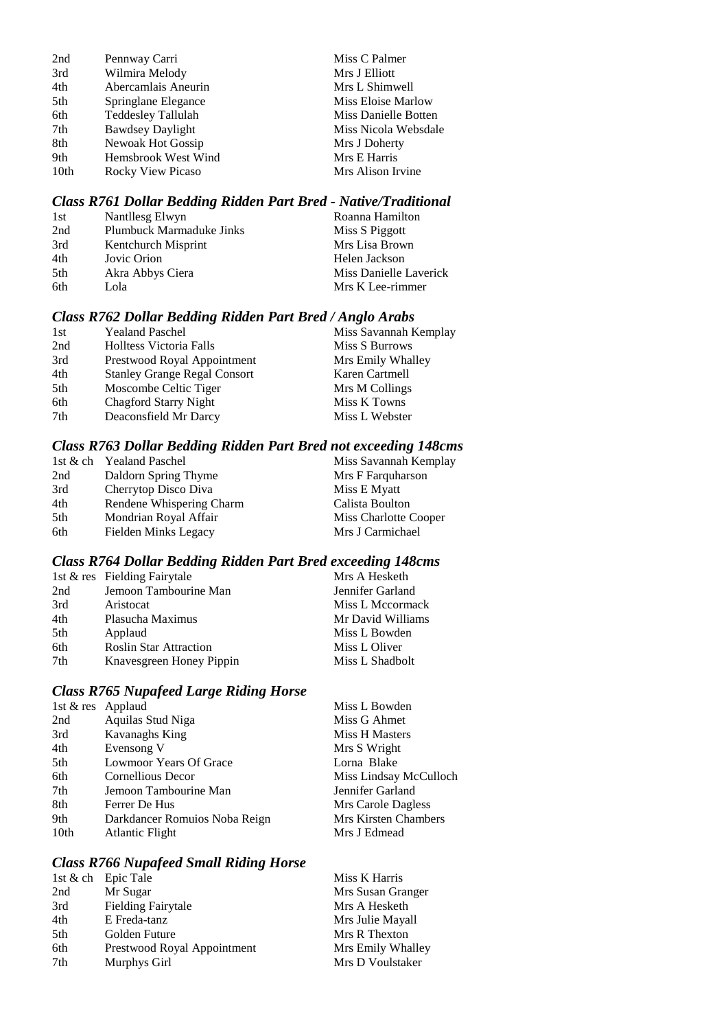| | | |
|---|---|---|
| 2nd | Pennway Carri | Miss C Palmer |
| 3rd | Wilmira Melody | Mrs J Elliott |
| 4th | Abercamlais Aneurin | Mrs L Shimwell |
| 5th | Springlane Elegance | Miss Eloise Marlow |
| 6th | Teddesley Tallulah | Miss Danielle Botten |
| 7th | Bawdsey Daylight | Miss Nicola Websdale |
| 8th | Newoak Hot Gossip | Mrs J Doherty |
| 9th | Hemsbrook West Wind | Mrs E Harris |
| 10th | Rocky View Picaso | Mrs Alison Irvine |

### *Class R761 Dollar Bedding Ridden Part Bred - Native/Traditional*

| | | |
|---|---|---|
| 1st | Nantllesg Elwyn | Roanna Hamilton |
| 2nd | Plumbuck Marmaduke Jinks | Miss S Piggott |
| 3rd | Kentchurch Misprint | Mrs Lisa Brown |
| 4th | Jovic Orion | Helen Jackson |
| 5th | Akra Abbys Ciera | Miss Danielle Laverick |
| 6th | Lola | Mrs K Lee-rimmer |

### *Class R762 Dollar Bedding Ridden Part Bred / Anglo Arabs*

| | | |
|---|---|---|
| 1st | Yealand Paschel | Miss Savannah Kemplay |
| 2nd | Holltess Victoria Falls | Miss S Burrows |
| 3rd | Prestwood Royal Appointment | Mrs Emily Whalley |
| 4th | Stanley Grange Regal Consort | Karen Cartmell |
| 5th | Moscombe Celtic Tiger | Mrs M Collings |
| 6th | Chagford Starry Night | Miss K Towns |
| 7th | Deaconsfield Mr Darcy | Miss L Webster |

### *Class R763 Dollar Bedding Ridden Part Bred not exceeding 148cms*

| | | |
|---|---|---|
| 1st & ch | Yealand Paschel | Miss Savannah Kemplay |
| 2nd | Daldorn Spring Thyme | Mrs F Farquharson |
| 3rd | Cherrytop Disco Diva | Miss E Myatt |
| 4th | Rendene Whispering Charm | Calista Boulton |
| 5th | Mondrian Royal Affair | Miss Charlotte Cooper |
| 6th | Fielden Minks Legacy | Mrs J Carmichael |

### *Class R764 Dollar Bedding Ridden Part Bred exceeding 148cms*

| | | |
|---|---|---|
| 1st & res | Fielding Fairytale | Mrs A Hesketh |
| 2nd | Jemoon Tambourine Man | Jennifer Garland |
| 3rd | Aristocat | Miss L Mccormack |
| 4th | Plasucha Maximus | Mr David Williams |
| 5th | Applaud | Miss L Bowden |
| 6th | Roslin Star Attraction | Miss L Oliver |
| 7th | Knavesgreen Honey Pippin | Miss L Shadbolt |

### *Class R765 Nupafeed Large Riding Horse*

| | | |
|---|---|---|
| 1st & res | Applaud | Miss L Bowden |
| 2nd | Aquilas Stud Niga | Miss G Ahmet |
| 3rd | Kavanaghs King | Miss H Masters |
| 4th | Evensong V | Mrs S Wright |
| 5th | Lowmoor Years Of Grace | Lorna Blake |
| 6th | Cornellious Decor | Miss Lindsay McCulloch |
| 7th | Jemoon Tambourine Man | Jennifer Garland |
| 8th | Ferrer De Hus | Mrs Carole Dagless |
| 9th | Darkdancer Romuios Noba Reign | Mrs Kirsten Chambers |
| 10th | Atlantic Flight | Mrs J Edmead |

### *Class R766 Nupafeed Small Riding Horse*

| | | |
|---|---|---|
| 1st & ch | Epic Tale | Miss K Harris |
| 2nd | Mr Sugar | Mrs Susan Granger |
| 3rd | Fielding Fairytale | Mrs A Hesketh |
| 4th | E Freda-tanz | Mrs Julie Mayall |
| 5th | Golden Future | Mrs R Thexton |
| 6th | Prestwood Royal Appointment | Mrs Emily Whalley |
| 7th | Murphys Girl | Mrs D Voulstaker |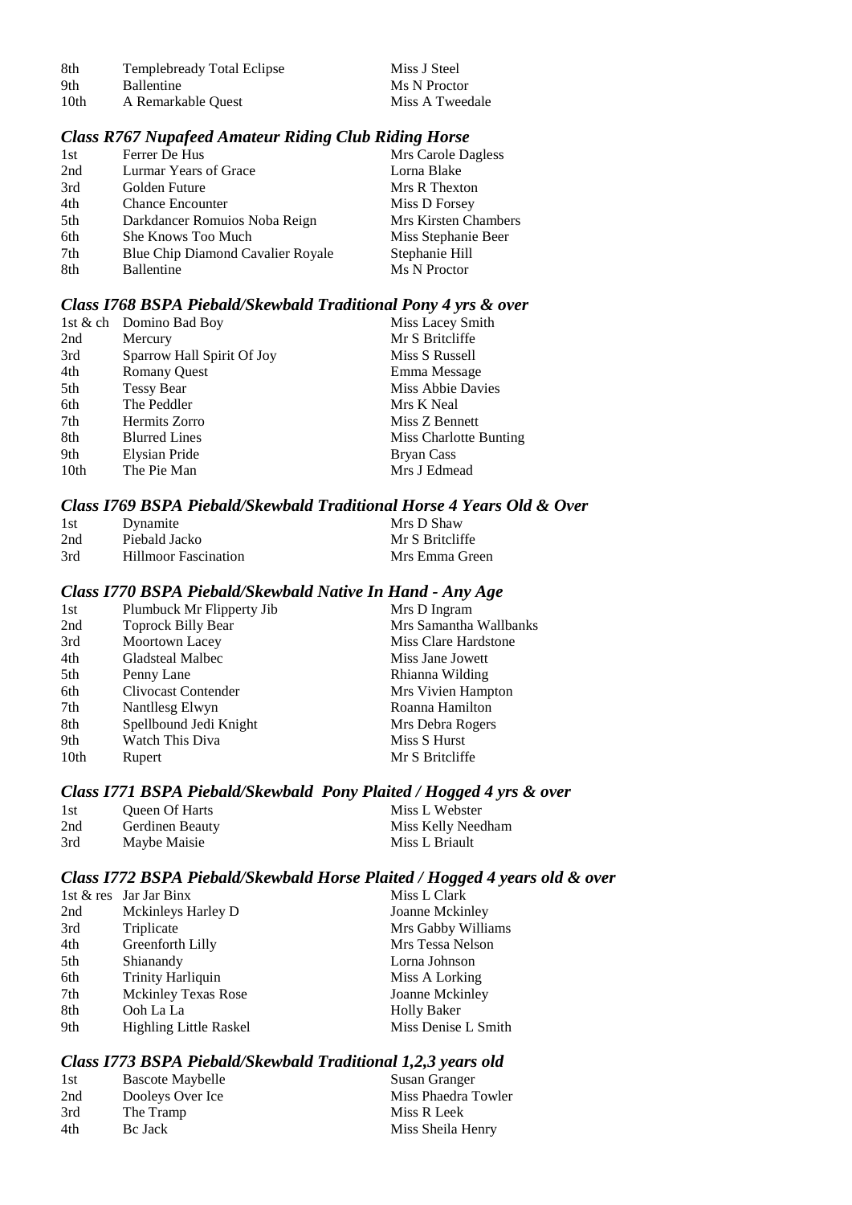| | | |
|---|---|---|
| 8th | Templebready Total Eclipse | Miss J Steel |
| 9th | Ballentine | Ms N Proctor |
| 10th | A Remarkable Quest | Miss A Tweedale |

### *Class R767 Nupafeed Amateur Riding Club Riding Horse*

| | | |
|---|---|---|
| 1st | Ferrer De Hus | Mrs Carole Dagless |
| 2nd | Lurmar Years of Grace | Lorna Blake |
| 3rd | Golden Future | Mrs R Thexton |
| 4th | Chance Encounter | Miss D Forsey |
| 5th | Darkdancer Romuios Noba Reign | Mrs Kirsten Chambers |
| 6th | She Knows Too Much | Miss Stephanie Beer |
| 7th | Blue Chip Diamond Cavalier Royale | Stephanie Hill |
| 8th | Ballentine | Ms N Proctor |

### *Class I768 BSPA Piebald/Skewbald Traditional Pony 4 yrs & over*

| | | |
|---|---|---|
| 1st & ch | Domino Bad Boy | Miss Lacey Smith |
| 2nd | Mercury | Mr S Britcliffe |
| 3rd | Sparrow Hall Spirit Of Joy | Miss S Russell |
| 4th | Romany Quest | Emma Message |
| 5th | Tessy Bear | Miss Abbie Davies |
| 6th | The Peddler | Mrs K Neal |
| 7th | Hermits Zorro | Miss Z Bennett |
| 8th | Blurred Lines | Miss Charlotte Bunting |
| 9th | Elysian Pride | Bryan Cass |
| 10th | The Pie Man | Mrs J Edmead |

### *Class I769 BSPA Piebald/Skewbald Traditional Horse 4 Years Old & Over*

| | | |
|---|---|---|
| 1st | Dynamite | Mrs D Shaw |
| 2nd | Piebald Jacko | Mr S Britcliffe |
| 3rd | Hillmoor Fascination | Mrs Emma Green |

### *Class I770 BSPA Piebald/Skewbald Native In Hand - Any Age*

| | | |
|---|---|---|
| 1st | Plumbuck Mr Flipperty Jib | Mrs D Ingram |
| 2nd | Toprock Billy Bear | Mrs Samantha Wallbanks |
| 3rd | Moortown Lacey | Miss Clare Hardstone |
| 4th | Gladsteal Malbec | Miss Jane Jowett |
| 5th | Penny Lane | Rhianna Wilding |
| 6th | Clivocast Contender | Mrs Vivien Hampton |
| 7th | Nantllesg Elwyn | Roanna Hamilton |
| 8th | Spellbound Jedi Knight | Mrs Debra Rogers |
| 9th | Watch This Diva | Miss S Hurst |
| 10th | Rupert | Mr S Britcliffe |

### *Class I771 BSPA Piebald/Skewbald Pony Plaited / Hogged 4 yrs & over*

| | | |
|---|---|---|
| 1st | Queen Of Harts | Miss L Webster |
| 2nd | Gerdinen Beauty | Miss Kelly Needham |
| 3rd | Maybe Maisie | Miss L Briault |

### *Class I772 BSPA Piebald/Skewbald Horse Plaited / Hogged 4 years old & over*

| | | |
|---|---|---|
| 1st & res | Jar Jar Binx | Miss L Clark |
| 2nd | Mckinleys Harley D | Joanne Mckinley |
| 3rd | Triplicate | Mrs Gabby Williams |
| 4th | Greenforth Lilly | Mrs Tessa Nelson |
| 5th | Shianandy | Lorna Johnson |
| 6th | Trinity Harliquin | Miss A Lorking |
| 7th | Mckinley Texas Rose | Joanne Mckinley |
| 8th | Ooh La La | Holly Baker |
| 9th | Highling Little Raskel | Miss Denise L Smith |

### *Class I773 BSPA Piebald/Skewbald Traditional 1,2,3 years old*

| | | |
|---|---|---|
| 1st | Bascote Maybelle | Susan Granger |
| 2nd | Dooleys Over Ice | Miss Phaedra Towler |
| 3rd | The Tramp | Miss R Leek |
| 4th | Bc Jack | Miss Sheila Henry |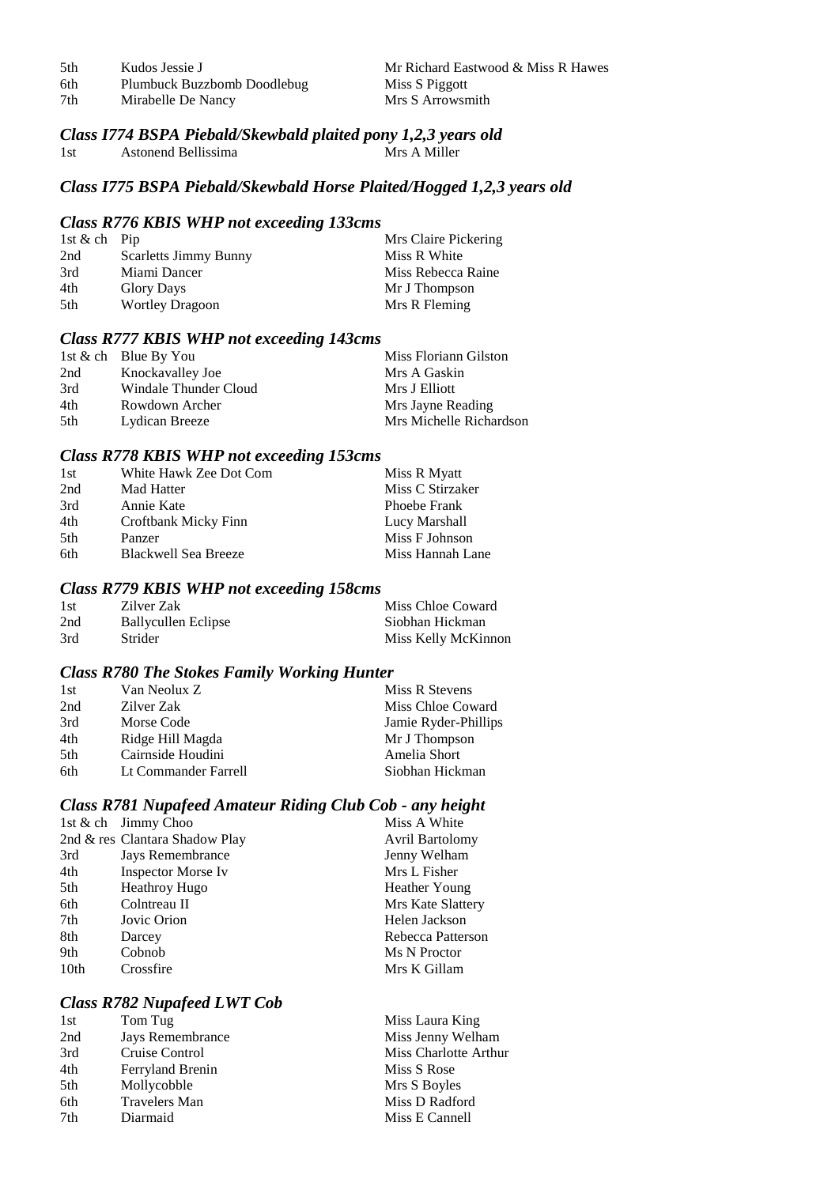| | | |
|---|---|---|
| 5th | Kudos Jessie J | Mr Richard Eastwood & Miss R Hawes |
| 6th | Plumbuck Buzzbomb Doodlebug | Miss S Piggott |
| 7th | Mirabelle De Nancy | Mrs S Arrowsmith |

### *Class I774 BSPA Piebald/Skewbald plaited pony 1,2,3 years old*

| | | |
|---|---|---|
| 1st | Astonend Bellissima | Mrs A Miller |

### *Class I775 BSPA Piebald/Skewbald Horse Plaited/Hogged 1,2,3 years old*

### *Class R776 KBIS WHP not exceeding 133cms*

| | | |
|---|---|---|
| 1st & ch | Pip | Mrs Claire Pickering |
| 2nd | Scarletts Jimmy Bunny | Miss R White |
| 3rd | Miami Dancer | Miss Rebecca Raine |
| 4th | Glory Days | Mr J Thompson |
| 5th | Wortley Dragoon | Mrs R Fleming |

### *Class R777 KBIS WHP not exceeding 143cms*

| | | |
|---|---|---|
| 1st & ch | Blue By You | Miss Floriann Gilston |
| 2nd | Knockavalley Joe | Mrs A Gaskin |
| 3rd | Windale Thunder Cloud | Mrs J Elliott |
| 4th | Rowdown Archer | Mrs Jayne Reading |
| 5th | Lydican Breeze | Mrs Michelle Richardson |

### *Class R778 KBIS WHP not exceeding 153cms*

| | | |
|---|---|---|
| 1st | White Hawk Zee Dot Com | Miss R Myatt |
| 2nd | Mad Hatter | Miss C Stirzaker |
| 3rd | Annie Kate | Phoebe Frank |
| 4th | Croftbank Micky Finn | Lucy Marshall |
| 5th | Panzer | Miss F Johnson |
| 6th | Blackwell Sea Breeze | Miss Hannah Lane |

### *Class R779 KBIS WHP not exceeding 158cms*

| | | |
|---|---|---|
| 1st | Zilver Zak | Miss Chloe Coward |
| 2nd | Ballycullen Eclipse | Siobhan Hickman |
| 3rd | Strider | Miss Kelly McKinnon |

### *Class R780 The Stokes Family Working Hunter*

| | | |
|---|---|---|
| 1st | Van Neolux Z | Miss R Stevens |
| 2nd | Zilver Zak | Miss Chloe Coward |
| 3rd | Morse Code | Jamie Ryder-Phillips |
| 4th | Ridge Hill Magda | Mr J Thompson |
| 5th | Cairnside Houdini | Amelia Short |
| 6th | Lt Commander Farrell | Siobhan Hickman |

### *Class R781 Nupafeed Amateur Riding Club Cob - any height*

| | | |
|---|---|---|
| 1st & ch | Jimmy Choo | Miss A White |
| 2nd & res | Clantara Shadow Play | Avril Bartolomy |
| 3rd | Jays Remembrance | Jenny Welham |
| 4th | Inspector Morse Iv | Mrs L Fisher |
| 5th | Heathroy Hugo | Heather Young |
| 6th | Colntreau II | Mrs Kate Slattery |
| 7th | Jovic Orion | Helen Jackson |
| 8th | Darcey | Rebecca Patterson |
| 9th | Cobnob | Ms N Proctor |
| 10th | Crossfire | Mrs K Gillam |

### *Class R782 Nupafeed LWT Cob*

| | | |
|---|---|---|
| 1st | Tom Tug | Miss Laura King |
| 2nd | Jays Remembrance | Miss Jenny Welham |
| 3rd | Cruise Control | Miss Charlotte Arthur |
| 4th | Ferryland Brenin | Miss S Rose |
| 5th | Mollycobble | Mrs S Boyles |
| 6th | Travelers Man | Miss D Radford |
| 7th | Diarmaid | Miss E Cannell |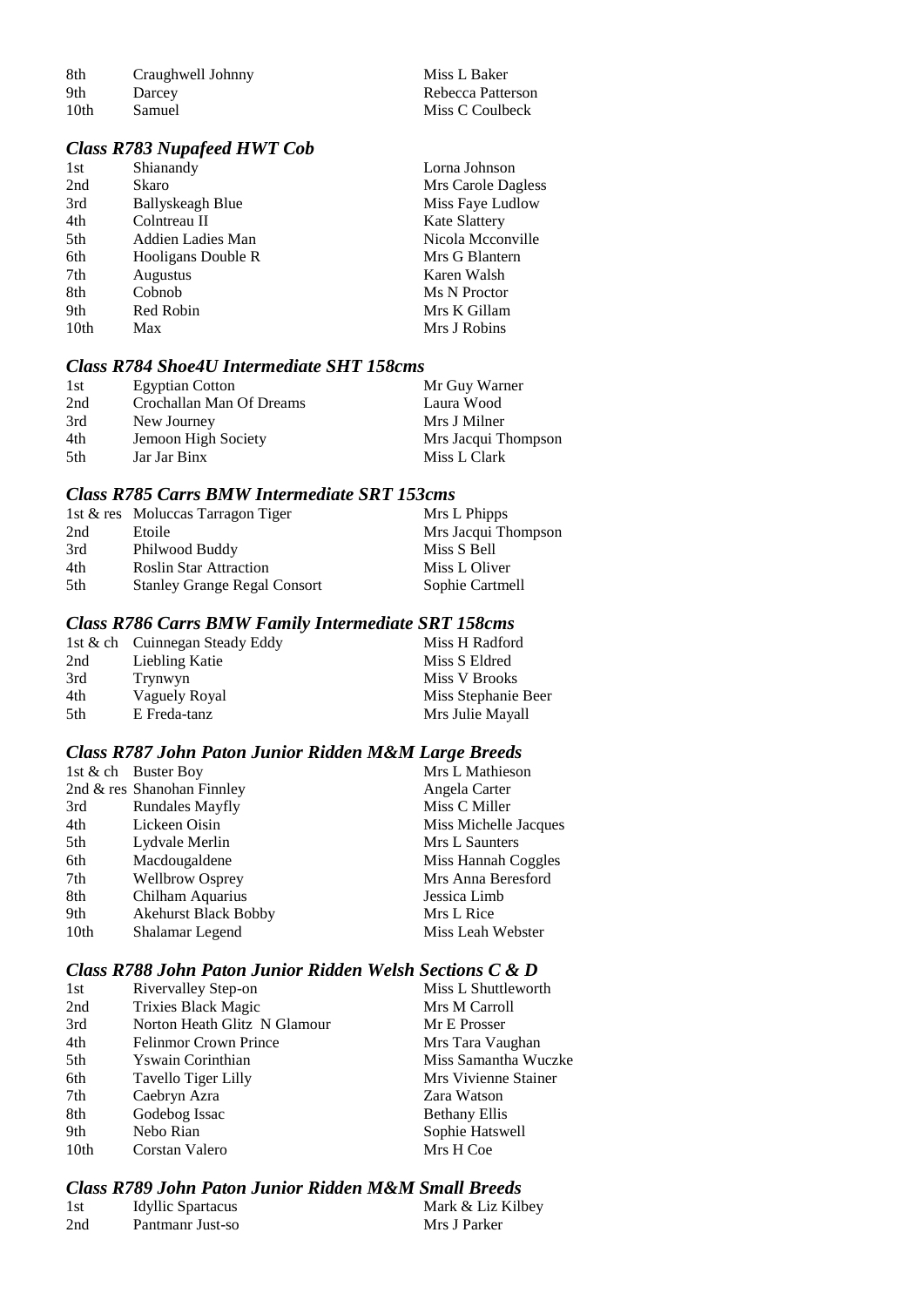| | | |
|---|---|---|
| 8th | Craughwell Johnny | Miss L Baker |
| 9th | Darcey | Rebecca Patterson |
| 10th | Samuel | Miss C Coulbeck |

### *Class R783 Nupafeed HWT Cob*

| | | |
|---|---|---|
| 1st | Shianandy | Lorna Johnson |
| 2nd | Skaro | Mrs Carole Dagless |
| 3rd | Ballyskeagh Blue | Miss Faye Ludlow |
| 4th | Colntreau II | Kate Slattery |
| 5th | Addien Ladies Man | Nicola Mcconville |
| 6th | Hooligans Double R | Mrs G Blantern |
| 7th | Augustus | Karen Walsh |
| 8th | Cobnob | Ms N Proctor |
| 9th | Red Robin | Mrs K Gillam |
| 10th | Max | Mrs J Robins |

### *Class R784 Shoe4U Intermediate SHT 158cms*

| | | |
|---|---|---|
| 1st | Egyptian Cotton | Mr Guy Warner |
| 2nd | Crochallan Man Of Dreams | Laura Wood |
| 3rd | New Journey | Mrs J Milner |
| 4th | Jemoon High Society | Mrs Jacqui Thompson |
| 5th | Jar Jar Binx | Miss L Clark |

### *Class R785 Carrs BMW Intermediate SRT 153cms*

| | | |
|---|---|---|
| 1st & res | Moluccas Tarragon Tiger | Mrs L Phipps |
| 2nd | Etoile | Mrs Jacqui Thompson |
| 3rd | Philwood Buddy | Miss S Bell |
| 4th | Roslin Star Attraction | Miss L Oliver |
| 5th | Stanley Grange Regal Consort | Sophie Cartmell |

### *Class R786 Carrs BMW Family Intermediate SRT 158cms*

| | | |
|---|---|---|
| 1st & ch | Cuinnegan Steady Eddy | Miss H Radford |
| 2nd | Liebling Katie | Miss S Eldred |
| 3rd | Trynwyn | Miss V Brooks |
| 4th | Vaguely Royal | Miss Stephanie Beer |
| 5th | E Freda-tanz | Mrs Julie Mayall |

### *Class R787 John Paton Junior Ridden M&M Large Breeds*

| | | |
|---|---|---|
| 1st & ch | Buster Boy | Mrs L Mathieson |
| 2nd & res | Shanohan Finnley | Angela Carter |
| 3rd | Rundales Mayfly | Miss C Miller |
| 4th | Lickeen Oisin | Miss Michelle Jacques |
| 5th | Lydvale Merlin | Mrs L Saunters |
| 6th | Macdougaldene | Miss Hannah Coggles |
| 7th | Wellbrow Osprey | Mrs Anna Beresford |
| 8th | Chilham Aquarius | Jessica Limb |
| 9th | Akehurst Black Bobby | Mrs L Rice |
| 10th | Shalamar Legend | Miss Leah Webster |

### *Class R788 John Paton Junior Ridden Welsh Sections C & D*

| | | |
|---|---|---|
| 1st | Rivervalley Step-on | Miss L Shuttleworth |
| 2nd | Trixies Black Magic | Mrs M Carroll |
| 3rd | Norton Heath Glitz N Glamour | Mr E Prosser |
| 4th | Felinmor Crown Prince | Mrs Tara Vaughan |
| 5th | Yswain Corinthian | Miss Samantha Wuczke |
| 6th | Tavello Tiger Lilly | Mrs Vivienne Stainer |
| 7th | Caebryn Azra | Zara Watson |
| 8th | Godebog Issac | Bethany Ellis |
| 9th | Nebo Rian | Sophie Hatswell |
| 10th | Corstan Valero | Mrs H Coe |

### *Class R789 John Paton Junior Ridden M&M Small Breeds*

| | | |
|---|---|---|
| 1st | Idyllic Spartacus | Mark & Liz Kilbey |
| 2nd | Pantmanr Just-so | Mrs J Parker |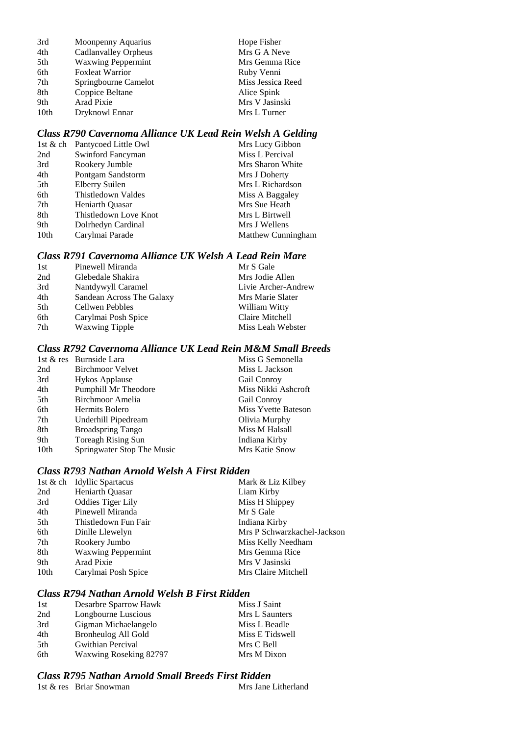| | | |
|---|---|---|
| 3rd | Moonpenny Aquarius | Hope Fisher |
| 4th | Cadlanvalley Orpheus | Mrs G A Neve |
| 5th | Waxwing Peppermint | Mrs Gemma Rice |
| 6th | Foxleat Warrior | Ruby Venni |
| 7th | Springbourne Camelot | Miss Jessica Reed |
| 8th | Coppice Beltane | Alice Spink |
| 9th | Arad Pixie | Mrs V Jasinski |
| 10th | Dryknowl Ennar | Mrs L Turner |

### *Class R790 Cavernoma Alliance UK Lead Rein Welsh A Gelding*

| | | |
|---|---|---|
| 1st & ch | Pantycoed Little Owl | Mrs Lucy Gibbon |
| 2nd | Swinford Fancyman | Miss L Percival |
| 3rd | Rookery Jumble | Mrs Sharon White |
| 4th | Pontgam Sandstorm | Mrs J Doherty |
| 5th | Elberry Suilen | Mrs L Richardson |
| 6th | Thistledown Valdes | Miss A Baggaley |
| 7th | Heniarth Quasar | Mrs Sue Heath |
| 8th | Thistledown Love Knot | Mrs L Birtwell |
| 9th | Dolrhedyn Cardinal | Mrs J Wellens |
| 10th | Carylmai Parade | Matthew Cunningham |

### *Class R791 Cavernoma Alliance UK Welsh A Lead Rein Mare*

| | | |
|---|---|---|
| 1st | Pinewell Miranda | Mr S Gale |
| 2nd | Glebedale Shakira | Mrs Jodie Allen |
| 3rd | Nantdywyll Caramel | Livie Archer-Andrew |
| 4th | Sandean Across The Galaxy | Mrs Marie Slater |
| 5th | Cellwen Pebbles | William Witty |
| 6th | Carylmai Posh Spice | Claire Mitchell |
| 7th | Waxwing Tipple | Miss Leah Webster |

### *Class R792 Cavernoma Alliance UK Lead Rein M&M Small Breeds*

| | | |
|---|---|---|
| 1st & res | Burnside Lara | Miss G Semonella |
| 2nd | Birchmoor Velvet | Miss L Jackson |
| 3rd | Hykos Applause | Gail Conroy |
| 4th | Pumphill Mr Theodore | Miss Nikki Ashcroft |
| 5th | Birchmoor Amelia | Gail Conroy |
| 6th | Hermits Bolero | Miss Yvette Bateson |
| 7th | Underhill Pipedream | Olivia Murphy |
| 8th | Broadspring Tango | Miss M Halsall |
| 9th | Toreagh Rising Sun | Indiana Kirby |
| 10th | Springwater Stop The Music | Mrs Katie Snow |

### *Class R793 Nathan Arnold Welsh A First Ridden*

| | | |
|---|---|---|
| 1st & ch | Idyllic Spartacus | Mark & Liz Kilbey |
| 2nd | Heniarth Quasar | Liam Kirby |
| 3rd | Oddies Tiger Lily | Miss H Shippey |
| 4th | Pinewell Miranda | Mr S Gale |
| 5th | Thistledown Fun Fair | Indiana Kirby |
| 6th | Dinlle Llewelyn | Mrs P Schwarzkachel-Jackson |
| 7th | Rookery Jumbo | Miss Kelly Needham |
| 8th | Waxwing Peppermint | Mrs Gemma Rice |
| 9th | Arad Pixie | Mrs V Jasinski |
| 10th | Carylmai Posh Spice | Mrs Claire Mitchell |

### *Class R794 Nathan Arnold Welsh B First Ridden*

| | | |
|---|---|---|
| 1st | Desarbre Sparrow Hawk | Miss J Saint |
| 2nd | Longbourne Luscious | Mrs L Saunters |
| 3rd | Gigman Michaelangelo | Miss L Beadle |
| 4th | Bronheulog All Gold | Miss E Tidswell |
| 5th | Gwithian Percival | Mrs C Bell |
| 6th | Waxwing Roseking 82797 | Mrs M Dixon |

### *Class R795 Nathan Arnold Small Breeds First Ridden*

| | | |
|---|---|---|
| 1st & res | Briar Snowman | Mrs Jane Litherland |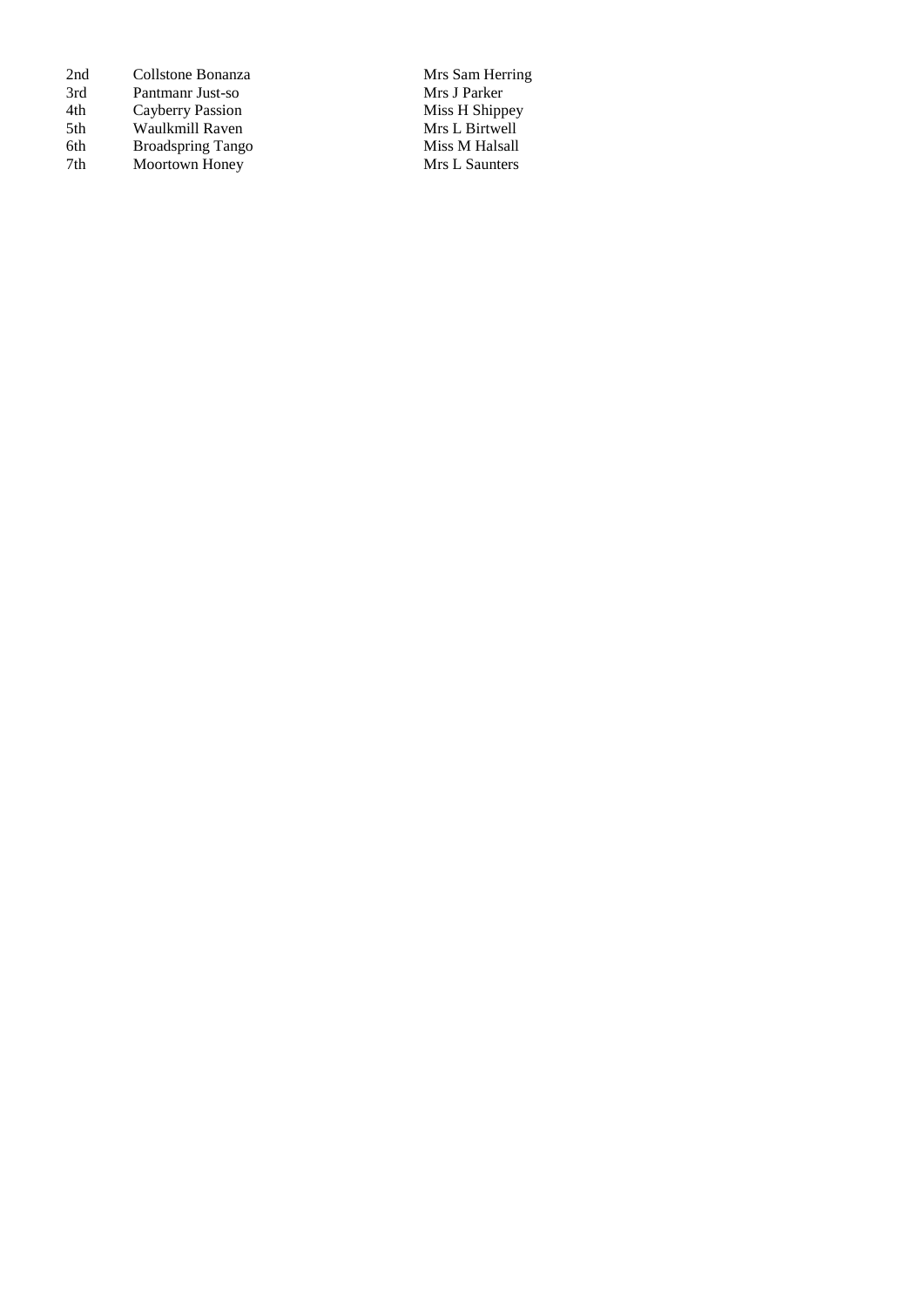| | | |
|---|---|---|
| 2nd | Collstone Bonanza | Mrs Sam Herring |
| 3rd | Pantmanr Just-so | Mrs J Parker |
| 4th | Cayberry Passion | Miss H Shippey |
| 5th | Waulkmill Raven | Mrs L Birtwell |
| 6th | Broadspring Tango | Miss M Halsall |
| 7th | Moortown Honey | Mrs L Saunters |